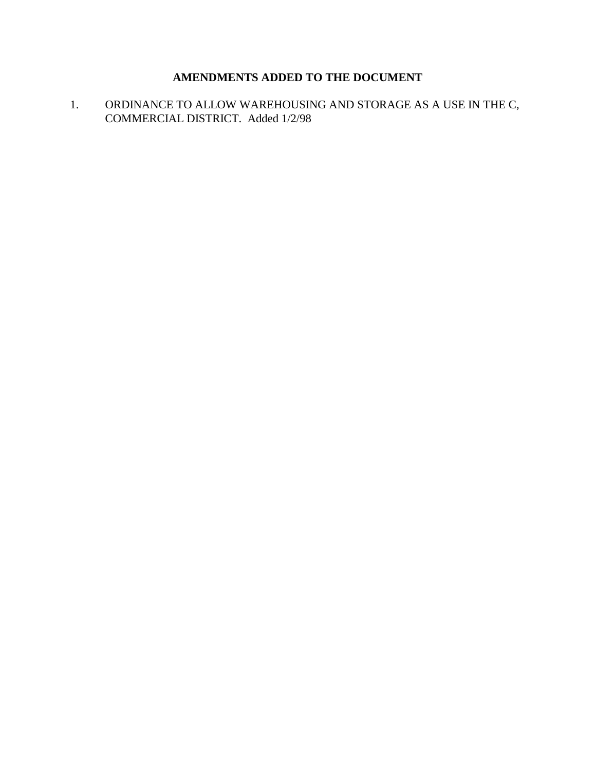# AMENDMENTS ADDED TO THE DOCUMENT

1. ORDINANCE TO ALLOW WAREHOUSING AND STORAGE AS A USE IN THE C, COMMERCIAL DISTRICT. Added 1/2/98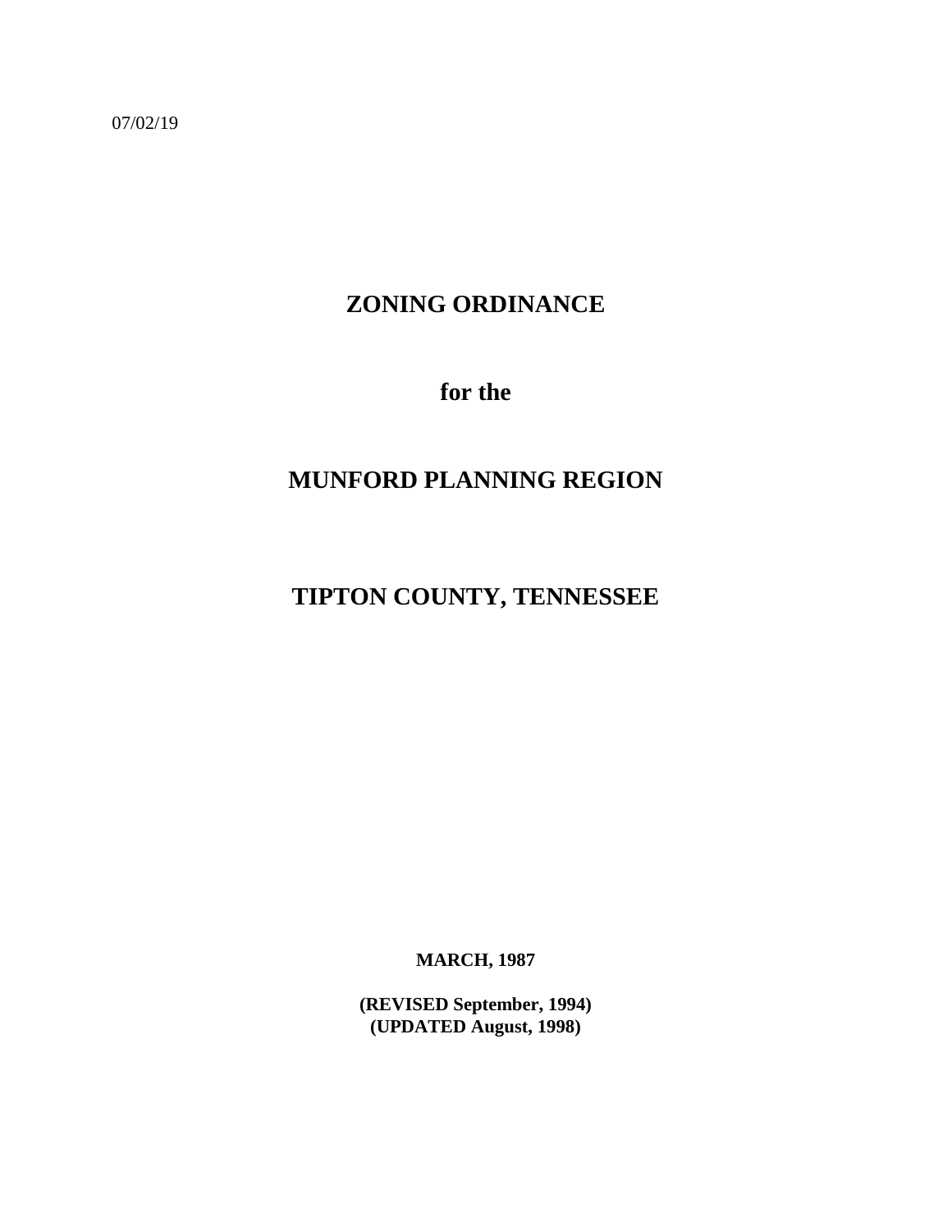07/02/19

# ZONING ORDINANCE

# for the

# MUNFORD PLANNING REGION

# TIPTON COUNTY, TENNESSEE

**MARCH, 1987**

**(REVISED September, 1994)**
**(UPDATED August, 1998)**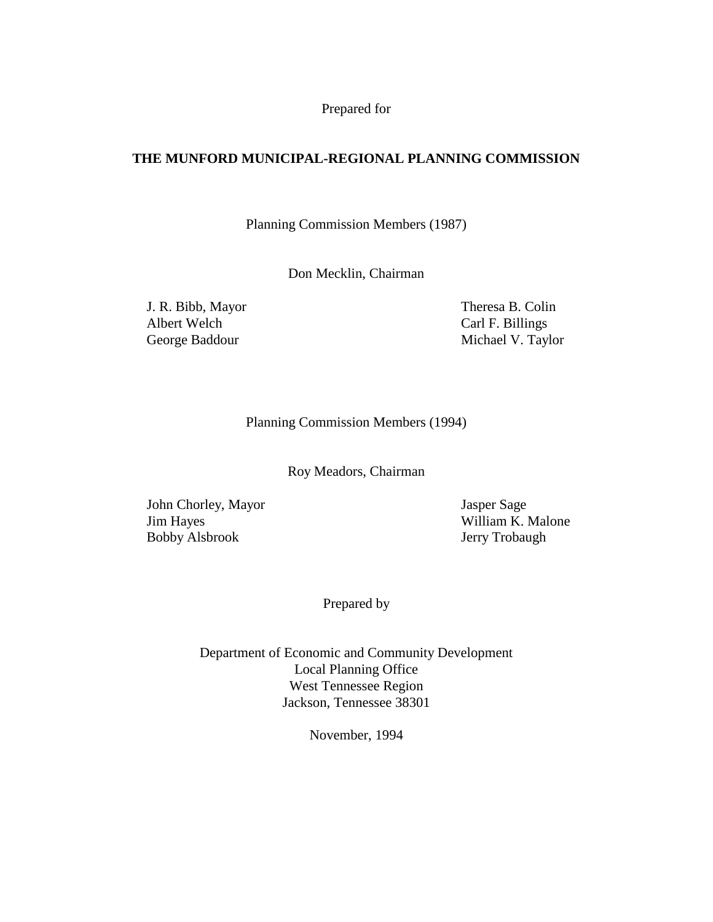Prepared for

**THE MUNFORD MUNICIPAL-REGIONAL PLANNING COMMISSION**

Planning Commission Members (1987)

Don Mecklin, Chairman

J. R. Bibb, Mayor
Albert Welch
George Baddour

Theresa B. Colin
Carl F. Billings
Michael V. Taylor

Planning Commission Members (1994)

Roy Meadors, Chairman

John Chorley, Mayor
Jim Hayes
Bobby Alsbrook

Jasper Sage
William K. Malone
Jerry Trobaugh

Prepared by

Department of Economic and Community Development
Local Planning Office
West Tennessee Region
Jackson, Tennessee 38301

November, 1994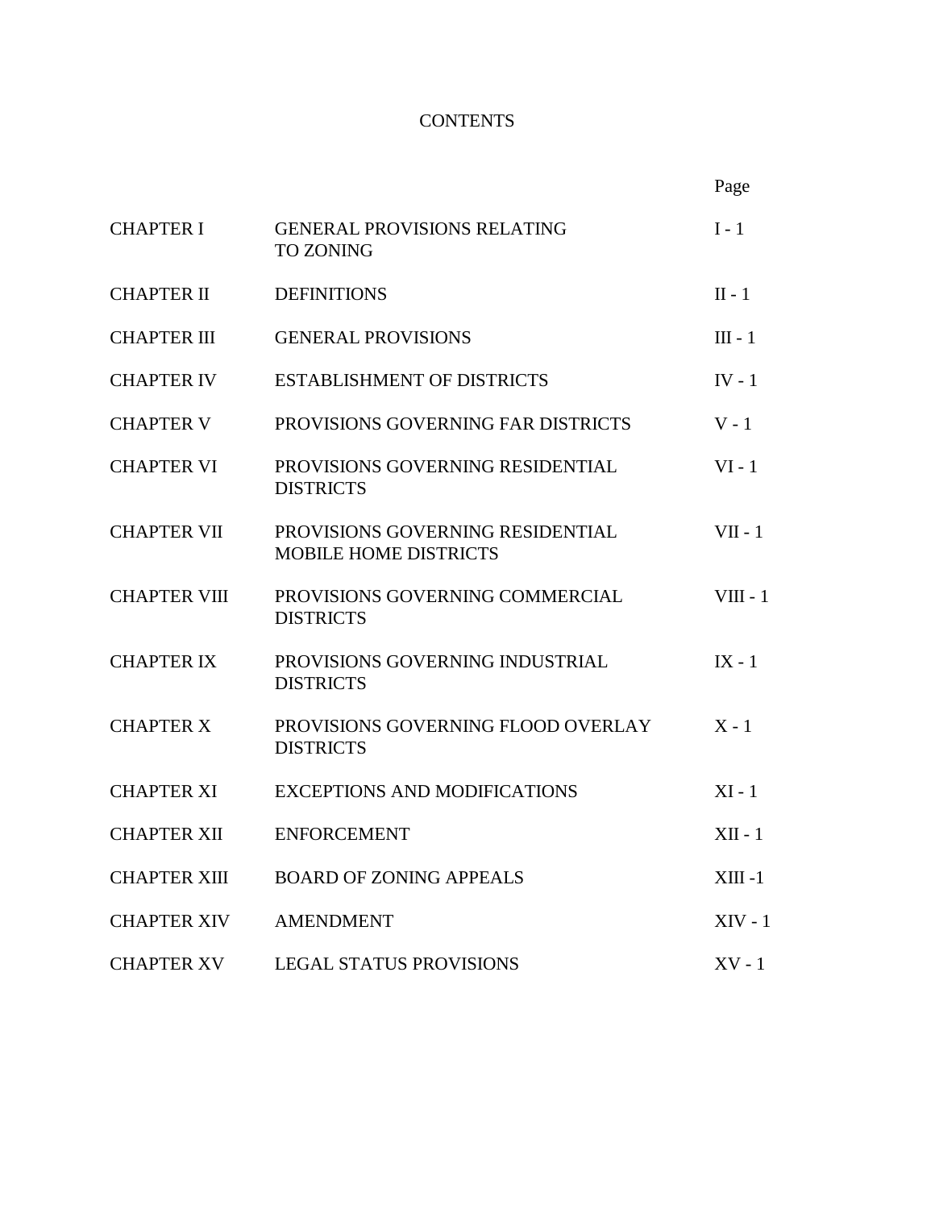# CONTENTS

| | | Page |
|---|---|---|
| CHAPTER I | GENERAL PROVISIONS RELATING TO ZONING | I - 1 |
| CHAPTER II | DEFINITIONS | II - 1 |
| CHAPTER III | GENERAL PROVISIONS | III - 1 |
| CHAPTER IV | ESTABLISHMENT OF DISTRICTS | IV - 1 |
| CHAPTER V | PROVISIONS GOVERNING FAR DISTRICTS | V - 1 |
| CHAPTER VI | PROVISIONS GOVERNING RESIDENTIAL DISTRICTS | VI - 1 |
| CHAPTER VII | PROVISIONS GOVERNING RESIDENTIAL MOBILE HOME DISTRICTS | VII - 1 |
| CHAPTER VIII | PROVISIONS GOVERNING COMMERCIAL DISTRICTS | VIII - 1 |
| CHAPTER IX | PROVISIONS GOVERNING INDUSTRIAL DISTRICTS | IX - 1 |
| CHAPTER X | PROVISIONS GOVERNING FLOOD OVERLAY DISTRICTS | X - 1 |
| CHAPTER XI | EXCEPTIONS AND MODIFICATIONS | XI - 1 |
| CHAPTER XII | ENFORCEMENT | XII - 1 |
| CHAPTER XIII | BOARD OF ZONING APPEALS | XIII -1 |
| CHAPTER XIV | AMENDMENT | XIV - 1 |
| CHAPTER XV | LEGAL STATUS PROVISIONS | XV - 1 |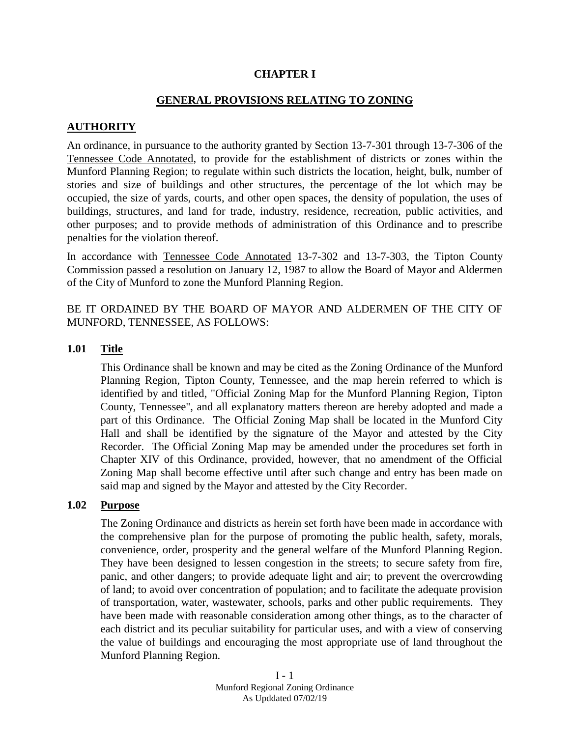# CHAPTER I

## GENERAL PROVISIONS RELATING TO ZONING

### AUTHORITY

An ordinance, in pursuance to the authority granted by Section 13-7-301 through 13-7-306 of the Tennessee Code Annotated, to provide for the establishment of districts or zones within the Munford Planning Region; to regulate within such districts the location, height, bulk, number of stories and size of buildings and other structures, the percentage of the lot which may be occupied, the size of yards, courts, and other open spaces, the density of population, the uses of buildings, structures, and land for trade, industry, residence, recreation, public activities, and other purposes; and to provide methods of administration of this Ordinance and to prescribe penalties for the violation thereof.

In accordance with Tennessee Code Annotated 13-7-302 and 13-7-303, the Tipton County Commission passed a resolution on January 12, 1987 to allow the Board of Mayor and Aldermen of the City of Munford to zone the Munford Planning Region.

BE IT ORDAINED BY THE BOARD OF MAYOR AND ALDERMEN OF THE CITY OF MUNFORD, TENNESSEE, AS FOLLOWS:

### 1.01 Title

This Ordinance shall be known and may be cited as the Zoning Ordinance of the Munford Planning Region, Tipton County, Tennessee, and the map herein referred to which is identified by and titled, "Official Zoning Map for the Munford Planning Region, Tipton County, Tennessee", and all explanatory matters thereon are hereby adopted and made a part of this Ordinance. The Official Zoning Map shall be located in the Munford City Hall and shall be identified by the signature of the Mayor and attested by the City Recorder. The Official Zoning Map may be amended under the procedures set forth in Chapter XIV of this Ordinance, provided, however, that no amendment of the Official Zoning Map shall become effective until after such change and entry has been made on said map and signed by the Mayor and attested by the City Recorder.

### 1.02 Purpose

The Zoning Ordinance and districts as herein set forth have been made in accordance with the comprehensive plan for the purpose of promoting the public health, safety, morals, convenience, order, prosperity and the general welfare of the Munford Planning Region. They have been designed to lessen congestion in the streets; to secure safety from fire, panic, and other dangers; to provide adequate light and air; to prevent the overcrowding of land; to avoid over concentration of population; and to facilitate the adequate provision of transportation, water, wastewater, schools, parks and other public requirements. They have been made with reasonable consideration among other things, as to the character of each district and its peculiar suitability for particular uses, and with a view of conserving the value of buildings and encouraging the most appropriate use of land throughout the Munford Planning Region.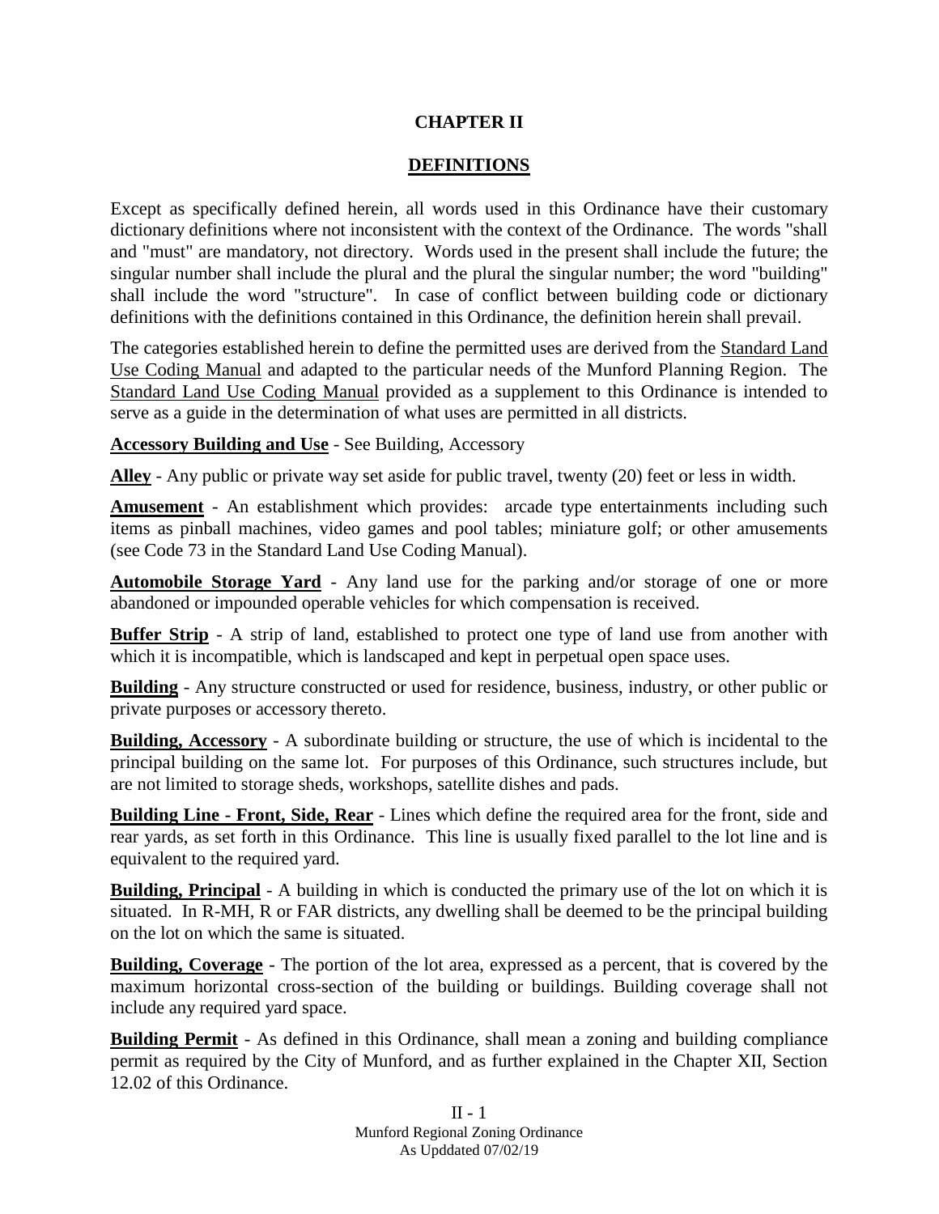# CHAPTER II

## DEFINITIONS

Except as specifically defined herein, all words used in this Ordinance have their customary dictionary definitions where not inconsistent with the context of the Ordinance. The words "shall and "must" are mandatory, not directory. Words used in the present shall include the future; the singular number shall include the plural and the plural the singular number; the word "building" shall include the word "structure". In case of conflict between building code or dictionary definitions with the definitions contained in this Ordinance, the definition herein shall prevail.

The categories established herein to define the permitted uses are derived from the Standard Land Use Coding Manual and adapted to the particular needs of the Munford Planning Region. The Standard Land Use Coding Manual provided as a supplement to this Ordinance is intended to serve as a guide in the determination of what uses are permitted in all districts.

**Accessory Building and Use** - See Building, Accessory

**Alley** - Any public or private way set aside for public travel, twenty (20) feet or less in width.

**Amusement** - An establishment which provides: arcade type entertainments including such items as pinball machines, video games and pool tables; miniature golf; or other amusements (see Code 73 in the Standard Land Use Coding Manual).

**Automobile Storage Yard** - Any land use for the parking and/or storage of one or more abandoned or impounded operable vehicles for which compensation is received.

**Buffer Strip** - A strip of land, established to protect one type of land use from another with which it is incompatible, which is landscaped and kept in perpetual open space uses.

**Building** - Any structure constructed or used for residence, business, industry, or other public or private purposes or accessory thereto.

**Building, Accessory** - A subordinate building or structure, the use of which is incidental to the principal building on the same lot. For purposes of this Ordinance, such structures include, but are not limited to storage sheds, workshops, satellite dishes and pads.

**Building Line - Front, Side, Rear** - Lines which define the required area for the front, side and rear yards, as set forth in this Ordinance. This line is usually fixed parallel to the lot line and is equivalent to the required yard.

**Building, Principal** - A building in which is conducted the primary use of the lot on which it is situated. In R-MH, R or FAR districts, any dwelling shall be deemed to be the principal building on the lot on which the same is situated.

**Building, Coverage** - The portion of the lot area, expressed as a percent, that is covered by the maximum horizontal cross-section of the building or buildings. Building coverage shall not include any required yard space.

**Building Permit** - As defined in this Ordinance, shall mean a zoning and building compliance permit as required by the City of Munford, and as further explained in the Chapter XII, Section 12.02 of this Ordinance.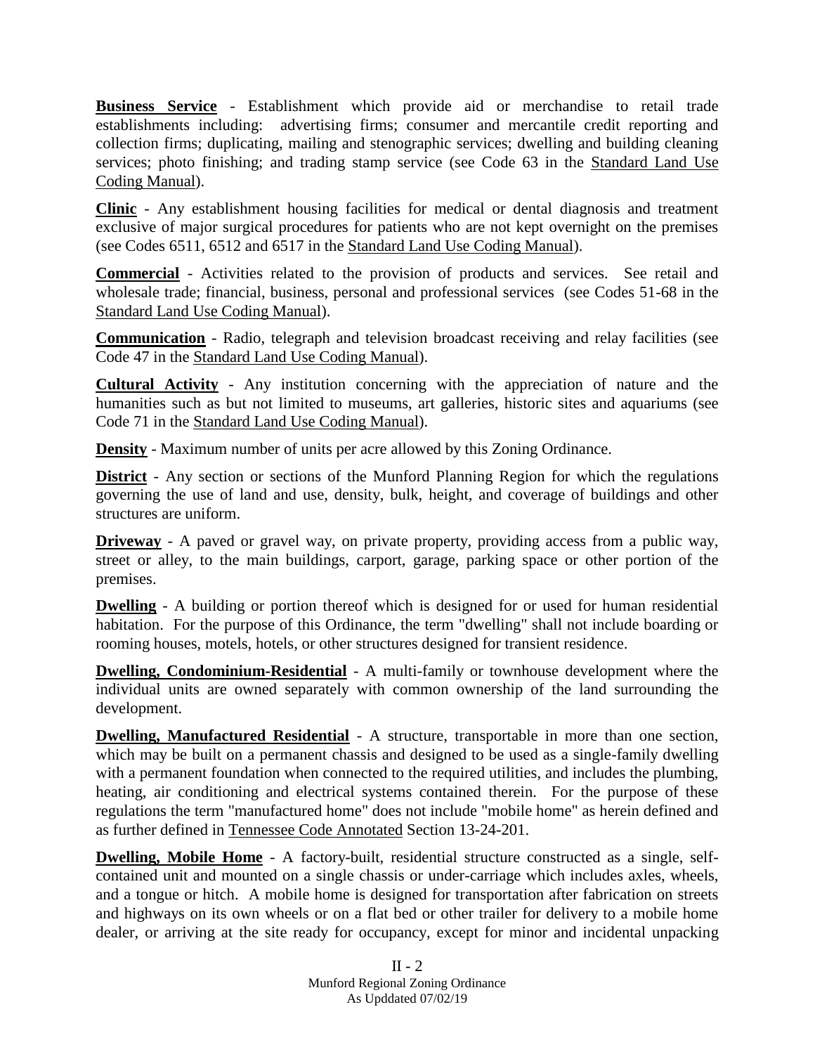**<u>Business Service</u>** - Establishment which provide aid or merchandise to retail trade establishments including: advertising firms; consumer and mercantile credit reporting and collection firms; duplicating, mailing and stenographic services; dwelling and building cleaning services; photo finishing; and trading stamp service (see Code 63 in the <u>Standard Land Use Coding Manual</u>).

**<u>Clinic</u>** - Any establishment housing facilities for medical or dental diagnosis and treatment exclusive of major surgical procedures for patients who are not kept overnight on the premises (see Codes 6511, 6512 and 6517 in the <u>Standard Land Use Coding Manual</u>).

**<u>Commercial</u>** - Activities related to the provision of products and services. See retail and wholesale trade; financial, business, personal and professional services (see Codes 51-68 in the <u>Standard Land Use Coding Manual</u>).

**<u>Communication</u>** - Radio, telegraph and television broadcast receiving and relay facilities (see Code 47 in the <u>Standard Land Use Coding Manual</u>).

**<u>Cultural Activity</u>** - Any institution concerning with the appreciation of nature and the humanities such as but not limited to museums, art galleries, historic sites and aquariums (see Code 71 in the <u>Standard Land Use Coding Manual</u>).

**<u>Density</u>** - Maximum number of units per acre allowed by this Zoning Ordinance.

**<u>District</u>** - Any section or sections of the Munford Planning Region for which the regulations governing the use of land and use, density, bulk, height, and coverage of buildings and other structures are uniform.

**<u>Driveway</u>** - A paved or gravel way, on private property, providing access from a public way, street or alley, to the main buildings, carport, garage, parking space or other portion of the premises.

**<u>Dwelling</u>** - A building or portion thereof which is designed for or used for human residential habitation. For the purpose of this Ordinance, the term "dwelling" shall not include boarding or rooming houses, motels, hotels, or other structures designed for transient residence.

**<u>Dwelling, Condominium-Residential</u>** - A multi-family or townhouse development where the individual units are owned separately with common ownership of the land surrounding the development.

**<u>Dwelling, Manufactured Residential</u>** - A structure, transportable in more than one section, which may be built on a permanent chassis and designed to be used as a single-family dwelling with a permanent foundation when connected to the required utilities, and includes the plumbing, heating, air conditioning and electrical systems contained therein. For the purpose of these regulations the term "manufactured home" does not include "mobile home" as herein defined and as further defined in <u>Tennessee Code Annotated</u> Section 13-24-201.

**<u>Dwelling, Mobile Home</u>** - A factory-built, residential structure constructed as a single, self-contained unit and mounted on a single chassis or under-carriage which includes axles, wheels, and a tongue or hitch. A mobile home is designed for transportation after fabrication on streets and highways on its own wheels or on a flat bed or other trailer for delivery to a mobile home dealer, or arriving at the site ready for occupancy, except for minor and incidental unpacking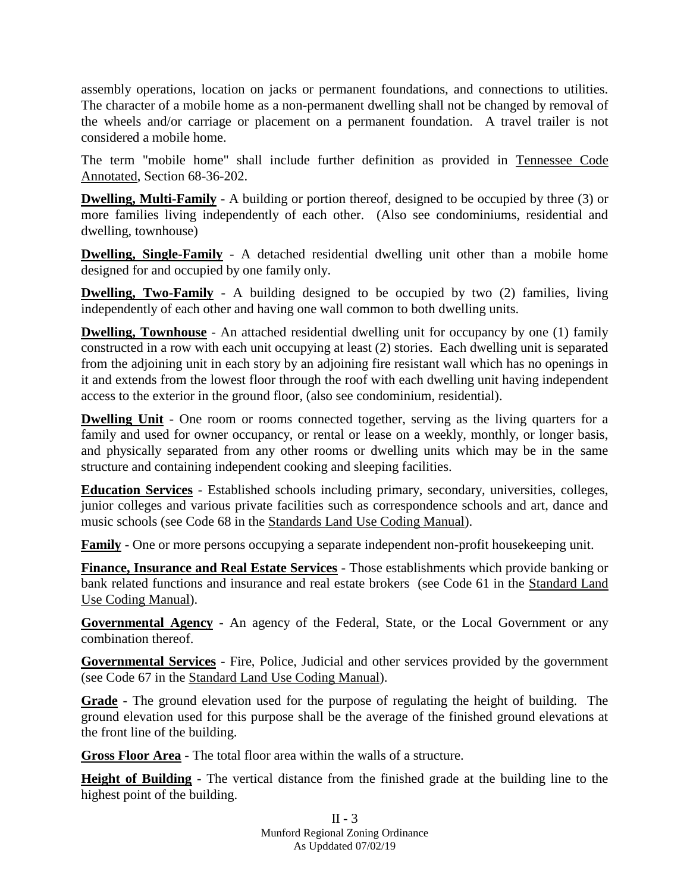assembly operations, location on jacks or permanent foundations, and connections to utilities. The character of a mobile home as a non-permanent dwelling shall not be changed by removal of the wheels and/or carriage or placement on a permanent foundation. A travel trailer is not considered a mobile home.

The term "mobile home" shall include further definition as provided in Tennessee Code Annotated, Section 68-36-202.

**Dwelling, Multi-Family** - A building or portion thereof, designed to be occupied by three (3) or more families living independently of each other. (Also see condominiums, residential and dwelling, townhouse)

**Dwelling, Single-Family** - A detached residential dwelling unit other than a mobile home designed for and occupied by one family only.

**Dwelling, Two-Family** - A building designed to be occupied by two (2) families, living independently of each other and having one wall common to both dwelling units.

**Dwelling, Townhouse** - An attached residential dwelling unit for occupancy by one (1) family constructed in a row with each unit occupying at least (2) stories. Each dwelling unit is separated from the adjoining unit in each story by an adjoining fire resistant wall which has no openings in it and extends from the lowest floor through the roof with each dwelling unit having independent access to the exterior in the ground floor, (also see condominium, residential).

**Dwelling Unit** - One room or rooms connected together, serving as the living quarters for a family and used for owner occupancy, or rental or lease on a weekly, monthly, or longer basis, and physically separated from any other rooms or dwelling units which may be in the same structure and containing independent cooking and sleeping facilities.

**Education Services** - Established schools including primary, secondary, universities, colleges, junior colleges and various private facilities such as correspondence schools and art, dance and music schools (see Code 68 in the Standards Land Use Coding Manual).

**Family** - One or more persons occupying a separate independent non-profit housekeeping unit.

**Finance, Insurance and Real Estate Services** - Those establishments which provide banking or bank related functions and insurance and real estate brokers (see Code 61 in the Standard Land Use Coding Manual).

**Governmental Agency** - An agency of the Federal, State, or the Local Government or any combination thereof.

**Governmental Services** - Fire, Police, Judicial and other services provided by the government (see Code 67 in the Standard Land Use Coding Manual).

**Grade** - The ground elevation used for the purpose of regulating the height of building. The ground elevation used for this purpose shall be the average of the finished ground elevations at the front line of the building.

**Gross Floor Area** - The total floor area within the walls of a structure.

**Height of Building** - The vertical distance from the finished grade at the building line to the highest point of the building.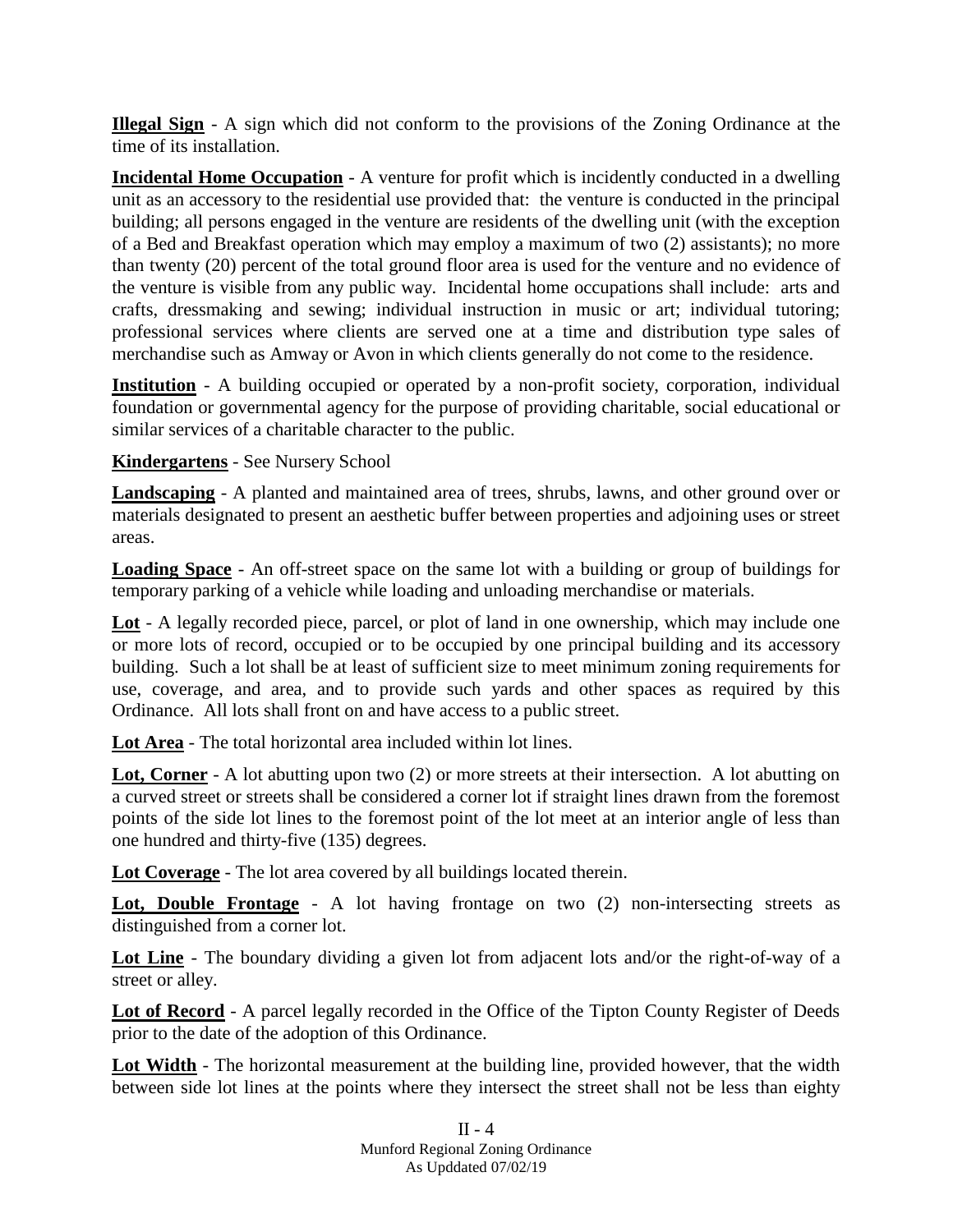**Illegal Sign** - A sign which did not conform to the provisions of the Zoning Ordinance at the time of its installation.

**Incidental Home Occupation** - A venture for profit which is incidently conducted in a dwelling unit as an accessory to the residential use provided that: the venture is conducted in the principal building; all persons engaged in the venture are residents of the dwelling unit (with the exception of a Bed and Breakfast operation which may employ a maximum of two (2) assistants); no more than twenty (20) percent of the total ground floor area is used for the venture and no evidence of the venture is visible from any public way. Incidental home occupations shall include: arts and crafts, dressmaking and sewing; individual instruction in music or art; individual tutoring; professional services where clients are served one at a time and distribution type sales of merchandise such as Amway or Avon in which clients generally do not come to the residence.

**Institution** - A building occupied or operated by a non-profit society, corporation, individual foundation or governmental agency for the purpose of providing charitable, social educational or similar services of a charitable character to the public.

**Kindergartens** - See Nursery School

**Landscaping** - A planted and maintained area of trees, shrubs, lawns, and other ground over or materials designated to present an aesthetic buffer between properties and adjoining uses or street areas.

**Loading Space** - An off-street space on the same lot with a building or group of buildings for temporary parking of a vehicle while loading and unloading merchandise or materials.

**Lot** - A legally recorded piece, parcel, or plot of land in one ownership, which may include one or more lots of record, occupied or to be occupied by one principal building and its accessory building. Such a lot shall be at least of sufficient size to meet minimum zoning requirements for use, coverage, and area, and to provide such yards and other spaces as required by this Ordinance. All lots shall front on and have access to a public street.

**Lot Area** - The total horizontal area included within lot lines.

**Lot, Corner** - A lot abutting upon two (2) or more streets at their intersection. A lot abutting on a curved street or streets shall be considered a corner lot if straight lines drawn from the foremost points of the side lot lines to the foremost point of the lot meet at an interior angle of less than one hundred and thirty-five (135) degrees.

**Lot Coverage** - The lot area covered by all buildings located therein.

**Lot, Double Frontage** - A lot having frontage on two (2) non-intersecting streets as distinguished from a corner lot.

**Lot Line** - The boundary dividing a given lot from adjacent lots and/or the right-of-way of a street or alley.

**Lot of Record** - A parcel legally recorded in the Office of the Tipton County Register of Deeds prior to the date of the adoption of this Ordinance.

**Lot Width** - The horizontal measurement at the building line, provided however, that the width between side lot lines at the points where they intersect the street shall not be less than eighty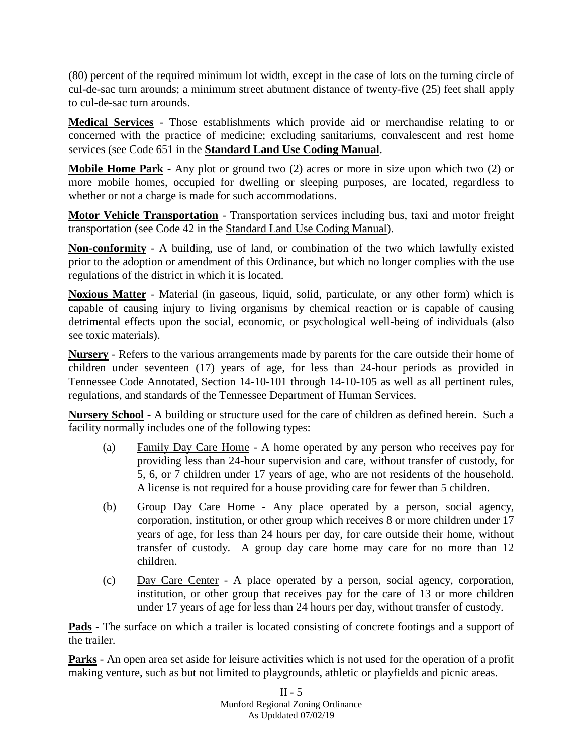(80) percent of the required minimum lot width, except in the case of lots on the turning circle of cul-de-sac turn arounds; a minimum street abutment distance of twenty-five (25) feet shall apply to cul-de-sac turn arounds.

**Medical Services** - Those establishments which provide aid or merchandise relating to or concerned with the practice of medicine; excluding sanitariums, convalescent and rest home services (see Code 651 in the **Standard Land Use Coding Manual**.

**Mobile Home Park** - Any plot or ground two (2) acres or more in size upon which two (2) or more mobile homes, occupied for dwelling or sleeping purposes, are located, regardless to whether or not a charge is made for such accommodations.

**Motor Vehicle Transportation** - Transportation services including bus, taxi and motor freight transportation (see Code 42 in the Standard Land Use Coding Manual).

**Non-conformity** - A building, use of land, or combination of the two which lawfully existed prior to the adoption or amendment of this Ordinance, but which no longer complies with the use regulations of the district in which it is located.

**Noxious Matter** - Material (in gaseous, liquid, solid, particulate, or any other form) which is capable of causing injury to living organisms by chemical reaction or is capable of causing detrimental effects upon the social, economic, or psychological well-being of individuals (also see toxic materials).

**Nursery** - Refers to the various arrangements made by parents for the care outside their home of children under seventeen (17) years of age, for less than 24-hour periods as provided in Tennessee Code Annotated, Section 14-10-101 through 14-10-105 as well as all pertinent rules, regulations, and standards of the Tennessee Department of Human Services.

**Nursery School** - A building or structure used for the care of children as defined herein. Such a facility normally includes one of the following types:

(a) Family Day Care Home - A home operated by any person who receives pay for providing less than 24-hour supervision and care, without transfer of custody, for 5, 6, or 7 children under 17 years of age, who are not residents of the household. A license is not required for a house providing care for fewer than 5 children.

(b) Group Day Care Home - Any place operated by a person, social agency, corporation, institution, or other group which receives 8 or more children under 17 years of age, for less than 24 hours per day, for care outside their home, without transfer of custody. A group day care home may care for no more than 12 children.

(c) Day Care Center - A place operated by a person, social agency, corporation, institution, or other group that receives pay for the care of 13 or more children under 17 years of age for less than 24 hours per day, without transfer of custody.

**Pads** - The surface on which a trailer is located consisting of concrete footings and a support of the trailer.

**Parks** - An open area set aside for leisure activities which is not used for the operation of a profit making venture, such as but not limited to playgrounds, athletic or playfields and picnic areas.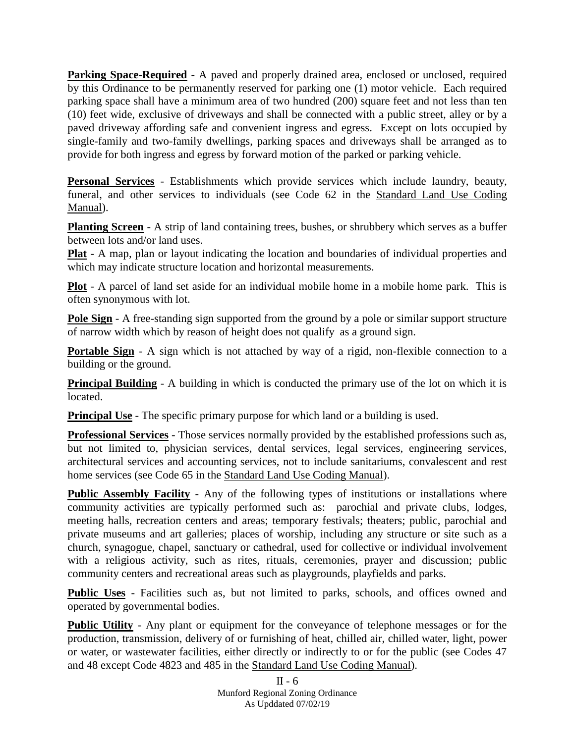**Parking Space-Required** - A paved and properly drained area, enclosed or unclosed, required by this Ordinance to be permanently reserved for parking one (1) motor vehicle. Each required parking space shall have a minimum area of two hundred (200) square feet and not less than ten (10) feet wide, exclusive of driveways and shall be connected with a public street, alley or by a paved driveway affording safe and convenient ingress and egress. Except on lots occupied by single-family and two-family dwellings, parking spaces and driveways shall be arranged as to provide for both ingress and egress by forward motion of the parked or parking vehicle.

**Personal Services** - Establishments which provide services which include laundry, beauty, funeral, and other services to individuals (see Code 62 in the Standard Land Use Coding Manual).

**Planting Screen** - A strip of land containing trees, bushes, or shrubbery which serves as a buffer between lots and/or land uses.

**Plat** - A map, plan or layout indicating the location and boundaries of individual properties and which may indicate structure location and horizontal measurements.

**Plot** - A parcel of land set aside for an individual mobile home in a mobile home park. This is often synonymous with lot.

**Pole Sign** - A free-standing sign supported from the ground by a pole or similar support structure of narrow width which by reason of height does not qualify as a ground sign.

**Portable Sign** - A sign which is not attached by way of a rigid, non-flexible connection to a building or the ground.

**Principal Building** - A building in which is conducted the primary use of the lot on which it is located.

**Principal Use** - The specific primary purpose for which land or a building is used.

**Professional Services** - Those services normally provided by the established professions such as, but not limited to, physician services, dental services, legal services, engineering services, architectural services and accounting services, not to include sanitariums, convalescent and rest home services (see Code 65 in the Standard Land Use Coding Manual).

**Public Assembly Facility** - Any of the following types of institutions or installations where community activities are typically performed such as: parochial and private clubs, lodges, meeting halls, recreation centers and areas; temporary festivals; theaters; public, parochial and private museums and art galleries; places of worship, including any structure or site such as a church, synagogue, chapel, sanctuary or cathedral, used for collective or individual involvement with a religious activity, such as rites, rituals, ceremonies, prayer and discussion; public community centers and recreational areas such as playgrounds, playfields and parks.

**Public Uses** - Facilities such as, but not limited to parks, schools, and offices owned and operated by governmental bodies.

**Public Utility** - Any plant or equipment for the conveyance of telephone messages or for the production, transmission, delivery of or furnishing of heat, chilled air, chilled water, light, power or water, or wastewater facilities, either directly or indirectly to or for the public (see Codes 47 and 48 except Code 4823 and 485 in the Standard Land Use Coding Manual).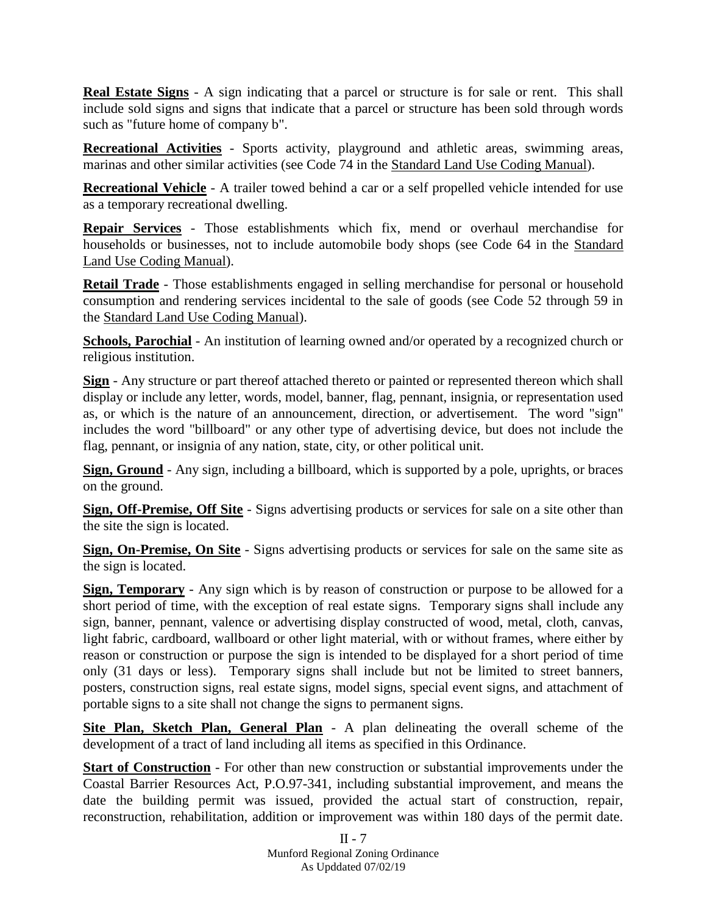**Real Estate Signs** - A sign indicating that a parcel or structure is for sale or rent. This shall include sold signs and signs that indicate that a parcel or structure has been sold through words such as "future home of company b".

**Recreational Activities** - Sports activity, playground and athletic areas, swimming areas, marinas and other similar activities (see Code 74 in the Standard Land Use Coding Manual).

**Recreational Vehicle** - A trailer towed behind a car or a self propelled vehicle intended for use as a temporary recreational dwelling.

**Repair Services** - Those establishments which fix, mend or overhaul merchandise for households or businesses, not to include automobile body shops (see Code 64 in the Standard Land Use Coding Manual).

**Retail Trade** - Those establishments engaged in selling merchandise for personal or household consumption and rendering services incidental to the sale of goods (see Code 52 through 59 in the Standard Land Use Coding Manual).

**Schools, Parochial** - An institution of learning owned and/or operated by a recognized church or religious institution.

**Sign** - Any structure or part thereof attached thereto or painted or represented thereon which shall display or include any letter, words, model, banner, flag, pennant, insignia, or representation used as, or which is the nature of an announcement, direction, or advertisement. The word "sign" includes the word "billboard" or any other type of advertising device, but does not include the flag, pennant, or insignia of any nation, state, city, or other political unit.

**Sign, Ground** - Any sign, including a billboard, which is supported by a pole, uprights, or braces on the ground.

**Sign, Off-Premise, Off Site** - Signs advertising products or services for sale on a site other than the site the sign is located.

**Sign, On-Premise, On Site** - Signs advertising products or services for sale on the same site as the sign is located.

**Sign, Temporary** - Any sign which is by reason of construction or purpose to be allowed for a short period of time, with the exception of real estate signs. Temporary signs shall include any sign, banner, pennant, valence or advertising display constructed of wood, metal, cloth, canvas, light fabric, cardboard, wallboard or other light material, with or without frames, where either by reason or construction or purpose the sign is intended to be displayed for a short period of time only (31 days or less). Temporary signs shall include but not be limited to street banners, posters, construction signs, real estate signs, model signs, special event signs, and attachment of portable signs to a site shall not change the signs to permanent signs.

**Site Plan, Sketch Plan, General Plan** - A plan delineating the overall scheme of the development of a tract of land including all items as specified in this Ordinance.

**Start of Construction** - For other than new construction or substantial improvements under the Coastal Barrier Resources Act, P.O.97-341, including substantial improvement, and means the date the building permit was issued, provided the actual start of construction, repair, reconstruction, rehabilitation, addition or improvement was within 180 days of the permit date.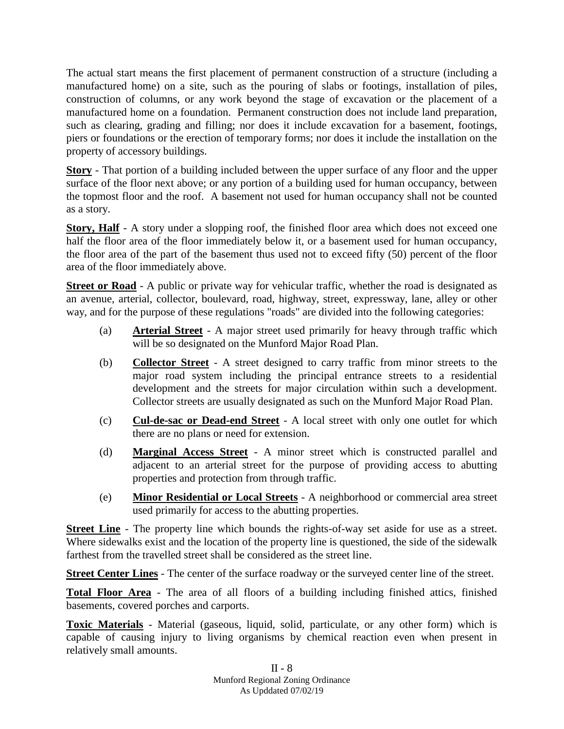The actual start means the first placement of permanent construction of a structure (including a manufactured home) on a site, such as the pouring of slabs or footings, installation of piles, construction of columns, or any work beyond the stage of excavation or the placement of a manufactured home on a foundation. Permanent construction does not include land preparation, such as clearing, grading and filling; nor does it include excavation for a basement, footings, piers or foundations or the erection of temporary forms; nor does it include the installation on the property of accessory buildings.

**Story** - That portion of a building included between the upper surface of any floor and the upper surface of the floor next above; or any portion of a building used for human occupancy, between the topmost floor and the roof. A basement not used for human occupancy shall not be counted as a story.

**Story, Half** - A story under a slopping roof, the finished floor area which does not exceed one half the floor area of the floor immediately below it, or a basement used for human occupancy, the floor area of the part of the basement thus used not to exceed fifty (50) percent of the floor area of the floor immediately above.

**Street or Road** - A public or private way for vehicular traffic, whether the road is designated as an avenue, arterial, collector, boulevard, road, highway, street, expressway, lane, alley or other way, and for the purpose of these regulations "roads" are divided into the following categories:

(a) **Arterial Street** - A major street used primarily for heavy through traffic which will be so designated on the Munford Major Road Plan.

(b) **Collector Street** - A street designed to carry traffic from minor streets to the major road system including the principal entrance streets to a residential development and the streets for major circulation within such a development. Collector streets are usually designated as such on the Munford Major Road Plan.

(c) **Cul-de-sac or Dead-end Street** - A local street with only one outlet for which there are no plans or need for extension.

(d) **Marginal Access Street** - A minor street which is constructed parallel and adjacent to an arterial street for the purpose of providing access to abutting properties and protection from through traffic.

(e) **Minor Residential or Local Streets** - A neighborhood or commercial area street used primarily for access to the abutting properties.

**Street Line** - The property line which bounds the rights-of-way set aside for use as a street. Where sidewalks exist and the location of the property line is questioned, the side of the sidewalk farthest from the travelled street shall be considered as the street line.

**Street Center Lines** - The center of the surface roadway or the surveyed center line of the street.

**Total Floor Area** - The area of all floors of a building including finished attics, finished basements, covered porches and carports.

**Toxic Materials** - Material (gaseous, liquid, solid, particulate, or any other form) which is capable of causing injury to living organisms by chemical reaction even when present in relatively small amounts.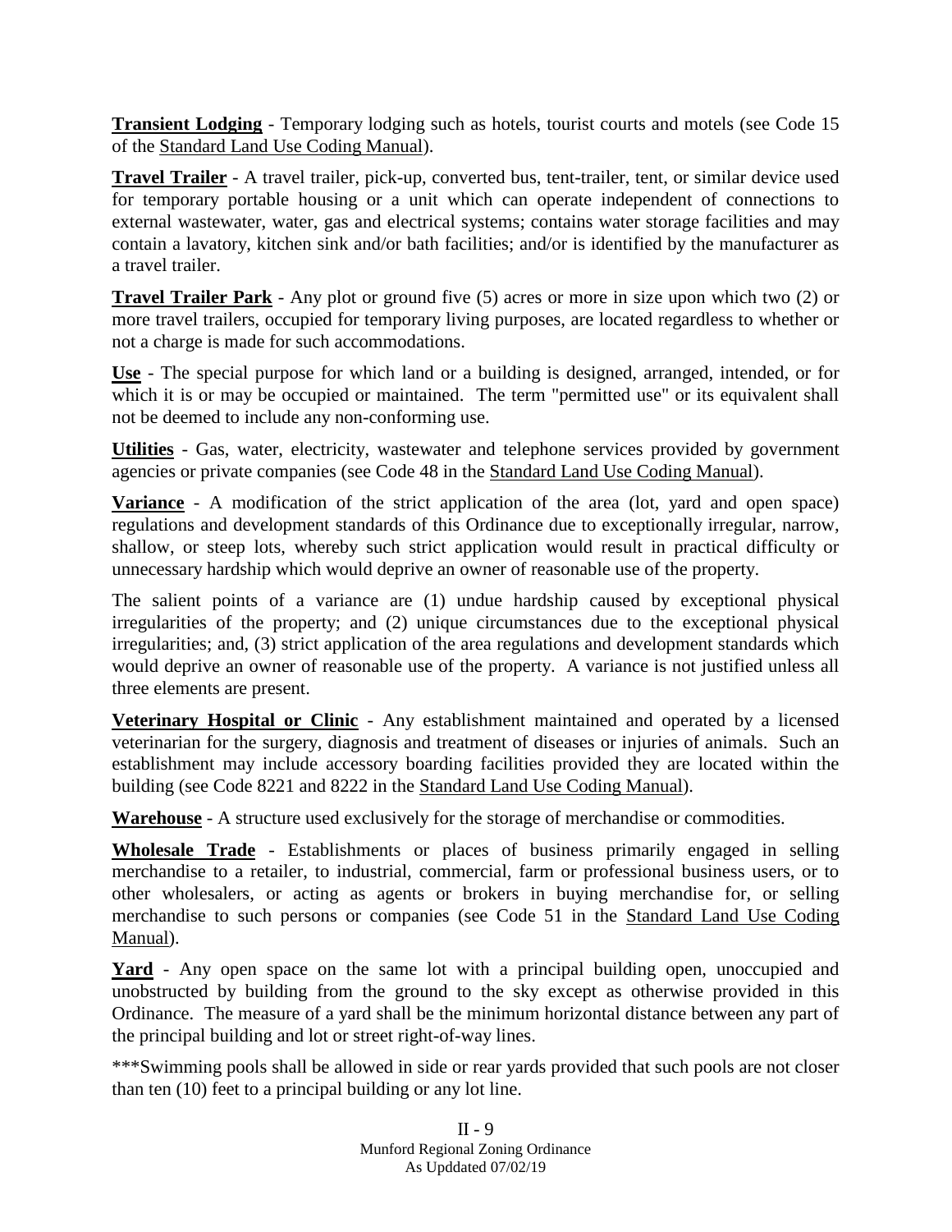**Transient Lodging** - Temporary lodging such as hotels, tourist courts and motels (see Code 15 of the Standard Land Use Coding Manual).

**Travel Trailer** - A travel trailer, pick-up, converted bus, tent-trailer, tent, or similar device used for temporary portable housing or a unit which can operate independent of connections to external wastewater, water, gas and electrical systems; contains water storage facilities and may contain a lavatory, kitchen sink and/or bath facilities; and/or is identified by the manufacturer as a travel trailer.

**Travel Trailer Park** - Any plot or ground five (5) acres or more in size upon which two (2) or more travel trailers, occupied for temporary living purposes, are located regardless to whether or not a charge is made for such accommodations.

**Use** - The special purpose for which land or a building is designed, arranged, intended, or for which it is or may be occupied or maintained. The term "permitted use" or its equivalent shall not be deemed to include any non-conforming use.

**Utilities** - Gas, water, electricity, wastewater and telephone services provided by government agencies or private companies (see Code 48 in the Standard Land Use Coding Manual).

**Variance** - A modification of the strict application of the area (lot, yard and open space) regulations and development standards of this Ordinance due to exceptionally irregular, narrow, shallow, or steep lots, whereby such strict application would result in practical difficulty or unnecessary hardship which would deprive an owner of reasonable use of the property.

The salient points of a variance are (1) undue hardship caused by exceptional physical irregularities of the property; and (2) unique circumstances due to the exceptional physical irregularities; and, (3) strict application of the area regulations and development standards which would deprive an owner of reasonable use of the property. A variance is not justified unless all three elements are present.

**Veterinary Hospital or Clinic** - Any establishment maintained and operated by a licensed veterinarian for the surgery, diagnosis and treatment of diseases or injuries of animals. Such an establishment may include accessory boarding facilities provided they are located within the building (see Code 8221 and 8222 in the Standard Land Use Coding Manual).

**Warehouse** - A structure used exclusively for the storage of merchandise or commodities.

**Wholesale Trade** - Establishments or places of business primarily engaged in selling merchandise to a retailer, to industrial, commercial, farm or professional business users, or to other wholesalers, or acting as agents or brokers in buying merchandise for, or selling merchandise to such persons or companies (see Code 51 in the Standard Land Use Coding Manual).

**Yard** - Any open space on the same lot with a principal building open, unoccupied and unobstructed by building from the ground to the sky except as otherwise provided in this Ordinance. The measure of a yard shall be the minimum horizontal distance between any part of the principal building and lot or street right-of-way lines.

***Swimming pools shall be allowed in side or rear yards provided that such pools are not closer than ten (10) feet to a principal building or any lot line.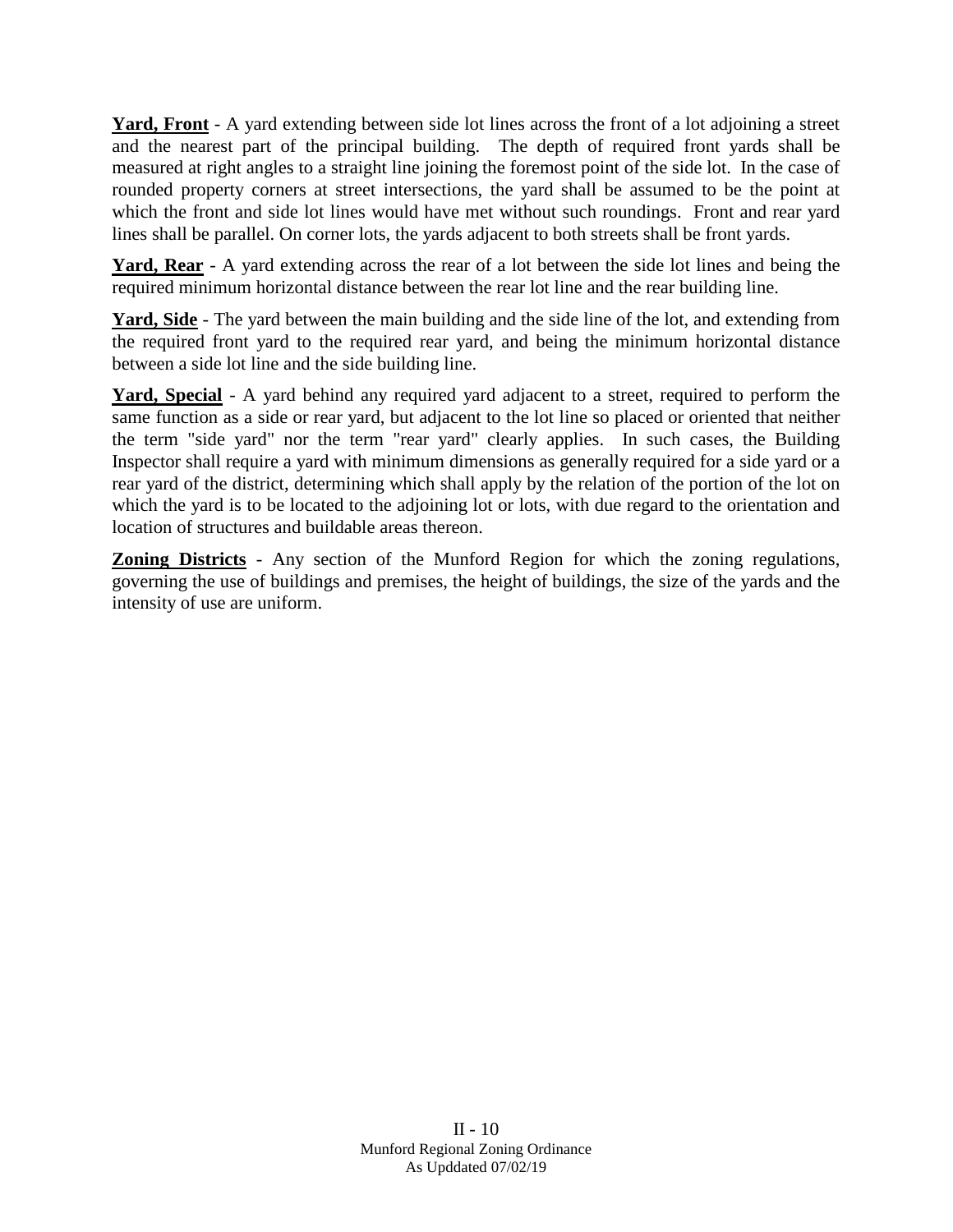**Yard, Front** - A yard extending between side lot lines across the front of a lot adjoining a street and the nearest part of the principal building. The depth of required front yards shall be measured at right angles to a straight line joining the foremost point of the side lot. In the case of rounded property corners at street intersections, the yard shall be assumed to be the point at which the front and side lot lines would have met without such roundings. Front and rear yard lines shall be parallel. On corner lots, the yards adjacent to both streets shall be front yards.

**Yard, Rear** - A yard extending across the rear of a lot between the side lot lines and being the required minimum horizontal distance between the rear lot line and the rear building line.

**Yard, Side** - The yard between the main building and the side line of the lot, and extending from the required front yard to the required rear yard, and being the minimum horizontal distance between a side lot line and the side building line.

**Yard, Special** - A yard behind any required yard adjacent to a street, required to perform the same function as a side or rear yard, but adjacent to the lot line so placed or oriented that neither the term "side yard" nor the term "rear yard" clearly applies. In such cases, the Building Inspector shall require a yard with minimum dimensions as generally required for a side yard or a rear yard of the district, determining which shall apply by the relation of the portion of the lot on which the yard is to be located to the adjoining lot or lots, with due regard to the orientation and location of structures and buildable areas thereon.

**Zoning Districts** - Any section of the Munford Region for which the zoning regulations, governing the use of buildings and premises, the height of buildings, the size of the yards and the intensity of use are uniform.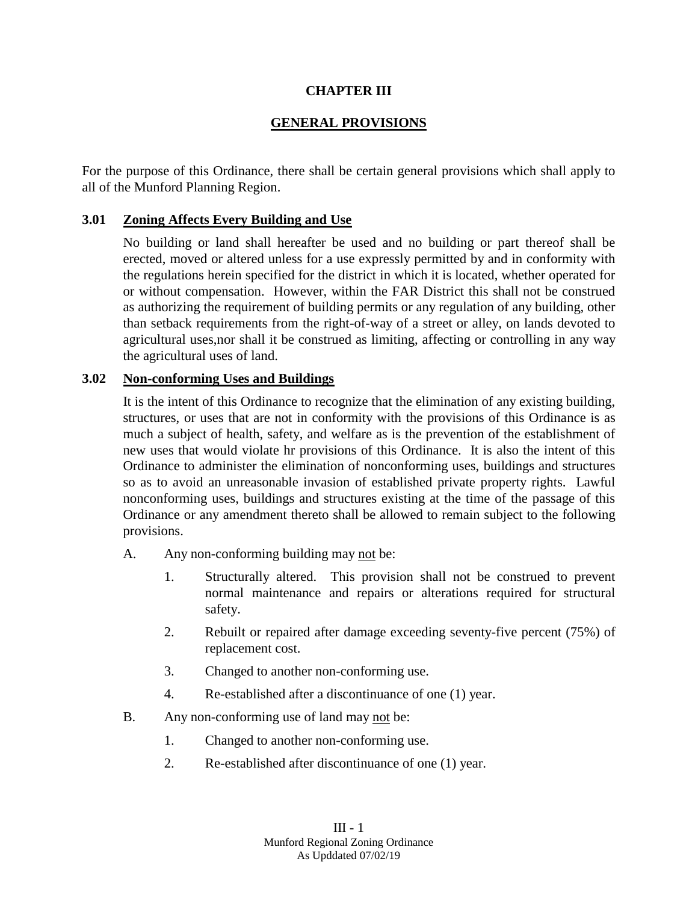# CHAPTER III

## GENERAL PROVISIONS

For the purpose of this Ordinance, there shall be certain general provisions which shall apply to all of the Munford Planning Region.

### 3.01 Zoning Affects Every Building and Use

No building or land shall hereafter be used and no building or part thereof shall be erected, moved or altered unless for a use expressly permitted by and in conformity with the regulations herein specified for the district in which it is located, whether operated for or without compensation. However, within the FAR District this shall not be construed as authorizing the requirement of building permits or any regulation of any building, other than setback requirements from the right-of-way of a street or alley, on lands devoted to agricultural uses,nor shall it be construed as limiting, affecting or controlling in any way the agricultural uses of land.

### 3.02 Non-conforming Uses and Buildings

It is the intent of this Ordinance to recognize that the elimination of any existing building, structures, or uses that are not in conformity with the provisions of this Ordinance is as much a subject of health, safety, and welfare as is the prevention of the establishment of new uses that would violate hr provisions of this Ordinance. It is also the intent of this Ordinance to administer the elimination of nonconforming uses, buildings and structures so as to avoid an unreasonable invasion of established private property rights. Lawful nonconforming uses, buildings and structures existing at the time of the passage of this Ordinance or any amendment thereto shall be allowed to remain subject to the following provisions.

A. Any non-conforming building may <u>not</u> be:

1. Structurally altered. This provision shall not be construed to prevent normal maintenance and repairs or alterations required for structural safety.
2. Rebuilt or repaired after damage exceeding seventy-five percent (75%) of replacement cost.
3. Changed to another non-conforming use.
4. Re-established after a discontinuance of one (1) year.

B. Any non-conforming use of land may <u>not</u> be:

1. Changed to another non-conforming use.
2. Re-established after discontinuance of one (1) year.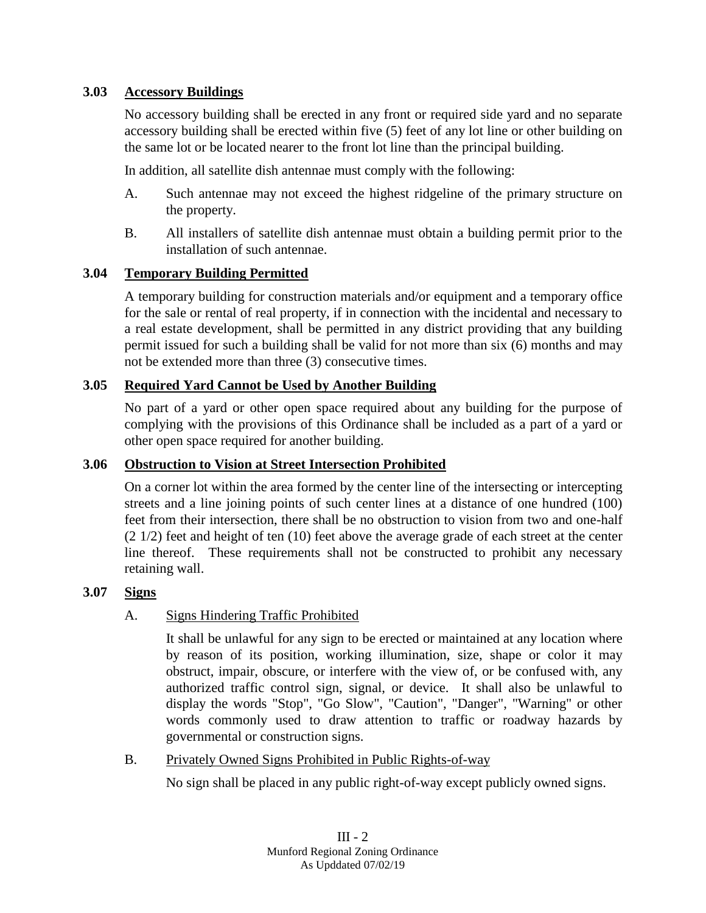### 3.03 Accessory Buildings

No accessory building shall be erected in any front or required side yard and no separate accessory building shall be erected within five (5) feet of any lot line or other building on the same lot or be located nearer to the front lot line than the principal building.

In addition, all satellite dish antennae must comply with the following:

A. Such antennae may not exceed the highest ridgeline of the primary structure on the property.

B. All installers of satellite dish antennae must obtain a building permit prior to the installation of such antennae.

### 3.04 Temporary Building Permitted

A temporary building for construction materials and/or equipment and a temporary office for the sale or rental of real property, if in connection with the incidental and necessary to a real estate development, shall be permitted in any district providing that any building permit issued for such a building shall be valid for not more than six (6) months and may not be extended more than three (3) consecutive times.

### 3.05 Required Yard Cannot be Used by Another Building

No part of a yard or other open space required about any building for the purpose of complying with the provisions of this Ordinance shall be included as a part of a yard or other open space required for another building.

### 3.06 Obstruction to Vision at Street Intersection Prohibited

On a corner lot within the area formed by the center line of the intersecting or intercepting streets and a line joining points of such center lines at a distance of one hundred (100) feet from their intersection, there shall be no obstruction to vision from two and one-half (2 1/2) feet and height of ten (10) feet above the average grade of each street at the center line thereof. These requirements shall not be constructed to prohibit any necessary retaining wall.

### 3.07 Signs

A. Signs Hindering Traffic Prohibited

It shall be unlawful for any sign to be erected or maintained at any location where by reason of its position, working illumination, size, shape or color it may obstruct, impair, obscure, or interfere with the view of, or be confused with, any authorized traffic control sign, signal, or device. It shall also be unlawful to display the words "Stop", "Go Slow", "Caution", "Danger", "Warning" or other words commonly used to draw attention to traffic or roadway hazards by governmental or construction signs.

B. Privately Owned Signs Prohibited in Public Rights-of-way

No sign shall be placed in any public right-of-way except publicly owned signs.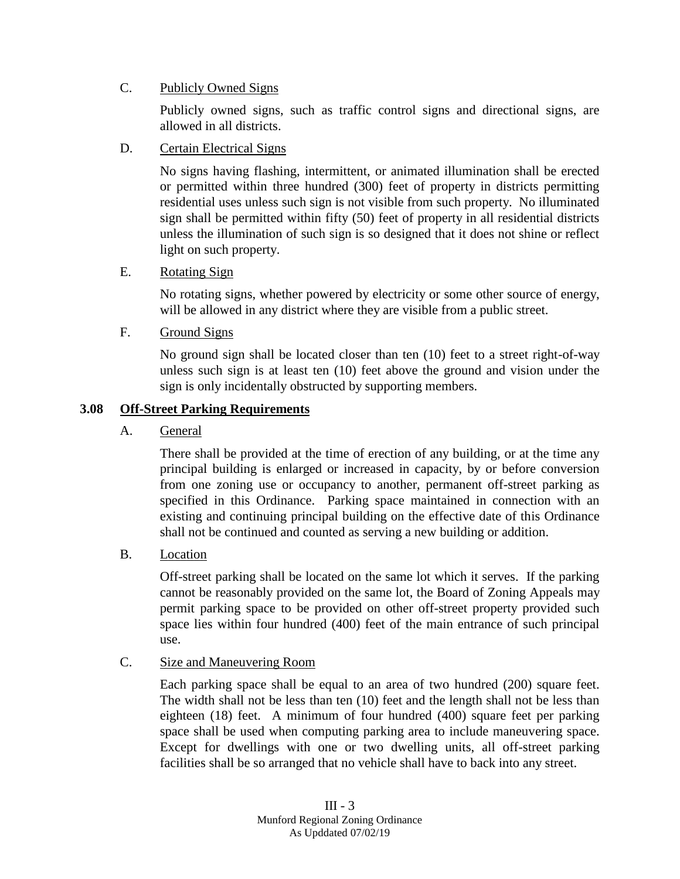C. Publicly Owned Signs

Publicly owned signs, such as traffic control signs and directional signs, are allowed in all districts.

D. Certain Electrical Signs

No signs having flashing, intermittent, or animated illumination shall be erected or permitted within three hundred (300) feet of property in districts permitting residential uses unless such sign is not visible from such property. No illuminated sign shall be permitted within fifty (50) feet of property in all residential districts unless the illumination of such sign is so designed that it does not shine or reflect light on such property.

E. Rotating Sign

No rotating signs, whether powered by electricity or some other source of energy, will be allowed in any district where they are visible from a public street.

F. Ground Signs

No ground sign shall be located closer than ten (10) feet to a street right-of-way unless such sign is at least ten (10) feet above the ground and vision under the sign is only incidentally obstructed by supporting members.

## 3.08 Off-Street Parking Requirements

A. General

There shall be provided at the time of erection of any building, or at the time any principal building is enlarged or increased in capacity, by or before conversion from one zoning use or occupancy to another, permanent off-street parking as specified in this Ordinance. Parking space maintained in connection with an existing and continuing principal building on the effective date of this Ordinance shall not be continued and counted as serving a new building or addition.

B. Location

Off-street parking shall be located on the same lot which it serves. If the parking cannot be reasonably provided on the same lot, the Board of Zoning Appeals may permit parking space to be provided on other off-street property provided such space lies within four hundred (400) feet of the main entrance of such principal use.

C. Size and Maneuvering Room

Each parking space shall be equal to an area of two hundred (200) square feet. The width shall not be less than ten (10) feet and the length shall not be less than eighteen (18) feet. A minimum of four hundred (400) square feet per parking space shall be used when computing parking area to include maneuvering space. Except for dwellings with one or two dwelling units, all off-street parking facilities shall be so arranged that no vehicle shall have to back into any street.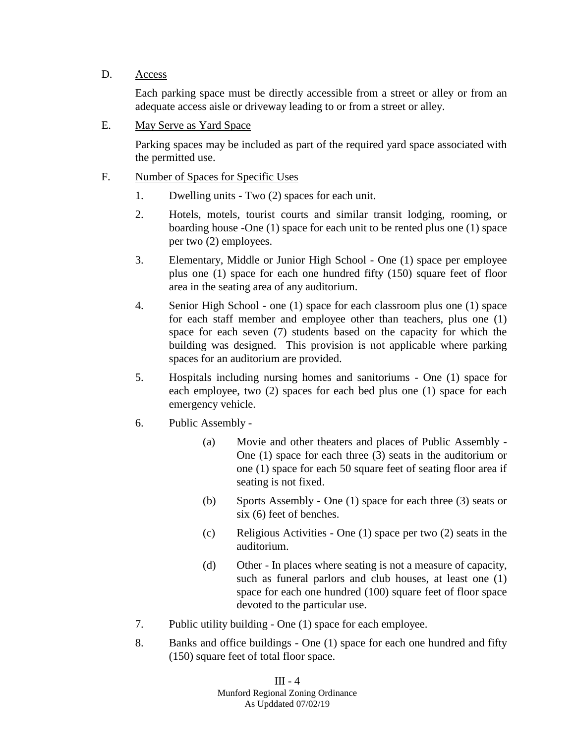D. Access

Each parking space must be directly accessible from a street or alley or from an adequate access aisle or driveway leading to or from a street or alley.

E. May Serve as Yard Space

Parking spaces may be included as part of the required yard space associated with the permitted use.

F. Number of Spaces for Specific Uses

1. Dwelling units - Two (2) spaces for each unit.

2. Hotels, motels, tourist courts and similar transit lodging, rooming, or boarding house -One (1) space for each unit to be rented plus one (1) space per two (2) employees.

3. Elementary, Middle or Junior High School - One (1) space per employee plus one (1) space for each one hundred fifty (150) square feet of floor area in the seating area of any auditorium.

4. Senior High School - one (1) space for each classroom plus one (1) space for each staff member and employee other than teachers, plus one (1) space for each seven (7) students based on the capacity for which the building was designed. This provision is not applicable where parking spaces for an auditorium are provided.

5. Hospitals including nursing homes and sanitoriums - One (1) space for each employee, two (2) spaces for each bed plus one (1) space for each emergency vehicle.

6. Public Assembly -

   (a) Movie and other theaters and places of Public Assembly - One (1) space for each three (3) seats in the auditorium or one (1) space for each 50 square feet of seating floor area if seating is not fixed.

   (b) Sports Assembly - One (1) space for each three (3) seats or six (6) feet of benches.

   (c) Religious Activities - One (1) space per two (2) seats in the auditorium.

   (d) Other - In places where seating is not a measure of capacity, such as funeral parlors and club houses, at least one (1) space for each one hundred (100) square feet of floor space devoted to the particular use.

7. Public utility building - One (1) space for each employee.

8. Banks and office buildings - One (1) space for each one hundred and fifty (150) square feet of total floor space.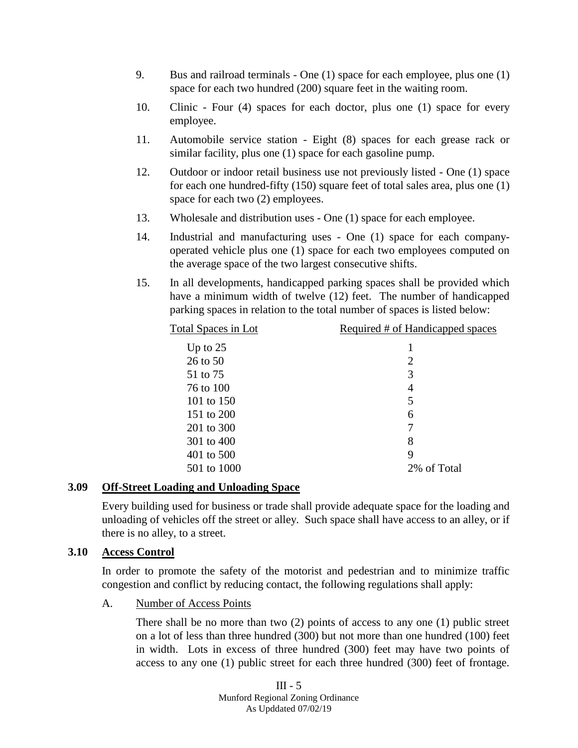9. Bus and railroad terminals - One (1) space for each employee, plus one (1) space for each two hundred (200) square feet in the waiting room.

10. Clinic - Four (4) spaces for each doctor, plus one (1) space for every employee.

11. Automobile service station - Eight (8) spaces for each grease rack or similar facility, plus one (1) space for each gasoline pump.

12. Outdoor or indoor retail business use not previously listed - One (1) space for each one hundred-fifty (150) square feet of total sales area, plus one (1) space for each two (2) employees.

13. Wholesale and distribution uses - One (1) space for each employee.

14. Industrial and manufacturing uses - One (1) space for each company-operated vehicle plus one (1) space for each two employees computed on the average space of the two largest consecutive shifts.

15. In all developments, handicapped parking spaces shall be provided which have a minimum width of twelve (12) feet. The number of handicapped parking spaces in relation to the total number of spaces is listed below:

| Total Spaces in Lot | Required # of Handicapped spaces |
|---|---|
| Up to 25 | 1 |
| 26 to 50 | 2 |
| 51 to 75 | 3 |
| 76 to 100 | 4 |
| 101 to 150 | 5 |
| 151 to 200 | 6 |
| 201 to 300 | 7 |
| 301 to 400 | 8 |
| 401 to 500 | 9 |
| 501 to 1000 | 2% of Total |

## 3.09 Off-Street Loading and Unloading Space

Every building used for business or trade shall provide adequate space for the loading and unloading of vehicles off the street or alley. Such space shall have access to an alley, or if there is no alley, to a street.

## 3.10 Access Control

In order to promote the safety of the motorist and pedestrian and to minimize traffic congestion and conflict by reducing contact, the following regulations shall apply:

A. Number of Access Points

There shall be no more than two (2) points of access to any one (1) public street on a lot of less than three hundred (300) but not more than one hundred (100) feet in width. Lots in excess of three hundred (300) feet may have two points of access to any one (1) public street for each three hundred (300) feet of frontage.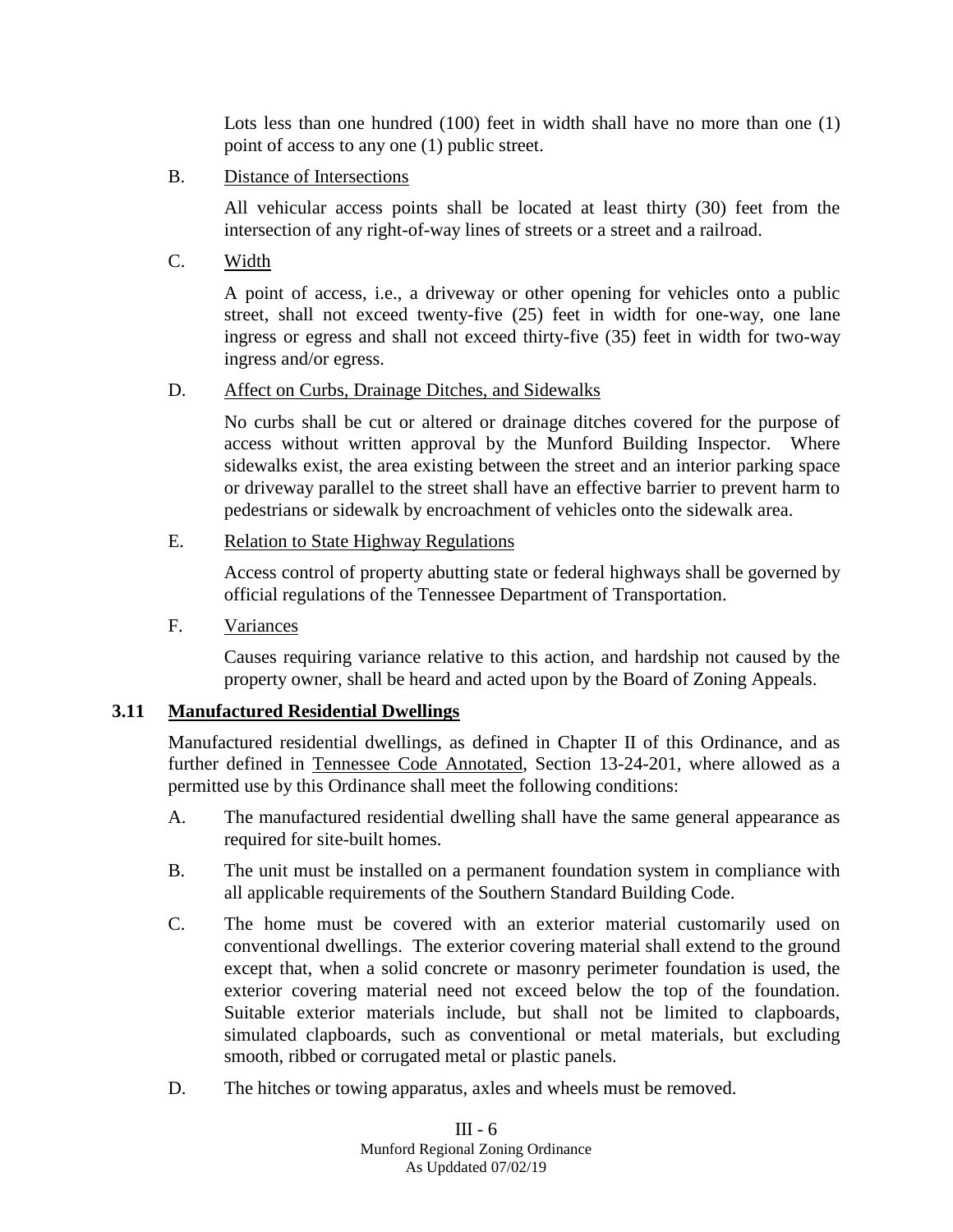Lots less than one hundred (100) feet in width shall have no more than one (1) point of access to any one (1) public street.

B. Distance of Intersections

All vehicular access points shall be located at least thirty (30) feet from the intersection of any right-of-way lines of streets or a street and a railroad.

C. Width

A point of access, i.e., a driveway or other opening for vehicles onto a public street, shall not exceed twenty-five (25) feet in width for one-way, one lane ingress or egress and shall not exceed thirty-five (35) feet in width for two-way ingress and/or egress.

D. Affect on Curbs, Drainage Ditches, and Sidewalks

No curbs shall be cut or altered or drainage ditches covered for the purpose of access without written approval by the Munford Building Inspector. Where sidewalks exist, the area existing between the street and an interior parking space or driveway parallel to the street shall have an effective barrier to prevent harm to pedestrians or sidewalk by encroachment of vehicles onto the sidewalk area.

E. Relation to State Highway Regulations

Access control of property abutting state or federal highways shall be governed by official regulations of the Tennessee Department of Transportation.

F. Variances

Causes requiring variance relative to this action, and hardship not caused by the property owner, shall be heard and acted upon by the Board of Zoning Appeals.

### 3.11 Manufactured Residential Dwellings

Manufactured residential dwellings, as defined in Chapter II of this Ordinance, and as further defined in Tennessee Code Annotated, Section 13-24-201, where allowed as a permitted use by this Ordinance shall meet the following conditions:

A. The manufactured residential dwelling shall have the same general appearance as required for site-built homes.

B. The unit must be installed on a permanent foundation system in compliance with all applicable requirements of the Southern Standard Building Code.

C. The home must be covered with an exterior material customarily used on conventional dwellings. The exterior covering material shall extend to the ground except that, when a solid concrete or masonry perimeter foundation is used, the exterior covering material need not exceed below the top of the foundation. Suitable exterior materials include, but shall not be limited to clapboards, simulated clapboards, such as conventional or metal materials, but excluding smooth, ribbed or corrugated metal or plastic panels.

D. The hitches or towing apparatus, axles and wheels must be removed.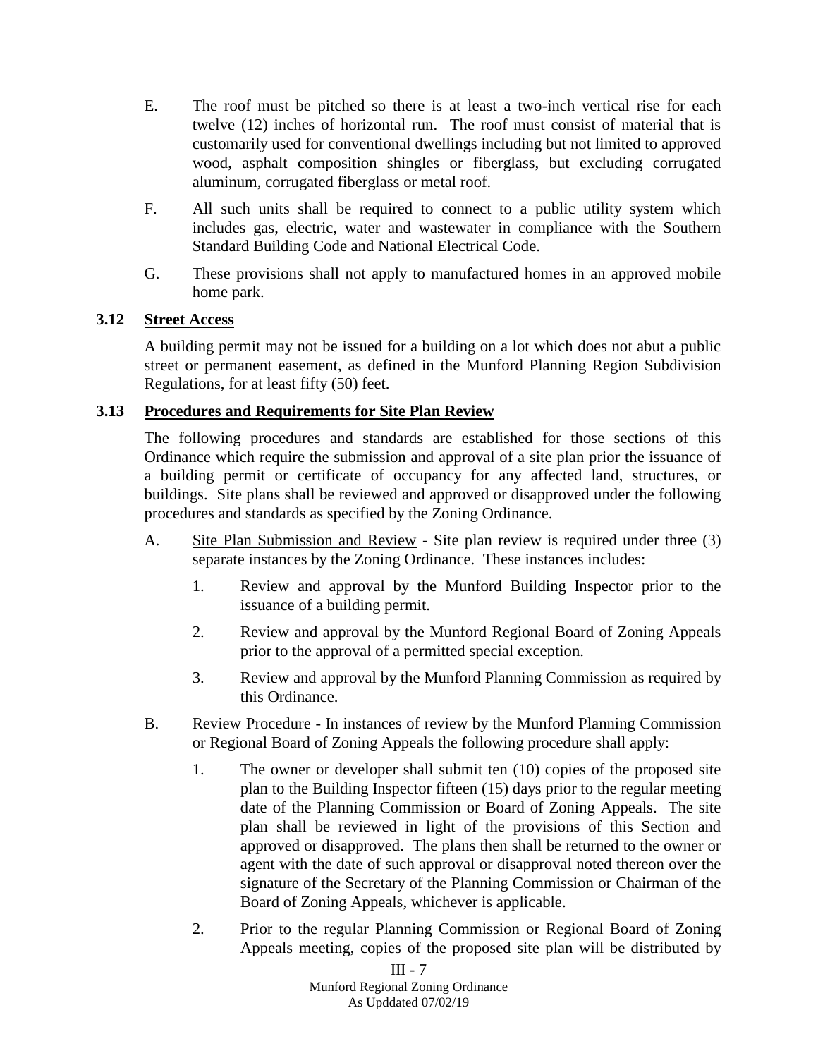E. The roof must be pitched so there is at least a two-inch vertical rise for each twelve (12) inches of horizontal run. The roof must consist of material that is customarily used for conventional dwellings including but not limited to approved wood, asphalt composition shingles or fiberglass, but excluding corrugated aluminum, corrugated fiberglass or metal roof.

F. All such units shall be required to connect to a public utility system which includes gas, electric, water and wastewater in compliance with the Southern Standard Building Code and National Electrical Code.

G. These provisions shall not apply to manufactured homes in an approved mobile home park.

### 3.12 Street Access

A building permit may not be issued for a building on a lot which does not abut a public street or permanent easement, as defined in the Munford Planning Region Subdivision Regulations, for at least fifty (50) feet.

### 3.13 Procedures and Requirements for Site Plan Review

The following procedures and standards are established for those sections of this Ordinance which require the submission and approval of a site plan prior the issuance of a building permit or certificate of occupancy for any affected land, structures, or buildings. Site plans shall be reviewed and approved or disapproved under the following procedures and standards as specified by the Zoning Ordinance.

A. Site Plan Submission and Review - Site plan review is required under three (3) separate instances by the Zoning Ordinance. These instances includes:

   1. Review and approval by the Munford Building Inspector prior to the issuance of a building permit.

   2. Review and approval by the Munford Regional Board of Zoning Appeals prior to the approval of a permitted special exception.

   3. Review and approval by the Munford Planning Commission as required by this Ordinance.

B. Review Procedure - In instances of review by the Munford Planning Commission or Regional Board of Zoning Appeals the following procedure shall apply:

   1. The owner or developer shall submit ten (10) copies of the proposed site plan to the Building Inspector fifteen (15) days prior to the regular meeting date of the Planning Commission or Board of Zoning Appeals. The site plan shall be reviewed in light of the provisions of this Section and approved or disapproved. The plans then shall be returned to the owner or agent with the date of such approval or disapproval noted thereon over the signature of the Secretary of the Planning Commission or Chairman of the Board of Zoning Appeals, whichever is applicable.

   2. Prior to the regular Planning Commission or Regional Board of Zoning Appeals meeting, copies of the proposed site plan will be distributed by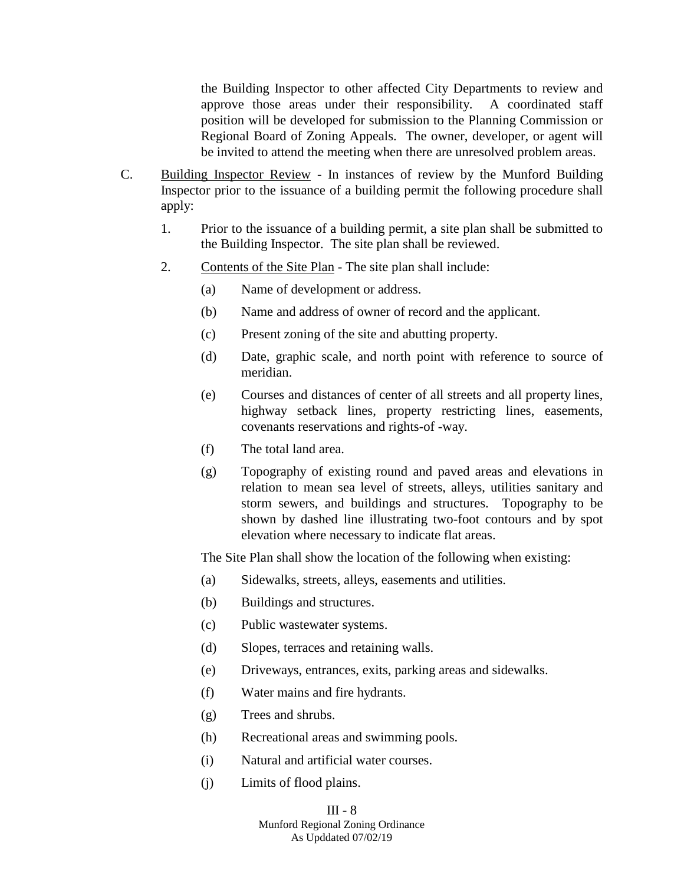the Building Inspector to other affected City Departments to review and approve those areas under their responsibility. A coordinated staff position will be developed for submission to the Planning Commission or Regional Board of Zoning Appeals. The owner, developer, or agent will be invited to attend the meeting when there are unresolved problem areas.

C. Building Inspector Review - In instances of review by the Munford Building Inspector prior to the issuance of a building permit the following procedure shall apply:

1. Prior to the issuance of a building permit, a site plan shall be submitted to the Building Inspector. The site plan shall be reviewed.

2. Contents of the Site Plan - The site plan shall include:

   (a) Name of development or address.

   (b) Name and address of owner of record and the applicant.

   (c) Present zoning of the site and abutting property.

   (d) Date, graphic scale, and north point with reference to source of meridian.

   (e) Courses and distances of center of all streets and all property lines, highway setback lines, property restricting lines, easements, covenants reservations and rights-of -way.

   (f) The total land area.

   (g) Topography of existing round and paved areas and elevations in relation to mean sea level of streets, alleys, utilities sanitary and storm sewers, and buildings and structures. Topography to be shown by dashed line illustrating two-foot contours and by spot elevation where necessary to indicate flat areas.

   The Site Plan shall show the location of the following when existing:

   (a) Sidewalks, streets, alleys, easements and utilities.

   (b) Buildings and structures.

   (c) Public wastewater systems.

   (d) Slopes, terraces and retaining walls.

   (e) Driveways, entrances, exits, parking areas and sidewalks.

   (f) Water mains and fire hydrants.

   (g) Trees and shrubs.

   (h) Recreational areas and swimming pools.

   (i) Natural and artificial water courses.

   (j) Limits of flood plains.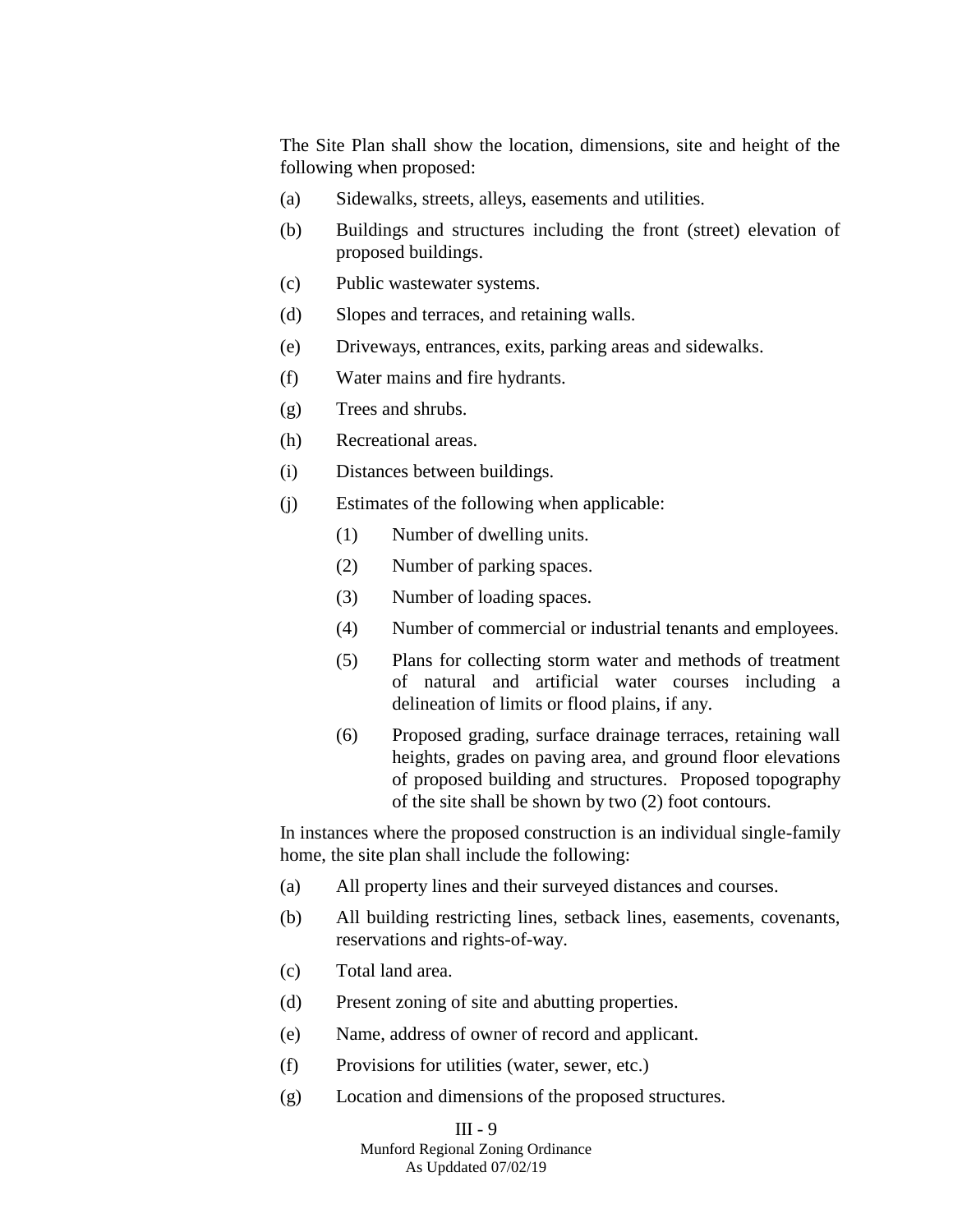The Site Plan shall show the location, dimensions, site and height of the following when proposed:

(a) Sidewalks, streets, alleys, easements and utilities.

(b) Buildings and structures including the front (street) elevation of proposed buildings.

(c) Public wastewater systems.

(d) Slopes and terraces, and retaining walls.

(e) Driveways, entrances, exits, parking areas and sidewalks.

(f) Water mains and fire hydrants.

(g) Trees and shrubs.

(h) Recreational areas.

(i) Distances between buildings.

(j) Estimates of the following when applicable:

  (1) Number of dwelling units.

  (2) Number of parking spaces.

  (3) Number of loading spaces.

  (4) Number of commercial or industrial tenants and employees.

  (5) Plans for collecting storm water and methods of treatment of natural and artificial water courses including a delineation of limits or flood plains, if any.

  (6) Proposed grading, surface drainage terraces, retaining wall heights, grades on paving area, and ground floor elevations of proposed building and structures. Proposed topography of the site shall be shown by two (2) foot contours.

In instances where the proposed construction is an individual single-family home, the site plan shall include the following:

(a) All property lines and their surveyed distances and courses.

(b) All building restricting lines, setback lines, easements, covenants, reservations and rights-of-way.

(c) Total land area.

(d) Present zoning of site and abutting properties.

(e) Name, address of owner of record and applicant.

(f) Provisions for utilities (water, sewer, etc.)

(g) Location and dimensions of the proposed structures.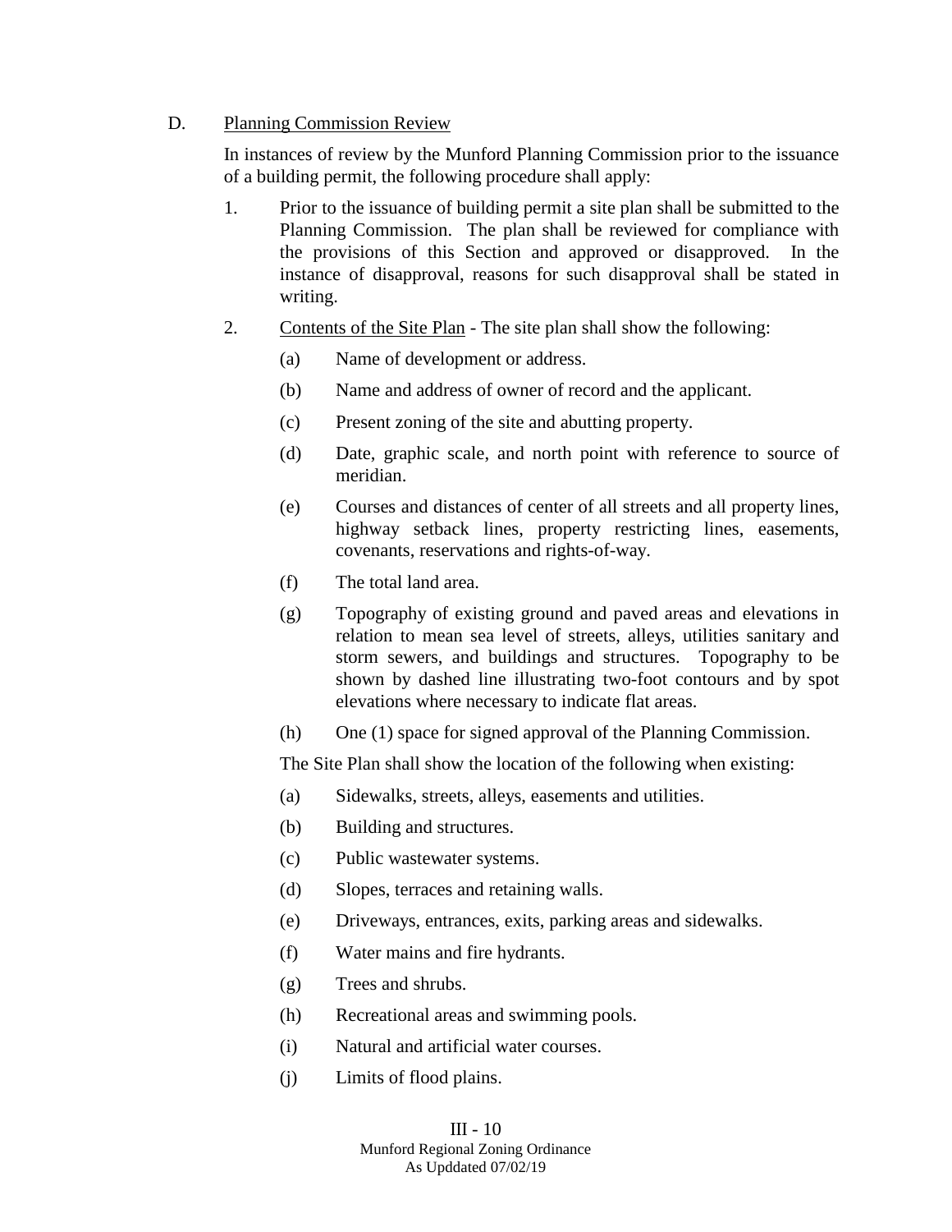D. Planning Commission Review

In instances of review by the Munford Planning Commission prior to the issuance of a building permit, the following procedure shall apply:

1. Prior to the issuance of building permit a site plan shall be submitted to the Planning Commission. The plan shall be reviewed for compliance with the provisions of this Section and approved or disapproved. In the instance of disapproval, reasons for such disapproval shall be stated in writing.

2. Contents of the Site Plan - The site plan shall show the following:

   (a) Name of development or address.

   (b) Name and address of owner of record and the applicant.

   (c) Present zoning of the site and abutting property.

   (d) Date, graphic scale, and north point with reference to source of meridian.

   (e) Courses and distances of center of all streets and all property lines, highway setback lines, property restricting lines, easements, covenants, reservations and rights-of-way.

   (f) The total land area.

   (g) Topography of existing ground and paved areas and elevations in relation to mean sea level of streets, alleys, utilities sanitary and storm sewers, and buildings and structures. Topography to be shown by dashed line illustrating two-foot contours and by spot elevations where necessary to indicate flat areas.

   (h) One (1) space for signed approval of the Planning Commission.

   The Site Plan shall show the location of the following when existing:

   (a) Sidewalks, streets, alleys, easements and utilities.

   (b) Building and structures.

   (c) Public wastewater systems.

   (d) Slopes, terraces and retaining walls.

   (e) Driveways, entrances, exits, parking areas and sidewalks.

   (f) Water mains and fire hydrants.

   (g) Trees and shrubs.

   (h) Recreational areas and swimming pools.

   (i) Natural and artificial water courses.

   (j) Limits of flood plains.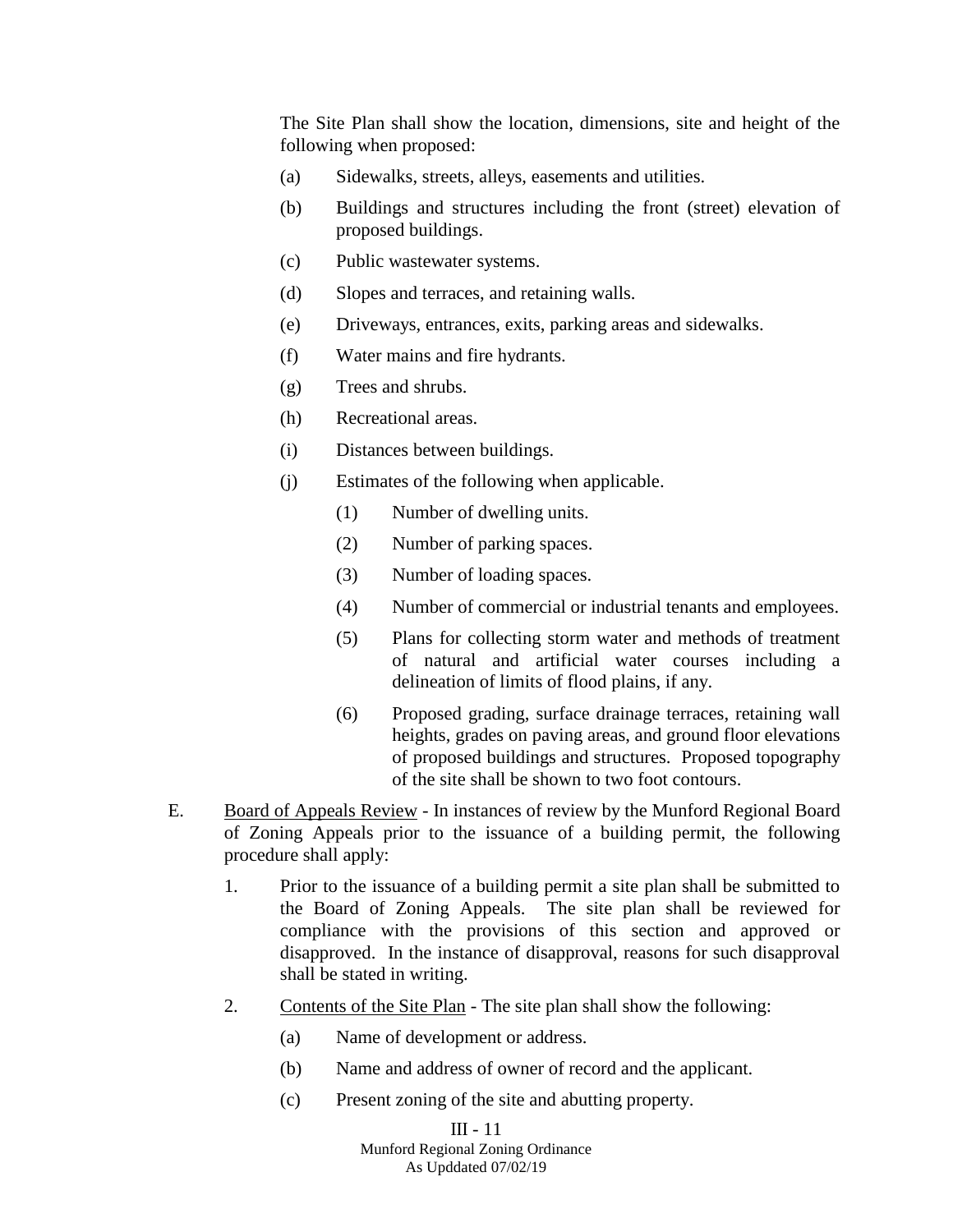The Site Plan shall show the location, dimensions, site and height of the following when proposed:

(a) Sidewalks, streets, alleys, easements and utilities.

(b) Buildings and structures including the front (street) elevation of proposed buildings.

(c) Public wastewater systems.

(d) Slopes and terraces, and retaining walls.

(e) Driveways, entrances, exits, parking areas and sidewalks.

(f) Water mains and fire hydrants.

(g) Trees and shrubs.

(h) Recreational areas.

(i) Distances between buildings.

(j) Estimates of the following when applicable.

   (1) Number of dwelling units.

   (2) Number of parking spaces.

   (3) Number of loading spaces.

   (4) Number of commercial or industrial tenants and employees.

   (5) Plans for collecting storm water and methods of treatment of natural and artificial water courses including a delineation of limits of flood plains, if any.

   (6) Proposed grading, surface drainage terraces, retaining wall heights, grades on paving areas, and ground floor elevations of proposed buildings and structures. Proposed topography of the site shall be shown to two foot contours.

E. Board of Appeals Review - In instances of review by the Munford Regional Board of Zoning Appeals prior to the issuance of a building permit, the following procedure shall apply:

1. Prior to the issuance of a building permit a site plan shall be submitted to the Board of Zoning Appeals. The site plan shall be reviewed for compliance with the provisions of this section and approved or disapproved. In the instance of disapproval, reasons for such disapproval shall be stated in writing.

2. Contents of the Site Plan - The site plan shall show the following:

   (a) Name of development or address.

   (b) Name and address of owner of record and the applicant.

   (c) Present zoning of the site and abutting property.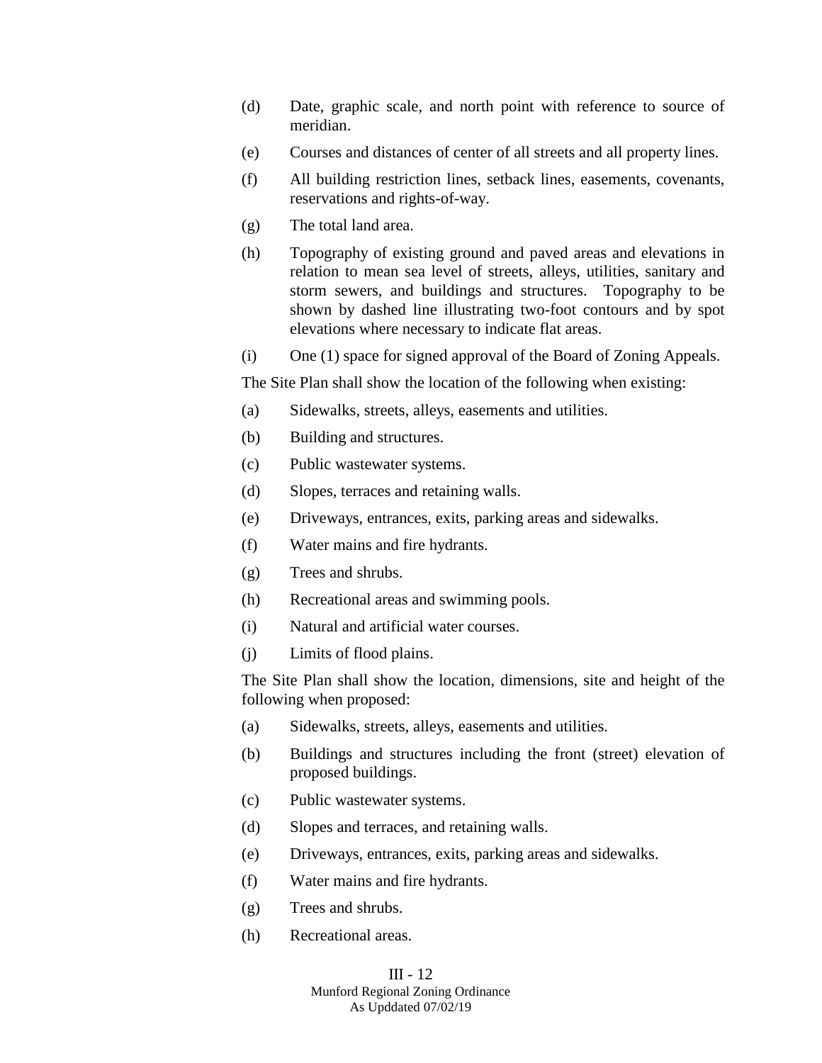(d) Date, graphic scale, and north point with reference to source of meridian.

(e) Courses and distances of center of all streets and all property lines.

(f) All building restriction lines, setback lines, easements, covenants, reservations and rights-of-way.

(g) The total land area.

(h) Topography of existing ground and paved areas and elevations in relation to mean sea level of streets, alleys, utilities, sanitary and storm sewers, and buildings and structures. Topography to be shown by dashed line illustrating two-foot contours and by spot elevations where necessary to indicate flat areas.

(i) One (1) space for signed approval of the Board of Zoning Appeals.

The Site Plan shall show the location of the following when existing:

(a) Sidewalks, streets, alleys, easements and utilities.

(b) Building and structures.

(c) Public wastewater systems.

(d) Slopes, terraces and retaining walls.

(e) Driveways, entrances, exits, parking areas and sidewalks.

(f) Water mains and fire hydrants.

(g) Trees and shrubs.

(h) Recreational areas and swimming pools.

(i) Natural and artificial water courses.

(j) Limits of flood plains.

The Site Plan shall show the location, dimensions, site and height of the following when proposed:

(a) Sidewalks, streets, alleys, easements and utilities.

(b) Buildings and structures including the front (street) elevation of proposed buildings.

(c) Public wastewater systems.

(d) Slopes and terraces, and retaining walls.

(e) Driveways, entrances, exits, parking areas and sidewalks.

(f) Water mains and fire hydrants.

(g) Trees and shrubs.

(h) Recreational areas.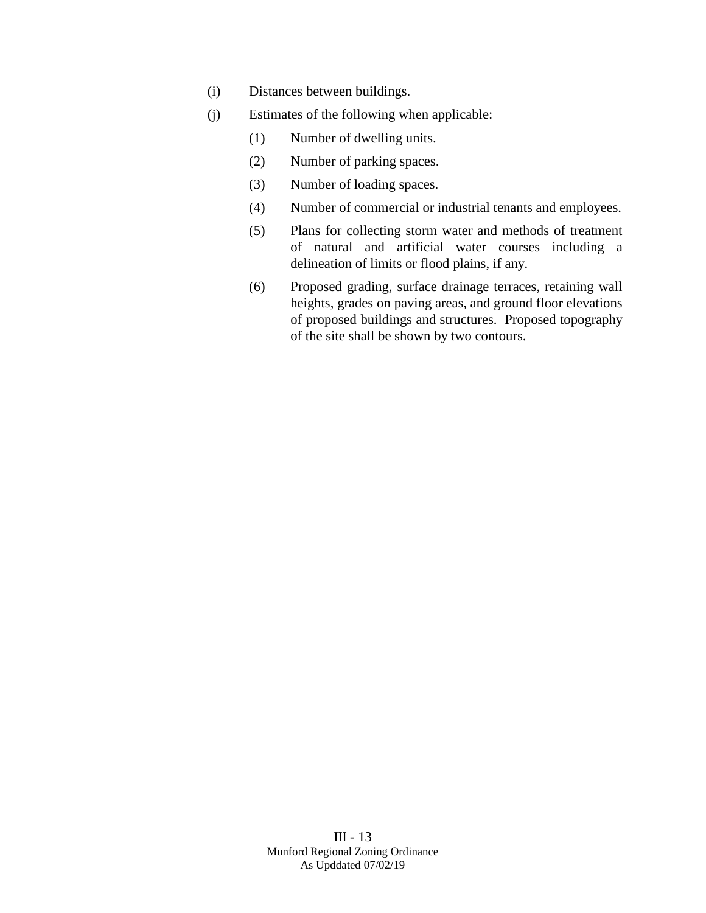(i) Distances between buildings.

(j) Estimates of the following when applicable:

   (1) Number of dwelling units.

   (2) Number of parking spaces.

   (3) Number of loading spaces.

   (4) Number of commercial or industrial tenants and employees.

   (5) Plans for collecting storm water and methods of treatment of natural and artificial water courses including a delineation of limits or flood plains, if any.

   (6) Proposed grading, surface drainage terraces, retaining wall heights, grades on paving areas, and ground floor elevations of proposed buildings and structures. Proposed topography of the site shall be shown by two contours.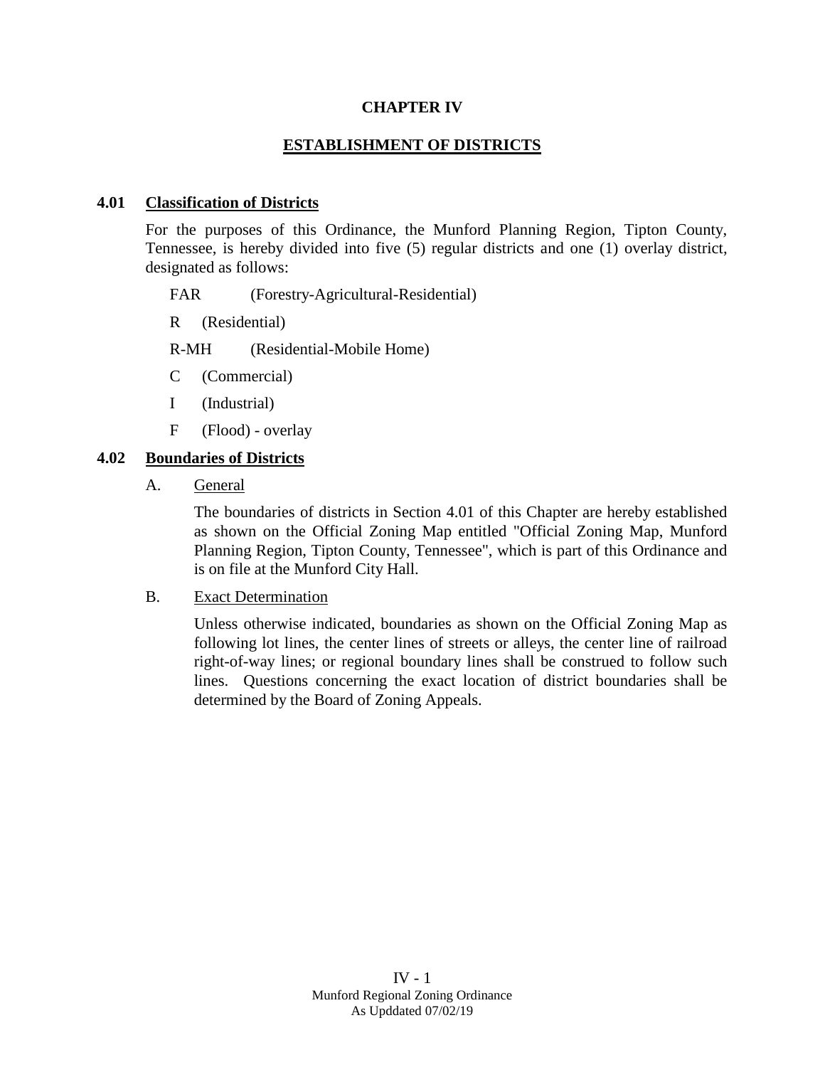# CHAPTER IV

## ESTABLISHMENT OF DISTRICTS

### 4.01 Classification of Districts

For the purposes of this Ordinance, the Munford Planning Region, Tipton County, Tennessee, is hereby divided into five (5) regular districts and one (1) overlay district, designated as follows:

FAR (Forestry-Agricultural-Residential)

R (Residential)

R-MH (Residential-Mobile Home)

C (Commercial)

I (Industrial)

F (Flood) - overlay

### 4.02 Boundaries of Districts

A. General

The boundaries of districts in Section 4.01 of this Chapter are hereby established as shown on the Official Zoning Map entitled "Official Zoning Map, Munford Planning Region, Tipton County, Tennessee", which is part of this Ordinance and is on file at the Munford City Hall.

B. Exact Determination

Unless otherwise indicated, boundaries as shown on the Official Zoning Map as following lot lines, the center lines of streets or alleys, the center line of railroad right-of-way lines; or regional boundary lines shall be construed to follow such lines. Questions concerning the exact location of district boundaries shall be determined by the Board of Zoning Appeals.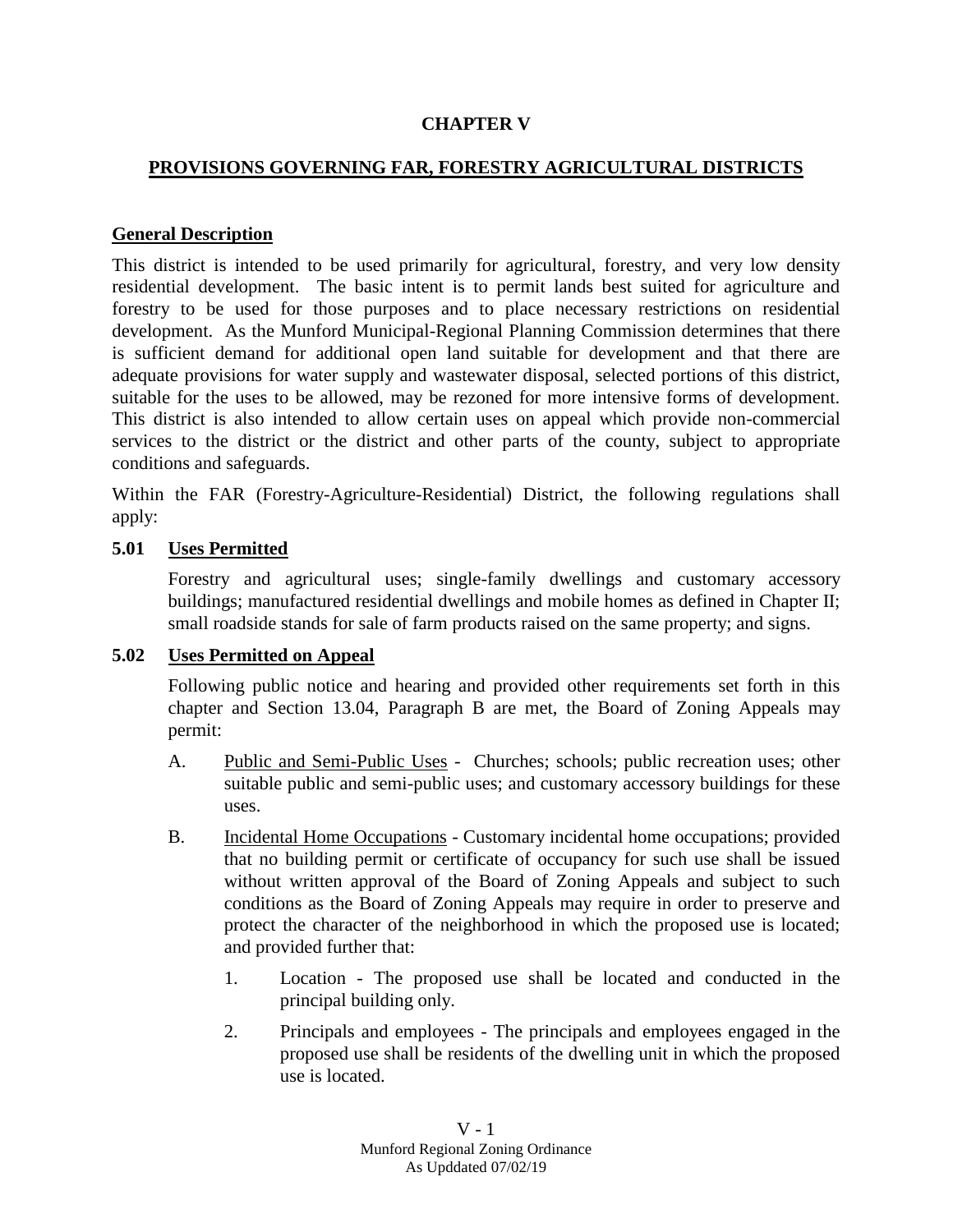# CHAPTER V

## PROVISIONS GOVERNING FAR, FORESTRY AGRICULTURAL DISTRICTS

### General Description

This district is intended to be used primarily for agricultural, forestry, and very low density residential development. The basic intent is to permit lands best suited for agriculture and forestry to be used for those purposes and to place necessary restrictions on residential development. As the Munford Municipal-Regional Planning Commission determines that there is sufficient demand for additional open land suitable for development and that there are adequate provisions for water supply and wastewater disposal, selected portions of this district, suitable for the uses to be allowed, may be rezoned for more intensive forms of development. This district is also intended to allow certain uses on appeal which provide non-commercial services to the district or the district and other parts of the county, subject to appropriate conditions and safeguards.

Within the FAR (Forestry-Agriculture-Residential) District, the following regulations shall apply:

### 5.01 Uses Permitted

Forestry and agricultural uses; single-family dwellings and customary accessory buildings; manufactured residential dwellings and mobile homes as defined in Chapter II; small roadside stands for sale of farm products raised on the same property; and signs.

### 5.02 Uses Permitted on Appeal

Following public notice and hearing and provided other requirements set forth in this chapter and Section 13.04, Paragraph B are met, the Board of Zoning Appeals may permit:

A. Public and Semi-Public Uses - Churches; schools; public recreation uses; other suitable public and semi-public uses; and customary accessory buildings for these uses.

B. Incidental Home Occupations - Customary incidental home occupations; provided that no building permit or certificate of occupancy for such use shall be issued without written approval of the Board of Zoning Appeals and subject to such conditions as the Board of Zoning Appeals may require in order to preserve and protect the character of the neighborhood in which the proposed use is located; and provided further that:

   1. Location - The proposed use shall be located and conducted in the principal building only.

   2. Principals and employees - The principals and employees engaged in the proposed use shall be residents of the dwelling unit in which the proposed use is located.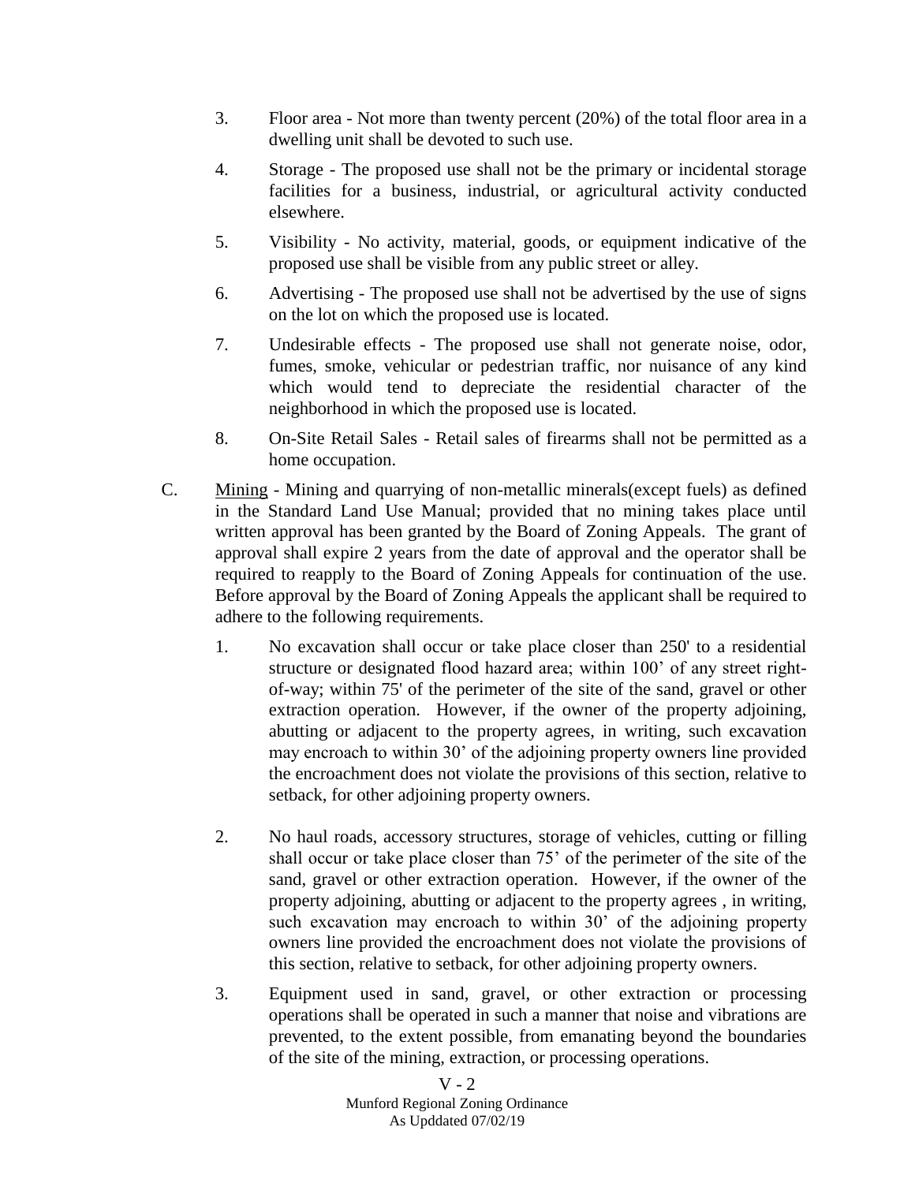3. Floor area - Not more than twenty percent (20%) of the total floor area in a dwelling unit shall be devoted to such use.

4. Storage - The proposed use shall not be the primary or incidental storage facilities for a business, industrial, or agricultural activity conducted elsewhere.

5. Visibility - No activity, material, goods, or equipment indicative of the proposed use shall be visible from any public street or alley.

6. Advertising - The proposed use shall not be advertised by the use of signs on the lot on which the proposed use is located.

7. Undesirable effects - The proposed use shall not generate noise, odor, fumes, smoke, vehicular or pedestrian traffic, nor nuisance of any kind which would tend to depreciate the residential character of the neighborhood in which the proposed use is located.

8. On-Site Retail Sales - Retail sales of firearms shall not be permitted as a home occupation.

C. <u>Mining</u> - Mining and quarrying of non-metallic minerals(except fuels) as defined in the Standard Land Use Manual; provided that no mining takes place until written approval has been granted by the Board of Zoning Appeals. The grant of approval shall expire 2 years from the date of approval and the operator shall be required to reapply to the Board of Zoning Appeals for continuation of the use. Before approval by the Board of Zoning Appeals the applicant shall be required to adhere to the following requirements.

1. No excavation shall occur or take place closer than 250' to a residential structure or designated flood hazard area; within 100' of any street right-of-way; within 75' of the perimeter of the site of the sand, gravel or other extraction operation. However, if the owner of the property adjoining, abutting or adjacent to the property agrees, in writing, such excavation may encroach to within 30' of the adjoining property owners line provided the encroachment does not violate the provisions of this section, relative to setback, for other adjoining property owners.

2. No haul roads, accessory structures, storage of vehicles, cutting or filling shall occur or take place closer than 75' of the perimeter of the site of the sand, gravel or other extraction operation. However, if the owner of the property adjoining, abutting or adjacent to the property agrees , in writing, such excavation may encroach to within 30' of the adjoining property owners line provided the encroachment does not violate the provisions of this section, relative to setback, for other adjoining property owners.

3. Equipment used in sand, gravel, or other extraction or processing operations shall be operated in such a manner that noise and vibrations are prevented, to the extent possible, from emanating beyond the boundaries of the site of the mining, extraction, or processing operations.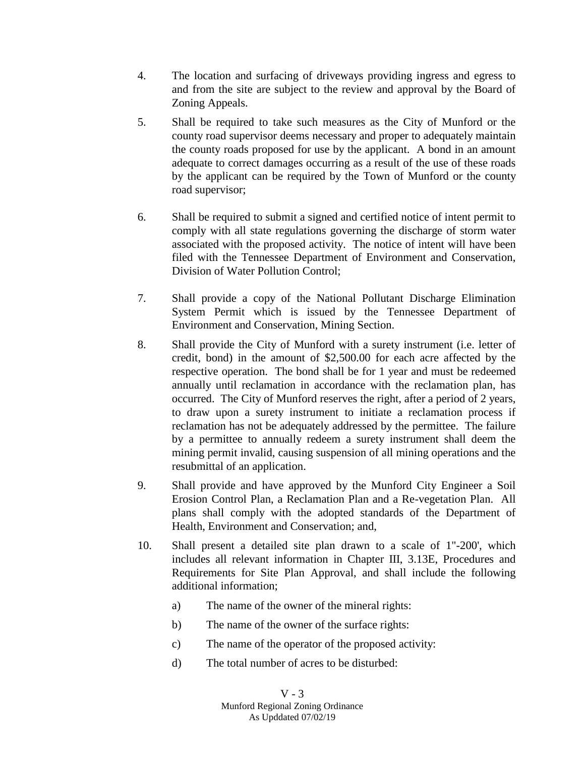4. The location and surfacing of driveways providing ingress and egress to and from the site are subject to the review and approval by the Board of Zoning Appeals.

5. Shall be required to take such measures as the City of Munford or the county road supervisor deems necessary and proper to adequately maintain the county roads proposed for use by the applicant. A bond in an amount adequate to correct damages occurring as a result of the use of these roads by the applicant can be required by the Town of Munford or the county road supervisor;

6. Shall be required to submit a signed and certified notice of intent permit to comply with all state regulations governing the discharge of storm water associated with the proposed activity. The notice of intent will have been filed with the Tennessee Department of Environment and Conservation, Division of Water Pollution Control;

7. Shall provide a copy of the National Pollutant Discharge Elimination System Permit which is issued by the Tennessee Department of Environment and Conservation, Mining Section.

8. Shall provide the City of Munford with a surety instrument (i.e. letter of credit, bond) in the amount of $2,500.00 for each acre affected by the respective operation. The bond shall be for 1 year and must be redeemed annually until reclamation in accordance with the reclamation plan, has occurred. The City of Munford reserves the right, after a period of 2 years, to draw upon a surety instrument to initiate a reclamation process if reclamation has not be adequately addressed by the permittee. The failure by a permittee to annually redeem a surety instrument shall deem the mining permit invalid, causing suspension of all mining operations and the resubmittal of an application.

9. Shall provide and have approved by the Munford City Engineer a Soil Erosion Control Plan, a Reclamation Plan and a Re-vegetation Plan. All plans shall comply with the adopted standards of the Department of Health, Environment and Conservation; and,

10. Shall present a detailed site plan drawn to a scale of 1"-200', which includes all relevant information in Chapter III, 3.13E, Procedures and Requirements for Site Plan Approval, and shall include the following additional information;

    a) The name of the owner of the mineral rights:

    b) The name of the owner of the surface rights:

    c) The name of the operator of the proposed activity:

    d) The total number of acres to be disturbed: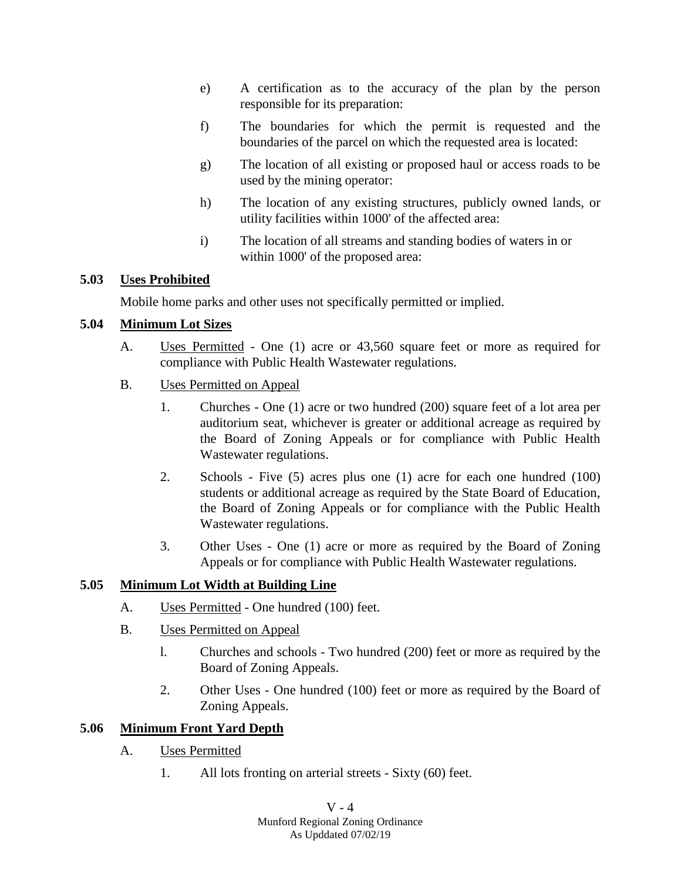e) A certification as to the accuracy of the plan by the person responsible for its preparation:

f) The boundaries for which the permit is requested and the boundaries of the parcel on which the requested area is located:

g) The location of all existing or proposed haul or access roads to be used by the mining operator:

h) The location of any existing structures, publicly owned lands, or utility facilities within 1000' of the affected area:

i) The location of all streams and standing bodies of waters in or within 1000' of the proposed area:

## 5.03 Uses Prohibited

Mobile home parks and other uses not specifically permitted or implied.

## 5.04 Minimum Lot Sizes

A. Uses Permitted - One (1) acre or 43,560 square feet or more as required for compliance with Public Health Wastewater regulations.

B. Uses Permitted on Appeal

1. Churches - One (1) acre or two hundred (200) square feet of a lot area per auditorium seat, whichever is greater or additional acreage as required by the Board of Zoning Appeals or for compliance with Public Health Wastewater regulations.

2. Schools - Five (5) acres plus one (1) acre for each one hundred (100) students or additional acreage as required by the State Board of Education, the Board of Zoning Appeals or for compliance with the Public Health Wastewater regulations.

3. Other Uses - One (1) acre or more as required by the Board of Zoning Appeals or for compliance with Public Health Wastewater regulations.

## 5.05 Minimum Lot Width at Building Line

A. Uses Permitted - One hundred (100) feet.

B. Uses Permitted on Appeal

1. Churches and schools - Two hundred (200) feet or more as required by the Board of Zoning Appeals.

2. Other Uses - One hundred (100) feet or more as required by the Board of Zoning Appeals.

## 5.06 Minimum Front Yard Depth

A. Uses Permitted

1. All lots fronting on arterial streets - Sixty (60) feet.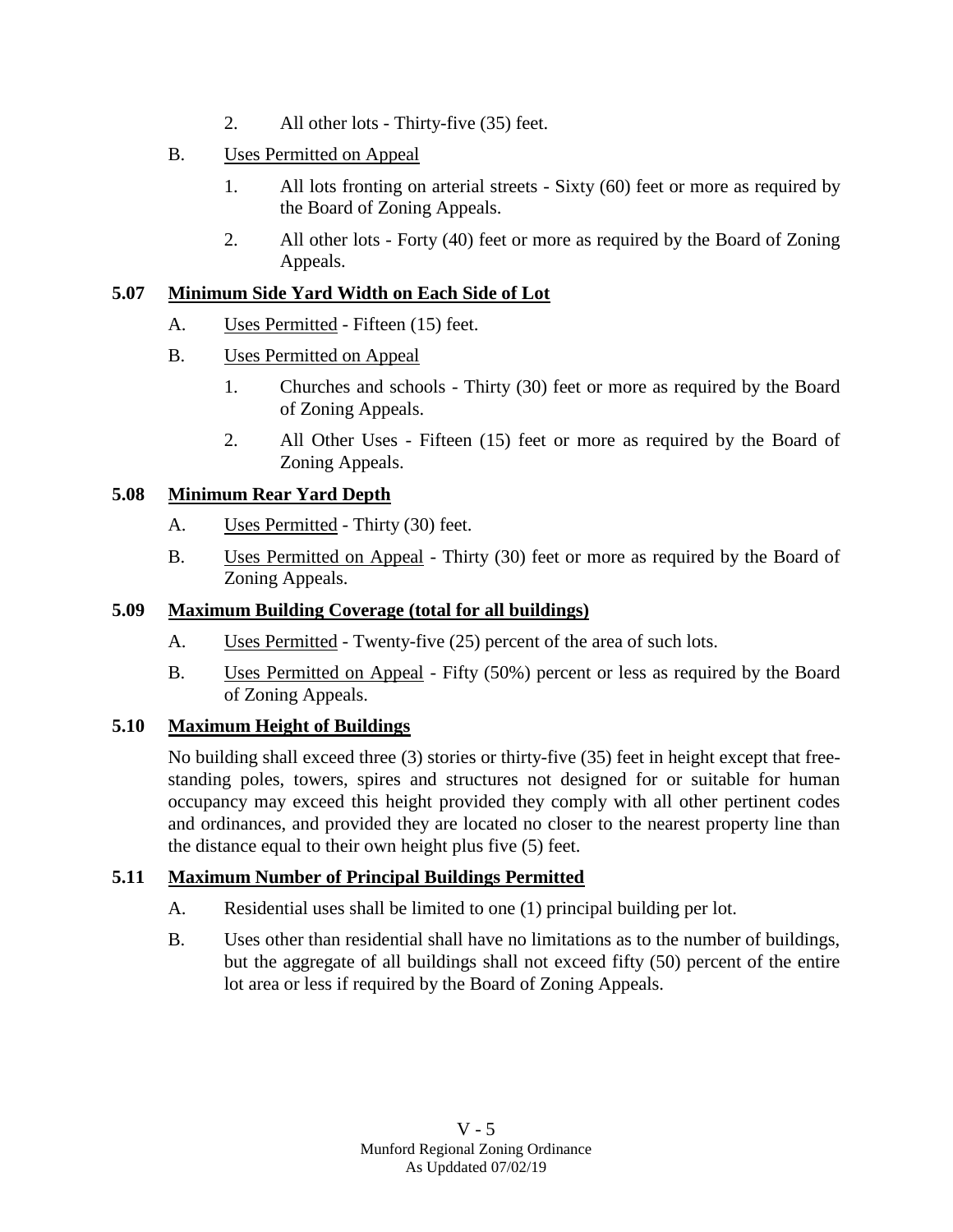2. All other lots - Thirty-five (35) feet.

B. Uses Permitted on Appeal

1. All lots fronting on arterial streets - Sixty (60) feet or more as required by the Board of Zoning Appeals.
2. All other lots - Forty (40) feet or more as required by the Board of Zoning Appeals.

## 5.07 Minimum Side Yard Width on Each Side of Lot

A. Uses Permitted - Fifteen (15) feet.

B. Uses Permitted on Appeal

1. Churches and schools - Thirty (30) feet or more as required by the Board of Zoning Appeals.
2. All Other Uses - Fifteen (15) feet or more as required by the Board of Zoning Appeals.

## 5.08 Minimum Rear Yard Depth

A. Uses Permitted - Thirty (30) feet.

B. Uses Permitted on Appeal - Thirty (30) feet or more as required by the Board of Zoning Appeals.

## 5.09 Maximum Building Coverage (total for all buildings)

A. Uses Permitted - Twenty-five (25) percent of the area of such lots.

B. Uses Permitted on Appeal - Fifty (50%) percent or less as required by the Board of Zoning Appeals.

## 5.10 Maximum Height of Buildings

No building shall exceed three (3) stories or thirty-five (35) feet in height except that free-standing poles, towers, spires and structures not designed for or suitable for human occupancy may exceed this height provided they comply with all other pertinent codes and ordinances, and provided they are located no closer to the nearest property line than the distance equal to their own height plus five (5) feet.

## 5.11 Maximum Number of Principal Buildings Permitted

A. Residential uses shall be limited to one (1) principal building per lot.

B. Uses other than residential shall have no limitations as to the number of buildings, but the aggregate of all buildings shall not exceed fifty (50) percent of the entire lot area or less if required by the Board of Zoning Appeals.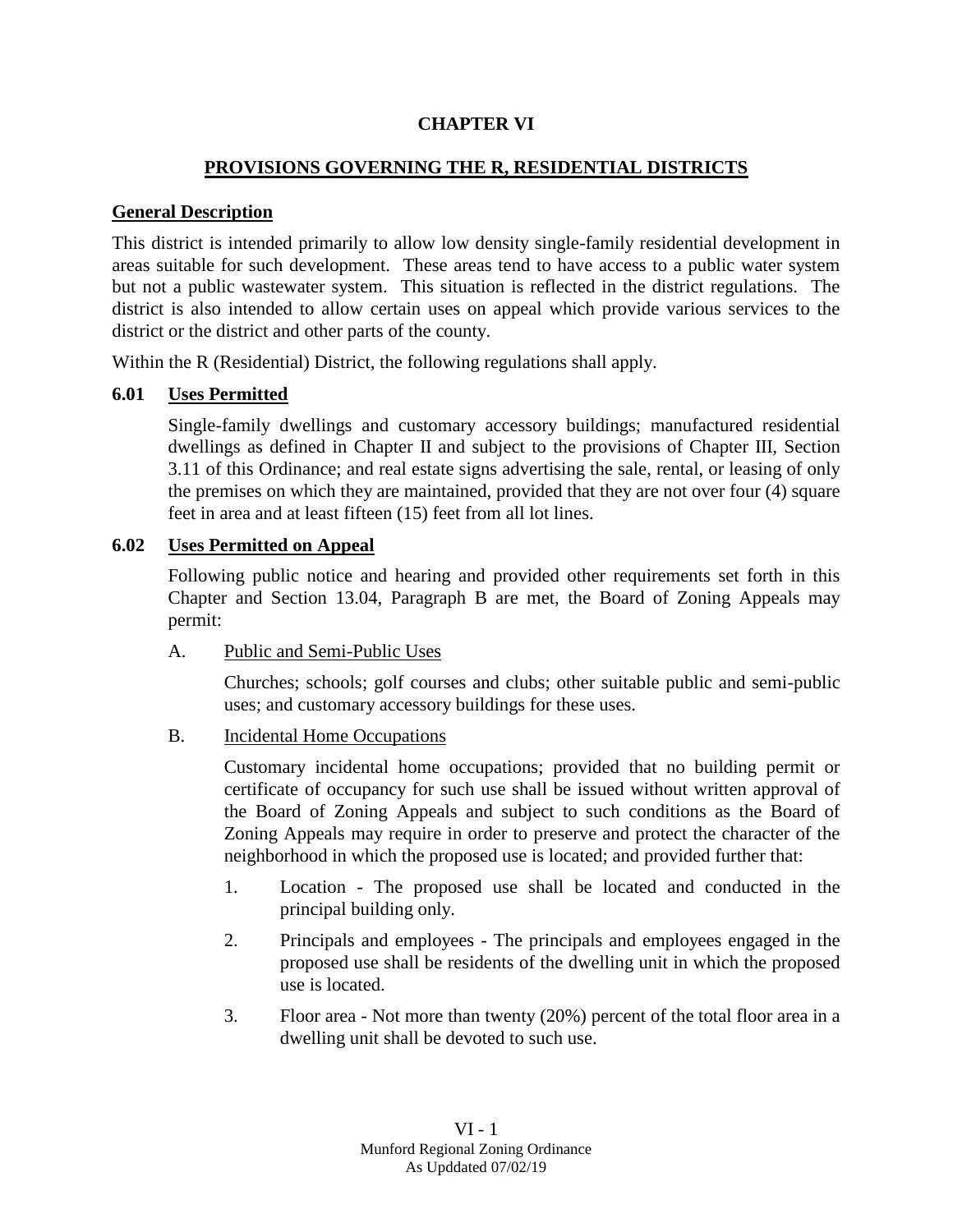# CHAPTER VI

## PROVISIONS GOVERNING THE R, RESIDENTIAL DISTRICTS

### General Description

This district is intended primarily to allow low density single-family residential development in areas suitable for such development. These areas tend to have access to a public water system but not a public wastewater system. This situation is reflected in the district regulations. The district is also intended to allow certain uses on appeal which provide various services to the district or the district and other parts of the county.

Within the R (Residential) District, the following regulations shall apply.

### 6.01 Uses Permitted

Single-family dwellings and customary accessory buildings; manufactured residential dwellings as defined in Chapter II and subject to the provisions of Chapter III, Section 3.11 of this Ordinance; and real estate signs advertising the sale, rental, or leasing of only the premises on which they are maintained, provided that they are not over four (4) square feet in area and at least fifteen (15) feet from all lot lines.

### 6.02 Uses Permitted on Appeal

Following public notice and hearing and provided other requirements set forth in this Chapter and Section 13.04, Paragraph B are met, the Board of Zoning Appeals may permit:

A. Public and Semi-Public Uses

Churches; schools; golf courses and clubs; other suitable public and semi-public uses; and customary accessory buildings for these uses.

B. Incidental Home Occupations

Customary incidental home occupations; provided that no building permit or certificate of occupancy for such use shall be issued without written approval of the Board of Zoning Appeals and subject to such conditions as the Board of Zoning Appeals may require in order to preserve and protect the character of the neighborhood in which the proposed use is located; and provided further that:

1. Location - The proposed use shall be located and conducted in the principal building only.
2. Principals and employees - The principals and employees engaged in the proposed use shall be residents of the dwelling unit in which the proposed use is located.
3. Floor area - Not more than twenty (20%) percent of the total floor area in a dwelling unit shall be devoted to such use.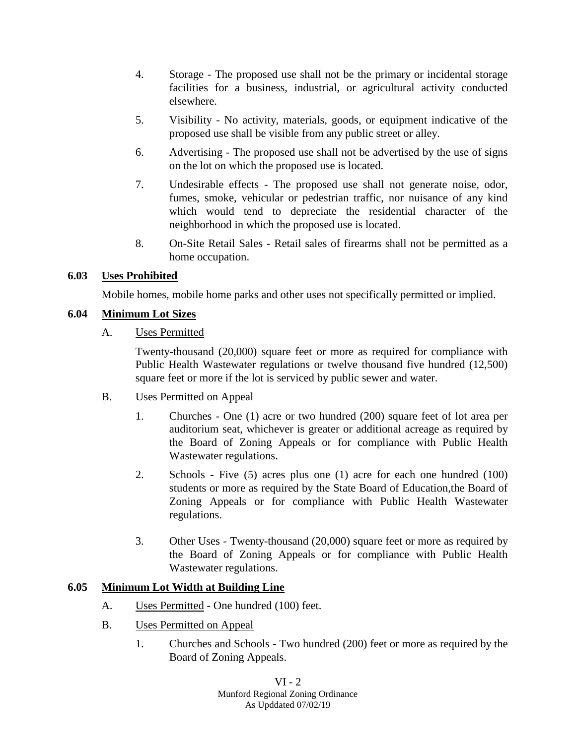4. Storage - The proposed use shall not be the primary or incidental storage facilities for a business, industrial, or agricultural activity conducted elsewhere.

5. Visibility - No activity, materials, goods, or equipment indicative of the proposed use shall be visible from any public street or alley.

6. Advertising - The proposed use shall not be advertised by the use of signs on the lot on which the proposed use is located.

7. Undesirable effects - The proposed use shall not generate noise, odor, fumes, smoke, vehicular or pedestrian traffic, nor nuisance of any kind which would tend to depreciate the residential character of the neighborhood in which the proposed use is located.

8. On-Site Retail Sales - Retail sales of firearms shall not be permitted as a home occupation.

**6.03 <u>Uses Prohibited</u>**

Mobile homes, mobile home parks and other uses not specifically permitted or implied.

**6.04 <u>Minimum Lot Sizes</u>**

A. <u>Uses Permitted</u>

Twenty-thousand (20,000) square feet or more as required for compliance with Public Health Wastewater regulations or twelve thousand five hundred (12,500) square feet or more if the lot is serviced by public sewer and water.

B. <u>Uses Permitted on Appeal</u>

1. Churches - One (1) acre or two hundred (200) square feet of lot area per auditorium seat, whichever is greater or additional acreage as required by the Board of Zoning Appeals or for compliance with Public Health Wastewater regulations.

2. Schools - Five (5) acres plus one (1) acre for each one hundred (100) students or more as required by the State Board of Education,the Board of Zoning Appeals or for compliance with Public Health Wastewater regulations.

3. Other Uses - Twenty-thousand (20,000) square feet or more as required by the Board of Zoning Appeals or for compliance with Public Health Wastewater regulations.

**6.05 <u>Minimum Lot Width at Building Line</u>**

A. <u>Uses Permitted</u> - One hundred (100) feet.

B. <u>Uses Permitted on Appeal</u>

1. Churches and Schools - Two hundred (200) feet or more as required by the Board of Zoning Appeals.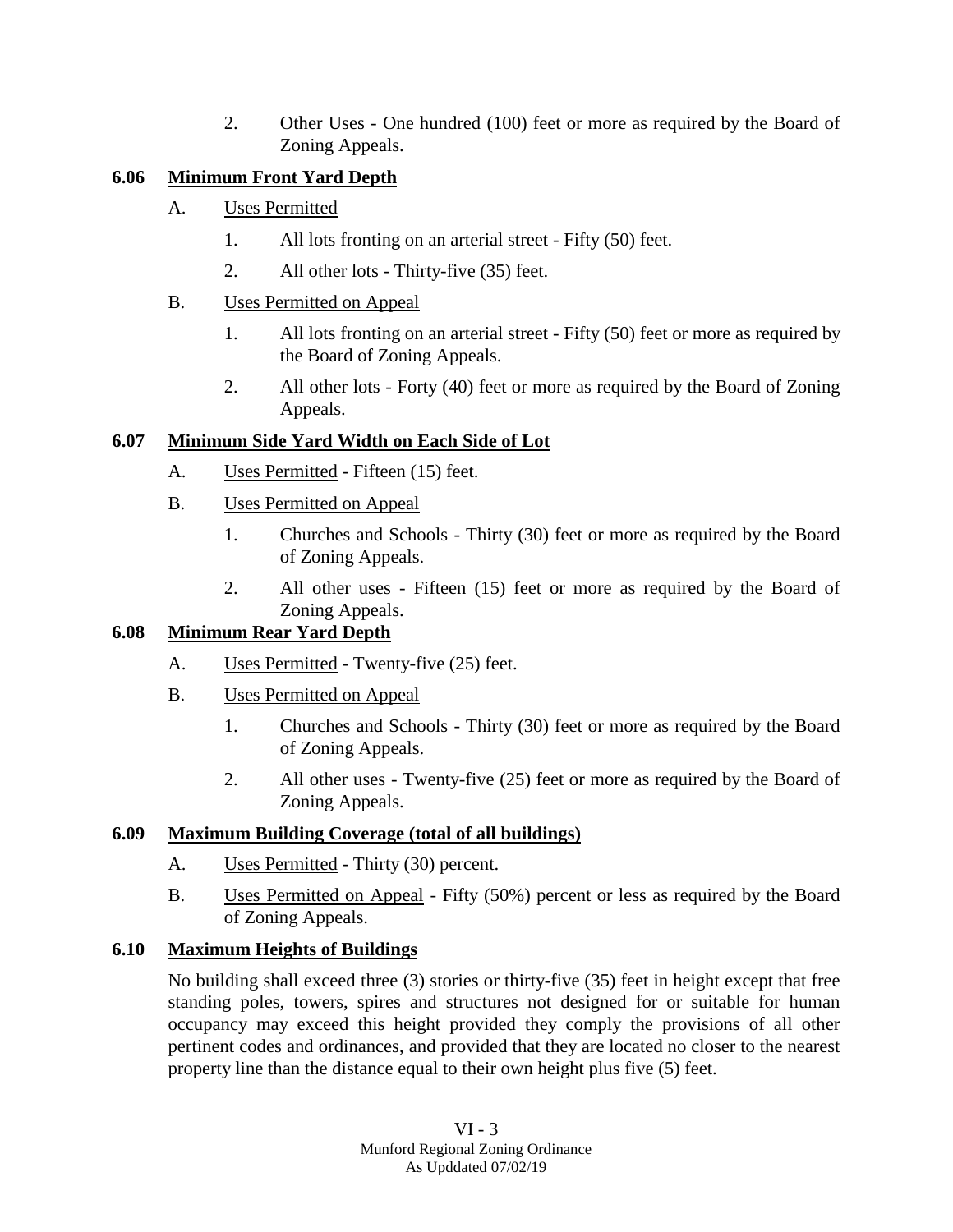2. Other Uses - One hundred (100) feet or more as required by the Board of Zoning Appeals.

### 6.06 Minimum Front Yard Depth

A. Uses Permitted

1. All lots fronting on an arterial street - Fifty (50) feet.
2. All other lots - Thirty-five (35) feet.

B. Uses Permitted on Appeal

1. All lots fronting on an arterial street - Fifty (50) feet or more as required by the Board of Zoning Appeals.
2. All other lots - Forty (40) feet or more as required by the Board of Zoning Appeals.

### 6.07 Minimum Side Yard Width on Each Side of Lot

A. Uses Permitted - Fifteen (15) feet.

B. Uses Permitted on Appeal

1. Churches and Schools - Thirty (30) feet or more as required by the Board of Zoning Appeals.
2. All other uses - Fifteen (15) feet or more as required by the Board of Zoning Appeals.

### 6.08 Minimum Rear Yard Depth

A. Uses Permitted - Twenty-five (25) feet.

B. Uses Permitted on Appeal

1. Churches and Schools - Thirty (30) feet or more as required by the Board of Zoning Appeals.
2. All other uses - Twenty-five (25) feet or more as required by the Board of Zoning Appeals.

### 6.09 Maximum Building Coverage (total of all buildings)

A. Uses Permitted - Thirty (30) percent.

B. Uses Permitted on Appeal - Fifty (50%) percent or less as required by the Board of Zoning Appeals.

### 6.10 Maximum Heights of Buildings

No building shall exceed three (3) stories or thirty-five (35) feet in height except that free standing poles, towers, spires and structures not designed for or suitable for human occupancy may exceed this height provided they comply the provisions of all other pertinent codes and ordinances, and provided that they are located no closer to the nearest property line than the distance equal to their own height plus five (5) feet.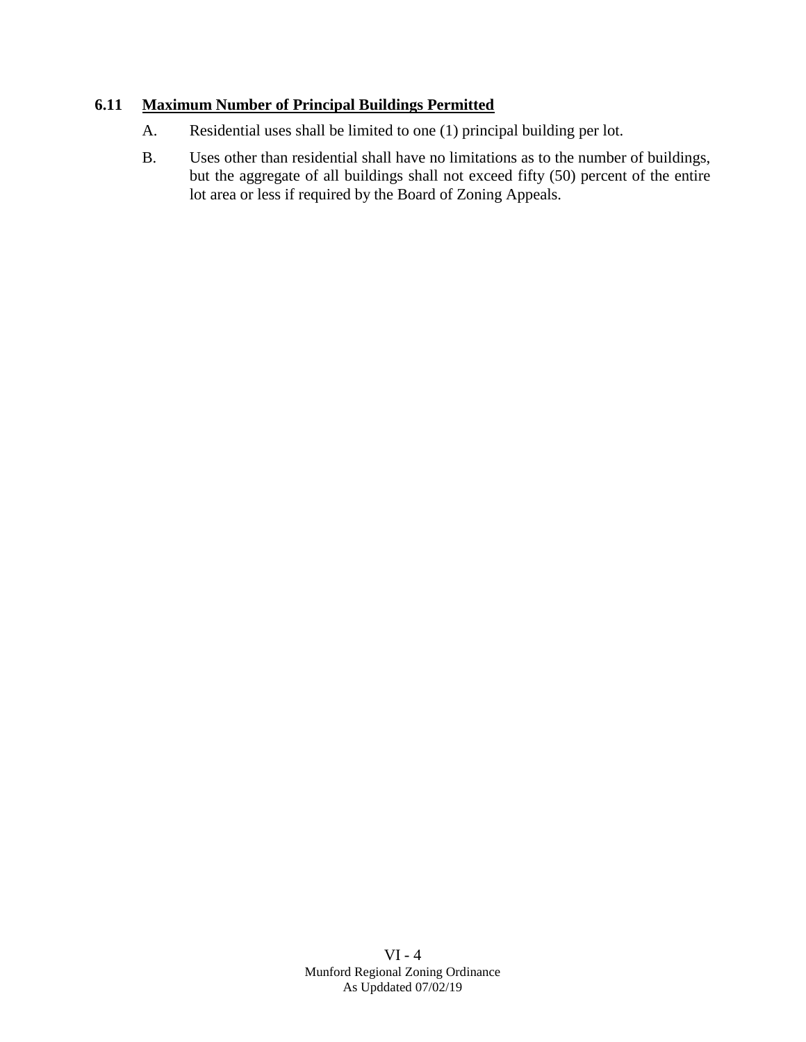### 6.11 <u>Maximum Number of Principal Buildings Permitted</u>

A. Residential uses shall be limited to one (1) principal building per lot.

B. Uses other than residential shall have no limitations as to the number of buildings, but the aggregate of all buildings shall not exceed fifty (50) percent of the entire lot area or less if required by the Board of Zoning Appeals.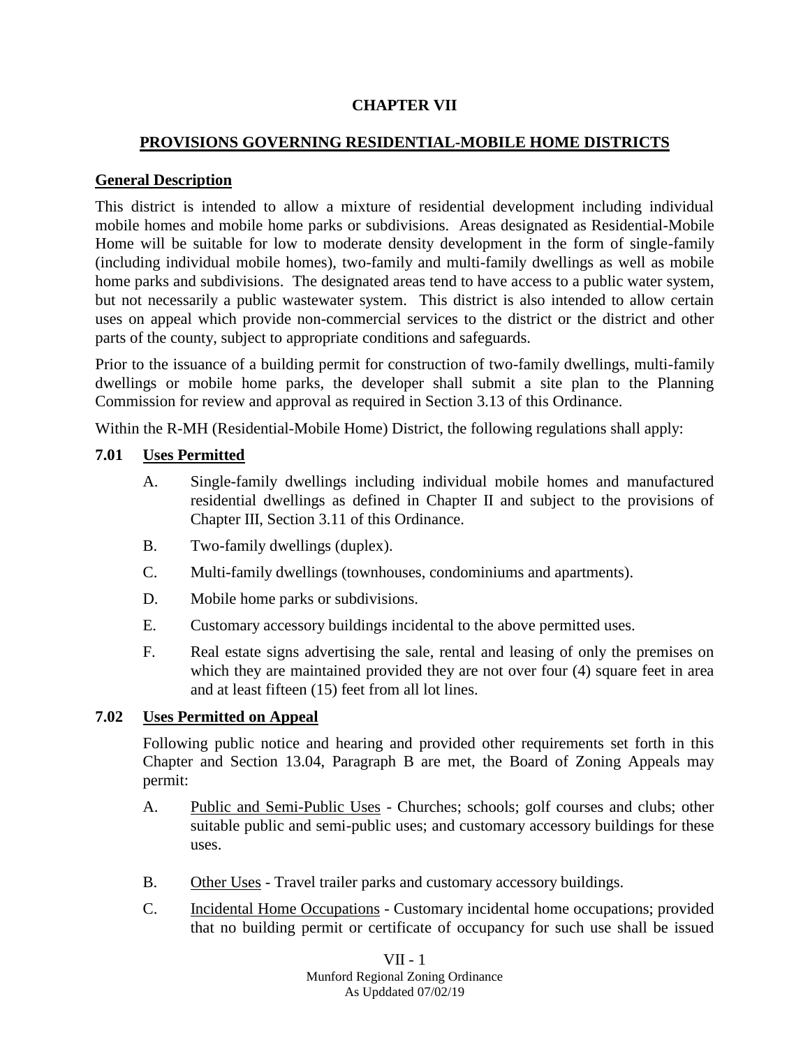# CHAPTER VII

## PROVISIONS GOVERNING RESIDENTIAL-MOBILE HOME DISTRICTS

### General Description

This district is intended to allow a mixture of residential development including individual mobile homes and mobile home parks or subdivisions. Areas designated as Residential-Mobile Home will be suitable for low to moderate density development in the form of single-family (including individual mobile homes), two-family and multi-family dwellings as well as mobile home parks and subdivisions. The designated areas tend to have access to a public water system, but not necessarily a public wastewater system. This district is also intended to allow certain uses on appeal which provide non-commercial services to the district or the district and other parts of the county, subject to appropriate conditions and safeguards.

Prior to the issuance of a building permit for construction of two-family dwellings, multi-family dwellings or mobile home parks, the developer shall submit a site plan to the Planning Commission for review and approval as required in Section 3.13 of this Ordinance.

Within the R-MH (Residential-Mobile Home) District, the following regulations shall apply:

### 7.01 Uses Permitted

A. Single-family dwellings including individual mobile homes and manufactured residential dwellings as defined in Chapter II and subject to the provisions of Chapter III, Section 3.11 of this Ordinance.

B. Two-family dwellings (duplex).

C. Multi-family dwellings (townhouses, condominiums and apartments).

D. Mobile home parks or subdivisions.

E. Customary accessory buildings incidental to the above permitted uses.

F. Real estate signs advertising the sale, rental and leasing of only the premises on which they are maintained provided they are not over four (4) square feet in area and at least fifteen (15) feet from all lot lines.

### 7.02 Uses Permitted on Appeal

Following public notice and hearing and provided other requirements set forth in this Chapter and Section 13.04, Paragraph B are met, the Board of Zoning Appeals may permit:

A. Public and Semi-Public Uses - Churches; schools; golf courses and clubs; other suitable public and semi-public uses; and customary accessory buildings for these uses.

B. Other Uses - Travel trailer parks and customary accessory buildings.

C. Incidental Home Occupations - Customary incidental home occupations; provided that no building permit or certificate of occupancy for such use shall be issued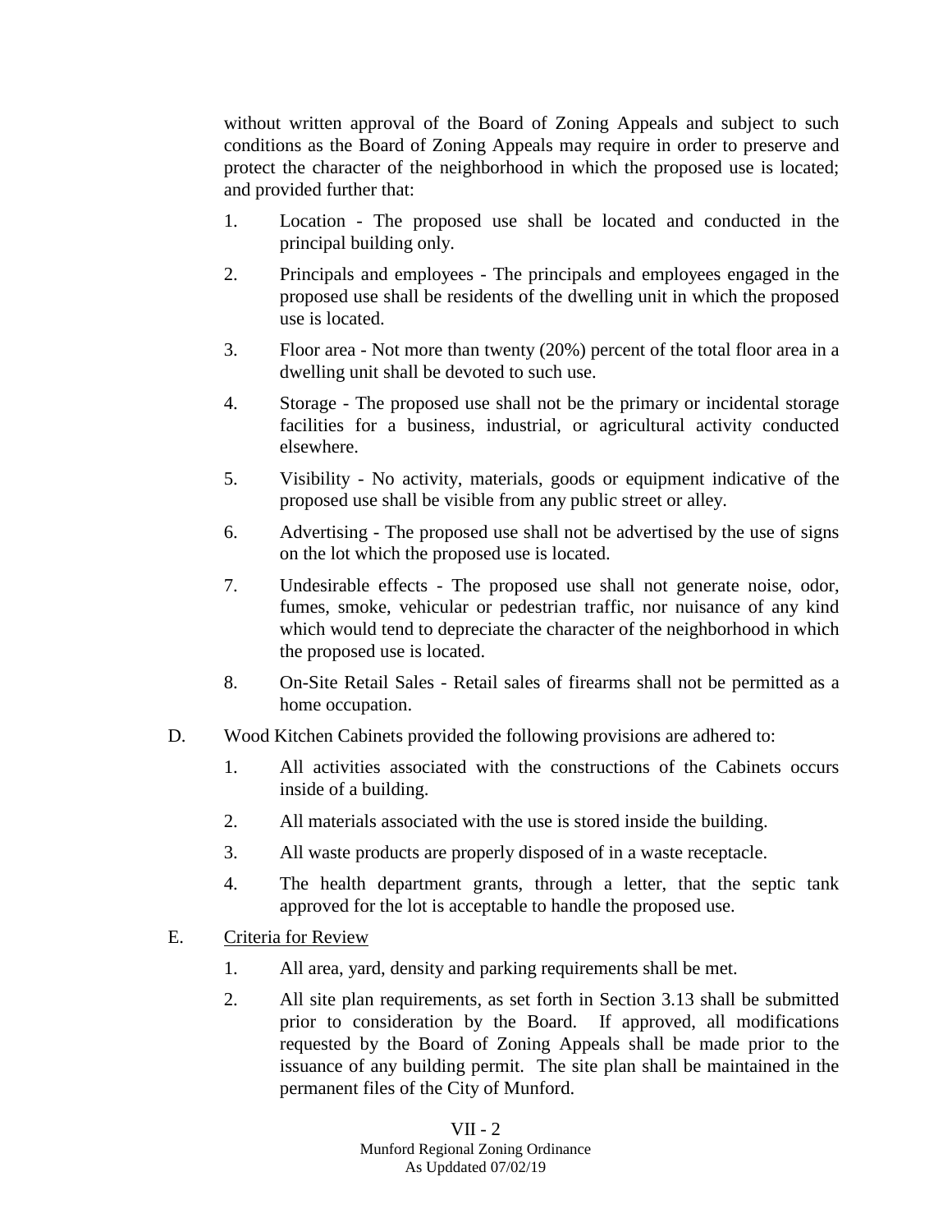without written approval of the Board of Zoning Appeals and subject to such conditions as the Board of Zoning Appeals may require in order to preserve and protect the character of the neighborhood in which the proposed use is located; and provided further that:

1. Location - The proposed use shall be located and conducted in the principal building only.
2. Principals and employees - The principals and employees engaged in the proposed use shall be residents of the dwelling unit in which the proposed use is located.
3. Floor area - Not more than twenty (20%) percent of the total floor area in a dwelling unit shall be devoted to such use.
4. Storage - The proposed use shall not be the primary or incidental storage facilities for a business, industrial, or agricultural activity conducted elsewhere.
5. Visibility - No activity, materials, goods or equipment indicative of the proposed use shall be visible from any public street or alley.
6. Advertising - The proposed use shall not be advertised by the use of signs on the lot which the proposed use is located.
7. Undesirable effects - The proposed use shall not generate noise, odor, fumes, smoke, vehicular or pedestrian traffic, nor nuisance of any kind which would tend to depreciate the character of the neighborhood in which the proposed use is located.
8. On-Site Retail Sales - Retail sales of firearms shall not be permitted as a home occupation.

D. Wood Kitchen Cabinets provided the following provisions are adhered to:

1. All activities associated with the constructions of the Cabinets occurs inside of a building.
2. All materials associated with the use is stored inside the building.
3. All waste products are properly disposed of in a waste receptacle.
4. The health department grants, through a letter, that the septic tank approved for the lot is acceptable to handle the proposed use.

E. <u>Criteria for Review</u>

1. All area, yard, density and parking requirements shall be met.
2. All site plan requirements, as set forth in Section 3.13 shall be submitted prior to consideration by the Board. If approved, all modifications requested by the Board of Zoning Appeals shall be made prior to the issuance of any building permit. The site plan shall be maintained in the permanent files of the City of Munford.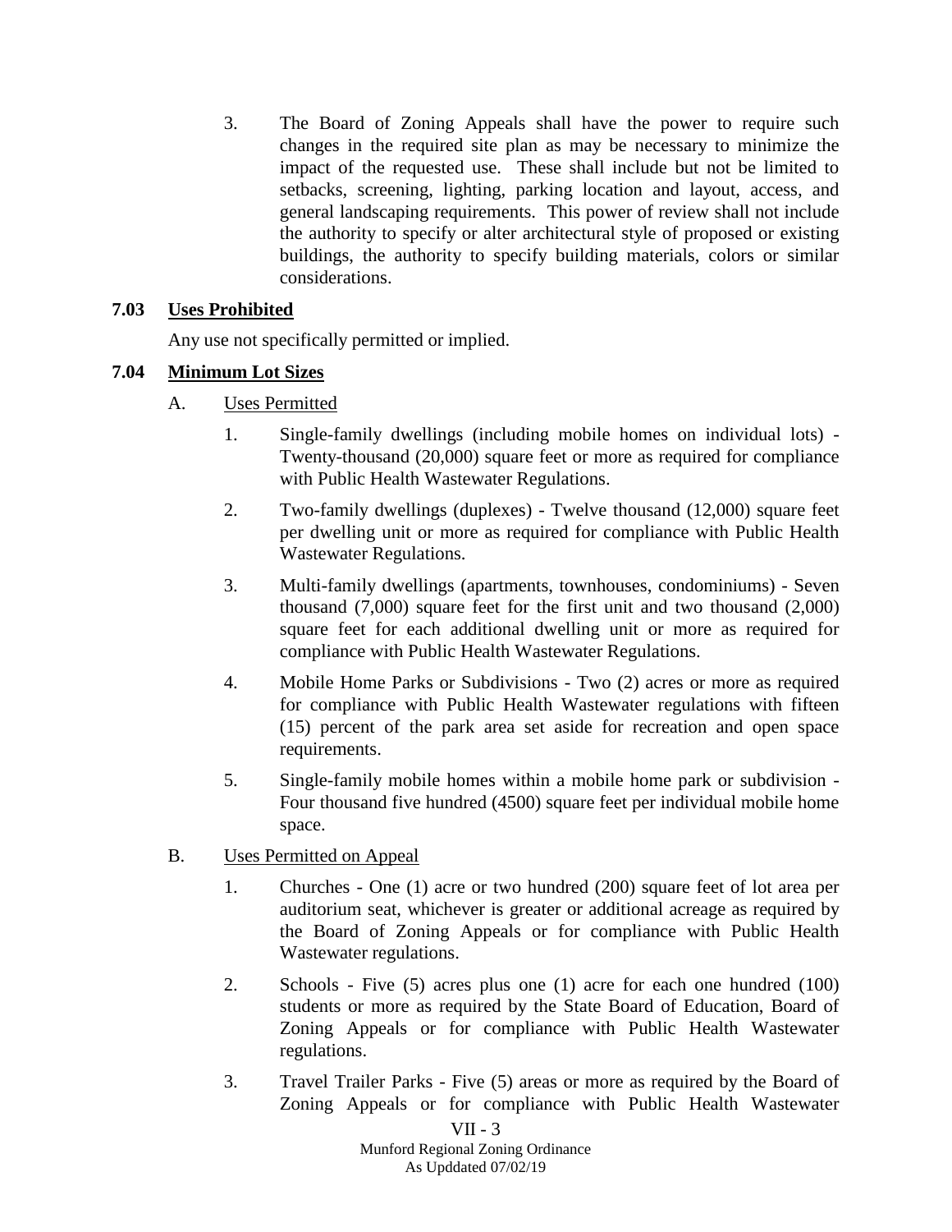3. The Board of Zoning Appeals shall have the power to require such changes in the required site plan as may be necessary to minimize the impact of the requested use. These shall include but not be limited to setbacks, screening, lighting, parking location and layout, access, and general landscaping requirements. This power of review shall not include the authority to specify or alter architectural style of proposed or existing buildings, the authority to specify building materials, colors or similar considerations.

**7.03 <u>Uses Prohibited</u>**

Any use not specifically permitted or implied.

**7.04 <u>Minimum Lot Sizes</u>**

A. <u>Uses Permitted</u>

1. Single-family dwellings (including mobile homes on individual lots) - Twenty-thousand (20,000) square feet or more as required for compliance with Public Health Wastewater Regulations.

2. Two-family dwellings (duplexes) - Twelve thousand (12,000) square feet per dwelling unit or more as required for compliance with Public Health Wastewater Regulations.

3. Multi-family dwellings (apartments, townhouses, condominiums) - Seven thousand (7,000) square feet for the first unit and two thousand (2,000) square feet for each additional dwelling unit or more as required for compliance with Public Health Wastewater Regulations.

4. Mobile Home Parks or Subdivisions - Two (2) acres or more as required for compliance with Public Health Wastewater regulations with fifteen (15) percent of the park area set aside for recreation and open space requirements.

5. Single-family mobile homes within a mobile home park or subdivision - Four thousand five hundred (4500) square feet per individual mobile home space.

B. <u>Uses Permitted on Appeal</u>

1. Churches - One (1) acre or two hundred (200) square feet of lot area per auditorium seat, whichever is greater or additional acreage as required by the Board of Zoning Appeals or for compliance with Public Health Wastewater regulations.

2. Schools - Five (5) acres plus one (1) acre for each one hundred (100) students or more as required by the State Board of Education, Board of Zoning Appeals or for compliance with Public Health Wastewater regulations.

3. Travel Trailer Parks - Five (5) areas or more as required by the Board of Zoning Appeals or for compliance with Public Health Wastewater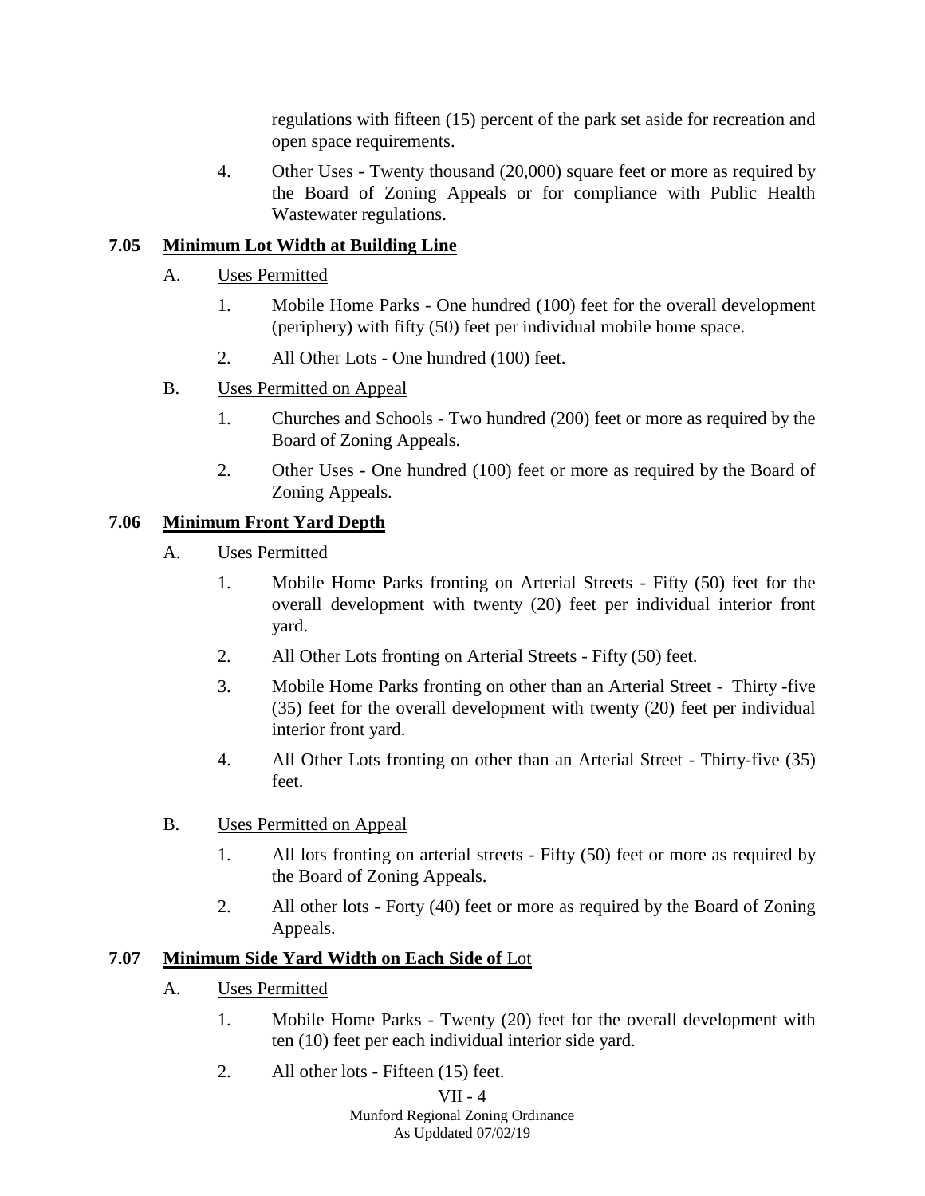regulations with fifteen (15) percent of the park set aside for recreation and open space requirements.

4. Other Uses - Twenty thousand (20,000) square feet or more as required by the Board of Zoning Appeals or for compliance with Public Health Wastewater regulations.

## 7.05 Minimum Lot Width at Building Line

A. Uses Permitted

1. Mobile Home Parks - One hundred (100) feet for the overall development (periphery) with fifty (50) feet per individual mobile home space.

2. All Other Lots - One hundred (100) feet.

B. Uses Permitted on Appeal

1. Churches and Schools - Two hundred (200) feet or more as required by the Board of Zoning Appeals.

2. Other Uses - One hundred (100) feet or more as required by the Board of Zoning Appeals.

## 7.06 Minimum Front Yard Depth

A. Uses Permitted

1. Mobile Home Parks fronting on Arterial Streets - Fifty (50) feet for the overall development with twenty (20) feet per individual interior front yard.

2. All Other Lots fronting on Arterial Streets - Fifty (50) feet.

3. Mobile Home Parks fronting on other than an Arterial Street - Thirty -five (35) feet for the overall development with twenty (20) feet per individual interior front yard.

4. All Other Lots fronting on other than an Arterial Street - Thirty-five (35) feet.

B. Uses Permitted on Appeal

1. All lots fronting on arterial streets - Fifty (50) feet or more as required by the Board of Zoning Appeals.

2. All other lots - Forty (40) feet or more as required by the Board of Zoning Appeals.

## 7.07 Minimum Side Yard Width on Each Side of Lot

A. Uses Permitted

1. Mobile Home Parks - Twenty (20) feet for the overall development with ten (10) feet per each individual interior side yard.

2. All other lots - Fifteen (15) feet.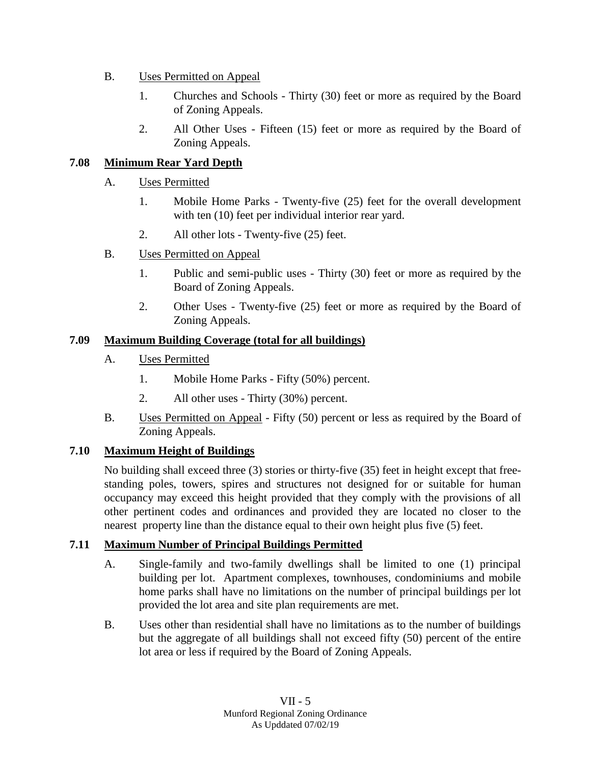B. <u>Uses Permitted on Appeal</u>

1. Churches and Schools - Thirty (30) feet or more as required by the Board of Zoning Appeals.

2. All Other Uses - Fifteen (15) feet or more as required by the Board of Zoning Appeals.

## 7.08 <u>Minimum Rear Yard Depth</u>

A. <u>Uses Permitted</u>

1. Mobile Home Parks - Twenty-five (25) feet for the overall development with ten (10) feet per individual interior rear yard.

2. All other lots - Twenty-five (25) feet.

B. <u>Uses Permitted on Appeal</u>

1. Public and semi-public uses - Thirty (30) feet or more as required by the Board of Zoning Appeals.

2. Other Uses - Twenty-five (25) feet or more as required by the Board of Zoning Appeals.

## 7.09 <u>Maximum Building Coverage (total for all buildings)</u>

A. <u>Uses Permitted</u>

1. Mobile Home Parks - Fifty (50%) percent.

2. All other uses - Thirty (30%) percent.

B. <u>Uses Permitted on Appeal</u> - Fifty (50) percent or less as required by the Board of Zoning Appeals.

## 7.10 <u>Maximum Height of Buildings</u>

No building shall exceed three (3) stories or thirty-five (35) feet in height except that free-standing poles, towers, spires and structures not designed for or suitable for human occupancy may exceed this height provided that they comply with the provisions of all other pertinent codes and ordinances and provided they are located no closer to the nearest property line than the distance equal to their own height plus five (5) feet.

## 7.11 <u>Maximum Number of Principal Buildings Permitted</u>

A. Single-family and two-family dwellings shall be limited to one (1) principal building per lot. Apartment complexes, townhouses, condominiums and mobile home parks shall have no limitations on the number of principal buildings per lot provided the lot area and site plan requirements are met.

B. Uses other than residential shall have no limitations as to the number of buildings but the aggregate of all buildings shall not exceed fifty (50) percent of the entire lot area or less if required by the Board of Zoning Appeals.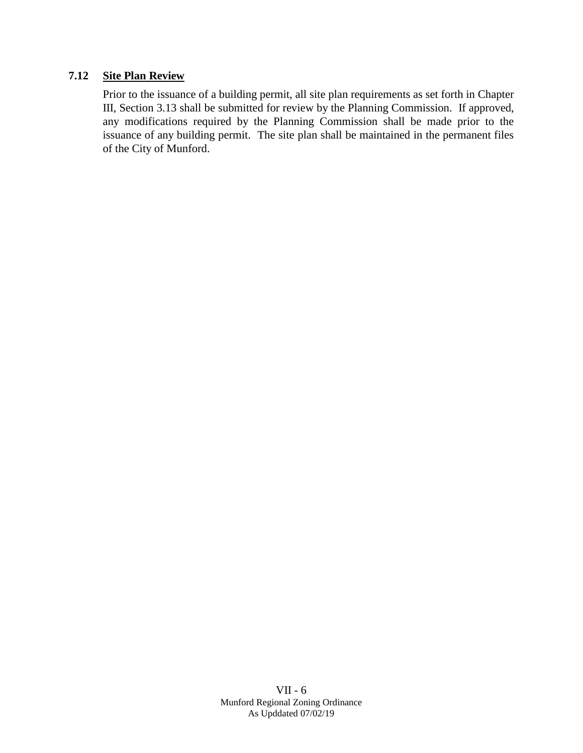### 7.12 Site Plan Review

Prior to the issuance of a building permit, all site plan requirements as set forth in Chapter III, Section 3.13 shall be submitted for review by the Planning Commission. If approved, any modifications required by the Planning Commission shall be made prior to the issuance of any building permit. The site plan shall be maintained in the permanent files of the City of Munford.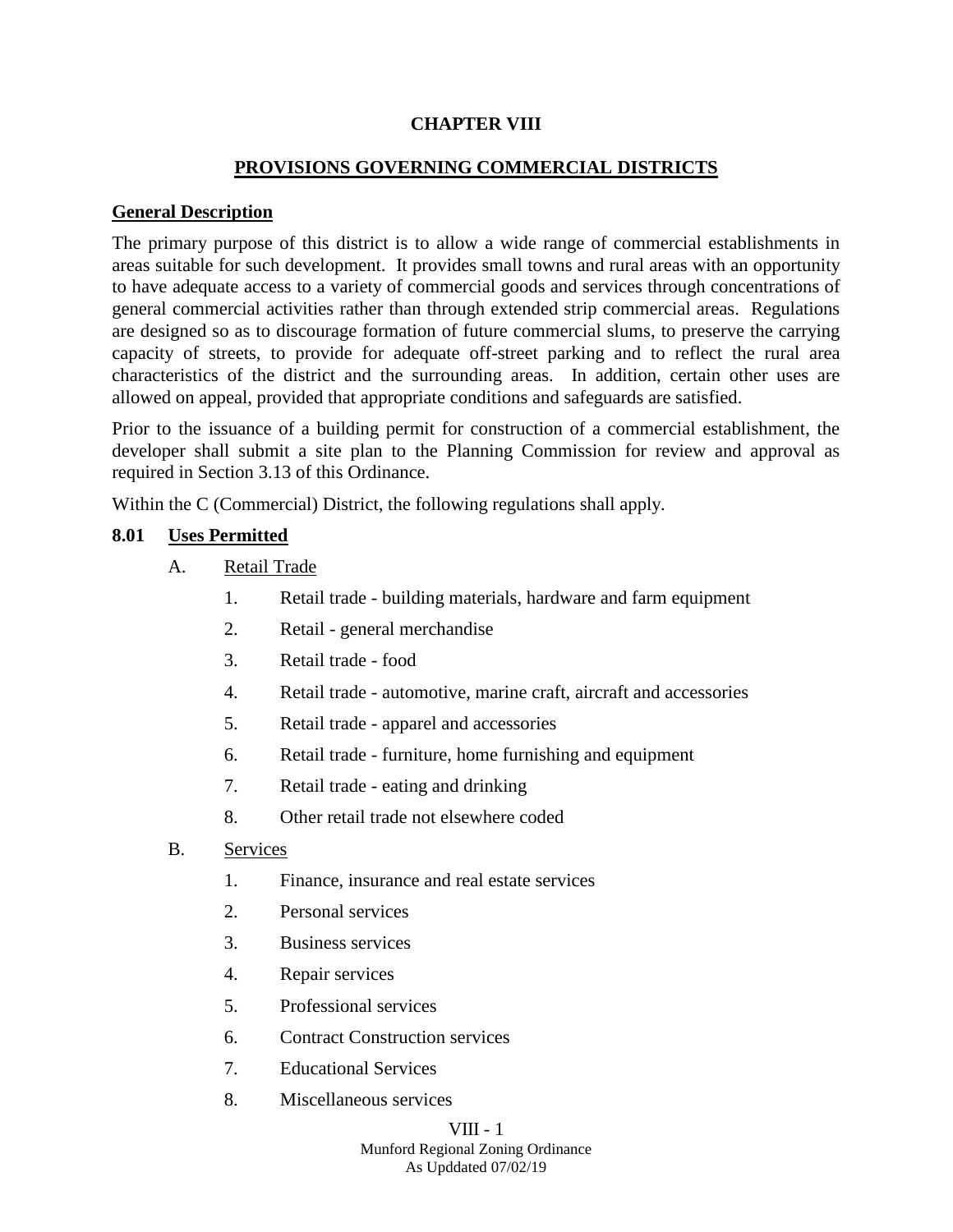# CHAPTER VIII

## PROVISIONS GOVERNING COMMERCIAL DISTRICTS

**General Description**

The primary purpose of this district is to allow a wide range of commercial establishments in areas suitable for such development. It provides small towns and rural areas with an opportunity to have adequate access to a variety of commercial goods and services through concentrations of general commercial activities rather than through extended strip commercial areas. Regulations are designed so as to discourage formation of future commercial slums, to preserve the carrying capacity of streets, to provide for adequate off-street parking and to reflect the rural area characteristics of the district and the surrounding areas. In addition, certain other uses are allowed on appeal, provided that appropriate conditions and safeguards are satisfied.

Prior to the issuance of a building permit for construction of a commercial establishment, the developer shall submit a site plan to the Planning Commission for review and approval as required in Section 3.13 of this Ordinance.

Within the C (Commercial) District, the following regulations shall apply.

**8.01 Uses Permitted**

A. Retail Trade

1. Retail trade - building materials, hardware and farm equipment
2. Retail - general merchandise
3. Retail trade - food
4. Retail trade - automotive, marine craft, aircraft and accessories
5. Retail trade - apparel and accessories
6. Retail trade - furniture, home furnishing and equipment
7. Retail trade - eating and drinking
8. Other retail trade not elsewhere coded

B. Services

1. Finance, insurance and real estate services
2. Personal services
3. Business services
4. Repair services
5. Professional services
6. Contract Construction services
7. Educational Services
8. Miscellaneous services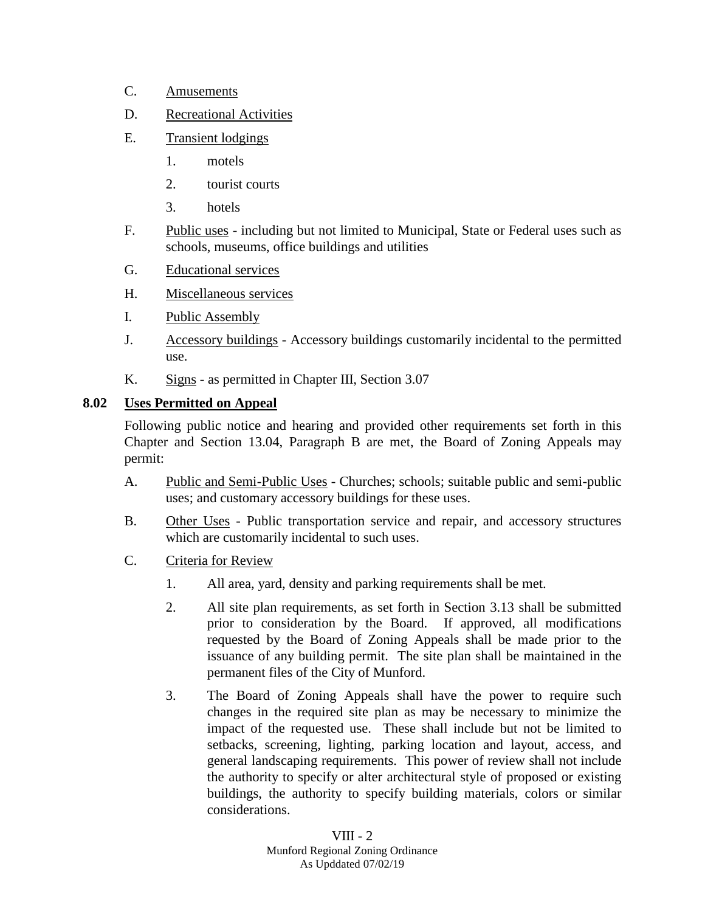C. Amusements

D. Recreational Activities

E. Transient lodgings

   1. motels

   2. tourist courts

   3. hotels

F. Public uses - including but not limited to Municipal, State or Federal uses such as schools, museums, office buildings and utilities

G. Educational services

H. Miscellaneous services

I. Public Assembly

J. Accessory buildings - Accessory buildings customarily incidental to the permitted use.

K. Signs - as permitted in Chapter III, Section 3.07

### 8.02 Uses Permitted on Appeal

Following public notice and hearing and provided other requirements set forth in this Chapter and Section 13.04, Paragraph B are met, the Board of Zoning Appeals may permit:

A. Public and Semi-Public Uses - Churches; schools; suitable public and semi-public uses; and customary accessory buildings for these uses.

B. Other Uses - Public transportation service and repair, and accessory structures which are customarily incidental to such uses.

C. Criteria for Review

   1. All area, yard, density and parking requirements shall be met.

   2. All site plan requirements, as set forth in Section 3.13 shall be submitted prior to consideration by the Board. If approved, all modifications requested by the Board of Zoning Appeals shall be made prior to the issuance of any building permit. The site plan shall be maintained in the permanent files of the City of Munford.

   3. The Board of Zoning Appeals shall have the power to require such changes in the required site plan as may be necessary to minimize the impact of the requested use. These shall include but not be limited to setbacks, screening, lighting, parking location and layout, access, and general landscaping requirements. This power of review shall not include the authority to specify or alter architectural style of proposed or existing buildings, the authority to specify building materials, colors or similar considerations.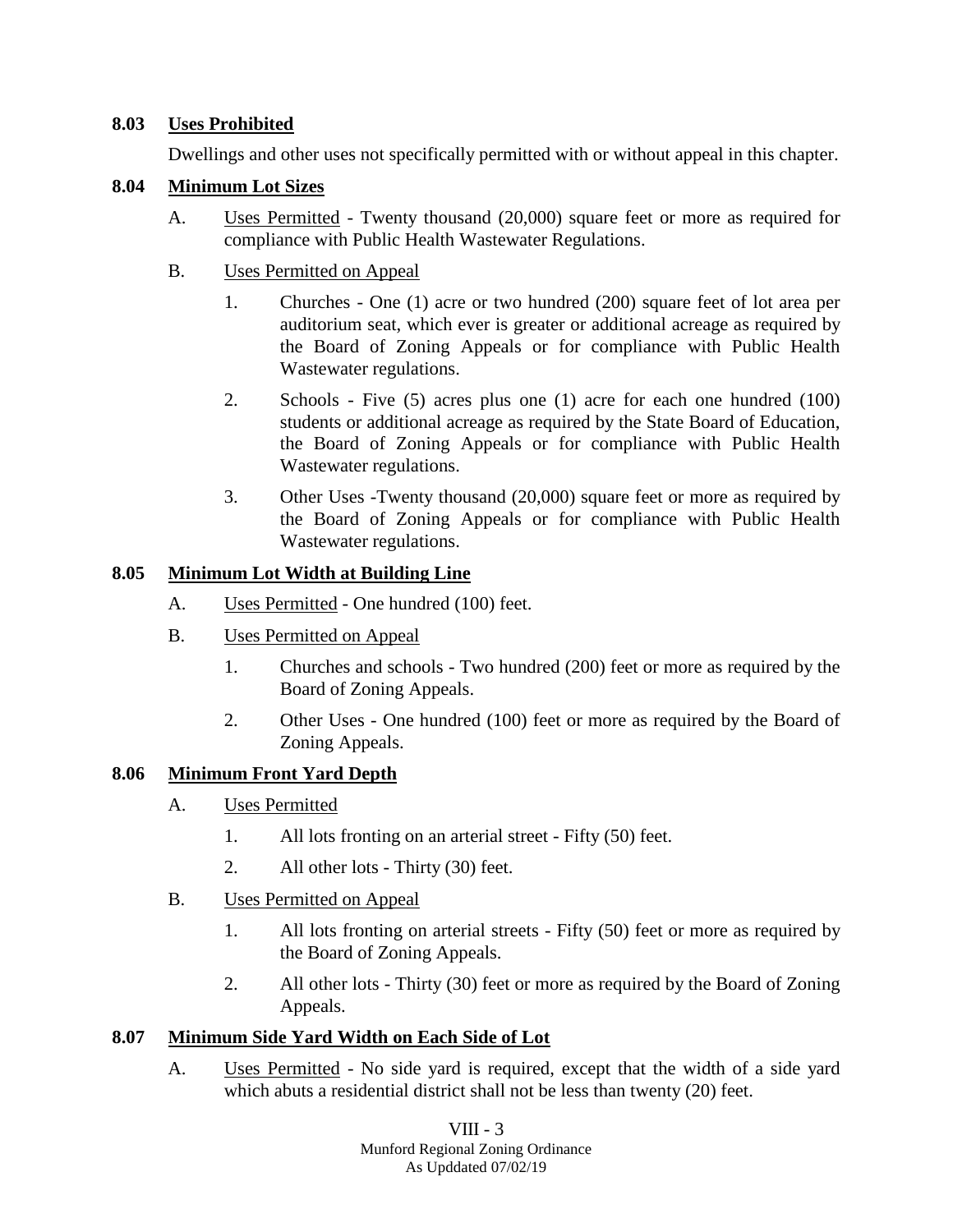## 8.03 Uses Prohibited

Dwellings and other uses not specifically permitted with or without appeal in this chapter.

## 8.04 Minimum Lot Sizes

A. Uses Permitted - Twenty thousand (20,000) square feet or more as required for compliance with Public Health Wastewater Regulations.

B. Uses Permitted on Appeal

1. Churches - One (1) acre or two hundred (200) square feet of lot area per auditorium seat, which ever is greater or additional acreage as required by the Board of Zoning Appeals or for compliance with Public Health Wastewater regulations.

2. Schools - Five (5) acres plus one (1) acre for each one hundred (100) students or additional acreage as required by the State Board of Education, the Board of Zoning Appeals or for compliance with Public Health Wastewater regulations.

3. Other Uses -Twenty thousand (20,000) square feet or more as required by the Board of Zoning Appeals or for compliance with Public Health Wastewater regulations.

## 8.05 Minimum Lot Width at Building Line

A. Uses Permitted - One hundred (100) feet.

B. Uses Permitted on Appeal

1. Churches and schools - Two hundred (200) feet or more as required by the Board of Zoning Appeals.

2. Other Uses - One hundred (100) feet or more as required by the Board of Zoning Appeals.

## 8.06 Minimum Front Yard Depth

A. Uses Permitted

1. All lots fronting on an arterial street - Fifty (50) feet.

2. All other lots - Thirty (30) feet.

B. Uses Permitted on Appeal

1. All lots fronting on arterial streets - Fifty (50) feet or more as required by the Board of Zoning Appeals.

2. All other lots - Thirty (30) feet or more as required by the Board of Zoning Appeals.

## 8.07 Minimum Side Yard Width on Each Side of Lot

A. Uses Permitted - No side yard is required, except that the width of a side yard which abuts a residential district shall not be less than twenty (20) feet.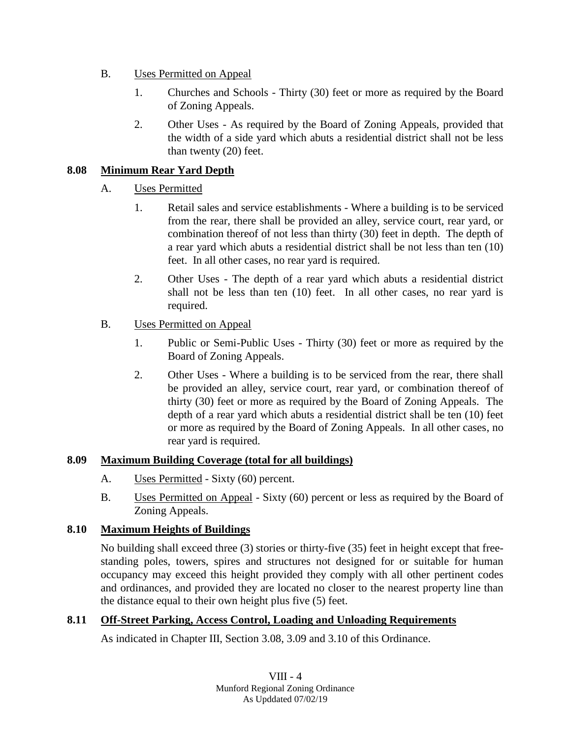B. Uses Permitted on Appeal

1. Churches and Schools - Thirty (30) feet or more as required by the Board of Zoning Appeals.

2. Other Uses - As required by the Board of Zoning Appeals, provided that the width of a side yard which abuts a residential district shall not be less than twenty (20) feet.

## 8.08 Minimum Rear Yard Depth

A. Uses Permitted

1. Retail sales and service establishments - Where a building is to be serviced from the rear, there shall be provided an alley, service court, rear yard, or combination thereof of not less than thirty (30) feet in depth. The depth of a rear yard which abuts a residential district shall be not less than ten (10) feet. In all other cases, no rear yard is required.

2. Other Uses - The depth of a rear yard which abuts a residential district shall not be less than ten (10) feet. In all other cases, no rear yard is required.

B. Uses Permitted on Appeal

1. Public or Semi-Public Uses - Thirty (30) feet or more as required by the Board of Zoning Appeals.

2. Other Uses - Where a building is to be serviced from the rear, there shall be provided an alley, service court, rear yard, or combination thereof of thirty (30) feet or more as required by the Board of Zoning Appeals. The depth of a rear yard which abuts a residential district shall be ten (10) feet or more as required by the Board of Zoning Appeals. In all other cases, no rear yard is required.

## 8.09 Maximum Building Coverage (total for all buildings)

A. Uses Permitted - Sixty (60) percent.

B. Uses Permitted on Appeal - Sixty (60) percent or less as required by the Board of Zoning Appeals.

## 8.10 Maximum Heights of Buildings

No building shall exceed three (3) stories or thirty-five (35) feet in height except that free-standing poles, towers, spires and structures not designed for or suitable for human occupancy may exceed this height provided they comply with all other pertinent codes and ordinances, and provided they are located no closer to the nearest property line than the distance equal to their own height plus five (5) feet.

## 8.11 Off-Street Parking, Access Control, Loading and Unloading Requirements

As indicated in Chapter III, Section 3.08, 3.09 and 3.10 of this Ordinance.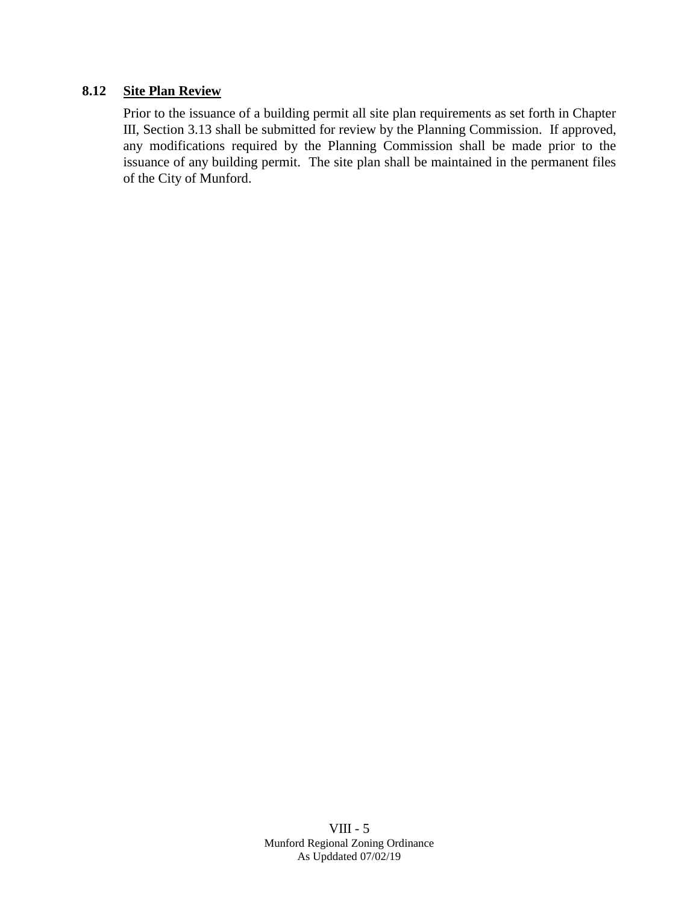### 8.12 **Site Plan Review**

Prior to the issuance of a building permit all site plan requirements as set forth in Chapter III, Section 3.13 shall be submitted for review by the Planning Commission. If approved, any modifications required by the Planning Commission shall be made prior to the issuance of any building permit. The site plan shall be maintained in the permanent files of the City of Munford.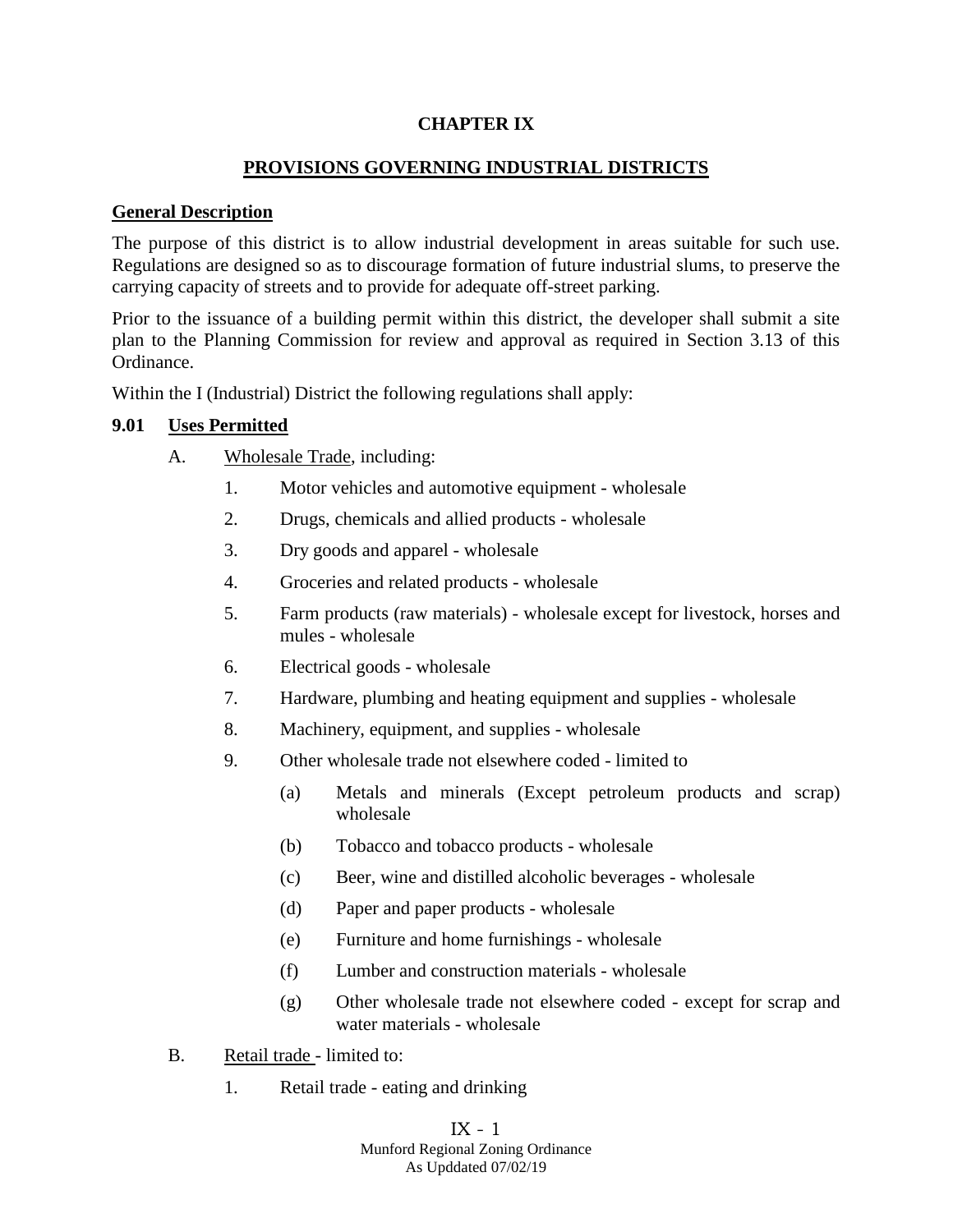# CHAPTER IX

## PROVISIONS GOVERNING INDUSTRIAL DISTRICTS

**General Description**

The purpose of this district is to allow industrial development in areas suitable for such use. Regulations are designed so as to discourage formation of future industrial slums, to preserve the carrying capacity of streets and to provide for adequate off-street parking.

Prior to the issuance of a building permit within this district, the developer shall submit a site plan to the Planning Commission for review and approval as required in Section 3.13 of this Ordinance.

Within the I (Industrial) District the following regulations shall apply:

**9.01 Uses Permitted**

A. Wholesale Trade, including:

1. Motor vehicles and automotive equipment - wholesale
2. Drugs, chemicals and allied products - wholesale
3. Dry goods and apparel - wholesale
4. Groceries and related products - wholesale
5. Farm products (raw materials) - wholesale except for livestock, horses and mules - wholesale
6. Electrical goods - wholesale
7. Hardware, plumbing and heating equipment and supplies - wholesale
8. Machinery, equipment, and supplies - wholesale
9. Other wholesale trade not elsewhere coded - limited to
   - (a) Metals and minerals (Except petroleum products and scrap) wholesale
   - (b) Tobacco and tobacco products - wholesale
   - (c) Beer, wine and distilled alcoholic beverages - wholesale
   - (d) Paper and paper products - wholesale
   - (e) Furniture and home furnishings - wholesale
   - (f) Lumber and construction materials - wholesale
   - (g) Other wholesale trade not elsewhere coded - except for scrap and water materials - wholesale

B. Retail trade - limited to:

1. Retail trade - eating and drinking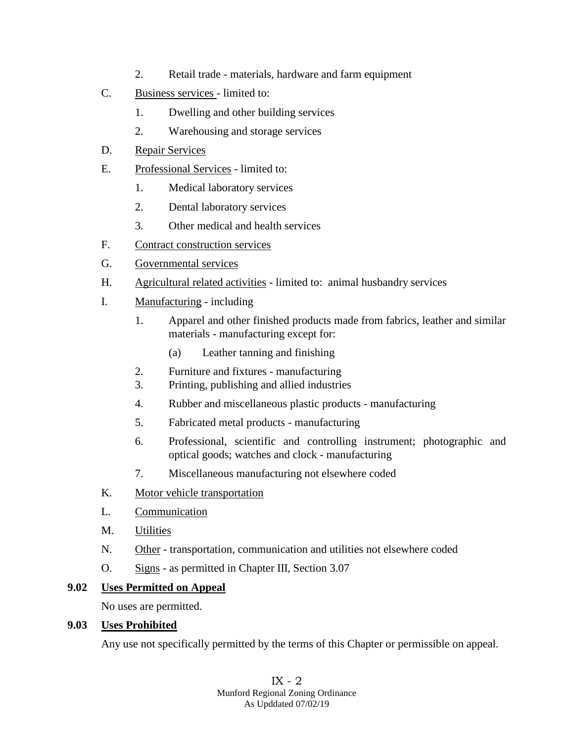2. Retail trade - materials, hardware and farm equipment

C. <u>Business services</u> - limited to:

1. Dwelling and other building services
2. Warehousing and storage services

D. <u>Repair Services</u>

E. <u>Professional Services</u> - limited to:

1. Medical laboratory services
2. Dental laboratory services
3. Other medical and health services

F. <u>Contract construction services</u>

G. <u>Governmental services</u>

H. <u>Agricultural related activities</u> - limited to: animal husbandry services

I. <u>Manufacturing</u> - including

1. Apparel and other finished products made from fabrics, leather and similar materials - manufacturing except for:
   (a) Leather tanning and finishing
2. Furniture and fixtures - manufacturing
3. Printing, publishing and allied industries
4. Rubber and miscellaneous plastic products - manufacturing
5. Fabricated metal products - manufacturing
6. Professional, scientific and controlling instrument; photographic and optical goods; watches and clock - manufacturing
7. Miscellaneous manufacturing not elsewhere coded

K. <u>Motor vehicle transportation</u>

L. <u>Communication</u>

M. <u>Utilities</u>

N. <u>Other</u> - transportation, communication and utilities not elsewhere coded

O. <u>Signs</u> - as permitted in Chapter III, Section 3.07

**9.02 <u>Uses Permitted on Appeal</u>**

No uses are permitted.

**9.03 <u>Uses Prohibited</u>**

Any use not specifically permitted by the terms of this Chapter or permissible on appeal.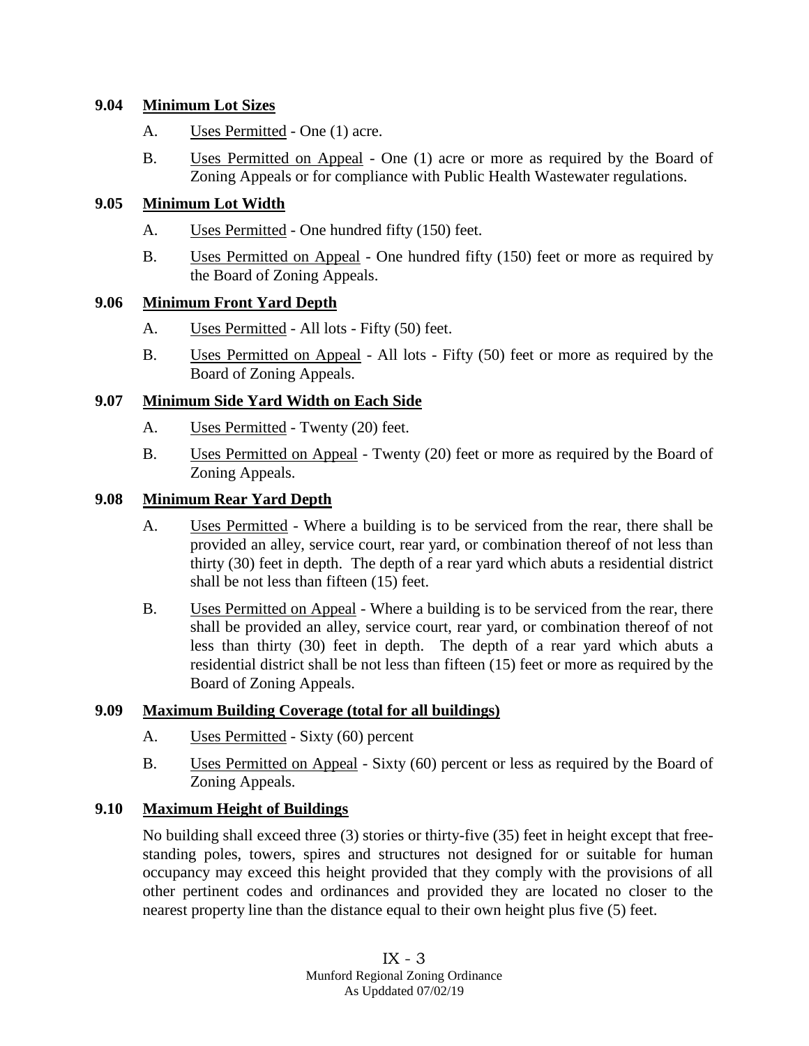### 9.04 Minimum Lot Sizes

A. Uses Permitted - One (1) acre.

B. Uses Permitted on Appeal - One (1) acre or more as required by the Board of Zoning Appeals or for compliance with Public Health Wastewater regulations.

### 9.05 Minimum Lot Width

A. Uses Permitted - One hundred fifty (150) feet.

B. Uses Permitted on Appeal - One hundred fifty (150) feet or more as required by the Board of Zoning Appeals.

### 9.06 Minimum Front Yard Depth

A. Uses Permitted - All lots - Fifty (50) feet.

B. Uses Permitted on Appeal - All lots - Fifty (50) feet or more as required by the Board of Zoning Appeals.

### 9.07 Minimum Side Yard Width on Each Side

A. Uses Permitted - Twenty (20) feet.

B. Uses Permitted on Appeal - Twenty (20) feet or more as required by the Board of Zoning Appeals.

### 9.08 Minimum Rear Yard Depth

A. Uses Permitted - Where a building is to be serviced from the rear, there shall be provided an alley, service court, rear yard, or combination thereof of not less than thirty (30) feet in depth. The depth of a rear yard which abuts a residential district shall be not less than fifteen (15) feet.

B. Uses Permitted on Appeal - Where a building is to be serviced from the rear, there shall be provided an alley, service court, rear yard, or combination thereof of not less than thirty (30) feet in depth. The depth of a rear yard which abuts a residential district shall be not less than fifteen (15) feet or more as required by the Board of Zoning Appeals.

### 9.09 Maximum Building Coverage (total for all buildings)

A. Uses Permitted - Sixty (60) percent

B. Uses Permitted on Appeal - Sixty (60) percent or less as required by the Board of Zoning Appeals.

### 9.10 Maximum Height of Buildings

No building shall exceed three (3) stories or thirty-five (35) feet in height except that free-standing poles, towers, spires and structures not designed for or suitable for human occupancy may exceed this height provided that they comply with the provisions of all other pertinent codes and ordinances and provided they are located no closer to the nearest property line than the distance equal to their own height plus five (5) feet.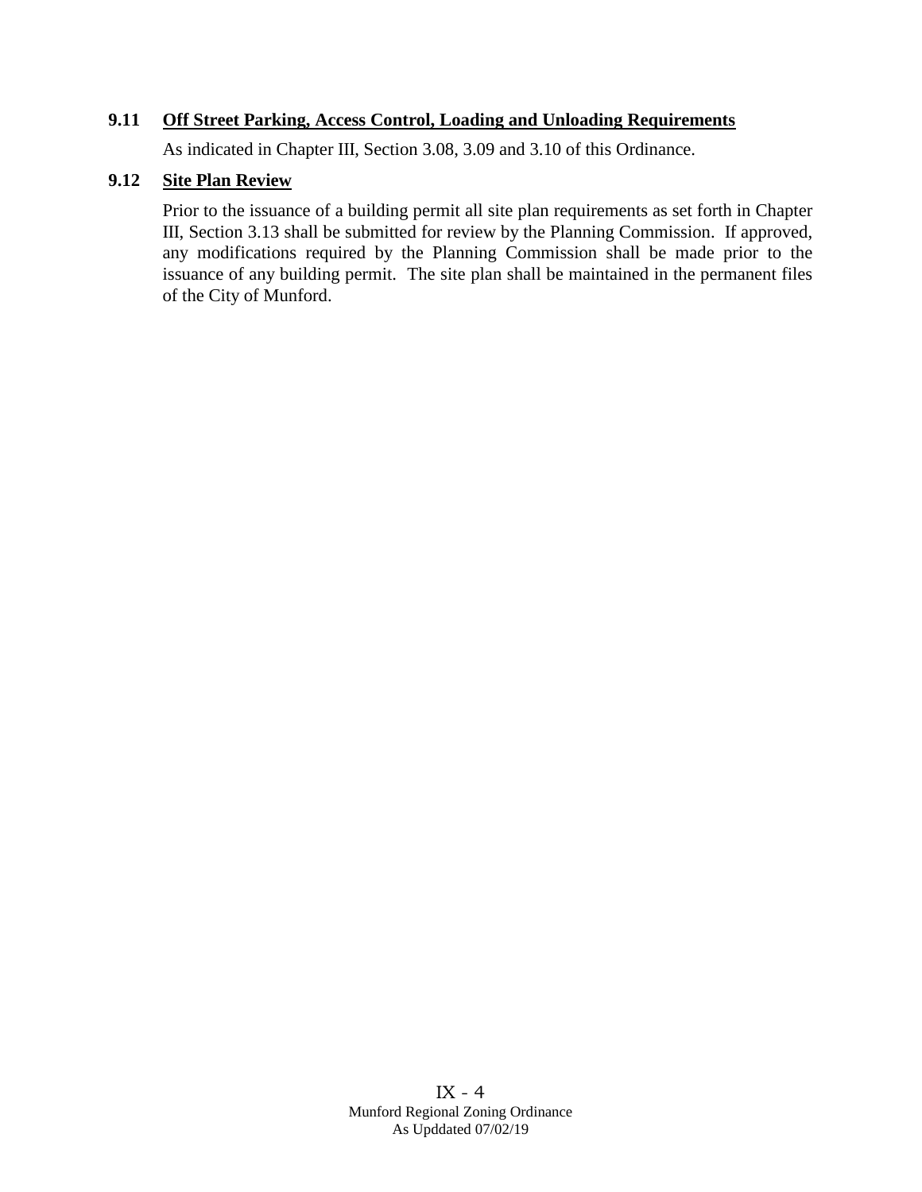### 9.11 Off Street Parking, Access Control, Loading and Unloading Requirements

As indicated in Chapter III, Section 3.08, 3.09 and 3.10 of this Ordinance.

### 9.12 Site Plan Review

Prior to the issuance of a building permit all site plan requirements as set forth in Chapter III, Section 3.13 shall be submitted for review by the Planning Commission. If approved, any modifications required by the Planning Commission shall be made prior to the issuance of any building permit. The site plan shall be maintained in the permanent files of the City of Munford.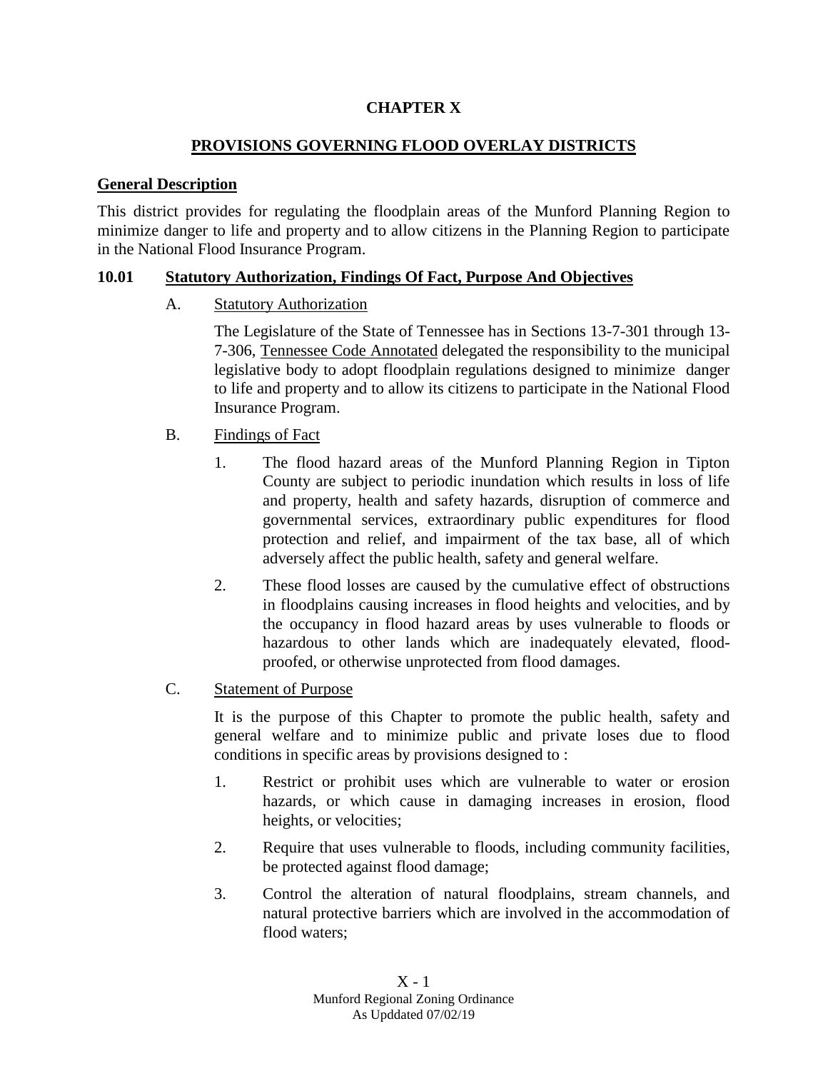# CHAPTER X

## PROVISIONS GOVERNING FLOOD OVERLAY DISTRICTS

### General Description

This district provides for regulating the floodplain areas of the Munford Planning Region to minimize danger to life and property and to allow citizens in the Planning Region to participate in the National Flood Insurance Program.

### 10.01 Statutory Authorization, Findings Of Fact, Purpose And Objectives

A. Statutory Authorization

The Legislature of the State of Tennessee has in Sections 13-7-301 through 13-7-306, Tennessee Code Annotated delegated the responsibility to the municipal legislative body to adopt floodplain regulations designed to minimize danger to life and property and to allow its citizens to participate in the National Flood Insurance Program.

B. Findings of Fact

1. The flood hazard areas of the Munford Planning Region in Tipton County are subject to periodic inundation which results in loss of life and property, health and safety hazards, disruption of commerce and governmental services, extraordinary public expenditures for flood protection and relief, and impairment of the tax base, all of which adversely affect the public health, safety and general welfare.

2. These flood losses are caused by the cumulative effect of obstructions in floodplains causing increases in flood heights and velocities, and by the occupancy in flood hazard areas by uses vulnerable to floods or hazardous to other lands which are inadequately elevated, flood-proofed, or otherwise unprotected from flood damages.

C. Statement of Purpose

It is the purpose of this Chapter to promote the public health, safety and general welfare and to minimize public and private loses due to flood conditions in specific areas by provisions designed to :

1. Restrict or prohibit uses which are vulnerable to water or erosion hazards, or which cause in damaging increases in erosion, flood heights, or velocities;

2. Require that uses vulnerable to floods, including community facilities, be protected against flood damage;

3. Control the alteration of natural floodplains, stream channels, and natural protective barriers which are involved in the accommodation of flood waters;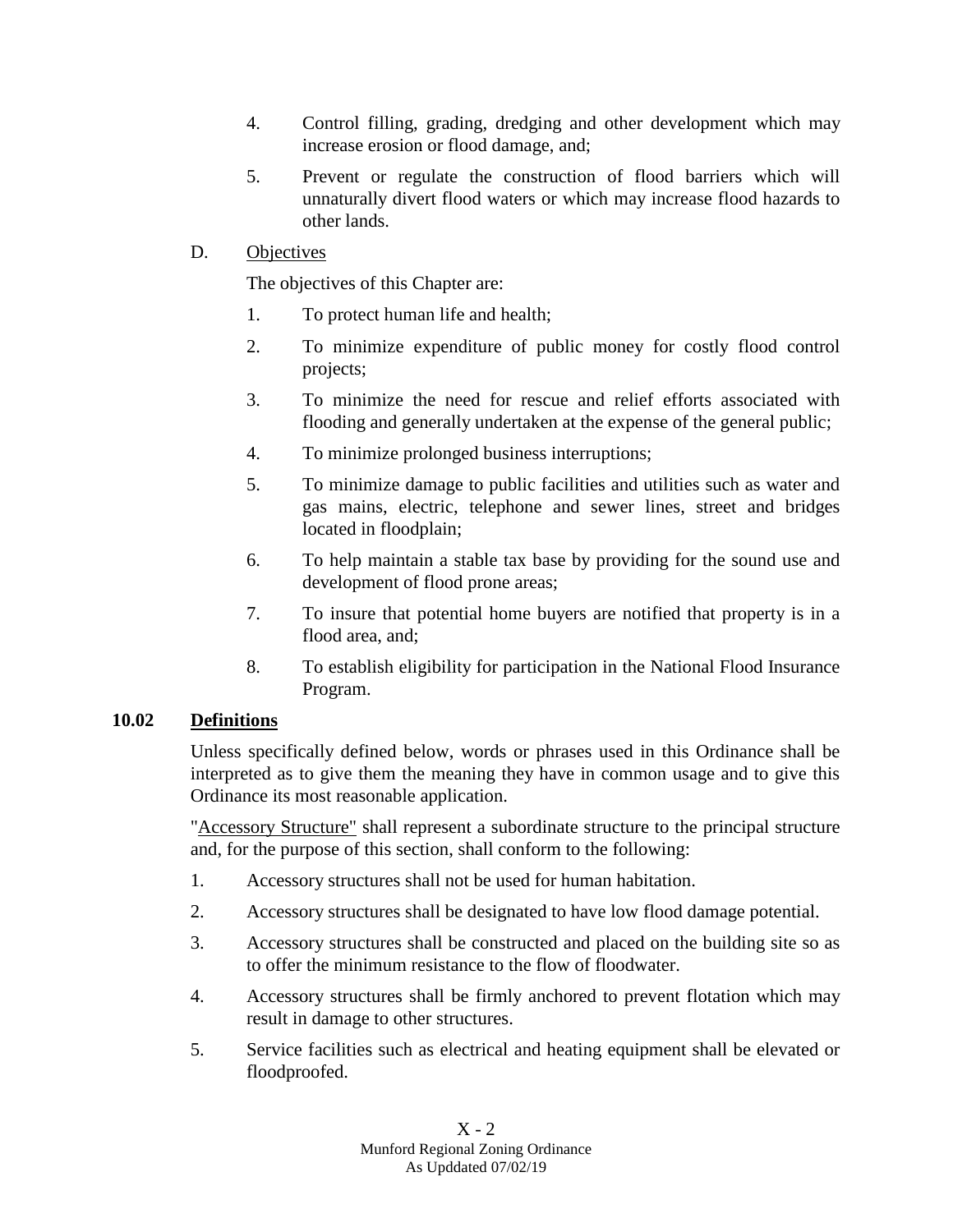4. Control filling, grading, dredging and other development which may increase erosion or flood damage, and;

5. Prevent or regulate the construction of flood barriers which will unnaturally divert flood waters or which may increase flood hazards to other lands.

D. Objectives

The objectives of this Chapter are:

1. To protect human life and health;

2. To minimize expenditure of public money for costly flood control projects;

3. To minimize the need for rescue and relief efforts associated with flooding and generally undertaken at the expense of the general public;

4. To minimize prolonged business interruptions;

5. To minimize damage to public facilities and utilities such as water and gas mains, electric, telephone and sewer lines, street and bridges located in floodplain;

6. To help maintain a stable tax base by providing for the sound use and development of flood prone areas;

7. To insure that potential home buyers are notified that property is in a flood area, and;

8. To establish eligibility for participation in the National Flood Insurance Program.

## 10.02 Definitions

Unless specifically defined below, words or phrases used in this Ordinance shall be interpreted as to give them the meaning they have in common usage and to give this Ordinance its most reasonable application.

"Accessory Structure" shall represent a subordinate structure to the principal structure and, for the purpose of this section, shall conform to the following:

1. Accessory structures shall not be used for human habitation.

2. Accessory structures shall be designated to have low flood damage potential.

3. Accessory structures shall be constructed and placed on the building site so as to offer the minimum resistance to the flow of floodwater.

4. Accessory structures shall be firmly anchored to prevent flotation which may result in damage to other structures.

5. Service facilities such as electrical and heating equipment shall be elevated or floodproofed.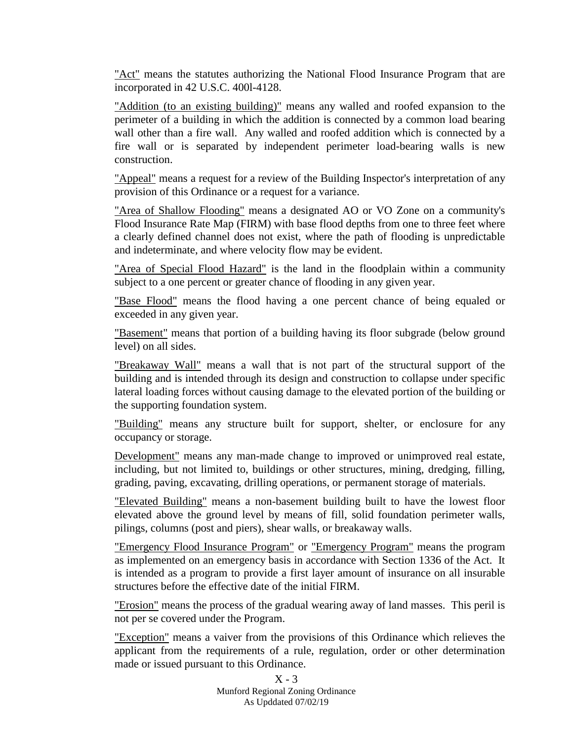"Act" means the statutes authorizing the National Flood Insurance Program that are incorporated in 42 U.S.C. 400l-4128.

"Addition (to an existing building)" means any walled and roofed expansion to the perimeter of a building in which the addition is connected by a common load bearing wall other than a fire wall. Any walled and roofed addition which is connected by a fire wall or is separated by independent perimeter load-bearing walls is new construction.

"Appeal" means a request for a review of the Building Inspector's interpretation of any provision of this Ordinance or a request for a variance.

"Area of Shallow Flooding" means a designated AO or VO Zone on a community's Flood Insurance Rate Map (FIRM) with base flood depths from one to three feet where a clearly defined channel does not exist, where the path of flooding is unpredictable and indeterminate, and where velocity flow may be evident.

"Area of Special Flood Hazard" is the land in the floodplain within a community subject to a one percent or greater chance of flooding in any given year.

"Base Flood" means the flood having a one percent chance of being equaled or exceeded in any given year.

"Basement" means that portion of a building having its floor subgrade (below ground level) on all sides.

"Breakaway Wall" means a wall that is not part of the structural support of the building and is intended through its design and construction to collapse under specific lateral loading forces without causing damage to the elevated portion of the building or the supporting foundation system.

"Building" means any structure built for support, shelter, or enclosure for any occupancy or storage.

Development" means any man-made change to improved or unimproved real estate, including, but not limited to, buildings or other structures, mining, dredging, filling, grading, paving, excavating, drilling operations, or permanent storage of materials.

"Elevated Building" means a non-basement building built to have the lowest floor elevated above the ground level by means of fill, solid foundation perimeter walls, pilings, columns (post and piers), shear walls, or breakaway walls.

"Emergency Flood Insurance Program" or "Emergency Program" means the program as implemented on an emergency basis in accordance with Section 1336 of the Act. It is intended as a program to provide a first layer amount of insurance on all insurable structures before the effective date of the initial FIRM.

"Erosion" means the process of the gradual wearing away of land masses. This peril is not per se covered under the Program.

"Exception" means a vaiver from the provisions of this Ordinance which relieves the applicant from the requirements of a rule, regulation, order or other determination made or issued pursuant to this Ordinance.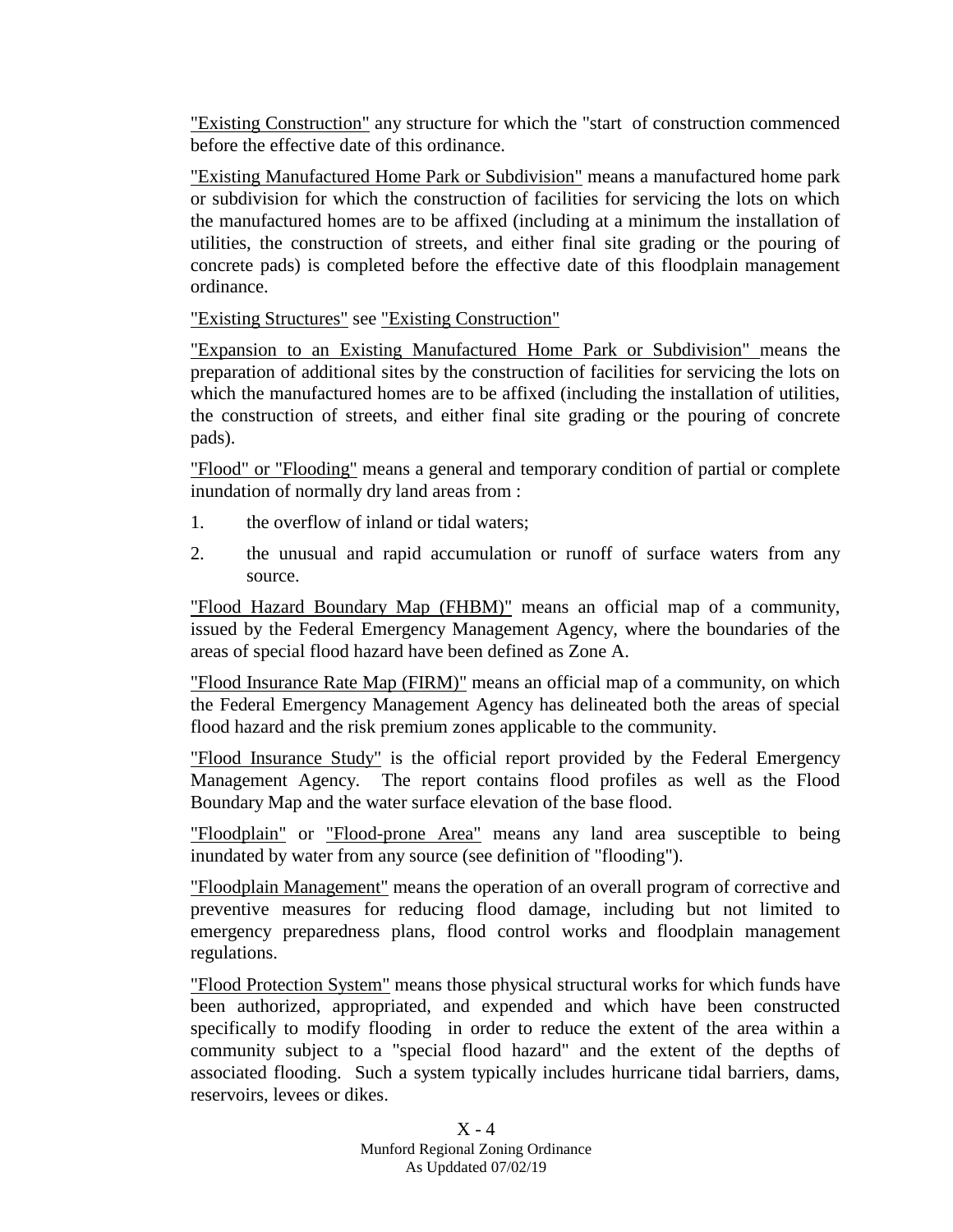"Existing Construction" any structure for which the "start of construction commenced before the effective date of this ordinance.

"Existing Manufactured Home Park or Subdivision" means a manufactured home park or subdivision for which the construction of facilities for servicing the lots on which the manufactured homes are to be affixed (including at a minimum the installation of utilities, the construction of streets, and either final site grading or the pouring of concrete pads) is completed before the effective date of this floodplain management ordinance.

"Existing Structures" see "Existing Construction"

"Expansion to an Existing Manufactured Home Park or Subdivision" means the preparation of additional sites by the construction of facilities for servicing the lots on which the manufactured homes are to be affixed (including the installation of utilities, the construction of streets, and either final site grading or the pouring of concrete pads).

"Flood" or "Flooding" means a general and temporary condition of partial or complete inundation of normally dry land areas from :

1. the overflow of inland or tidal waters;
2. the unusual and rapid accumulation or runoff of surface waters from any source.

"Flood Hazard Boundary Map (FHBM)" means an official map of a community, issued by the Federal Emergency Management Agency, where the boundaries of the areas of special flood hazard have been defined as Zone A.

"Flood Insurance Rate Map (FIRM)" means an official map of a community, on which the Federal Emergency Management Agency has delineated both the areas of special flood hazard and the risk premium zones applicable to the community.

"Flood Insurance Study" is the official report provided by the Federal Emergency Management Agency. The report contains flood profiles as well as the Flood Boundary Map and the water surface elevation of the base flood.

"Floodplain" or "Flood-prone Area" means any land area susceptible to being inundated by water from any source (see definition of "flooding").

"Floodplain Management" means the operation of an overall program of corrective and preventive measures for reducing flood damage, including but not limited to emergency preparedness plans, flood control works and floodplain management regulations.

"Flood Protection System" means those physical structural works for which funds have been authorized, appropriated, and expended and which have been constructed specifically to modify flooding in order to reduce the extent of the area within a community subject to a "special flood hazard" and the extent of the depths of associated flooding. Such a system typically includes hurricane tidal barriers, dams, reservoirs, levees or dikes.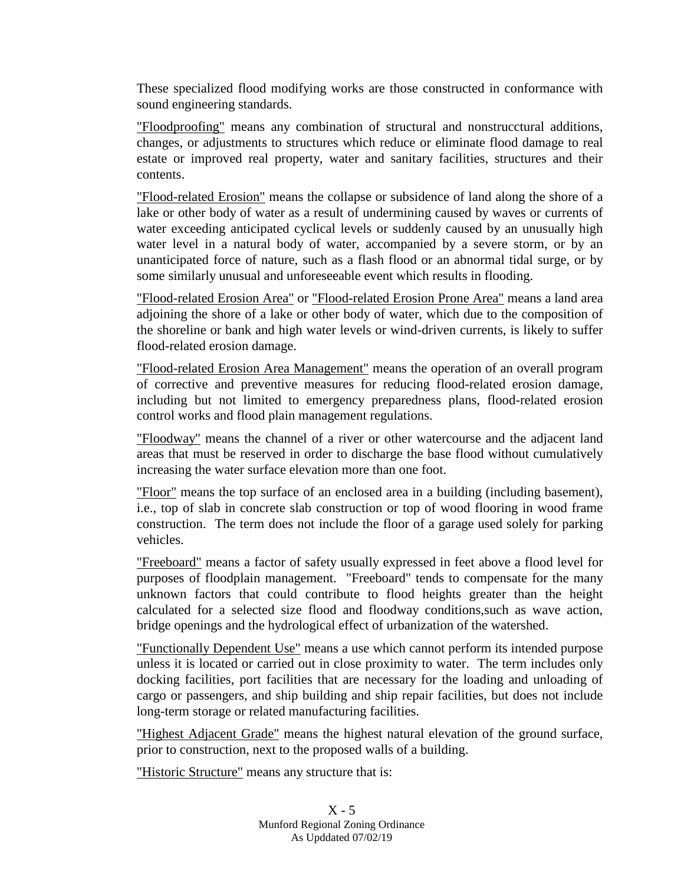These specialized flood modifying works are those constructed in conformance with sound engineering standards.

<u>"Floodproofing"</u> means any combination of structural and nonstrucctural additions, changes, or adjustments to structures which reduce or eliminate flood damage to real estate or improved real property, water and sanitary facilities, structures and their contents.

<u>"Flood-related Erosion"</u> means the collapse or subsidence of land along the shore of a lake or other body of water as a result of undermining caused by waves or currents of water exceeding anticipated cyclical levels or suddenly caused by an unusually high water level in a natural body of water, accompanied by a severe storm, or by an unanticipated force of nature, such as a flash flood or an abnormal tidal surge, or by some similarly unusual and unforeseeable event which results in flooding.

<u>"Flood-related Erosion Area"</u> or <u>"Flood-related Erosion Prone Area"</u> means a land area adjoining the shore of a lake or other body of water, which due to the composition of the shoreline or bank and high water levels or wind-driven currents, is likely to suffer flood-related erosion damage.

<u>"Flood-related Erosion Area Management"</u> means the operation of an overall program of corrective and preventive measures for reducing flood-related erosion damage, including but not limited to emergency preparedness plans, flood-related erosion control works and flood plain management regulations.

<u>"Floodway"</u> means the channel of a river or other watercourse and the adjacent land areas that must be reserved in order to discharge the base flood without cumulatively increasing the water surface elevation more than one foot.

<u>"Floor"</u> means the top surface of an enclosed area in a building (including basement), i.e., top of slab in concrete slab construction or top of wood flooring in wood frame construction. The term does not include the floor of a garage used solely for parking vehicles.

<u>"Freeboard"</u> means a factor of safety usually expressed in feet above a flood level for purposes of floodplain management. "Freeboard" tends to compensate for the many unknown factors that could contribute to flood heights greater than the height calculated for a selected size flood and floodway conditions,such as wave action, bridge openings and the hydrological effect of urbanization of the watershed.

<u>"Functionally Dependent Use"</u> means a use which cannot perform its intended purpose unless it is located or carried out in close proximity to water. The term includes only docking facilities, port facilities that are necessary for the loading and unloading of cargo or passengers, and ship building and ship repair facilities, but does not include long-term storage or related manufacturing facilities.

<u>"Highest Adjacent Grade"</u> means the highest natural elevation of the ground surface, prior to construction, next to the proposed walls of a building.

<u>"Historic Structure"</u> means any structure that is: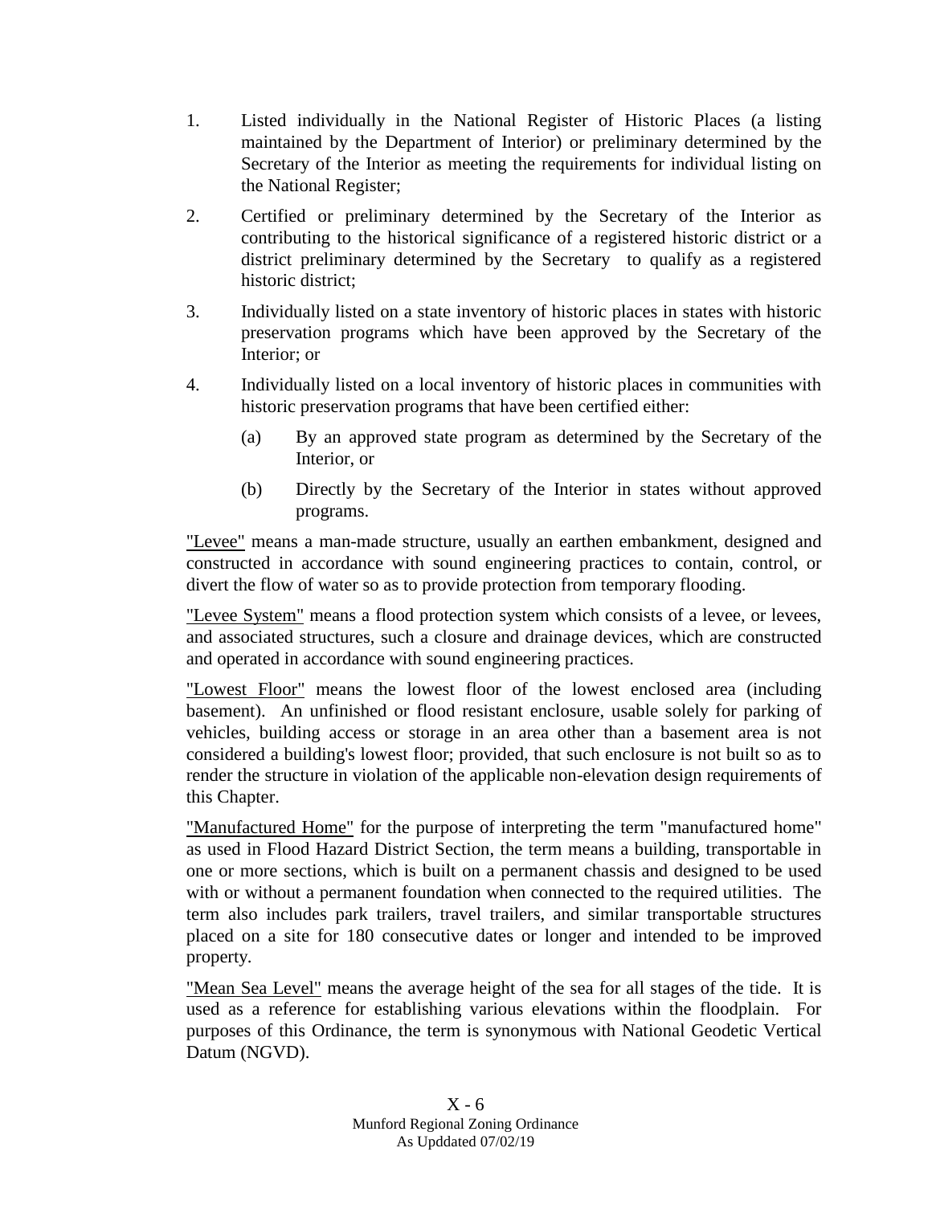1. Listed individually in the National Register of Historic Places (a listing maintained by the Department of Interior) or preliminary determined by the Secretary of the Interior as meeting the requirements for individual listing on the National Register;

2. Certified or preliminary determined by the Secretary of the Interior as contributing to the historical significance of a registered historic district or a district preliminary determined by the Secretary to qualify as a registered historic district;

3. Individually listed on a state inventory of historic places in states with historic preservation programs which have been approved by the Secretary of the Interior; or

4. Individually listed on a local inventory of historic places in communities with historic preservation programs that have been certified either:

   (a) By an approved state program as determined by the Secretary of the Interior, or

   (b) Directly by the Secretary of the Interior in states without approved programs.

<u>"Levee"</u> means a man-made structure, usually an earthen embankment, designed and constructed in accordance with sound engineering practices to contain, control, or divert the flow of water so as to provide protection from temporary flooding.

<u>"Levee System"</u> means a flood protection system which consists of a levee, or levees, and associated structures, such a closure and drainage devices, which are constructed and operated in accordance with sound engineering practices.

<u>"Lowest Floor"</u> means the lowest floor of the lowest enclosed area (including basement). An unfinished or flood resistant enclosure, usable solely for parking of vehicles, building access or storage in an area other than a basement area is not considered a building's lowest floor; provided, that such enclosure is not built so as to render the structure in violation of the applicable non-elevation design requirements of this Chapter.

<u>"Manufactured Home"</u> for the purpose of interpreting the term "manufactured home" as used in Flood Hazard District Section, the term means a building, transportable in one or more sections, which is built on a permanent chassis and designed to be used with or without a permanent foundation when connected to the required utilities. The term also includes park trailers, travel trailers, and similar transportable structures placed on a site for 180 consecutive dates or longer and intended to be improved property.

<u>"Mean Sea Level"</u> means the average height of the sea for all stages of the tide. It is used as a reference for establishing various elevations within the floodplain. For purposes of this Ordinance, the term is synonymous with National Geodetic Vertical Datum (NGVD).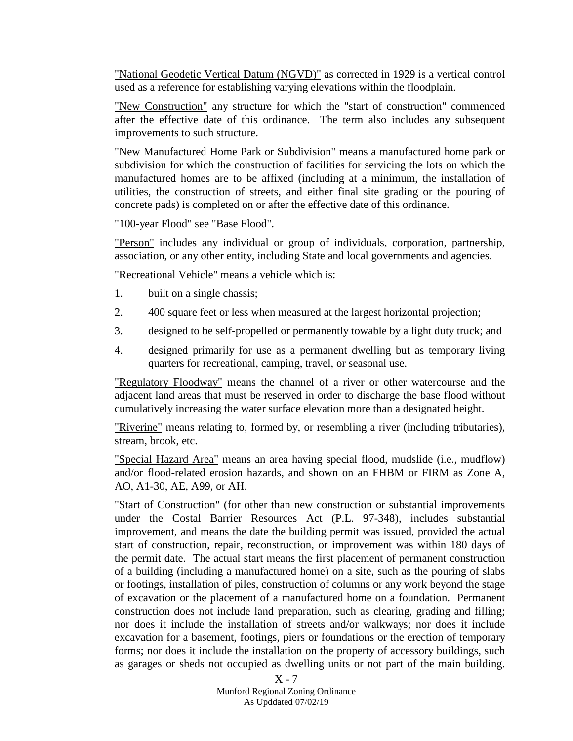<u>"National Geodetic Vertical Datum (NGVD)"</u> as corrected in 1929 is a vertical control used as a reference for establishing varying elevations within the floodplain.

<u>"New Construction"</u> any structure for which the "start of construction" commenced after the effective date of this ordinance. The term also includes any subsequent improvements to such structure.

<u>"New Manufactured Home Park or Subdivision"</u> means a manufactured home park or subdivision for which the construction of facilities for servicing the lots on which the manufactured homes are to be affixed (including at a minimum, the installation of utilities, the construction of streets, and either final site grading or the pouring of concrete pads) is completed on or after the effective date of this ordinance.

<u>"100-year Flood"</u> see <u>"Base Flood".</u>

<u>"Person"</u> includes any individual or group of individuals, corporation, partnership, association, or any other entity, including State and local governments and agencies.

<u>"Recreational Vehicle"</u> means a vehicle which is:

1. built on a single chassis;
2. 400 square feet or less when measured at the largest horizontal projection;
3. designed to be self-propelled or permanently towable by a light duty truck; and
4. designed primarily for use as a permanent dwelling but as temporary living quarters for recreational, camping, travel, or seasonal use.

<u>"Regulatory Floodway"</u> means the channel of a river or other watercourse and the adjacent land areas that must be reserved in order to discharge the base flood without cumulatively increasing the water surface elevation more than a designated height.

<u>"Riverine"</u> means relating to, formed by, or resembling a river (including tributaries), stream, brook, etc.

<u>"Special Hazard Area"</u> means an area having special flood, mudslide (i.e., mudflow) and/or flood-related erosion hazards, and shown on an FHBM or FIRM as Zone A, AO, A1-30, AE, A99, or AH.

<u>"Start of Construction"</u> (for other than new construction or substantial improvements under the Costal Barrier Resources Act (P.L. 97-348), includes substantial improvement, and means the date the building permit was issued, provided the actual start of construction, repair, reconstruction, or improvement was within 180 days of the permit date. The actual start means the first placement of permanent construction of a building (including a manufactured home) on a site, such as the pouring of slabs or footings, installation of piles, construction of columns or any work beyond the stage of excavation or the placement of a manufactured home on a foundation. Permanent construction does not include land preparation, such as clearing, grading and filling; nor does it include the installation of streets and/or walkways; nor does it include excavation for a basement, footings, piers or foundations or the erection of temporary forms; nor does it include the installation on the property of accessory buildings, such as garages or sheds not occupied as dwelling units or not part of the main building.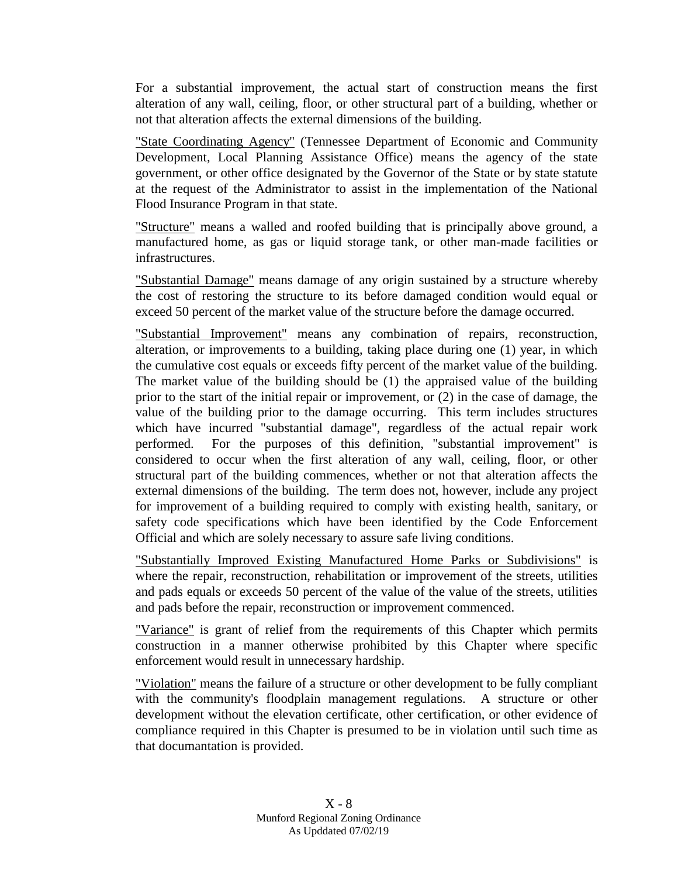For a substantial improvement, the actual start of construction means the first alteration of any wall, ceiling, floor, or other structural part of a building, whether or not that alteration affects the external dimensions of the building.

<u>"State Coordinating Agency"</u> (Tennessee Department of Economic and Community Development, Local Planning Assistance Office) means the agency of the state government, or other office designated by the Governor of the State or by state statute at the request of the Administrator to assist in the implementation of the National Flood Insurance Program in that state.

<u>"Structure"</u> means a walled and roofed building that is principally above ground, a manufactured home, as gas or liquid storage tank, or other man-made facilities or infrastructures.

<u>"Substantial Damage"</u> means damage of any origin sustained by a structure whereby the cost of restoring the structure to its before damaged condition would equal or exceed 50 percent of the market value of the structure before the damage occurred.

<u>"Substantial Improvement"</u> means any combination of repairs, reconstruction, alteration, or improvements to a building, taking place during one (1) year, in which the cumulative cost equals or exceeds fifty percent of the market value of the building. The market value of the building should be (1) the appraised value of the building prior to the start of the initial repair or improvement, or (2) in the case of damage, the value of the building prior to the damage occurring. This term includes structures which have incurred "substantial damage", regardless of the actual repair work performed. For the purposes of this definition, "substantial improvement" is considered to occur when the first alteration of any wall, ceiling, floor, or other structural part of the building commences, whether or not that alteration affects the external dimensions of the building. The term does not, however, include any project for improvement of a building required to comply with existing health, sanitary, or safety code specifications which have been identified by the Code Enforcement Official and which are solely necessary to assure safe living conditions.

<u>"Substantially Improved Existing Manufactured Home Parks or Subdivisions"</u> is where the repair, reconstruction, rehabilitation or improvement of the streets, utilities and pads equals or exceeds 50 percent of the value of the value of the streets, utilities and pads before the repair, reconstruction or improvement commenced.

<u>"Variance"</u> is grant of relief from the requirements of this Chapter which permits construction in a manner otherwise prohibited by this Chapter where specific enforcement would result in unnecessary hardship.

<u>"Violation"</u> means the failure of a structure or other development to be fully compliant with the community's floodplain management regulations. A structure or other development without the elevation certificate, other certification, or other evidence of compliance required in this Chapter is presumed to be in violation until such time as that documantation is provided.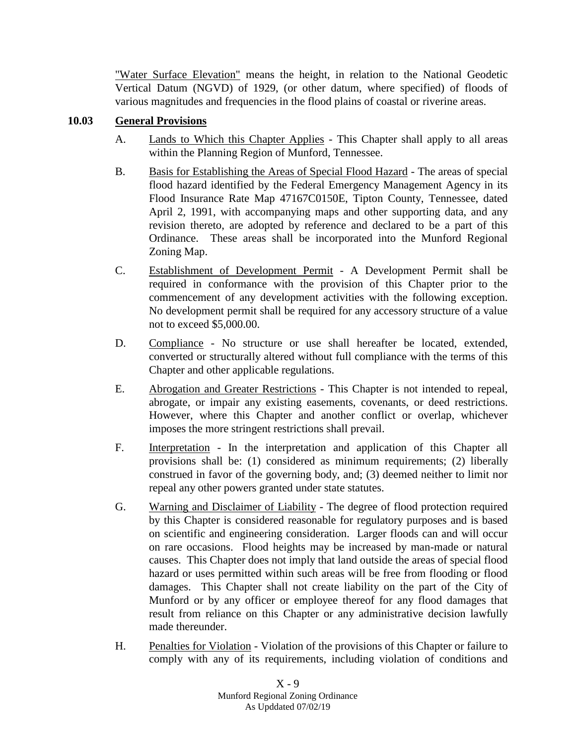"Water Surface Elevation" means the height, in relation to the National Geodetic Vertical Datum (NGVD) of 1929, (or other datum, where specified) of floods of various magnitudes and frequencies in the flood plains of coastal or riverine areas.

## 10.03 General Provisions

A. Lands to Which this Chapter Applies - This Chapter shall apply to all areas within the Planning Region of Munford, Tennessee.

B. Basis for Establishing the Areas of Special Flood Hazard - The areas of special flood hazard identified by the Federal Emergency Management Agency in its Flood Insurance Rate Map 47167C0150E, Tipton County, Tennessee, dated April 2, 1991, with accompanying maps and other supporting data, and any revision thereto, are adopted by reference and declared to be a part of this Ordinance. These areas shall be incorporated into the Munford Regional Zoning Map.

C. Establishment of Development Permit - A Development Permit shall be required in conformance with the provision of this Chapter prior to the commencement of any development activities with the following exception. No development permit shall be required for any accessory structure of a value not to exceed $5,000.00.

D. Compliance - No structure or use shall hereafter be located, extended, converted or structurally altered without full compliance with the terms of this Chapter and other applicable regulations.

E. Abrogation and Greater Restrictions - This Chapter is not intended to repeal, abrogate, or impair any existing easements, covenants, or deed restrictions. However, where this Chapter and another conflict or overlap, whichever imposes the more stringent restrictions shall prevail.

F. Interpretation - In the interpretation and application of this Chapter all provisions shall be: (1) considered as minimum requirements; (2) liberally construed in favor of the governing body, and; (3) deemed neither to limit nor repeal any other powers granted under state statutes.

G. Warning and Disclaimer of Liability - The degree of flood protection required by this Chapter is considered reasonable for regulatory purposes and is based on scientific and engineering consideration. Larger floods can and will occur on rare occasions. Flood heights may be increased by man-made or natural causes. This Chapter does not imply that land outside the areas of special flood hazard or uses permitted within such areas will be free from flooding or flood damages. This Chapter shall not create liability on the part of the City of Munford or by any officer or employee thereof for any flood damages that result from reliance on this Chapter or any administrative decision lawfully made thereunder.

H. Penalties for Violation - Violation of the provisions of this Chapter or failure to comply with any of its requirements, including violation of conditions and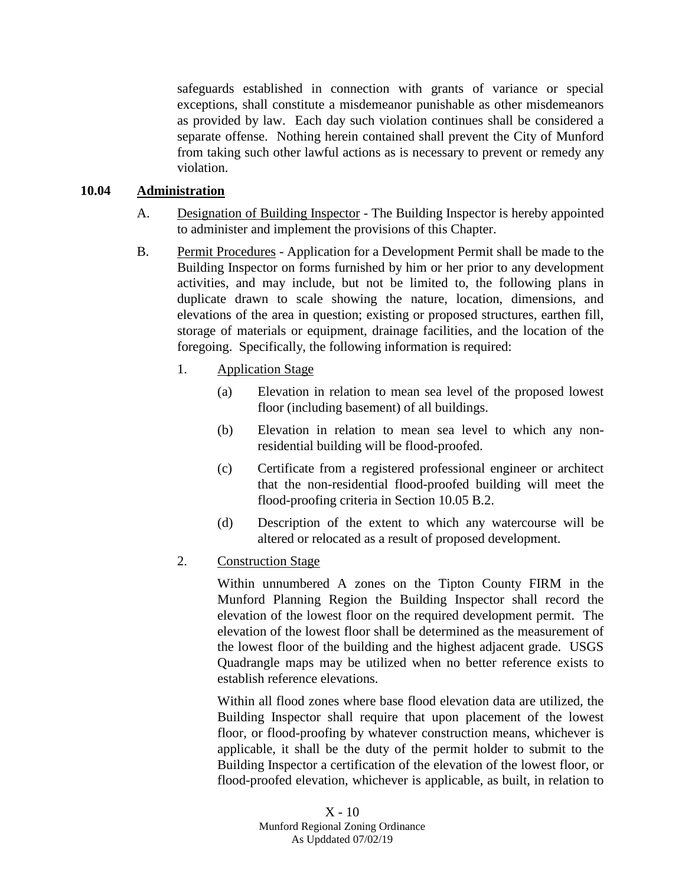safeguards established in connection with grants of variance or special exceptions, shall constitute a misdemeanor punishable as other misdemeanors as provided by law. Each day such violation continues shall be considered a separate offense. Nothing herein contained shall prevent the City of Munford from taking such other lawful actions as is necessary to prevent or remedy any violation.

## 10.04 Administration

A. Designation of Building Inspector - The Building Inspector is hereby appointed to administer and implement the provisions of this Chapter.

B. Permit Procedures - Application for a Development Permit shall be made to the Building Inspector on forms furnished by him or her prior to any development activities, and may include, but not be limited to, the following plans in duplicate drawn to scale showing the nature, location, dimensions, and elevations of the area in question; existing or proposed structures, earthen fill, storage of materials or equipment, drainage facilities, and the location of the foregoing. Specifically, the following information is required:

1. Application Stage

    (a) Elevation in relation to mean sea level of the proposed lowest floor (including basement) of all buildings.

    (b) Elevation in relation to mean sea level to which any non-residential building will be flood-proofed.

    (c) Certificate from a registered professional engineer or architect that the non-residential flood-proofed building will meet the flood-proofing criteria in Section 10.05 B.2.

    (d) Description of the extent to which any watercourse will be altered or relocated as a result of proposed development.

2. Construction Stage

    Within unnumbered A zones on the Tipton County FIRM in the Munford Planning Region the Building Inspector shall record the elevation of the lowest floor on the required development permit. The elevation of the lowest floor shall be determined as the measurement of the lowest floor of the building and the highest adjacent grade. USGS Quadrangle maps may be utilized when no better reference exists to establish reference elevations.

    Within all flood zones where base flood elevation data are utilized, the Building Inspector shall require that upon placement of the lowest floor, or flood-proofing by whatever construction means, whichever is applicable, it shall be the duty of the permit holder to submit to the Building Inspector a certification of the elevation of the lowest floor, or flood-proofed elevation, whichever is applicable, as built, in relation to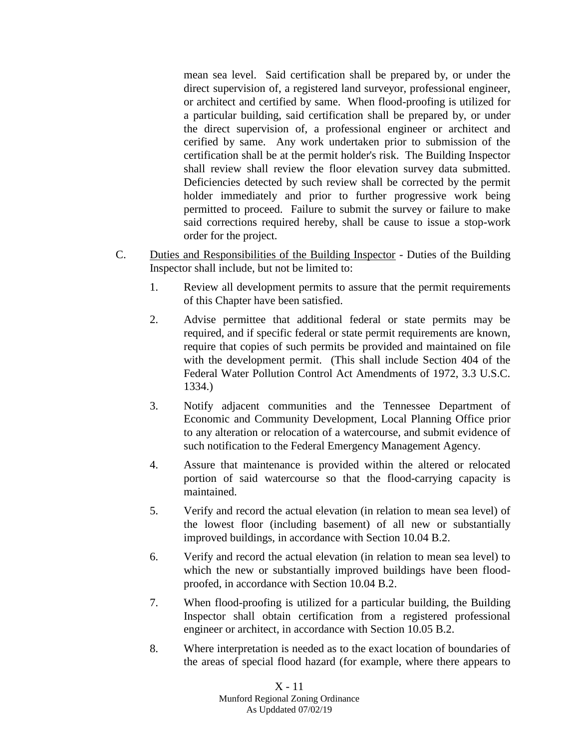mean sea level. Said certification shall be prepared by, or under the direct supervision of, a registered land surveyor, professional engineer, or architect and certified by same. When flood-proofing is utilized for a particular building, said certification shall be prepared by, or under the direct supervision of, a professional engineer or architect and cerified by same. Any work undertaken prior to submission of the certification shall be at the permit holder's risk. The Building Inspector shall review shall review the floor elevation survey data submitted. Deficiencies detected by such review shall be corrected by the permit holder immediately and prior to further progressive work being permitted to proceed. Failure to submit the survey or failure to make said corrections required hereby, shall be cause to issue a stop-work order for the project.

C. Duties and Responsibilities of the Building Inspector - Duties of the Building Inspector shall include, but not be limited to:

1. Review all development permits to assure that the permit requirements of this Chapter have been satisfied.

2. Advise permittee that additional federal or state permits may be required, and if specific federal or state permit requirements are known, require that copies of such permits be provided and maintained on file with the development permit. (This shall include Section 404 of the Federal Water Pollution Control Act Amendments of 1972, 3.3 U.S.C. 1334.)

3. Notify adjacent communities and the Tennessee Department of Economic and Community Development, Local Planning Office prior to any alteration or relocation of a watercourse, and submit evidence of such notification to the Federal Emergency Management Agency.

4. Assure that maintenance is provided within the altered or relocated portion of said watercourse so that the flood-carrying capacity is maintained.

5. Verify and record the actual elevation (in relation to mean sea level) of the lowest floor (including basement) of all new or substantially improved buildings, in accordance with Section 10.04 B.2.

6. Verify and record the actual elevation (in relation to mean sea level) to which the new or substantially improved buildings have been flood-proofed, in accordance with Section 10.04 B.2.

7. When flood-proofing is utilized for a particular building, the Building Inspector shall obtain certification from a registered professional engineer or architect, in accordance with Section 10.05 B.2.

8. Where interpretation is needed as to the exact location of boundaries of the areas of special flood hazard (for example, where there appears to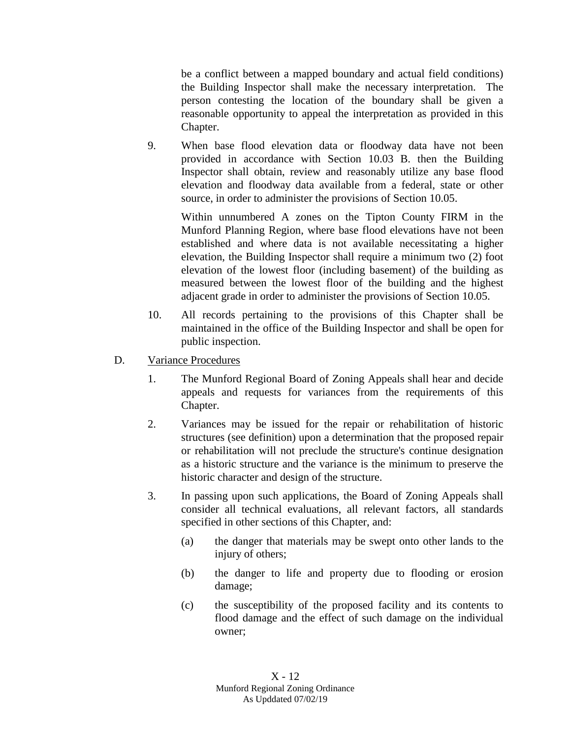be a conflict between a mapped boundary and actual field conditions) the Building Inspector shall make the necessary interpretation. The person contesting the location of the boundary shall be given a reasonable opportunity to appeal the interpretation as provided in this Chapter.

9. When base flood elevation data or floodway data have not been provided in accordance with Section 10.03 B. then the Building Inspector shall obtain, review and reasonably utilize any base flood elevation and floodway data available from a federal, state or other source, in order to administer the provisions of Section 10.05.

   Within unnumbered A zones on the Tipton County FIRM in the Munford Planning Region, where base flood elevations have not been established and where data is not available necessitating a higher elevation, the Building Inspector shall require a minimum two (2) foot elevation of the lowest floor (including basement) of the building as measured between the lowest floor of the building and the highest adjacent grade in order to administer the provisions of Section 10.05.

10. All records pertaining to the provisions of this Chapter shall be maintained in the office of the Building Inspector and shall be open for public inspection.

D. <u>Variance Procedures</u>

1. The Munford Regional Board of Zoning Appeals shall hear and decide appeals and requests for variances from the requirements of this Chapter.

2. Variances may be issued for the repair or rehabilitation of historic structures (see definition) upon a determination that the proposed repair or rehabilitation will not preclude the structure's continue designation as a historic structure and the variance is the minimum to preserve the historic character and design of the structure.

3. In passing upon such applications, the Board of Zoning Appeals shall consider all technical evaluations, all relevant factors, all standards specified in other sections of this Chapter, and:

   (a) the danger that materials may be swept onto other lands to the injury of others;

   (b) the danger to life and property due to flooding or erosion damage;

   (c) the susceptibility of the proposed facility and its contents to flood damage and the effect of such damage on the individual owner;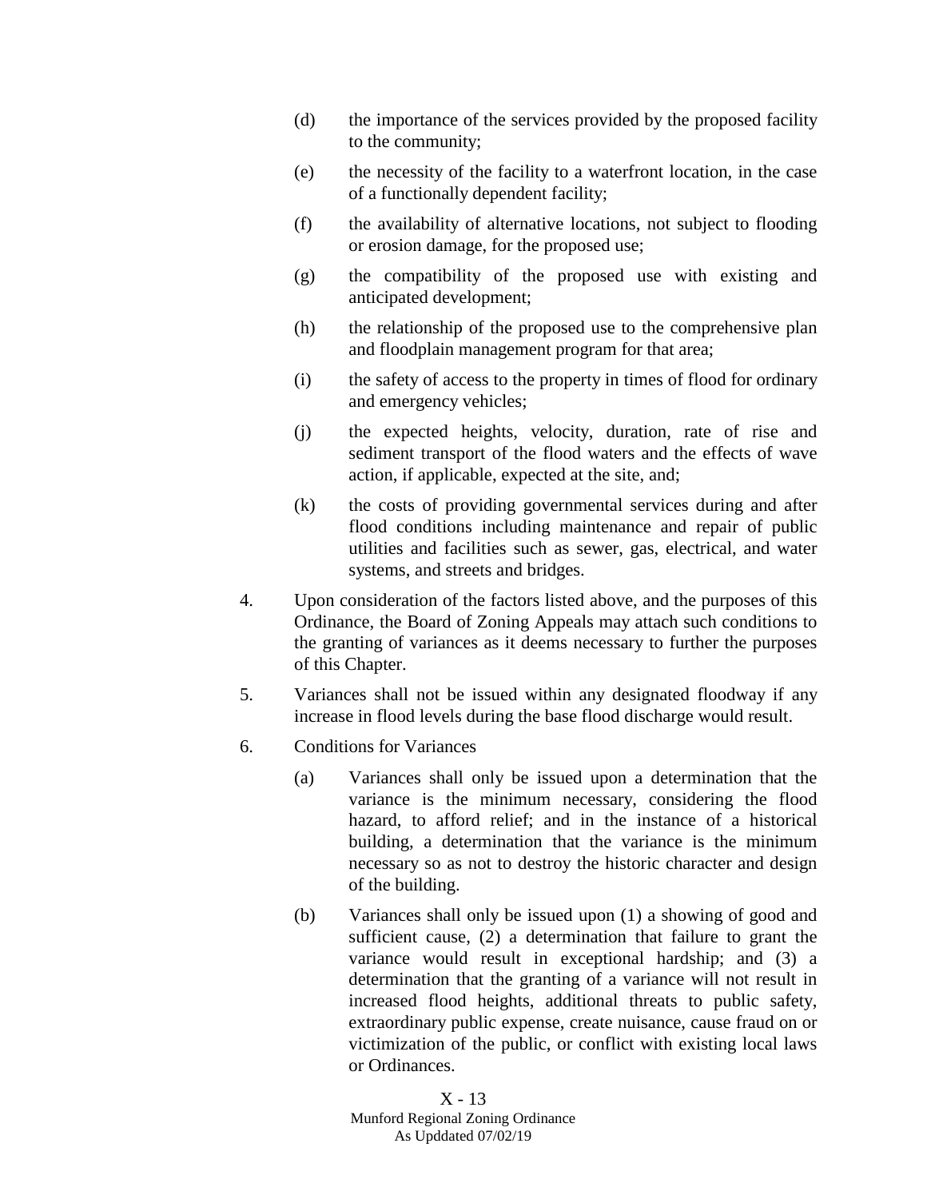(d) the importance of the services provided by the proposed facility to the community;

(e) the necessity of the facility to a waterfront location, in the case of a functionally dependent facility;

(f) the availability of alternative locations, not subject to flooding or erosion damage, for the proposed use;

(g) the compatibility of the proposed use with existing and anticipated development;

(h) the relationship of the proposed use to the comprehensive plan and floodplain management program for that area;

(i) the safety of access to the property in times of flood for ordinary and emergency vehicles;

(j) the expected heights, velocity, duration, rate of rise and sediment transport of the flood waters and the effects of wave action, if applicable, expected at the site, and;

(k) the costs of providing governmental services during and after flood conditions including maintenance and repair of public utilities and facilities such as sewer, gas, electrical, and water systems, and streets and bridges.

4. Upon consideration of the factors listed above, and the purposes of this Ordinance, the Board of Zoning Appeals may attach such conditions to the granting of variances as it deems necessary to further the purposes of this Chapter.

5. Variances shall not be issued within any designated floodway if any increase in flood levels during the base flood discharge would result.

6. Conditions for Variances

   (a) Variances shall only be issued upon a determination that the variance is the minimum necessary, considering the flood hazard, to afford relief; and in the instance of a historical building, a determination that the variance is the minimum necessary so as not to destroy the historic character and design of the building.

   (b) Variances shall only be issued upon (1) a showing of good and sufficient cause, (2) a determination that failure to grant the variance would result in exceptional hardship; and (3) a determination that the granting of a variance will not result in increased flood heights, additional threats to public safety, extraordinary public expense, create nuisance, cause fraud on or victimization of the public, or conflict with existing local laws or Ordinances.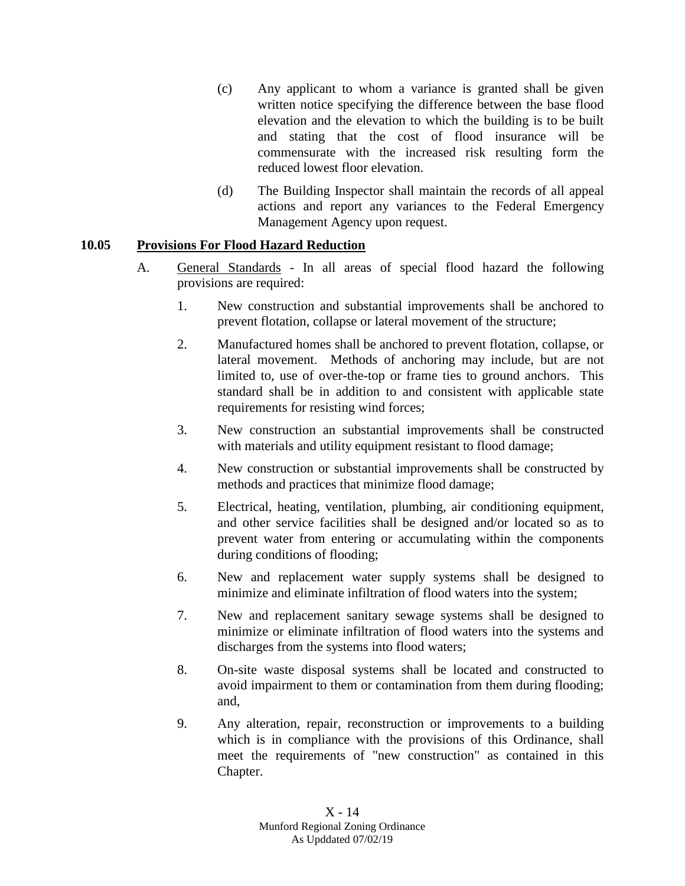(c) Any applicant to whom a variance is granted shall be given written notice specifying the difference between the base flood elevation and the elevation to which the building is to be built and stating that the cost of flood insurance will be commensurate with the increased risk resulting form the reduced lowest floor elevation.

(d) The Building Inspector shall maintain the records of all appeal actions and report any variances to the Federal Emergency Management Agency upon request.

**10.05 Provisions For Flood Hazard Reduction**

A. General Standards - In all areas of special flood hazard the following provisions are required:

1. New construction and substantial improvements shall be anchored to prevent flotation, collapse or lateral movement of the structure;

2. Manufactured homes shall be anchored to prevent flotation, collapse, or lateral movement. Methods of anchoring may include, but are not limited to, use of over-the-top or frame ties to ground anchors. This standard shall be in addition to and consistent with applicable state requirements for resisting wind forces;

3. New construction an substantial improvements shall be constructed with materials and utility equipment resistant to flood damage;

4. New construction or substantial improvements shall be constructed by methods and practices that minimize flood damage;

5. Electrical, heating, ventilation, plumbing, air conditioning equipment, and other service facilities shall be designed and/or located so as to prevent water from entering or accumulating within the components during conditions of flooding;

6. New and replacement water supply systems shall be designed to minimize and eliminate infiltration of flood waters into the system;

7. New and replacement sanitary sewage systems shall be designed to minimize or eliminate infiltration of flood waters into the systems and discharges from the systems into flood waters;

8. On-site waste disposal systems shall be located and constructed to avoid impairment to them or contamination from them during flooding; and,

9. Any alteration, repair, reconstruction or improvements to a building which is in compliance with the provisions of this Ordinance, shall meet the requirements of "new construction" as contained in this Chapter.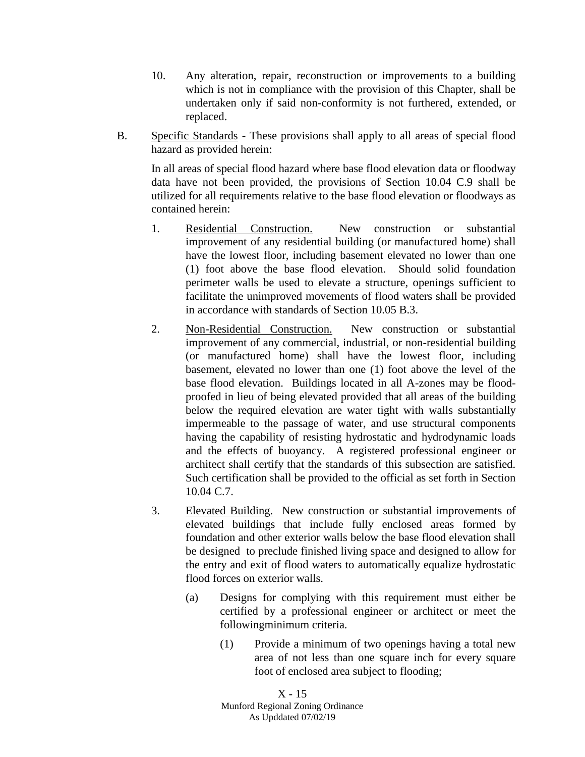10. Any alteration, repair, reconstruction or improvements to a building which is not in compliance with the provision of this Chapter, shall be undertaken only if said non-conformity is not furthered, extended, or replaced.

B. Specific Standards - These provisions shall apply to all areas of special flood hazard as provided herein:

   In all areas of special flood hazard where base flood elevation data or floodway data have not been provided, the provisions of Section 10.04 C.9 shall be utilized for all requirements relative to the base flood elevation or floodways as contained herein:

   1. Residential Construction. New construction or substantial improvement of any residential building (or manufactured home) shall have the lowest floor, including basement elevated no lower than one (1) foot above the base flood elevation. Should solid foundation perimeter walls be used to elevate a structure, openings sufficient to facilitate the unimproved movements of flood waters shall be provided in accordance with standards of Section 10.05 B.3.

   2. Non-Residential Construction. New construction or substantial improvement of any commercial, industrial, or non-residential building (or manufactured home) shall have the lowest floor, including basement, elevated no lower than one (1) foot above the level of the base flood elevation. Buildings located in all A-zones may be flood-proofed in lieu of being elevated provided that all areas of the building below the required elevation are water tight with walls substantially impermeable to the passage of water, and use structural components having the capability of resisting hydrostatic and hydrodynamic loads and the effects of buoyancy. A registered professional engineer or architect shall certify that the standards of this subsection are satisfied. Such certification shall be provided to the official as set forth in Section 10.04 C.7.

   3. Elevated Building. New construction or substantial improvements of elevated buildings that include fully enclosed areas formed by foundation and other exterior walls below the base flood elevation shall be designed to preclude finished living space and designed to allow for the entry and exit of flood waters to automatically equalize hydrostatic flood forces on exterior walls.

      (a) Designs for complying with this requirement must either be certified by a professional engineer or architect or meet the followingminimum criteria.

         (1) Provide a minimum of two openings having a total new area of not less than one square inch for every square foot of enclosed area subject to flooding;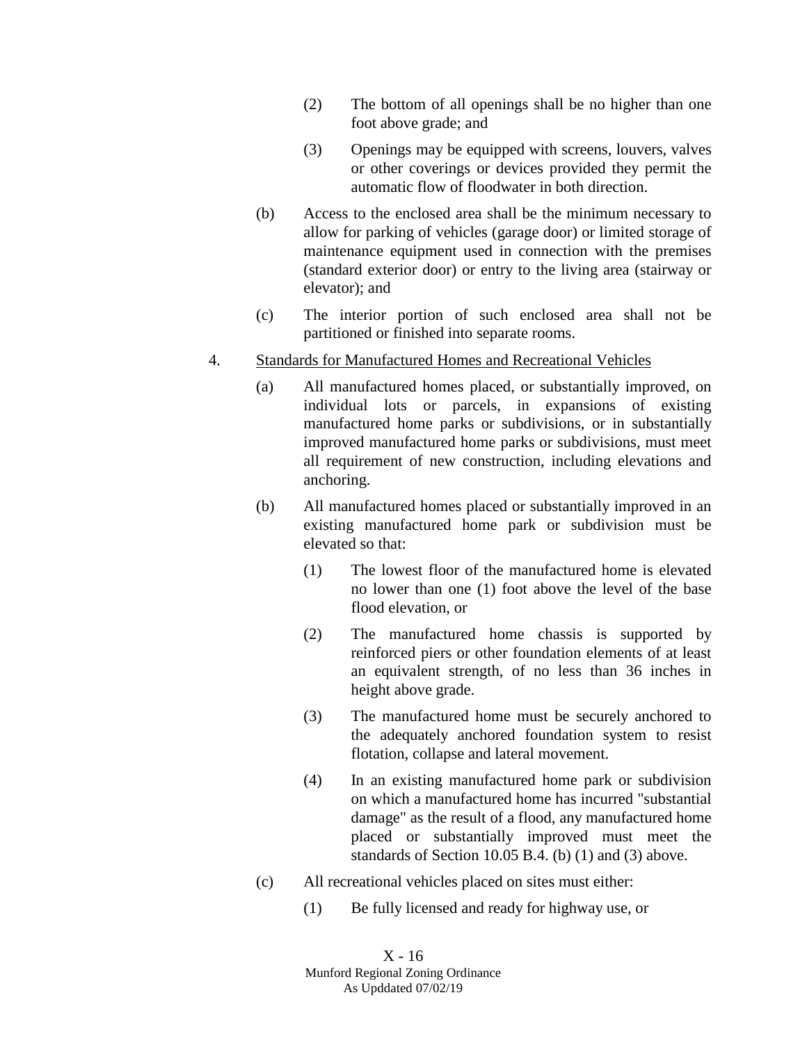(2) The bottom of all openings shall be no higher than one foot above grade; and

(3) Openings may be equipped with screens, louvers, valves or other coverings or devices provided they permit the automatic flow of floodwater in both direction.

(b) Access to the enclosed area shall be the minimum necessary to allow for parking of vehicles (garage door) or limited storage of maintenance equipment used in connection with the premises (standard exterior door) or entry to the living area (stairway or elevator); and

(c) The interior portion of such enclosed area shall not be partitioned or finished into separate rooms.

4. <u>Standards for Manufactured Homes and Recreational Vehicles</u>

(a) All manufactured homes placed, or substantially improved, on individual lots or parcels, in expansions of existing manufactured home parks or subdivisions, or in substantially improved manufactured home parks or subdivisions, must meet all requirement of new construction, including elevations and anchoring.

(b) All manufactured homes placed or substantially improved in an existing manufactured home park or subdivision must be elevated so that:

(1) The lowest floor of the manufactured home is elevated no lower than one (1) foot above the level of the base flood elevation, or

(2) The manufactured home chassis is supported by reinforced piers or other foundation elements of at least an equivalent strength, of no less than 36 inches in height above grade.

(3) The manufactured home must be securely anchored to the adequately anchored foundation system to resist flotation, collapse and lateral movement.

(4) In an existing manufactured home park or subdivision on which a manufactured home has incurred "substantial damage" as the result of a flood, any manufactured home placed or substantially improved must meet the standards of Section 10.05 B.4. (b) (1) and (3) above.

(c) All recreational vehicles placed on sites must either:

(1) Be fully licensed and ready for highway use, or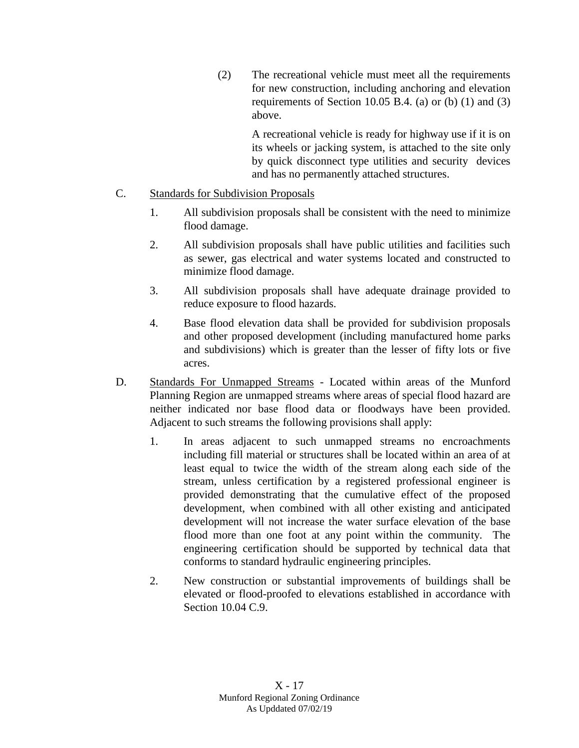(2) The recreational vehicle must meet all the requirements for new construction, including anchoring and elevation requirements of Section 10.05 B.4. (a) or (b) (1) and (3) above.

A recreational vehicle is ready for highway use if it is on its wheels or jacking system, is attached to the site only by quick disconnect type utilities and security devices and has no permanently attached structures.

C. Standards for Subdivision Proposals

1. All subdivision proposals shall be consistent with the need to minimize flood damage.

2. All subdivision proposals shall have public utilities and facilities such as sewer, gas electrical and water systems located and constructed to minimize flood damage.

3. All subdivision proposals shall have adequate drainage provided to reduce exposure to flood hazards.

4. Base flood elevation data shall be provided for subdivision proposals and other proposed development (including manufactured home parks and subdivisions) which is greater than the lesser of fifty lots or five acres.

D. Standards For Unmapped Streams - Located within areas of the Munford Planning Region are unmapped streams where areas of special flood hazard are neither indicated nor base flood data or floodways have been provided. Adjacent to such streams the following provisions shall apply:

1. In areas adjacent to such unmapped streams no encroachments including fill material or structures shall be located within an area of at least equal to twice the width of the stream along each side of the stream, unless certification by a registered professional engineer is provided demonstrating that the cumulative effect of the proposed development, when combined with all other existing and anticipated development will not increase the water surface elevation of the base flood more than one foot at any point within the community. The engineering certification should be supported by technical data that conforms to standard hydraulic engineering principles.

2. New construction or substantial improvements of buildings shall be elevated or flood-proofed to elevations established in accordance with Section 10.04 C.9.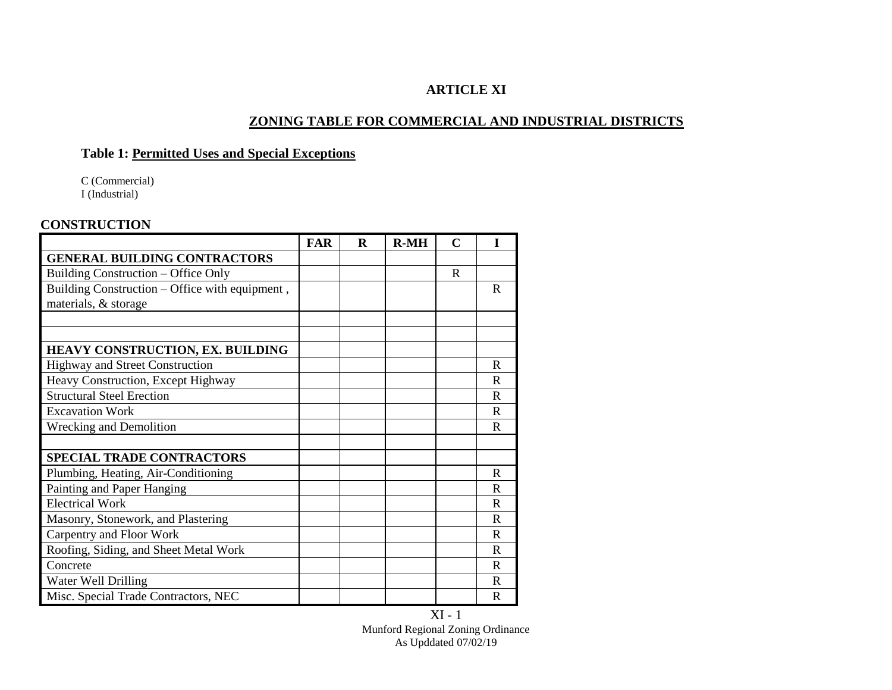# ARTICLE XI

## ZONING TABLE FOR COMMERCIAL AND INDUSTRIAL DISTRICTS

### Table 1: Permitted Uses and Special Exceptions

C (Commercial)
I (Industrial)

**CONSTRUCTION**

| | FAR | R | R-MH | C | I |
|---|---|---|---|---|---|
| **GENERAL BUILDING CONTRACTORS** | | | | | |
| Building Construction – Office Only | | | | R | |
| Building Construction – Office with equipment , materials, & storage | | | | | R |
| | | | | | |
| | | | | | |
| **HEAVY CONSTRUCTION, EX. BUILDING** | | | | | |
| Highway and Street Construction | | | | | R |
| Heavy Construction, Except Highway | | | | | R |
| Structural Steel Erection | | | | | R |
| Excavation Work | | | | | R |
| Wrecking and Demolition | | | | | R |
| | | | | | |
| **SPECIAL TRADE CONTRACTORS** | | | | | |
| Plumbing, Heating, Air-Conditioning | | | | | R |
| Painting and Paper Hanging | | | | | R |
| Electrical Work | | | | | R |
| Masonry, Stonework, and Plastering | | | | | R |
| Carpentry and Floor Work | | | | | R |
| Roofing, Siding, and Sheet Metal Work | | | | | R |
| Concrete | | | | | R |
| Water Well Drilling | | | | | R |
| Misc. Special Trade Contractors, NEC | | | | | R |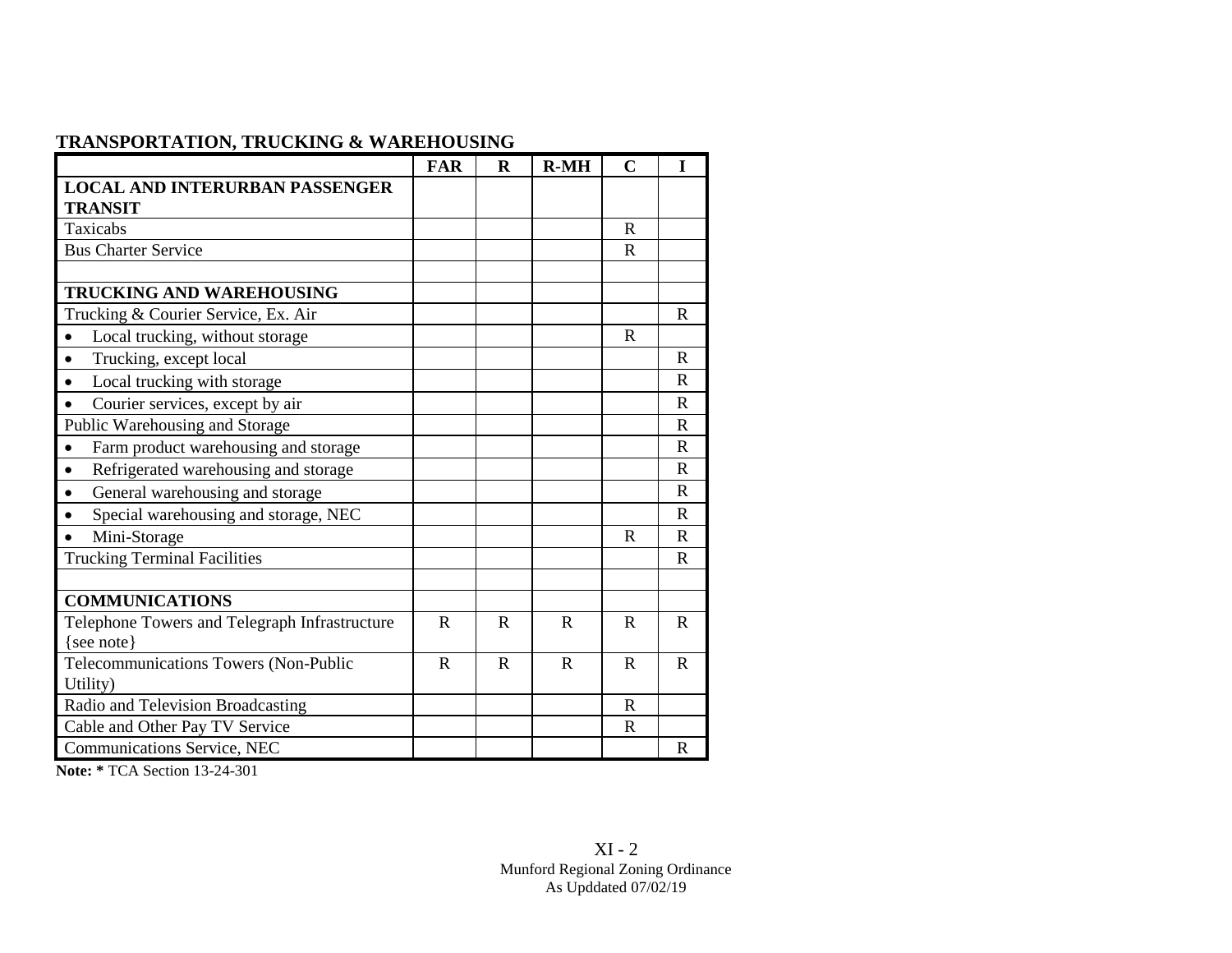## TRANSPORTATION, TRUCKING & WAREHOUSING

| | FAR | R | R-MH | C | I |
|---|---|---|---|---|---|
| **LOCAL AND INTERURBAN PASSENGER TRANSIT** | | | | | |
| Taxicabs | | | | R | |
| Bus Charter Service | | | | R | |
| | | | | | |
| **TRUCKING AND WAREHOUSING** | | | | | |
| Trucking & Courier Service, Ex. Air | | | | | R |
| • Local trucking, without storage | | | | R | |
| • Trucking, except local | | | | | R |
| • Local trucking with storage | | | | | R |
| • Courier services, except by air | | | | | R |
| Public Warehousing and Storage | | | | | R |
| • Farm product warehousing and storage | | | | | R |
| • Refrigerated warehousing and storage | | | | | R |
| • General warehousing and storage | | | | | R |
| • Special warehousing and storage, NEC | | | | | R |
| • Mini-Storage | | | | R | R |
| Trucking Terminal Facilities | | | | | R |
| | | | | | |
| **COMMUNICATIONS** | | | | | |
| Telephone Towers and Telegraph Infrastructure {see note} | R | R | R | R | R |
| Telecommunications Towers (Non-Public Utility) | R | R | R | R | R |
| Radio and Television Broadcasting | | | | R | |
| Cable and Other Pay TV Service | | | | R | |
| Communications Service, NEC | | | | | R |

**Note: *** TCA Section 13-24-301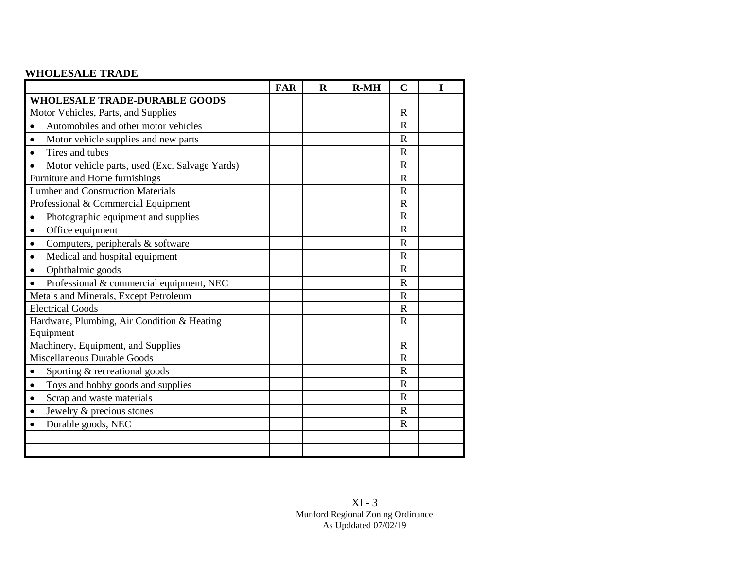**WHOLESALE TRADE**

| | FAR | R | R-MH | C | I |
|---|---|---|---|---|---|
| **WHOLESALE TRADE-DURABLE GOODS** | | | | | |
| Motor Vehicles, Parts, and Supplies | | | | R | |
| • Automobiles and other motor vehicles | | | | R | |
| • Motor vehicle supplies and new parts | | | | R | |
| • Tires and tubes | | | | R | |
| • Motor vehicle parts, used (Exc. Salvage Yards) | | | | R | |
| Furniture and Home furnishings | | | | R | |
| Lumber and Construction Materials | | | | R | |
| Professional & Commercial Equipment | | | | R | |
| • Photographic equipment and supplies | | | | R | |
| • Office equipment | | | | R | |
| • Computers, peripherals & software | | | | R | |
| • Medical and hospital equipment | | | | R | |
| • Ophthalmic goods | | | | R | |
| • Professional & commercial equipment, NEC | | | | R | |
| Metals and Minerals, Except Petroleum | | | | R | |
| Electrical Goods | | | | R | |
| Hardware, Plumbing, Air Condition & Heating Equipment | | | | R | |
| Machinery, Equipment, and Supplies | | | | R | |
| Miscellaneous Durable Goods | | | | R | |
| • Sporting & recreational goods | | | | R | |
| • Toys and hobby goods and supplies | | | | R | |
| • Scrap and waste materials | | | | R | |
| • Jewelry & precious stones | | | | R | |
| • Durable goods, NEC | | | | R | |
| | | | | | |
| | | | | | |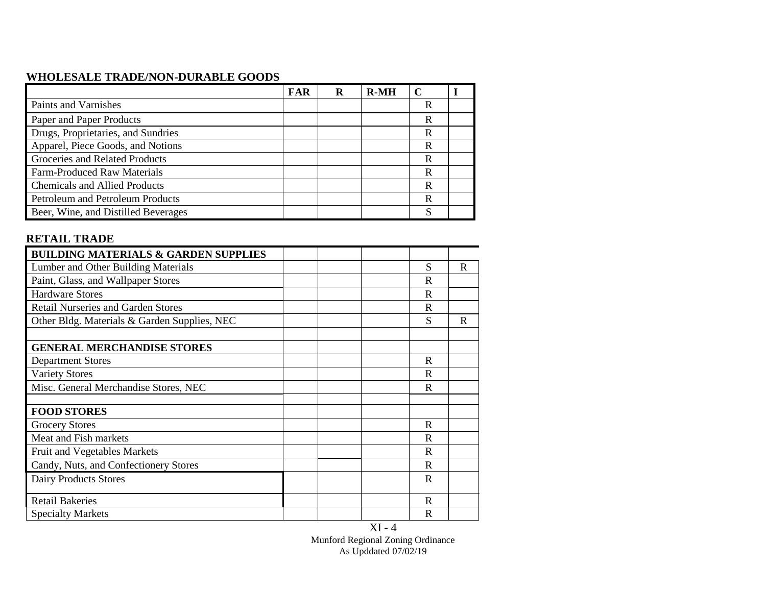**WHOLESALE TRADE/NON-DURABLE GOODS**

| | FAR | R | R-MH | C | I |
|---|---|---|---|---|---|
| Paints and Varnishes | | | | R | |
| Paper and Paper Products | | | | R | |
| Drugs, Proprietaries, and Sundries | | | | R | |
| Apparel, Piece Goods, and Notions | | | | R | |
| Groceries and Related Products | | | | R | |
| Farm-Produced Raw Materials | | | | R | |
| Chemicals and Allied Products | | | | R | |
| Petroleum and Petroleum Products | | | | R | |
| Beer, Wine, and Distilled Beverages | | | | S | |

**RETAIL TRADE**

| | FAR | R | R-MH | C | I |
|---|---|---|---|---|---|
| **BUILDING MATERIALS & GARDEN SUPPLIES** | | | | | |
| Lumber and Other Building Materials | | | | S | R |
| Paint, Glass, and Wallpaper Stores | | | | R | |
| Hardware Stores | | | | R | |
| Retail Nurseries and Garden Stores | | | | R | |
| Other Bldg. Materials & Garden Supplies, NEC | | | | S | R |
| | | | | | |
| **GENERAL MERCHANDISE STORES** | | | | | |
| Department Stores | | | | R | |
| Variety Stores | | | | R | |
| Misc. General Merchandise Stores, NEC | | | | R | |
| | | | | | |
| **FOOD STORES** | | | | | |
| Grocery Stores | | | | R | |
| Meat and Fish markets | | | | R | |
| Fruit and Vegetables Markets | | | | R | |
| Candy, Nuts, and Confectionery Stores | | | | R | |
| Dairy Products Stores | | | | R | |
| Retail Bakeries | | | | R | |
| Specialty Markets | | | | R | |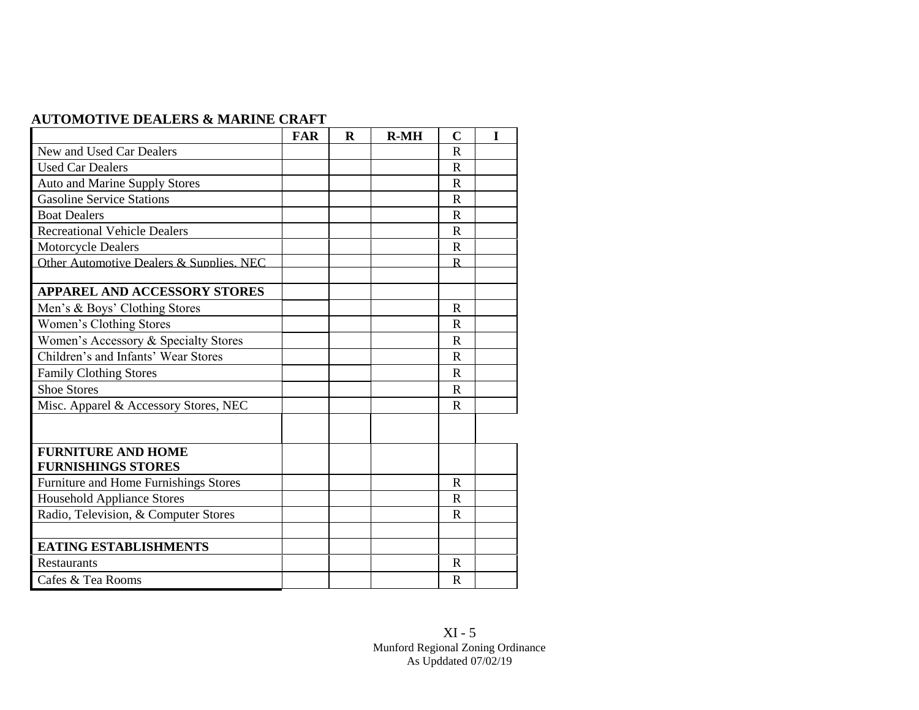**AUTOMOTIVE DEALERS & MARINE CRAFT**

| | FAR | R | R-MH | C | I |
|---|---|---|---|---|---|
| New and Used Car Dealers | | | | R | |
| Used Car Dealers | | | | R | |
| Auto and Marine Supply Stores | | | | R | |
| Gasoline Service Stations | | | | R | |
| Boat Dealers | | | | R | |
| Recreational Vehicle Dealers | | | | R | |
| Motorcycle Dealers | | | | R | |
| Other Automotive Dealers & Supplies, NEC | | | | R | |
| | | | | | |
| **APPAREL AND ACCESSORY STORES** | | | | | |
| Men's & Boys' Clothing Stores | | | | R | |
| Women's Clothing Stores | | | | R | |
| Women's Accessory & Specialty Stores | | | | R | |
| Children's and Infants' Wear Stores | | | | R | |
| Family Clothing Stores | | | | R | |
| Shoe Stores | | | | R | |
| Misc. Apparel & Accessory Stores, NEC | | | | R | |
| | | | | | |
| **FURNITURE AND HOME FURNISHINGS STORES** | | | | | |
| Furniture and Home Furnishings Stores | | | | R | |
| Household Appliance Stores | | | | R | |
| Radio, Television, & Computer Stores | | | | R | |
| | | | | | |
| **EATING ESTABLISHMENTS** | | | | | |
| Restaurants | | | | R | |
| Cafes & Tea Rooms | | | | R | |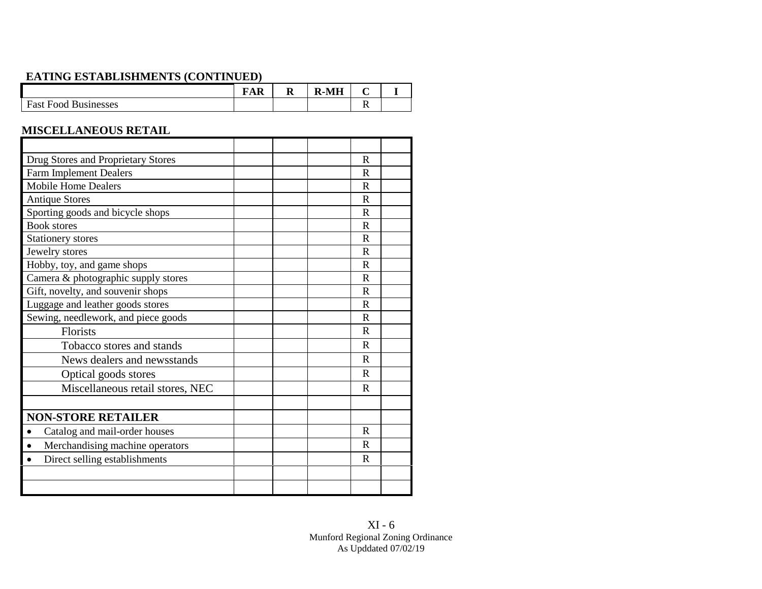## EATING ESTABLISHMENTS (CONTINUED)

| | FAR | R | R-MH | C | I |
|---|---|---|---|---|---|
| Fast Food Businesses | | | | R | |

## MISCELLANEOUS RETAIL

| | FAR | R | R-MH | C | I |
|---|---|---|---|---|---|
| | | | | | |
| Drug Stores and Proprietary Stores | | | | R | |
| Farm Implement Dealers | | | | R | |
| Mobile Home Dealers | | | | R | |
| Antique Stores | | | | R | |
| Sporting goods and bicycle shops | | | | R | |
| Book stores | | | | R | |
| Stationery stores | | | | R | |
| Jewelry stores | | | | R | |
| Hobby, toy, and game shops | | | | R | |
| Camera & photographic supply stores | | | | R | |
| Gift, novelty, and souvenir shops | | | | R | |
| Luggage and leather goods stores | | | | R | |
| Sewing, needlework, and piece goods | | | | R | |
| Florists | | | | R | |
| Tobacco stores and stands | | | | R | |
| News dealers and newsstands | | | | R | |
| Optical goods stores | | | | R | |
| Miscellaneous retail stores, NEC | | | | R | |
| | | | | | |
| **NON-STORE RETAILER** | | | | | |
| • Catalog and mail-order houses | | | | R | |
| • Merchandising machine operators | | | | R | |
| • Direct selling establishments | | | | R | |
| | | | | | |
| | | | | | |

XI - 6
Munford Regional Zoning Ordinance
As Upddated 07/02/19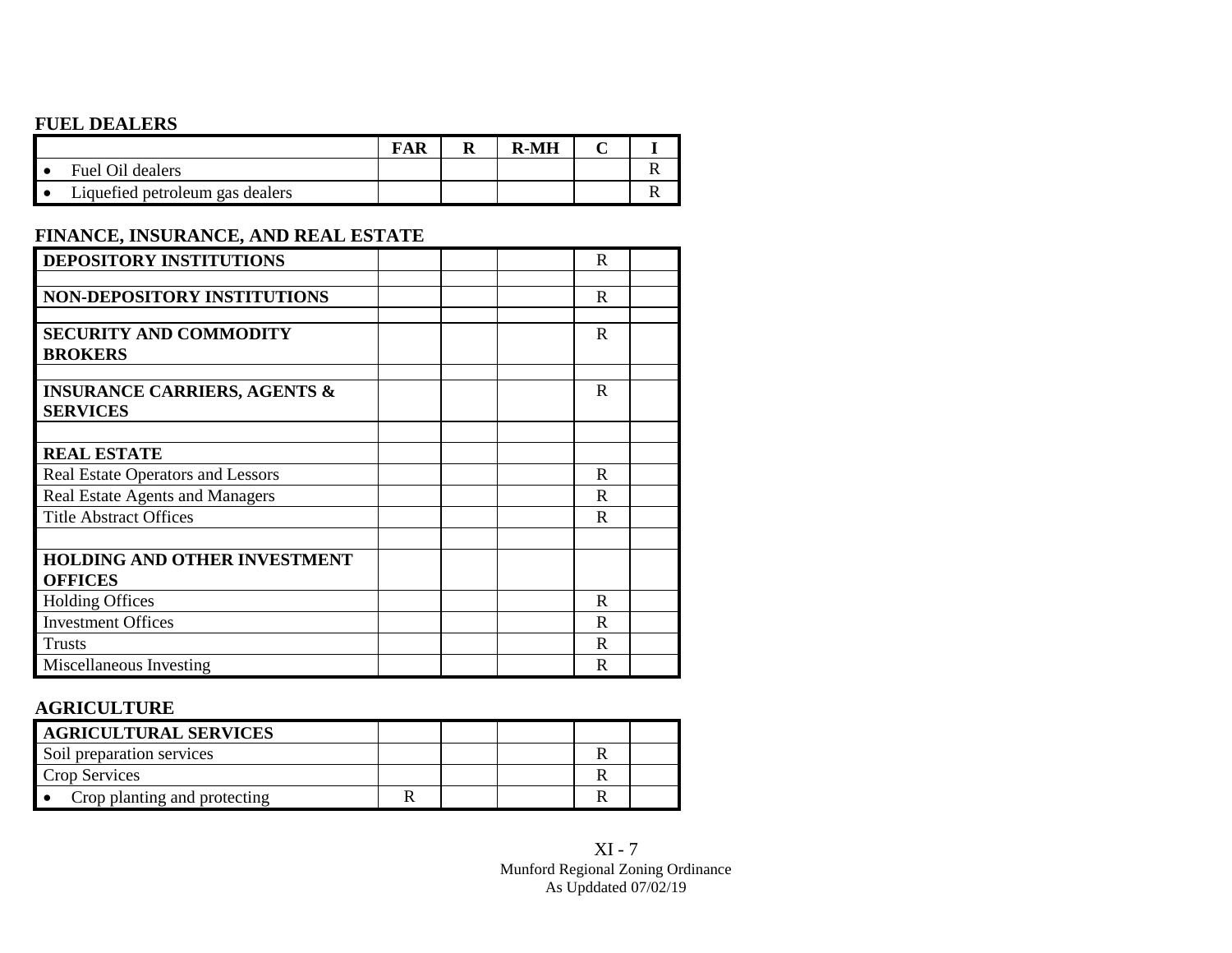**FUEL DEALERS**

| | FAR | R | R-MH | C | I |
|---|---|---|---|---|---|
| • Fuel Oil dealers | | | | | R |
| • Liquefied petroleum gas dealers | | | | | R |

**FINANCE, INSURANCE, AND REAL ESTATE**

| | FAR | R | R-MH | C | I |
|---|---|---|---|---|---|
| **DEPOSITORY INSTITUTIONS** | | | | R | |
| | | | | | |
| **NON-DEPOSITORY INSTITUTIONS** | | | | R | |
| | | | | | |
| **SECURITY AND COMMODITY BROKERS** | | | | R | |
| | | | | | |
| **INSURANCE CARRIERS, AGENTS & SERVICES** | | | | R | |
| | | | | | |
| **REAL ESTATE** | | | | | |
| Real Estate Operators and Lessors | | | | R | |
| Real Estate Agents and Managers | | | | R | |
| Title Abstract Offices | | | | R | |
| | | | | | |
| **HOLDING AND OTHER INVESTMENT OFFICES** | | | | | |
| Holding Offices | | | | R | |
| Investment Offices | | | | R | |
| Trusts | | | | R | |
| Miscellaneous Investing | | | | R | |

**AGRICULTURE**

| | FAR | R | R-MH | C | I |
|---|---|---|---|---|---|
| **AGRICULTURAL SERVICES** | | | | | |
| Soil preparation services | | | | R | |
| Crop Services | | | | R | |
| • Crop planting and protecting | R | | | R | |

XI - 7
Munford Regional Zoning Ordinance
As Upddated 07/02/19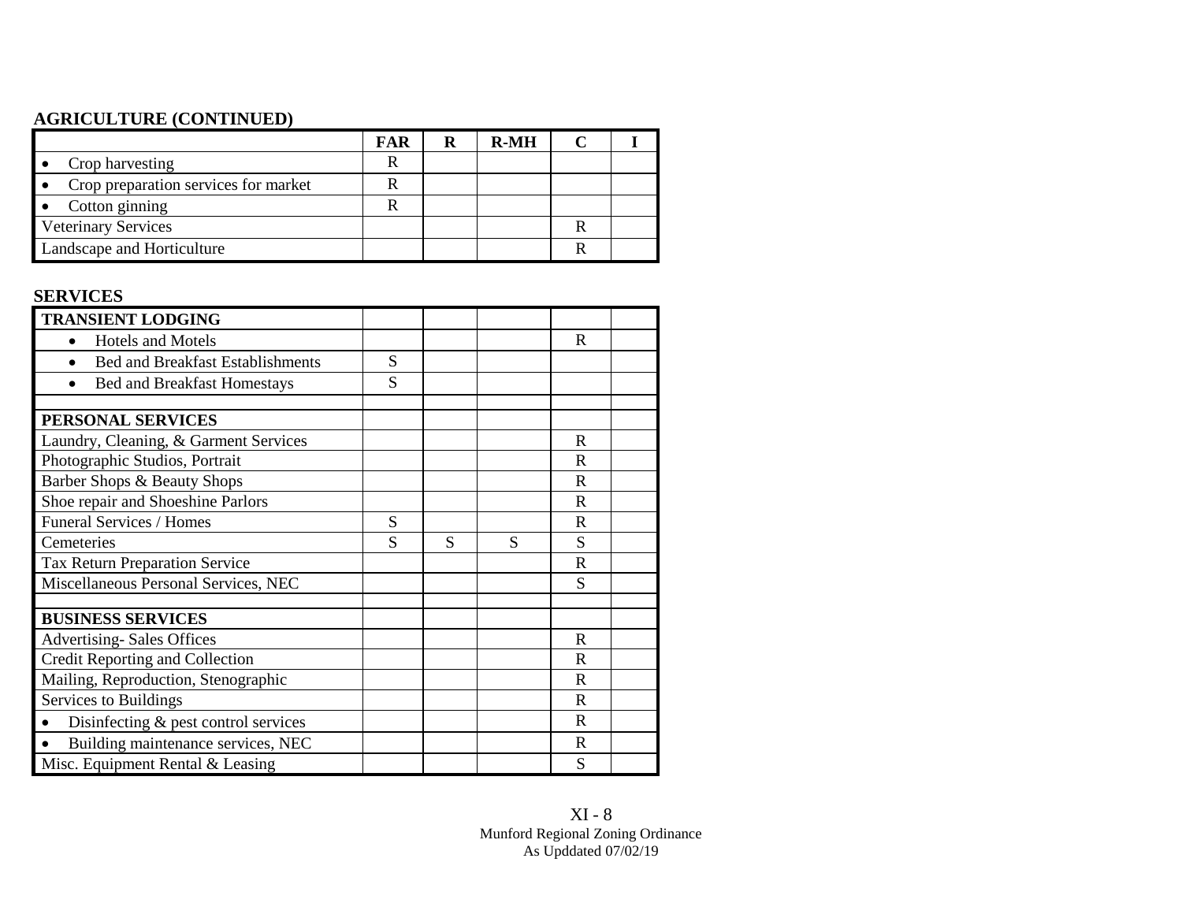**AGRICULTURE (CONTINUED)**

| | FAR | R | R-MH | C | I |
|---|---|---|---|---|---|
| • Crop harvesting | R | | | | |
| • Crop preparation services for market | R | | | | |
| • Cotton ginning | R | | | | |
| Veterinary Services | | | | R | |
| Landscape and Horticulture | | | | R | |

**SERVICES**

| | FAR | R | R-MH | C | I |
|---|---|---|---|---|---|
| **TRANSIENT LODGING** | | | | | |
| • Hotels and Motels | | | | R | |
| • Bed and Breakfast Establishments | S | | | | |
| • Bed and Breakfast Homestays | S | | | | |
| | | | | | |
| **PERSONAL SERVICES** | | | | | |
| Laundry, Cleaning, & Garment Services | | | | R | |
| Photographic Studios, Portrait | | | | R | |
| Barber Shops & Beauty Shops | | | | R | |
| Shoe repair and Shoeshine Parlors | | | | R | |
| Funeral Services / Homes | S | | | R | |
| Cemeteries | S | S | S | S | |
| Tax Return Preparation Service | | | | R | |
| Miscellaneous Personal Services, NEC | | | | S | |
| | | | | | |
| **BUSINESS SERVICES** | | | | | |
| Advertising- Sales Offices | | | | R | |
| Credit Reporting and Collection | | | | R | |
| Mailing, Reproduction, Stenographic | | | | R | |
| Services to Buildings | | | | R | |
| • Disinfecting & pest control services | | | | R | |
| • Building maintenance services, NEC | | | | R | |
| Misc. Equipment Rental & Leasing | | | | S | |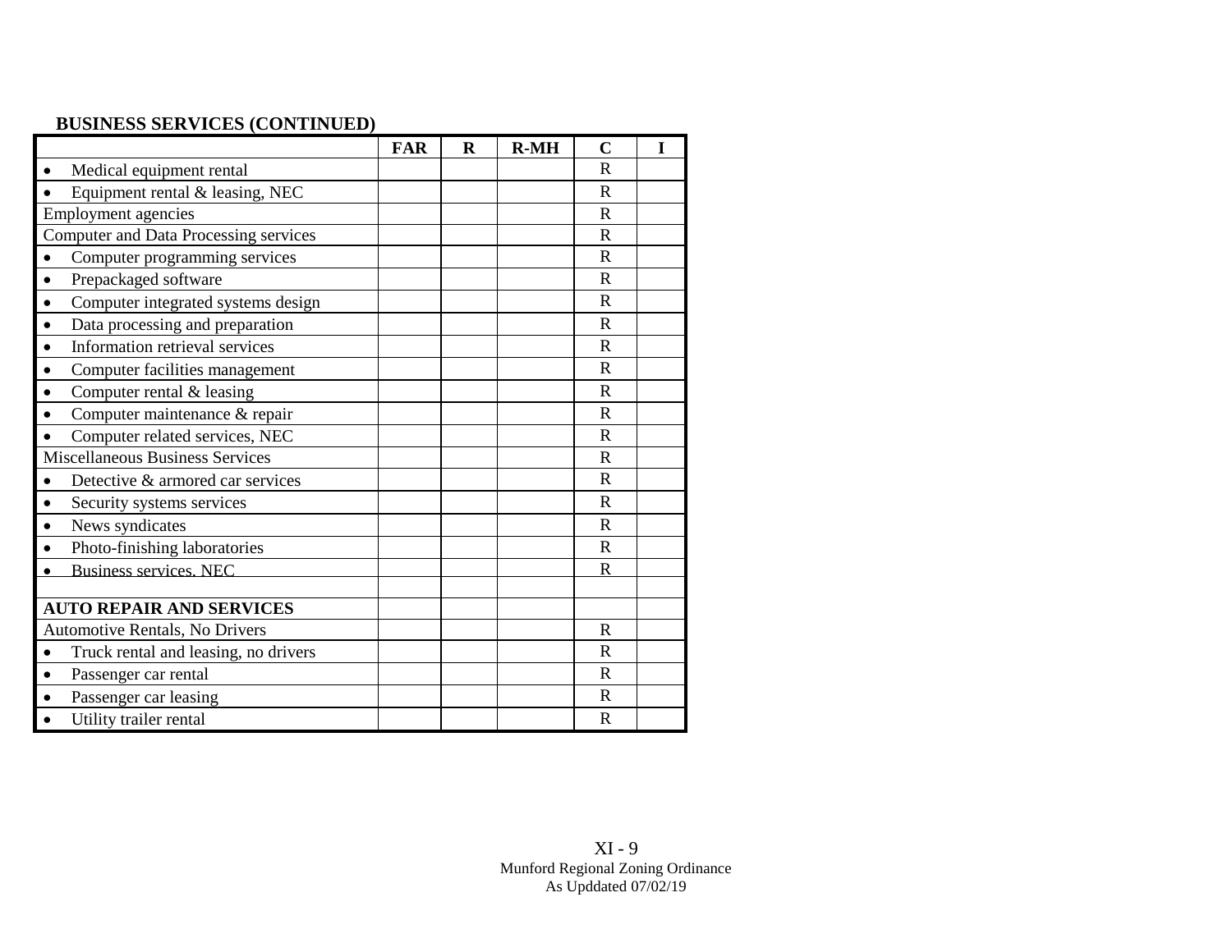**BUSINESS SERVICES (CONTINUED)**

| | FAR | R | R-MH | C | I |
|---|---|---|---|---|---|
| • Medical equipment rental | | | | R | |
| • Equipment rental & leasing, NEC | | | | R | |
| Employment agencies | | | | R | |
| Computer and Data Processing services | | | | R | |
| • Computer programming services | | | | R | |
| • Prepackaged software | | | | R | |
| • Computer integrated systems design | | | | R | |
| • Data processing and preparation | | | | R | |
| • Information retrieval services | | | | R | |
| • Computer facilities management | | | | R | |
| • Computer rental & leasing | | | | R | |
| • Computer maintenance & repair | | | | R | |
| • Computer related services, NEC | | | | R | |
| Miscellaneous Business Services | | | | R | |
| • Detective & armored car services | | | | R | |
| • Security systems services | | | | R | |
| • News syndicates | | | | R | |
| • Photo-finishing laboratories | | | | R | |
| • Business services, NEC | | | | R | |
| | | | | | |
| **AUTO REPAIR AND SERVICES** | | | | | |
| Automotive Rentals, No Drivers | | | | R | |
| • Truck rental and leasing, no drivers | | | | R | |
| • Passenger car rental | | | | R | |
| • Passenger car leasing | | | | R | |
| • Utility trailer rental | | | | R | |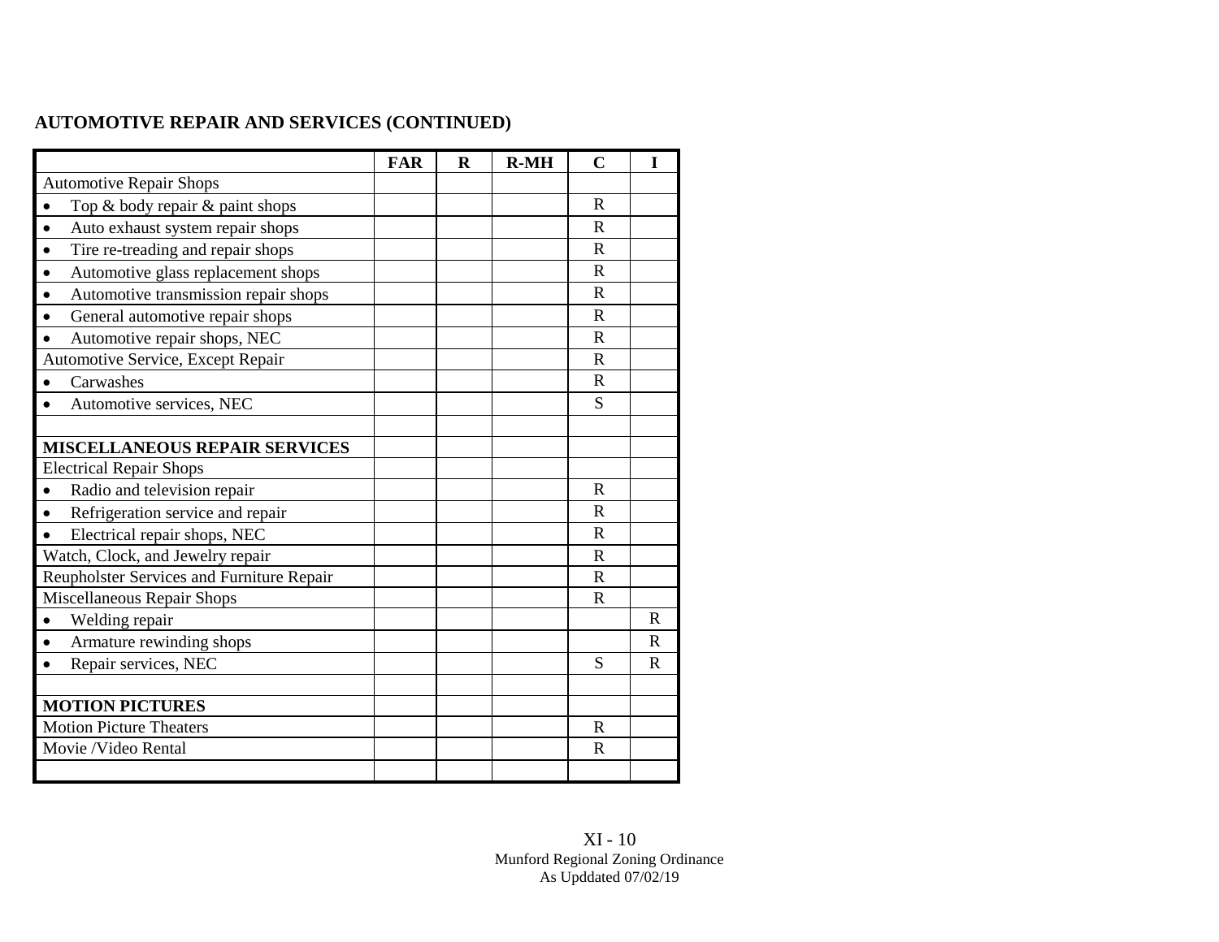## AUTOMOTIVE REPAIR AND SERVICES (CONTINUED)

| | FAR | R | R-MH | C | I |
|---|---|---|---|---|---|
| Automotive Repair Shops | | | | | |
| • Top & body repair & paint shops | | | | R | |
| • Auto exhaust system repair shops | | | | R | |
| • Tire re-treading and repair shops | | | | R | |
| • Automotive glass replacement shops | | | | R | |
| • Automotive transmission repair shops | | | | R | |
| • General automotive repair shops | | | | R | |
| • Automotive repair shops, NEC | | | | R | |
| Automotive Service, Except Repair | | | | R | |
| • Carwashes | | | | R | |
| • Automotive services, NEC | | | | S | |
| | | | | | |
| **MISCELLANEOUS REPAIR SERVICES** | | | | | |
| Electrical Repair Shops | | | | | |
| • Radio and television repair | | | | R | |
| • Refrigeration service and repair | | | | R | |
| • Electrical repair shops, NEC | | | | R | |
| Watch, Clock, and Jewelry repair | | | | R | |
| Reupholster Services and Furniture Repair | | | | R | |
| Miscellaneous Repair Shops | | | | R | |
| • Welding repair | | | | | R |
| • Armature rewinding shops | | | | | R |
| • Repair services, NEC | | | | S | R |
| | | | | | |
| **MOTION PICTURES** | | | | | |
| Motion Picture Theaters | | | | R | |
| Movie /Video Rental | | | | R | |
| | | | | | |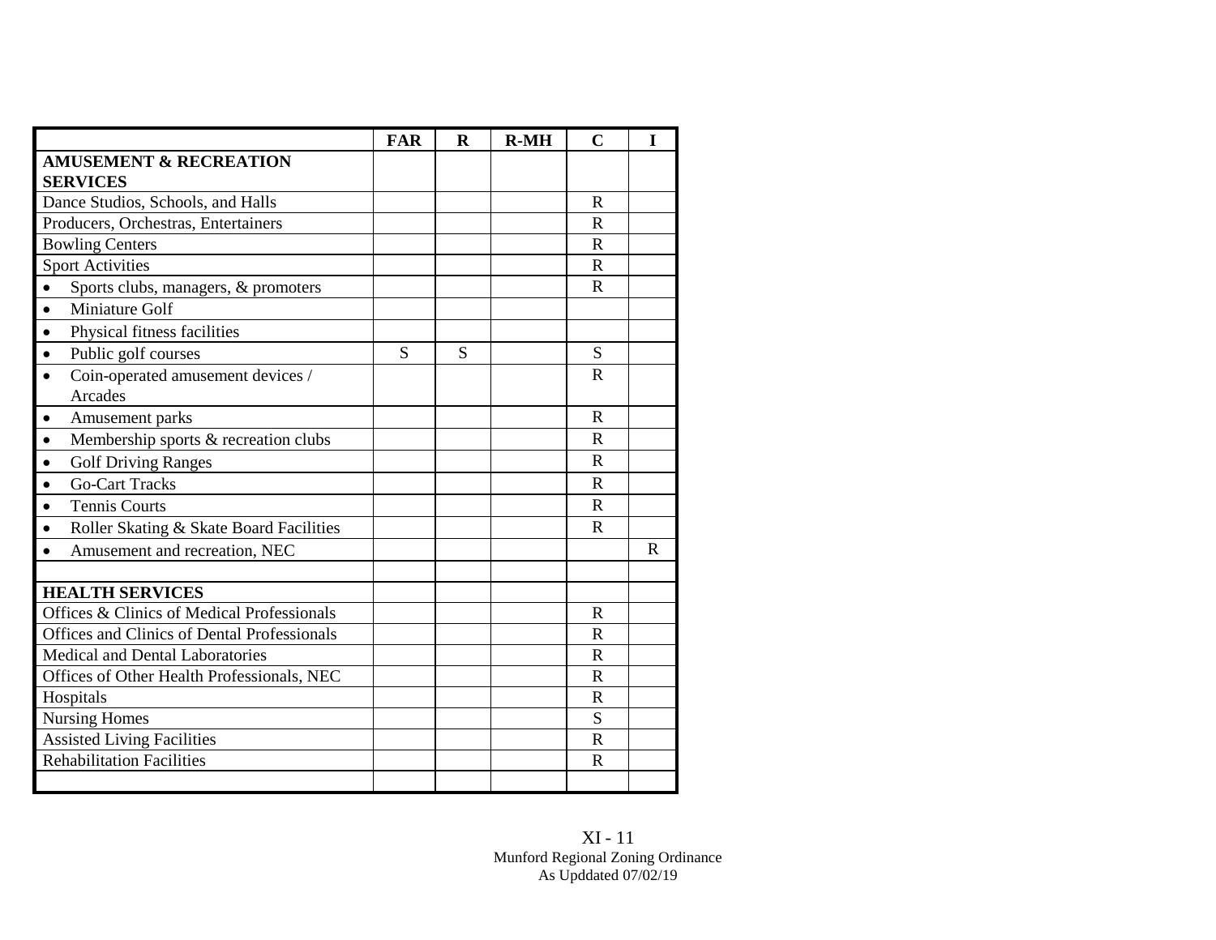| | FAR | R | R-MH | C | I |
|---|---|---|---|---|---|
| **AMUSEMENT & RECREATION SERVICES** | | | | | |
| Dance Studios, Schools, and Halls | | | | R | |
| Producers, Orchestras, Entertainers | | | | R | |
| Bowling Centers | | | | R | |
| Sport Activities | | | | R | |
| • Sports clubs, managers, & promoters | | | | R | |
| • Miniature Golf | | | | | |
| • Physical fitness facilities | | | | | |
| • Public golf courses | S | S | | S | |
| • Coin-operated amusement devices / Arcades | | | | R | |
| • Amusement parks | | | | R | |
| • Membership sports & recreation clubs | | | | R | |
| • Golf Driving Ranges | | | | R | |
| • Go-Cart Tracks | | | | R | |
| • Tennis Courts | | | | R | |
| • Roller Skating & Skate Board Facilities | | | | R | |
| • Amusement and recreation, NEC | | | | | R |
| | | | | | |
| **HEALTH SERVICES** | | | | | |
| Offices & Clinics of Medical Professionals | | | | R | |
| Offices and Clinics of Dental Professionals | | | | R | |
| Medical and Dental Laboratories | | | | R | |
| Offices of Other Health Professionals, NEC | | | | R | |
| Hospitals | | | | R | |
| Nursing Homes | | | | S | |
| Assisted Living Facilities | | | | R | |
| Rehabilitation Facilities | | | | R | |
| | | | | | |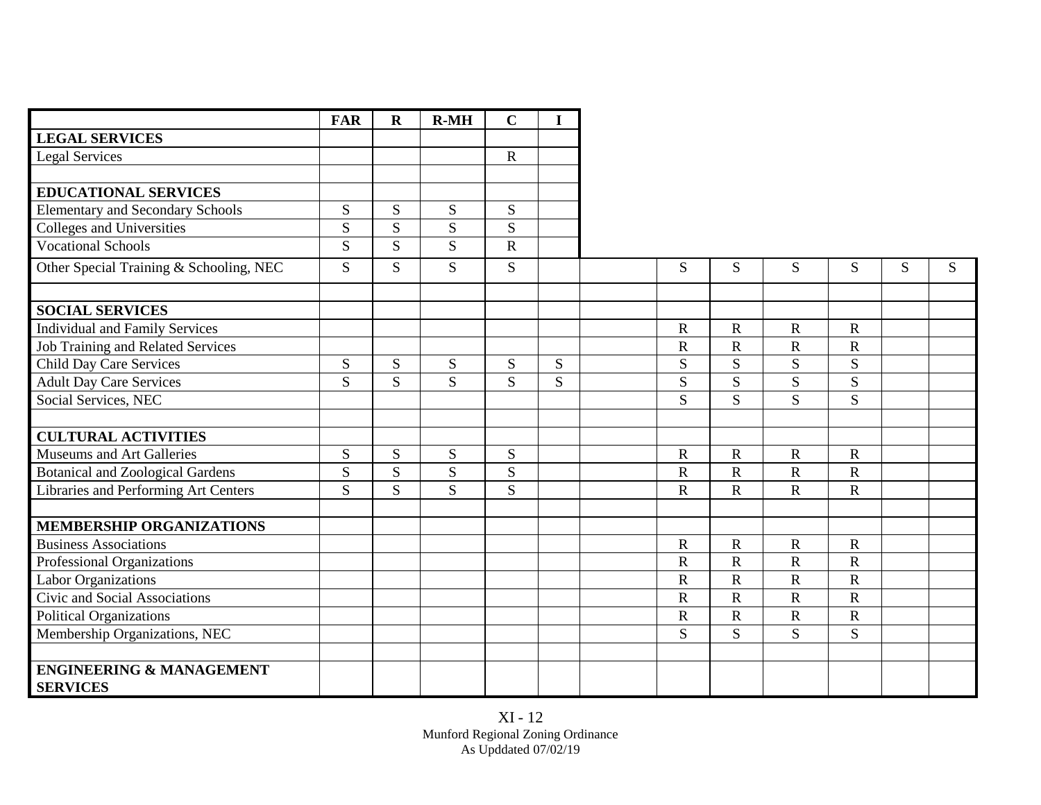| | FAR | R | R-MH | C | I | | | | | | | |
|---|---|---|---|---|---|---|---|---|---|---|---|---|
| **LEGAL SERVICES** | | | | | | | | | | | | |
| Legal Services | | | | R | | | | | | | | |
| | | | | | | | | | | | | |
| **EDUCATIONAL SERVICES** | | | | | | | | | | | | |
| Elementary and Secondary Schools | S | S | S | S | | | | | | | | |
| Colleges and Universities | S | S | S | S | | | | | | | | |
| Vocational Schools | S | S | S | R | | | | | | | | |
| Other Special Training & Schooling, NEC | S | S | S | S | | | S | S | S | S | S | S |
| | | | | | | | | | | | | |
| **SOCIAL SERVICES** | | | | | | | | | | | | |
| Individual and Family Services | | | | | | | R | R | R | R | | |
| Job Training and Related Services | | | | | | | R | R | R | R | | |
| Child Day Care Services | S | S | S | S | S | | S | S | S | S | | |
| Adult Day Care Services | S | S | S | S | S | | S | S | S | S | | |
| Social Services, NEC | | | | | | | S | S | S | S | | |
| | | | | | | | | | | | | |
| **CULTURAL ACTIVITIES** | | | | | | | | | | | | |
| Museums and Art Galleries | S | S | S | S | | | R | R | R | R | | |
| Botanical and Zoological Gardens | S | S | S | S | | | R | R | R | R | | |
| Libraries and Performing Art Centers | S | S | S | S | | | R | R | R | R | | |
| | | | | | | | | | | | | |
| **MEMBERSHIP ORGANIZATIONS** | | | | | | | | | | | | |
| Business Associations | | | | | | | R | R | R | R | | |
| Professional Organizations | | | | | | | R | R | R | R | | |
| Labor Organizations | | | | | | | R | R | R | R | | |
| Civic and Social Associations | | | | | | | R | R | R | R | | |
| Political Organizations | | | | | | | R | R | R | R | | |
| Membership Organizations, NEC | | | | | | | S | S | S | S | | |
| | | | | | | | | | | | | |
| **ENGINEERING & MANAGEMENT SERVICES** | | | | | | | | | | | | |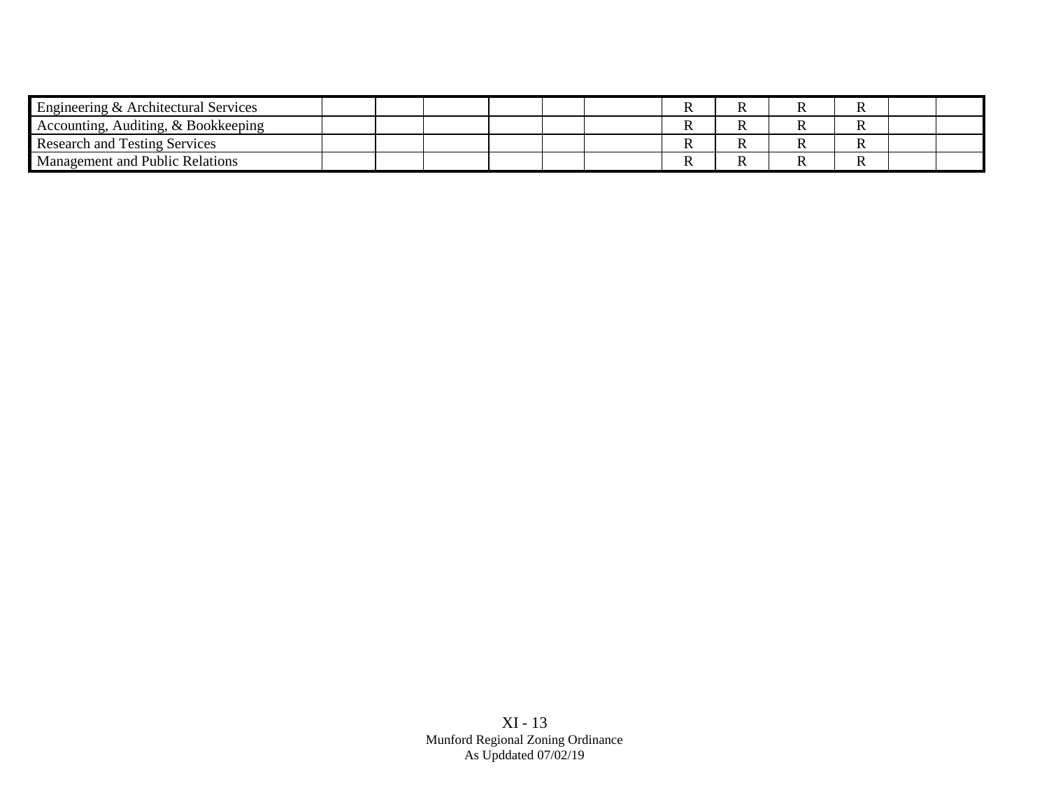| Engineering & Architectural Services | | | | | | | R | R | R | R | | |
|---|---|---|---|---|---|---|---|---|---|---|---|---|
| Accounting, Auditing, & Bookkeeping | | | | | | | R | R | R | R | | |
| Research and Testing Services | | | | | | | R | R | R | R | | |
| Management and Public Relations | | | | | | | R | R | R | R | | |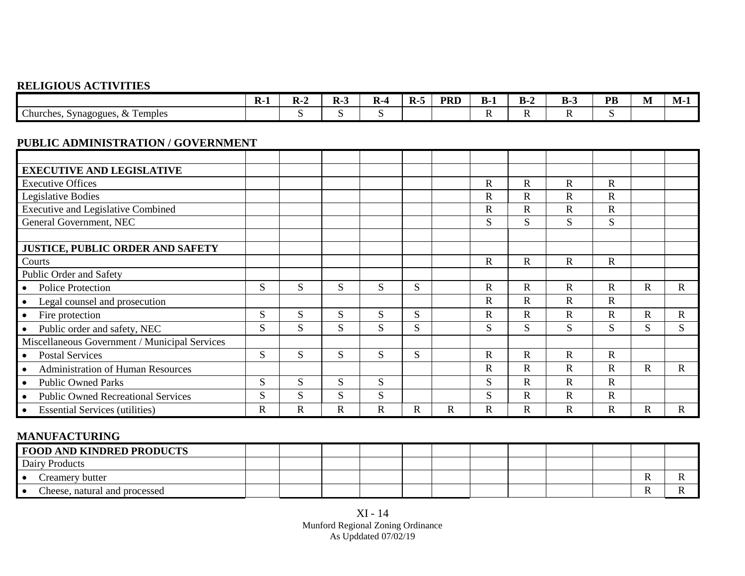**RELIGIOUS ACTIVITIES**

| | R-1 | R-2 | R-3 | R-4 | R-5 | PRD | B-1 | B-2 | B-3 | PB | M | M-1 |
|---|---|---|---|---|---|---|---|---|---|---|---|---|
| Churches, Synagogues, & Temples | | S | S | S | | | R | R | R | S | | |

**PUBLIC ADMINISTRATION / GOVERNMENT**

| | R-1 | R-2 | R-3 | R-4 | R-5 | PRD | B-1 | B-2 | B-3 | PB | M | M-1 |
|---|---|---|---|---|---|---|---|---|---|---|---|---|
| **EXECUTIVE AND LEGISLATIVE** | | | | | | | | | | | | |
| Executive Offices | | | | | | | R | R | R | R | | |
| Legislative Bodies | | | | | | | R | R | R | R | | |
| Executive and Legislative Combined | | | | | | | R | R | R | R | | |
| General Government, NEC | | | | | | | S | S | S | S | | |
| | | | | | | | | | | | | |
| **JUSTICE, PUBLIC ORDER AND SAFETY** | | | | | | | | | | | | |
| Courts | | | | | | | R | R | R | R | | |
| Public Order and Safety | | | | | | | | | | | | |
| • Police Protection | S | S | S | S | S | | R | R | R | R | R | R |
| • Legal counsel and prosecution | | | | | | | R | R | R | R | | |
| • Fire protection | S | S | S | S | S | | R | R | R | R | R | R |
| • Public order and safety, NEC | S | S | S | S | S | | S | S | S | S | S | S |
| Miscellaneous Government / Municipal Services | | | | | | | | | | | | |
| • Postal Services | S | S | S | S | S | | R | R | R | R | | |
| • Administration of Human Resources | | | | | | | R | R | R | R | R | R |
| • Public Owned Parks | S | S | S | S | | | S | R | R | R | | |
| • Public Owned Recreational Services | S | S | S | S | | | S | R | R | R | | |
| • Essential Services (utilities) | R | R | R | R | R | R | R | R | R | R | R | R |

**MANUFACTURING**

| | R-1 | R-2 | R-3 | R-4 | R-5 | PRD | B-1 | B-2 | B-3 | PB | M | M-1 |
|---|---|---|---|---|---|---|---|---|---|---|---|---|
| **FOOD AND KINDRED PRODUCTS** | | | | | | | | | | | | |
| Dairy Products | | | | | | | | | | | | |
| • Creamery butter | | | | | | | | | | | R | R |
| • Cheese, natural and processed | | | | | | | | | | | R | R |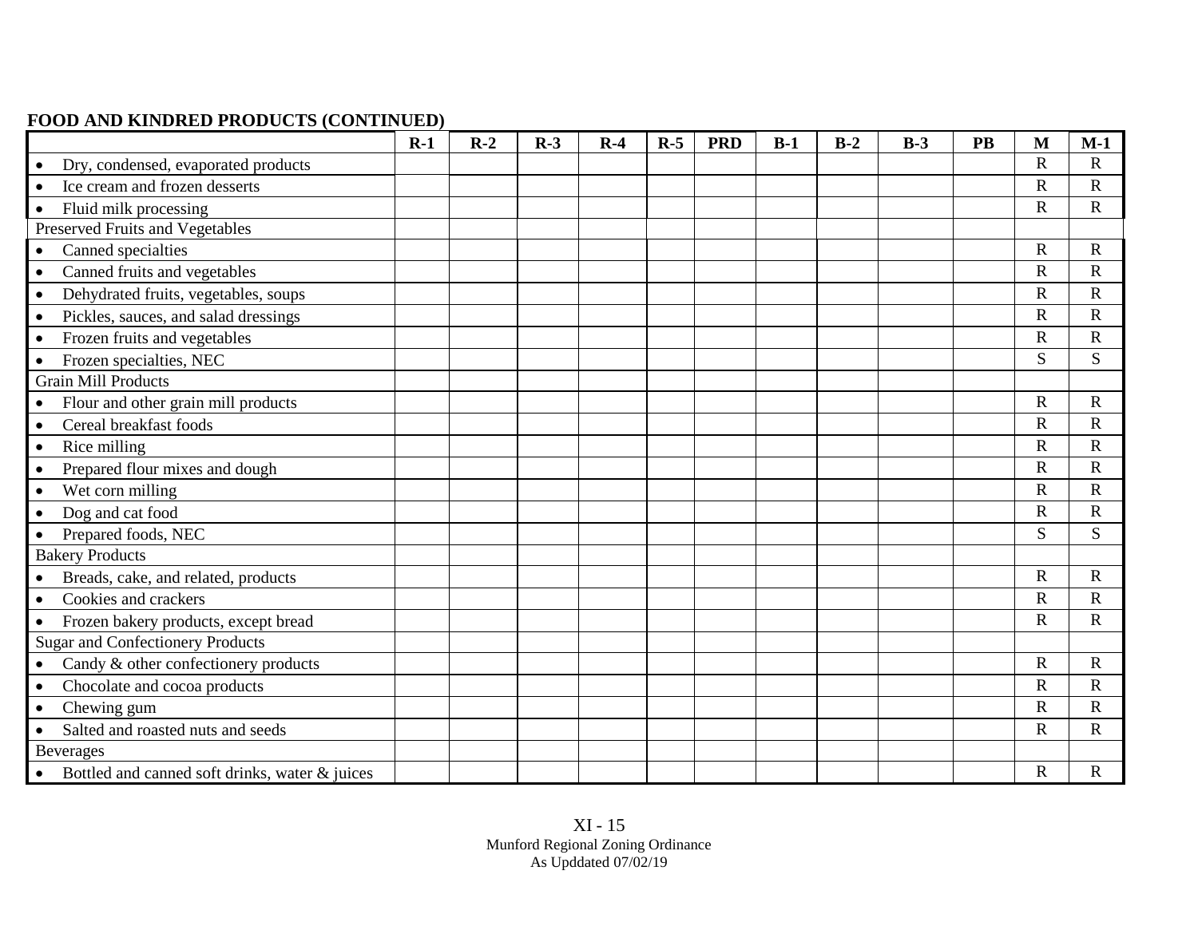**FOOD AND KINDRED PRODUCTS (CONTINUED)**

| | R-1 | R-2 | R-3 | R-4 | R-5 | PRD | B-1 | B-2 | B-3 | PB | M | M-1 |
|---|---|---|---|---|---|---|---|---|---|---|---|---|
| • Dry, condensed, evaporated products | | | | | | | | | | | R | R |
| • Ice cream and frozen desserts | | | | | | | | | | | R | R |
| • Fluid milk processing | | | | | | | | | | | R | R |
| Preserved Fruits and Vegetables | | | | | | | | | | | | |
| • Canned specialties | | | | | | | | | | | R | R |
| • Canned fruits and vegetables | | | | | | | | | | | R | R |
| • Dehydrated fruits, vegetables, soups | | | | | | | | | | | R | R |
| • Pickles, sauces, and salad dressings | | | | | | | | | | | R | R |
| • Frozen fruits and vegetables | | | | | | | | | | | R | R |
| • Frozen specialties, NEC | | | | | | | | | | | S | S |
| Grain Mill Products | | | | | | | | | | | | |
| • Flour and other grain mill products | | | | | | | | | | | R | R |
| • Cereal breakfast foods | | | | | | | | | | | R | R |
| • Rice milling | | | | | | | | | | | R | R |
| • Prepared flour mixes and dough | | | | | | | | | | | R | R |
| • Wet corn milling | | | | | | | | | | | R | R |
| • Dog and cat food | | | | | | | | | | | R | R |
| • Prepared foods, NEC | | | | | | | | | | | S | S |
| Bakery Products | | | | | | | | | | | | |
| • Breads, cake, and related, products | | | | | | | | | | | R | R |
| • Cookies and crackers | | | | | | | | | | | R | R |
| • Frozen bakery products, except bread | | | | | | | | | | | R | R |
| Sugar and Confectionery Products | | | | | | | | | | | | |
| • Candy & other confectionery products | | | | | | | | | | | R | R |
| • Chocolate and cocoa products | | | | | | | | | | | R | R |
| • Chewing gum | | | | | | | | | | | R | R |
| • Salted and roasted nuts and seeds | | | | | | | | | | | R | R |
| Beverages | | | | | | | | | | | | |
| • Bottled and canned soft drinks, water & juices | | | | | | | | | | | R | R |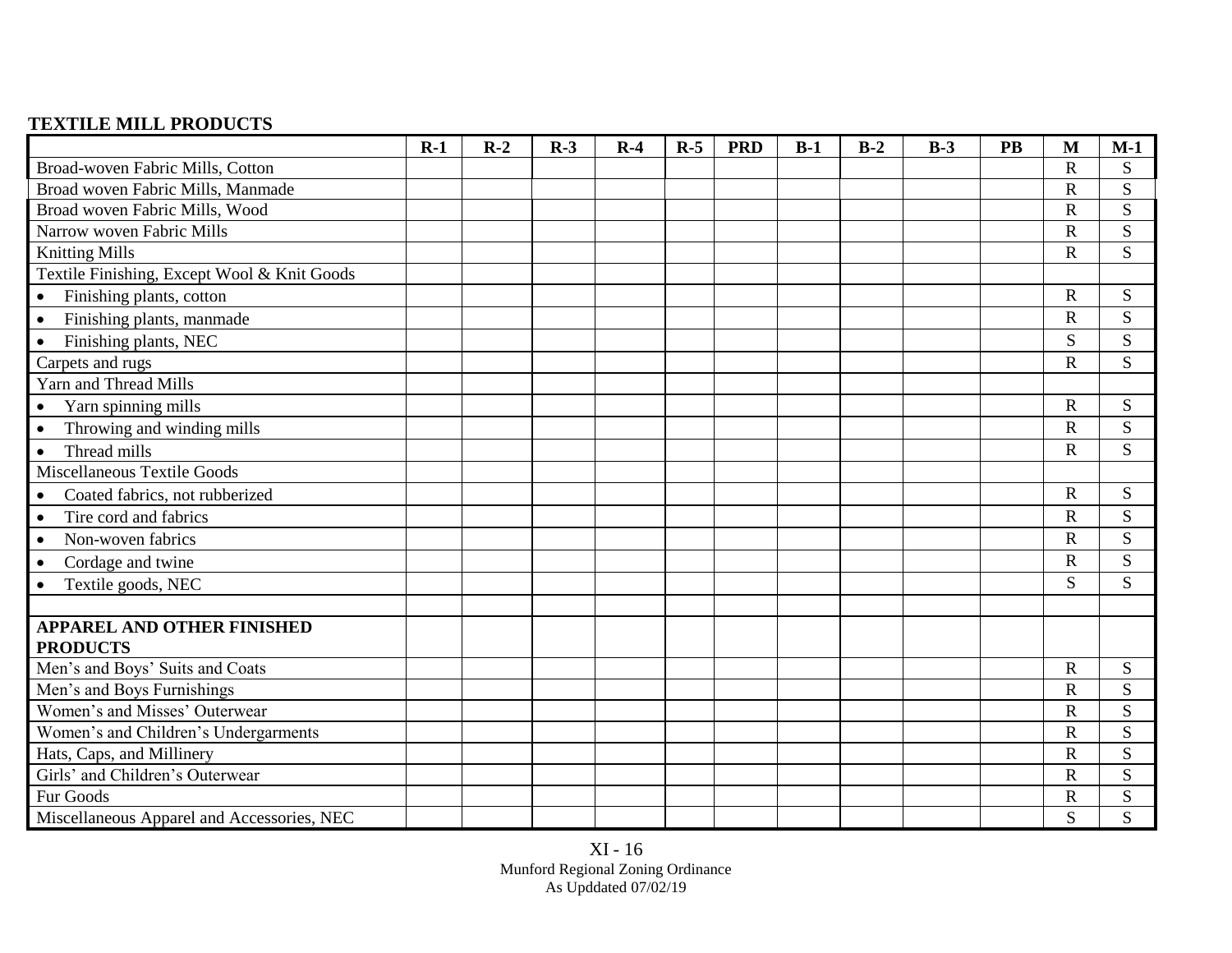**TEXTILE MILL PRODUCTS**

| | R-1 | R-2 | R-3 | R-4 | R-5 | PRD | B-1 | B-2 | B-3 | PB | M | M-1 |
|---|---|---|---|---|---|---|---|---|---|---|---|---|
| Broad-woven Fabric Mills, Cotton | | | | | | | | | | | R | S |
| Broad woven Fabric Mills, Manmade | | | | | | | | | | | R | S |
| Broad woven Fabric Mills, Wood | | | | | | | | | | | R | S |
| Narrow woven Fabric Mills | | | | | | | | | | | R | S |
| Knitting Mills | | | | | | | | | | | R | S |
| Textile Finishing, Except Wool & Knit Goods | | | | | | | | | | | | |
| • Finishing plants, cotton | | | | | | | | | | | R | S |
| • Finishing plants, manmade | | | | | | | | | | | R | S |
| • Finishing plants, NEC | | | | | | | | | | | S | S |
| Carpets and rugs | | | | | | | | | | | R | S |
| Yarn and Thread Mills | | | | | | | | | | | | |
| • Yarn spinning mills | | | | | | | | | | | R | S |
| • Throwing and winding mills | | | | | | | | | | | R | S |
| • Thread mills | | | | | | | | | | | R | S |
| Miscellaneous Textile Goods | | | | | | | | | | | | |
| • Coated fabrics, not rubberized | | | | | | | | | | | R | S |
| • Tire cord and fabrics | | | | | | | | | | | R | S |
| • Non-woven fabrics | | | | | | | | | | | R | S |
| • Cordage and twine | | | | | | | | | | | R | S |
| • Textile goods, NEC | | | | | | | | | | | S | S |
| | | | | | | | | | | | | |
| **APPAREL AND OTHER FINISHED PRODUCTS** | | | | | | | | | | | | |
| Men's and Boys' Suits and Coats | | | | | | | | | | | R | S |
| Men's and Boys Furnishings | | | | | | | | | | | R | S |
| Women's and Misses' Outerwear | | | | | | | | | | | R | S |
| Women's and Children's Undergarments | | | | | | | | | | | R | S |
| Hats, Caps, and Millinery | | | | | | | | | | | R | S |
| Girls' and Children's Outerwear | | | | | | | | | | | R | S |
| Fur Goods | | | | | | | | | | | R | S |
| Miscellaneous Apparel and Accessories, NEC | | | | | | | | | | | S | S |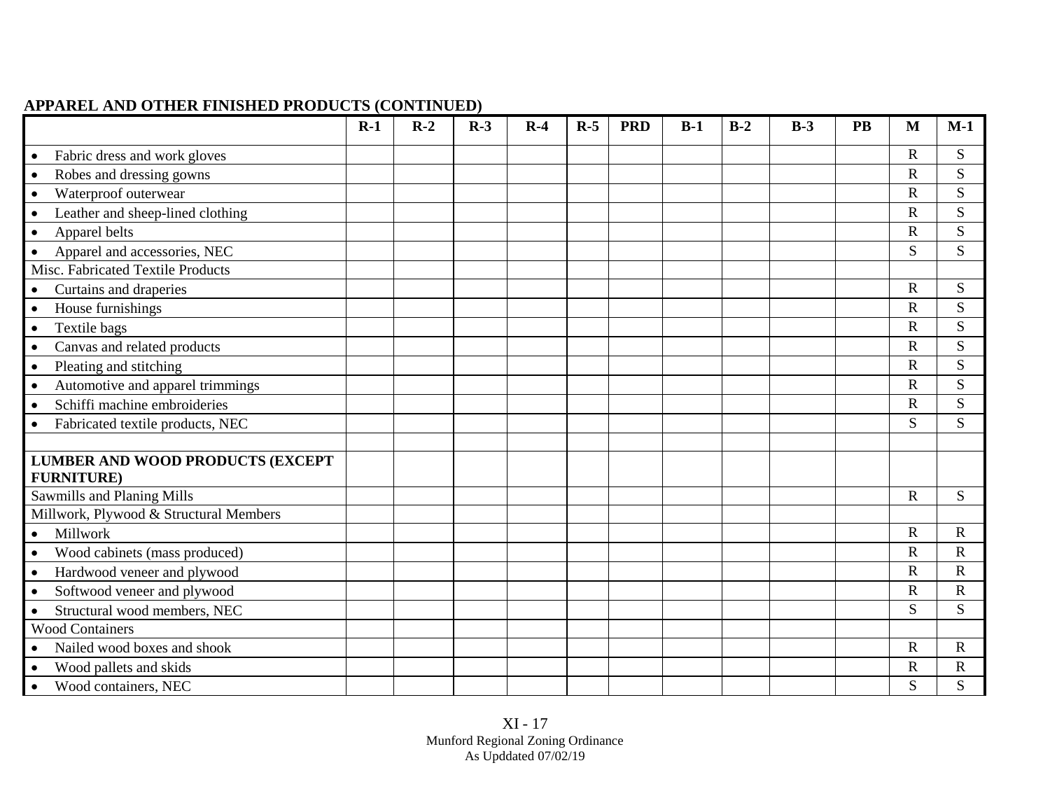**APPAREL AND OTHER FINISHED PRODUCTS (CONTINUED)**

| | R-1 | R-2 | R-3 | R-4 | R-5 | PRD | B-1 | B-2 | B-3 | PB | M | M-1 |
|---|---|---|---|---|---|---|---|---|---|---|---|---|
| • Fabric dress and work gloves | | | | | | | | | | | R | S |
| • Robes and dressing gowns | | | | | | | | | | | R | S |
| • Waterproof outerwear | | | | | | | | | | | R | S |
| • Leather and sheep-lined clothing | | | | | | | | | | | R | S |
| • Apparel belts | | | | | | | | | | | R | S |
| • Apparel and accessories, NEC | | | | | | | | | | | S | S |
| Misc. Fabricated Textile Products | | | | | | | | | | | | |
| • Curtains and draperies | | | | | | | | | | | R | S |
| • House furnishings | | | | | | | | | | | R | S |
| • Textile bags | | | | | | | | | | | R | S |
| • Canvas and related products | | | | | | | | | | | R | S |
| • Pleating and stitching | | | | | | | | | | | R | S |
| • Automotive and apparel trimmings | | | | | | | | | | | R | S |
| • Schiffi machine embroideries | | | | | | | | | | | R | S |
| • Fabricated textile products, NEC | | | | | | | | | | | S | S |
| | | | | | | | | | | | | |
| **LUMBER AND WOOD PRODUCTS (EXCEPT FURNITURE)** | | | | | | | | | | | | |
| Sawmills and Planing Mills | | | | | | | | | | | R | S |
| Millwork, Plywood & Structural Members | | | | | | | | | | | | |
| • Millwork | | | | | | | | | | | R | R |
| • Wood cabinets (mass produced) | | | | | | | | | | | R | R |
| • Hardwood veneer and plywood | | | | | | | | | | | R | R |
| • Softwood veneer and plywood | | | | | | | | | | | R | R |
| • Structural wood members, NEC | | | | | | | | | | | S | S |
| Wood Containers | | | | | | | | | | | | |
| • Nailed wood boxes and shook | | | | | | | | | | | R | R |
| • Wood pallets and skids | | | | | | | | | | | R | R |
| • Wood containers, NEC | | | | | | | | | | | S | S |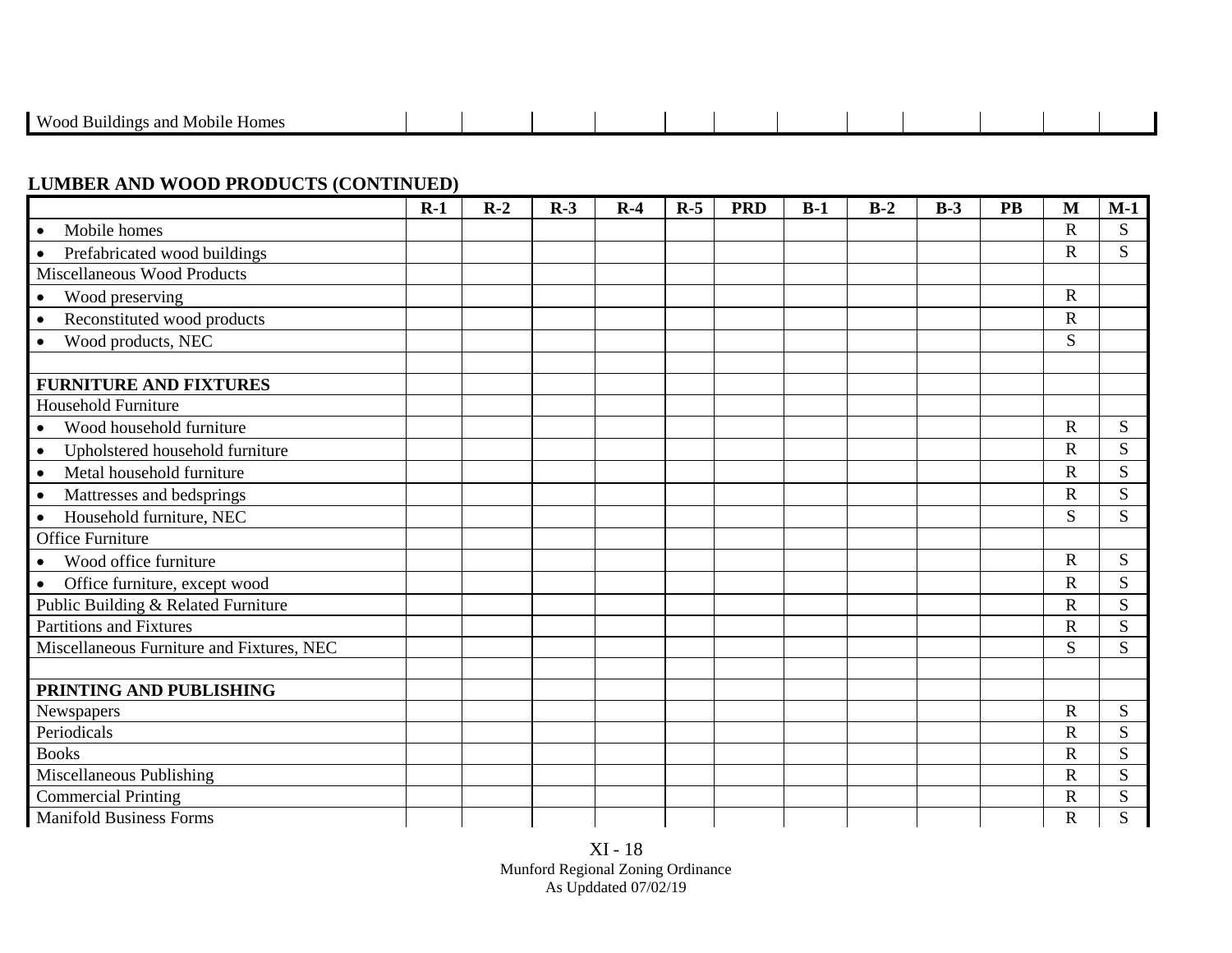| Wood Buildings and Mobile Homes | | | | | | | | | | | | |
|---|---|---|---|---|---|---|---|---|---|---|---|---|

**LUMBER AND WOOD PRODUCTS (CONTINUED)**

| | R-1 | R-2 | R-3 | R-4 | R-5 | PRD | B-1 | B-2 | B-3 | PB | M | M-1 |
|---|---|---|---|---|---|---|---|---|---|---|---|---|
| • Mobile homes | | | | | | | | | | | R | S |
| • Prefabricated wood buildings | | | | | | | | | | | R | S |
| Miscellaneous Wood Products | | | | | | | | | | | | |
| • Wood preserving | | | | | | | | | | | R | |
| • Reconstituted wood products | | | | | | | | | | | R | |
| • Wood products, NEC | | | | | | | | | | | S | |
| | | | | | | | | | | | | |
| **FURNITURE AND FIXTURES** | | | | | | | | | | | | |
| Household Furniture | | | | | | | | | | | | |
| • Wood household furniture | | | | | | | | | | | R | S |
| • Upholstered household furniture | | | | | | | | | | | R | S |
| • Metal household furniture | | | | | | | | | | | R | S |
| • Mattresses and bedsprings | | | | | | | | | | | R | S |
| • Household furniture, NEC | | | | | | | | | | | S | S |
| Office Furniture | | | | | | | | | | | | |
| • Wood office furniture | | | | | | | | | | | R | S |
| • Office furniture, except wood | | | | | | | | | | | R | S |
| Public Building & Related Furniture | | | | | | | | | | | R | S |
| Partitions and Fixtures | | | | | | | | | | | R | S |
| Miscellaneous Furniture and Fixtures, NEC | | | | | | | | | | | S | S |
| | | | | | | | | | | | | |
| **PRINTING AND PUBLISHING** | | | | | | | | | | | | |
| Newspapers | | | | | | | | | | | R | S |
| Periodicals | | | | | | | | | | | R | S |
| Books | | | | | | | | | | | R | S |
| Miscellaneous Publishing | | | | | | | | | | | R | S |
| Commercial Printing | | | | | | | | | | | R | S |
| Manifold Business Forms | | | | | | | | | | | R | S |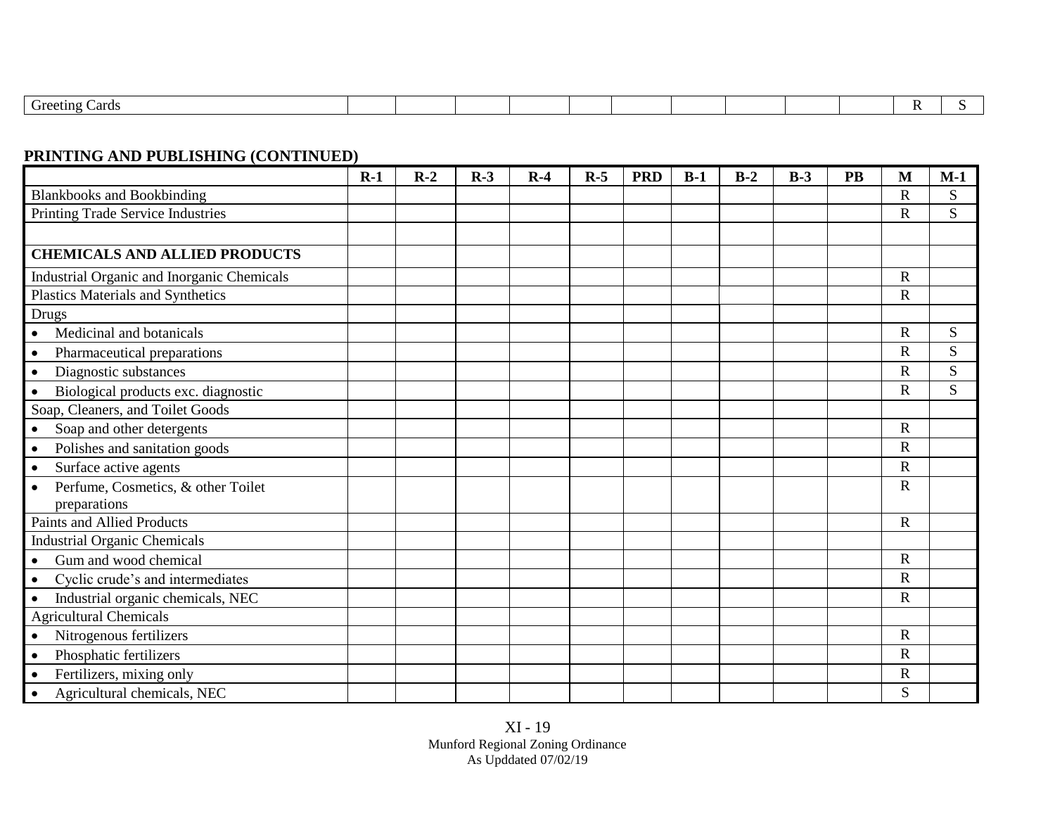| Greeting Cards | | | | | | | | | | | R | S |
|---|---|---|---|---|---|---|---|---|---|---|---|---|

**PRINTING AND PUBLISHING (CONTINUED)**

| | R-1 | R-2 | R-3 | R-4 | R-5 | PRD | B-1 | B-2 | B-3 | PB | M | M-1 |
|---|---|---|---|---|---|---|---|---|---|---|---|---|
| Blankbooks and Bookbinding | | | | | | | | | | | R | S |
| Printing Trade Service Industries | | | | | | | | | | | R | S |
| | | | | | | | | | | | | |
| **CHEMICALS AND ALLIED PRODUCTS** | | | | | | | | | | | | |
| Industrial Organic and Inorganic Chemicals | | | | | | | | | | | R | |
| Plastics Materials and Synthetics | | | | | | | | | | | R | |
| Drugs | | | | | | | | | | | | |
| • Medicinal and botanicals | | | | | | | | | | | R | S |
| • Pharmaceutical preparations | | | | | | | | | | | R | S |
| • Diagnostic substances | | | | | | | | | | | R | S |
| • Biological products exc. diagnostic | | | | | | | | | | | R | S |
| Soap, Cleaners, and Toilet Goods | | | | | | | | | | | | |
| • Soap and other detergents | | | | | | | | | | | R | |
| • Polishes and sanitation goods | | | | | | | | | | | R | |
| • Surface active agents | | | | | | | | | | | R | |
| • Perfume, Cosmetics, & other Toilet preparations | | | | | | | | | | | R | |
| Paints and Allied Products | | | | | | | | | | | R | |
| Industrial Organic Chemicals | | | | | | | | | | | | |
| • Gum and wood chemical | | | | | | | | | | | R | |
| • Cyclic crude's and intermediates | | | | | | | | | | | R | |
| • Industrial organic chemicals, NEC | | | | | | | | | | | R | |
| Agricultural Chemicals | | | | | | | | | | | | |
| • Nitrogenous fertilizers | | | | | | | | | | | R | |
| • Phosphatic fertilizers | | | | | | | | | | | R | |
| • Fertilizers, mixing only | | | | | | | | | | | R | |
| • Agricultural chemicals, NEC | | | | | | | | | | | S | |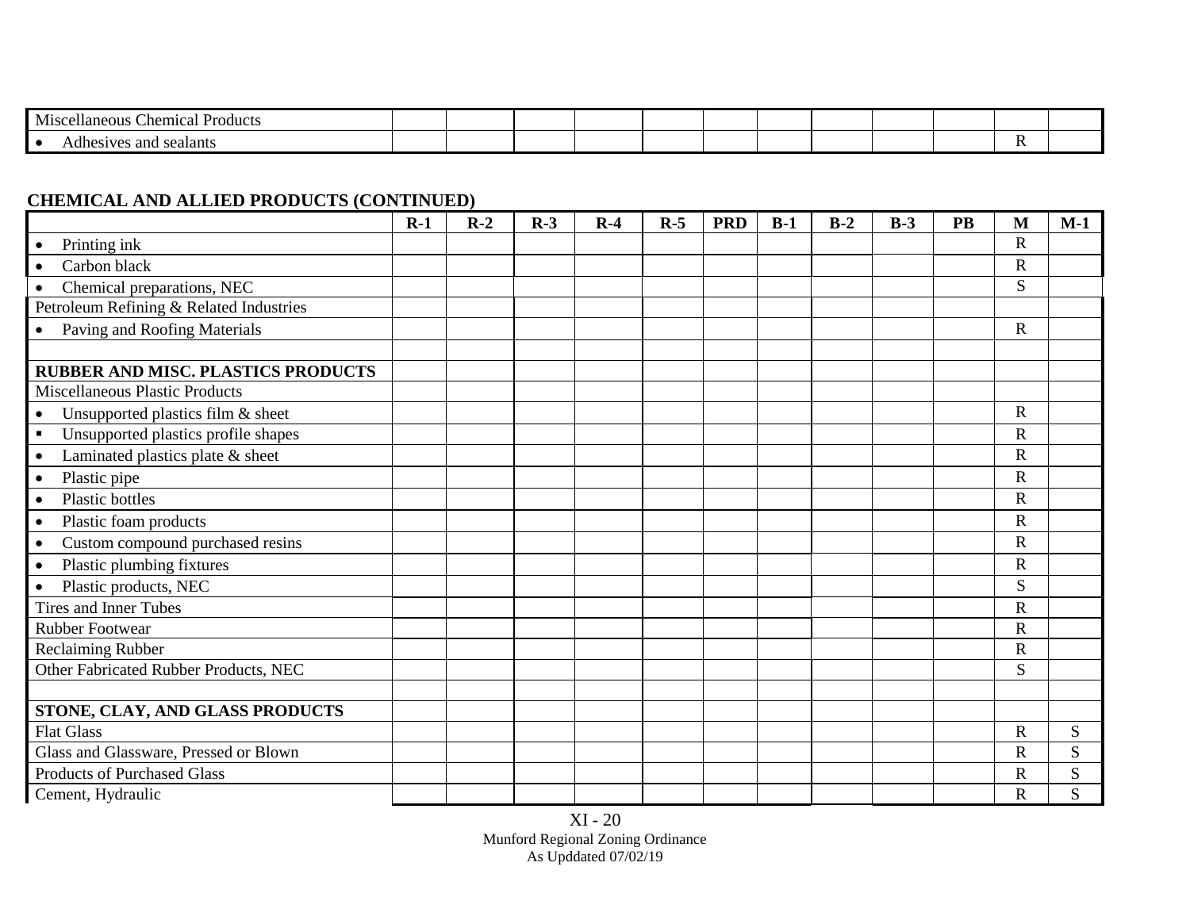| | R-1 | R-2 | R-3 | R-4 | R-5 | PRD | B-1 | B-2 | B-3 | PB | M | M-1 |
|---|---|---|---|---|---|---|---|---|---|---|---|---|
| Miscellaneous Chemical Products | | | | | | | | | | | | |
| • Adhesives and sealants | | | | | | | | | | | R | |

**CHEMICAL AND ALLIED PRODUCTS (CONTINUED)**

| | R-1 | R-2 | R-3 | R-4 | R-5 | PRD | B-1 | B-2 | B-3 | PB | M | M-1 |
|---|---|---|---|---|---|---|---|---|---|---|---|---|
| • Printing ink | | | | | | | | | | | R | |
| • Carbon black | | | | | | | | | | | R | |
| • Chemical preparations, NEC | | | | | | | | | | | S | |
| Petroleum Refining & Related Industries | | | | | | | | | | | | |
| • Paving and Roofing Materials | | | | | | | | | | | R | |
| | | | | | | | | | | | | |
| **RUBBER AND MISC. PLASTICS PRODUCTS** | | | | | | | | | | | | |
| Miscellaneous Plastic Products | | | | | | | | | | | | |
| • Unsupported plastics film & sheet | | | | | | | | | | | R | |
| ▪ Unsupported plastics profile shapes | | | | | | | | | | | R | |
| • Laminated plastics plate & sheet | | | | | | | | | | | R | |
| • Plastic pipe | | | | | | | | | | | R | |
| • Plastic bottles | | | | | | | | | | | R | |
| • Plastic foam products | | | | | | | | | | | R | |
| • Custom compound purchased resins | | | | | | | | | | | R | |
| • Plastic plumbing fixtures | | | | | | | | | | | R | |
| • Plastic products, NEC | | | | | | | | | | | S | |
| Tires and Inner Tubes | | | | | | | | | | | R | |
| Rubber Footwear | | | | | | | | | | | R | |
| Reclaiming Rubber | | | | | | | | | | | R | |
| Other Fabricated Rubber Products, NEC | | | | | | | | | | | S | |
| | | | | | | | | | | | | |
| **STONE, CLAY, AND GLASS PRODUCTS** | | | | | | | | | | | | |
| Flat Glass | | | | | | | | | | | R | S |
| Glass and Glassware, Pressed or Blown | | | | | | | | | | | R | S |
| Products of Purchased Glass | | | | | | | | | | | R | S |
| Cement, Hydraulic | | | | | | | | | | | R | S |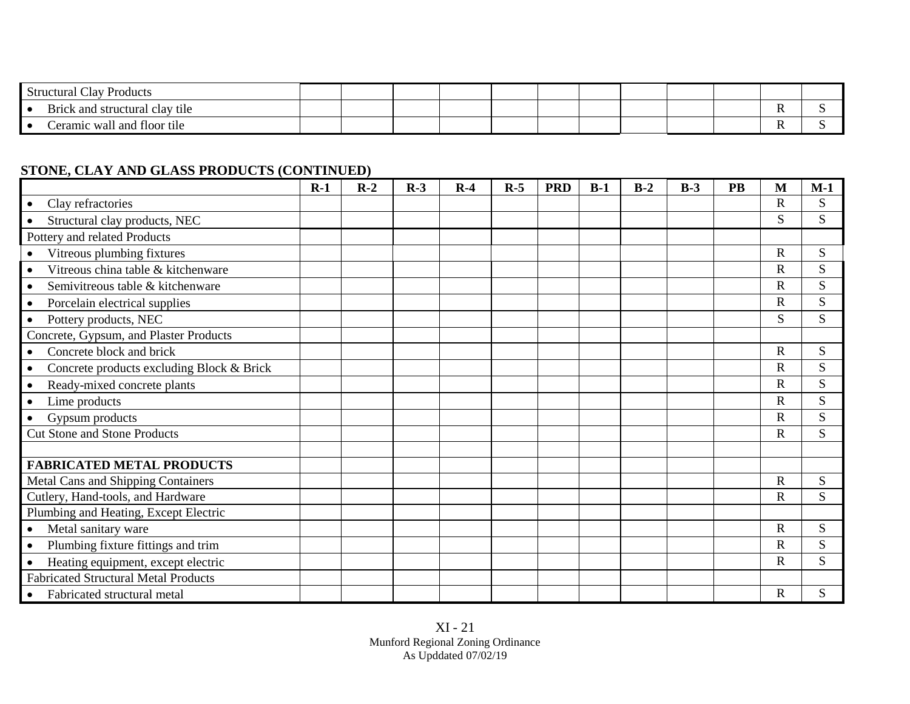| | | | | | | | | | | | | |
|---|---|---|---|---|---|---|---|---|---|---|---|---|
| Structural Clay Products | | | | | | | | | | | | |
| • Brick and structural clay tile | | | | | | | | | | | R | S |
| • Ceramic wall and floor tile | | | | | | | | | | | R | S |

**STONE, CLAY AND GLASS PRODUCTS (CONTINUED)**

| | R-1 | R-2 | R-3 | R-4 | R-5 | PRD | B-1 | B-2 | B-3 | PB | M | M-1 |
|---|---|---|---|---|---|---|---|---|---|---|---|---|
| • Clay refractories | | | | | | | | | | | R | S |
| • Structural clay products, NEC | | | | | | | | | | | S | S |
| Pottery and related Products | | | | | | | | | | | | |
| • Vitreous plumbing fixtures | | | | | | | | | | | R | S |
| • Vitreous china table & kitchenware | | | | | | | | | | | R | S |
| • Semivitreous table & kitchenware | | | | | | | | | | | R | S |
| • Porcelain electrical supplies | | | | | | | | | | | R | S |
| • Pottery products, NEC | | | | | | | | | | | S | S |
| Concrete, Gypsum, and Plaster Products | | | | | | | | | | | | |
| • Concrete block and brick | | | | | | | | | | | R | S |
| • Concrete products excluding Block & Brick | | | | | | | | | | | R | S |
| • Ready-mixed concrete plants | | | | | | | | | | | R | S |
| • Lime products | | | | | | | | | | | R | S |
| • Gypsum products | | | | | | | | | | | R | S |
| Cut Stone and Stone Products | | | | | | | | | | | R | S |
| | | | | | | | | | | | | |
| **FABRICATED METAL PRODUCTS** | | | | | | | | | | | | |
| Metal Cans and Shipping Containers | | | | | | | | | | | R | S |
| Cutlery, Hand-tools, and Hardware | | | | | | | | | | | R | S |
| Plumbing and Heating, Except Electric | | | | | | | | | | | | |
| • Metal sanitary ware | | | | | | | | | | | R | S |
| • Plumbing fixture fittings and trim | | | | | | | | | | | R | S |
| • Heating equipment, except electric | | | | | | | | | | | R | S |
| Fabricated Structural Metal Products | | | | | | | | | | | | |
| • Fabricated structural metal | | | | | | | | | | | R | S |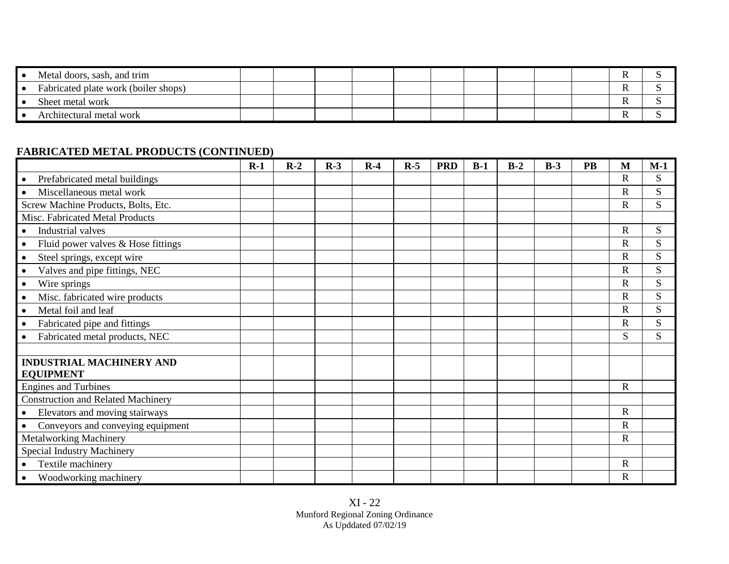| | | | | | | | | | | | | |
|---|---|---|---|---|---|---|---|---|---|---|---|---|
| • Metal doors, sash, and trim | | | | | | | | | | | R | S |
| • Fabricated plate work (boiler shops) | | | | | | | | | | | R | S |
| • Sheet metal work | | | | | | | | | | | R | S |
| • Architectural metal work | | | | | | | | | | | R | S |

**FABRICATED METAL PRODUCTS (CONTINUED)**

| | R-1 | R-2 | R-3 | R-4 | R-5 | PRD | B-1 | B-2 | B-3 | PB | M | M-1 |
|---|---|---|---|---|---|---|---|---|---|---|---|---|
| • Prefabricated metal buildings | | | | | | | | | | | R | S |
| • Miscellaneous metal work | | | | | | | | | | | R | S |
| Screw Machine Products, Bolts, Etc. | | | | | | | | | | | R | S |
| Misc. Fabricated Metal Products | | | | | | | | | | | | |
| • Industrial valves | | | | | | | | | | | R | S |
| • Fluid power valves & Hose fittings | | | | | | | | | | | R | S |
| • Steel springs, except wire | | | | | | | | | | | R | S |
| • Valves and pipe fittings, NEC | | | | | | | | | | | R | S |
| • Wire springs | | | | | | | | | | | R | S |
| • Misc. fabricated wire products | | | | | | | | | | | R | S |
| • Metal foil and leaf | | | | | | | | | | | R | S |
| • Fabricated pipe and fittings | | | | | | | | | | | R | S |
| • Fabricated metal products, NEC | | | | | | | | | | | S | S |
| | | | | | | | | | | | | |
| **INDUSTRIAL MACHINERY AND EQUIPMENT** | | | | | | | | | | | | |
| Engines and Turbines | | | | | | | | | | | R | |
| Construction and Related Machinery | | | | | | | | | | | | |
| • Elevators and moving stairways | | | | | | | | | | | R | |
| • Conveyors and conveying equipment | | | | | | | | | | | R | |
| Metalworking Machinery | | | | | | | | | | | R | |
| Special Industry Machinery | | | | | | | | | | | | |
| • Textile machinery | | | | | | | | | | | R | |
| • Woodworking machinery | | | | | | | | | | | R | |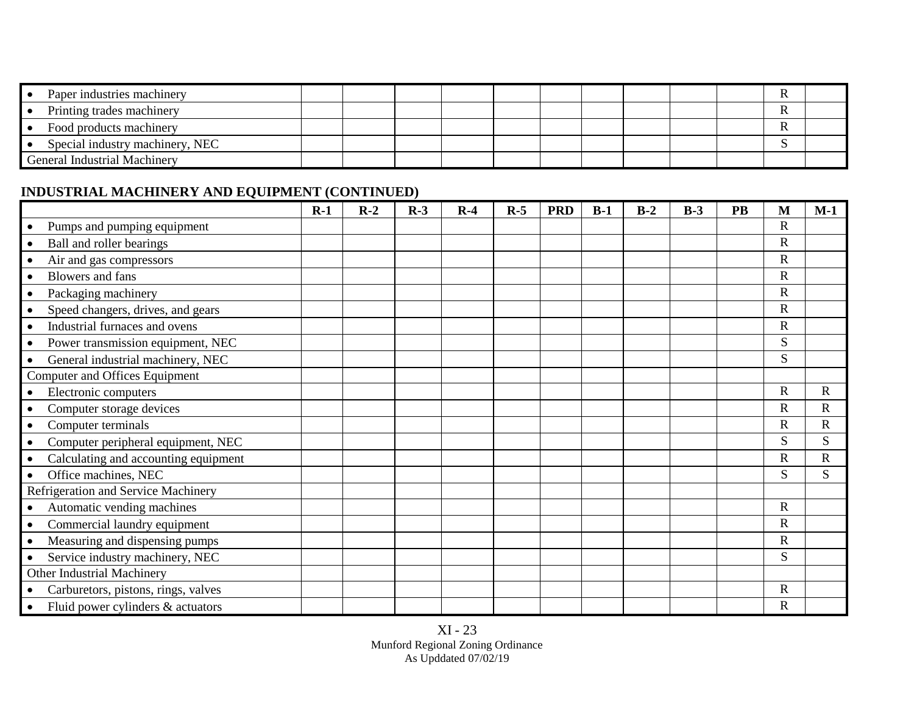| | R-1 | R-2 | R-3 | R-4 | R-5 | PRD | B-1 | B-2 | B-3 | PB | M | M-1 |
|---|---|---|---|---|---|---|---|---|---|---|---|---|
| • Paper industries machinery | | | | | | | | | | | R | |
| • Printing trades machinery | | | | | | | | | | | R | |
| • Food products machinery | | | | | | | | | | | R | |
| • Special industry machinery, NEC | | | | | | | | | | | S | |
| General Industrial Machinery | | | | | | | | | | | | |

## INDUSTRIAL MACHINERY AND EQUIPMENT (CONTINUED)

| | R-1 | R-2 | R-3 | R-4 | R-5 | PRD | B-1 | B-2 | B-3 | PB | M | M-1 |
|---|---|---|---|---|---|---|---|---|---|---|---|---|
| • Pumps and pumping equipment | | | | | | | | | | | R | |
| • Ball and roller bearings | | | | | | | | | | | R | |
| • Air and gas compressors | | | | | | | | | | | R | |
| • Blowers and fans | | | | | | | | | | | R | |
| • Packaging machinery | | | | | | | | | | | R | |
| • Speed changers, drives, and gears | | | | | | | | | | | R | |
| • Industrial furnaces and ovens | | | | | | | | | | | R | |
| • Power transmission equipment, NEC | | | | | | | | | | | S | |
| • General industrial machinery, NEC | | | | | | | | | | | S | |
| Computer and Offices Equipment | | | | | | | | | | | | |
| • Electronic computers | | | | | | | | | | | R | R |
| • Computer storage devices | | | | | | | | | | | R | R |
| • Computer terminals | | | | | | | | | | | R | R |
| • Computer peripheral equipment, NEC | | | | | | | | | | | S | S |
| • Calculating and accounting equipment | | | | | | | | | | | R | R |
| • Office machines, NEC | | | | | | | | | | | S | S |
| Refrigeration and Service Machinery | | | | | | | | | | | | |
| • Automatic vending machines | | | | | | | | | | | R | |
| • Commercial laundry equipment | | | | | | | | | | | R | |
| • Measuring and dispensing pumps | | | | | | | | | | | R | |
| • Service industry machinery, NEC | | | | | | | | | | | S | |
| Other Industrial Machinery | | | | | | | | | | | | |
| • Carburetors, pistons, rings, valves | | | | | | | | | | | R | |
| • Fluid power cylinders & actuators | | | | | | | | | | | R | |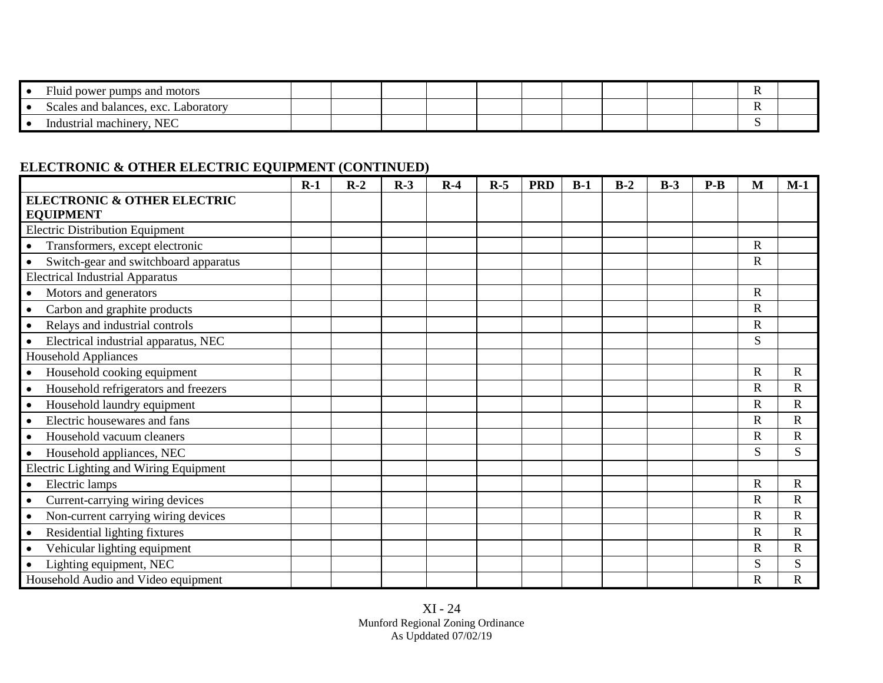| | R-1 | R-2 | R-3 | R-4 | R-5 | PRD | B-1 | B-2 | B-3 | P-B | M | M-1 |
|---|---|---|---|---|---|---|---|---|---|---|---|---|
| • Fluid power pumps and motors | | | | | | | | | | | R | |
| • Scales and balances, exc. Laboratory | | | | | | | | | | | R | |
| • Industrial machinery, NEC | | | | | | | | | | | S | |

**ELECTRONIC & OTHER ELECTRIC EQUIPMENT (CONTINUED)**

| | R-1 | R-2 | R-3 | R-4 | R-5 | PRD | B-1 | B-2 | B-3 | P-B | M | M-1 |
|---|---|---|---|---|---|---|---|---|---|---|---|---|
| **ELECTRONIC & OTHER ELECTRIC EQUIPMENT** | | | | | | | | | | | | |
| Electric Distribution Equipment | | | | | | | | | | | | |
| • Transformers, except electronic | | | | | | | | | | | R | |
| • Switch-gear and switchboard apparatus | | | | | | | | | | | R | |
| Electrical Industrial Apparatus | | | | | | | | | | | | |
| • Motors and generators | | | | | | | | | | | R | |
| • Carbon and graphite products | | | | | | | | | | | R | |
| • Relays and industrial controls | | | | | | | | | | | R | |
| • Electrical industrial apparatus, NEC | | | | | | | | | | | S | |
| Household Appliances | | | | | | | | | | | | |
| • Household cooking equipment | | | | | | | | | | | R | R |
| • Household refrigerators and freezers | | | | | | | | | | | R | R |
| • Household laundry equipment | | | | | | | | | | | R | R |
| • Electric housewares and fans | | | | | | | | | | | R | R |
| • Household vacuum cleaners | | | | | | | | | | | R | R |
| • Household appliances, NEC | | | | | | | | | | | S | S |
| Electric Lighting and Wiring Equipment | | | | | | | | | | | | |
| • Electric lamps | | | | | | | | | | | R | R |
| • Current-carrying wiring devices | | | | | | | | | | | R | R |
| • Non-current carrying wiring devices | | | | | | | | | | | R | R |
| • Residential lighting fixtures | | | | | | | | | | | R | R |
| • Vehicular lighting equipment | | | | | | | | | | | R | R |
| • Lighting equipment, NEC | | | | | | | | | | | S | S |
| Household Audio and Video equipment | | | | | | | | | | | R | R |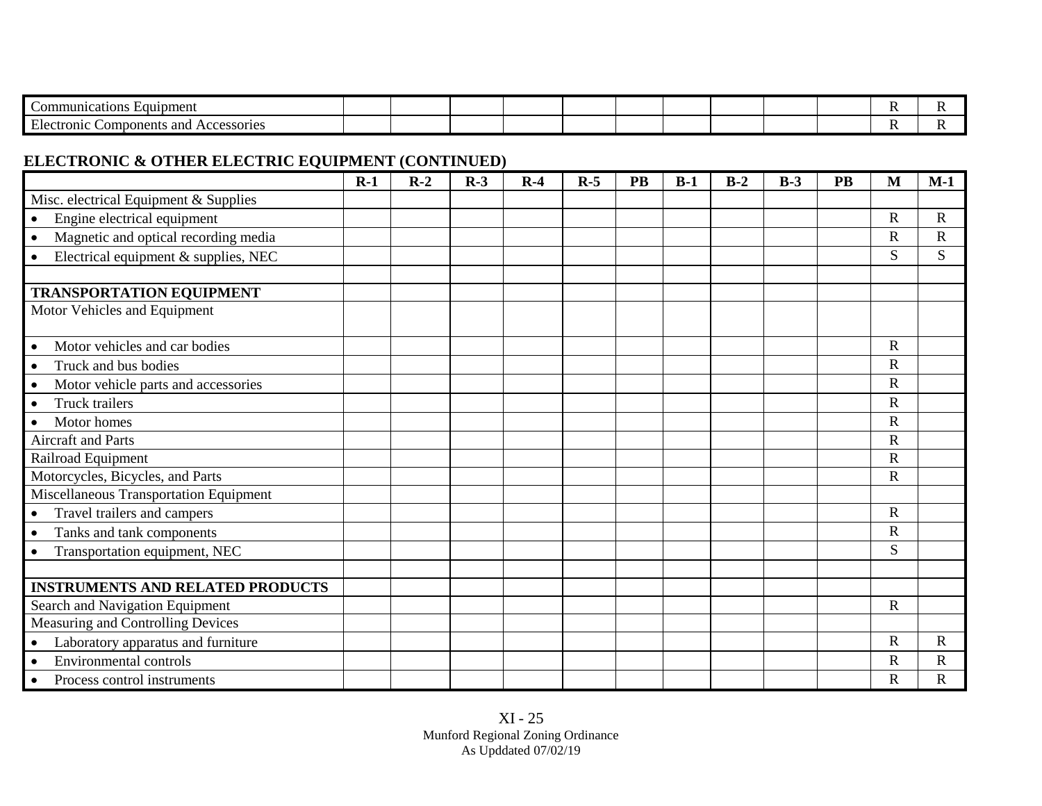| | | | | | | | | | | | | |
|---|---|---|---|---|---|---|---|---|---|---|---|---|
| Communications Equipment | | | | | | | | | | | R | R |
| Electronic Components and Accessories | | | | | | | | | | | R | R |

**ELECTRONIC & OTHER ELECTRIC EQUIPMENT (CONTINUED)**

| | R-1 | R-2 | R-3 | R-4 | R-5 | PB | B-1 | B-2 | B-3 | PB | M | M-1 |
|---|---|---|---|---|---|---|---|---|---|---|---|---|
| Misc. electrical Equipment & Supplies | | | | | | | | | | | | |
| • Engine electrical equipment | | | | | | | | | | | R | R |
| • Magnetic and optical recording media | | | | | | | | | | | R | R |
| • Electrical equipment & supplies, NEC | | | | | | | | | | | S | S |
| | | | | | | | | | | | | |
| **TRANSPORTATION EQUIPMENT** | | | | | | | | | | | | |
| Motor Vehicles and Equipment | | | | | | | | | | | | |
| • Motor vehicles and car bodies | | | | | | | | | | | R | |
| • Truck and bus bodies | | | | | | | | | | | R | |
| • Motor vehicle parts and accessories | | | | | | | | | | | R | |
| • Truck trailers | | | | | | | | | | | R | |
| • Motor homes | | | | | | | | | | | R | |
| Aircraft and Parts | | | | | | | | | | | R | |
| Railroad Equipment | | | | | | | | | | | R | |
| Motorcycles, Bicycles, and Parts | | | | | | | | | | | R | |
| Miscellaneous Transportation Equipment | | | | | | | | | | | | |
| • Travel trailers and campers | | | | | | | | | | | R | |
| • Tanks and tank components | | | | | | | | | | | R | |
| • Transportation equipment, NEC | | | | | | | | | | | S | |
| | | | | | | | | | | | | |
| **INSTRUMENTS AND RELATED PRODUCTS** | | | | | | | | | | | | |
| Search and Navigation Equipment | | | | | | | | | | | R | |
| Measuring and Controlling Devices | | | | | | | | | | | | |
| • Laboratory apparatus and furniture | | | | | | | | | | | R | R |
| • Environmental controls | | | | | | | | | | | R | R |
| • Process control instruments | | | | | | | | | | | R | R |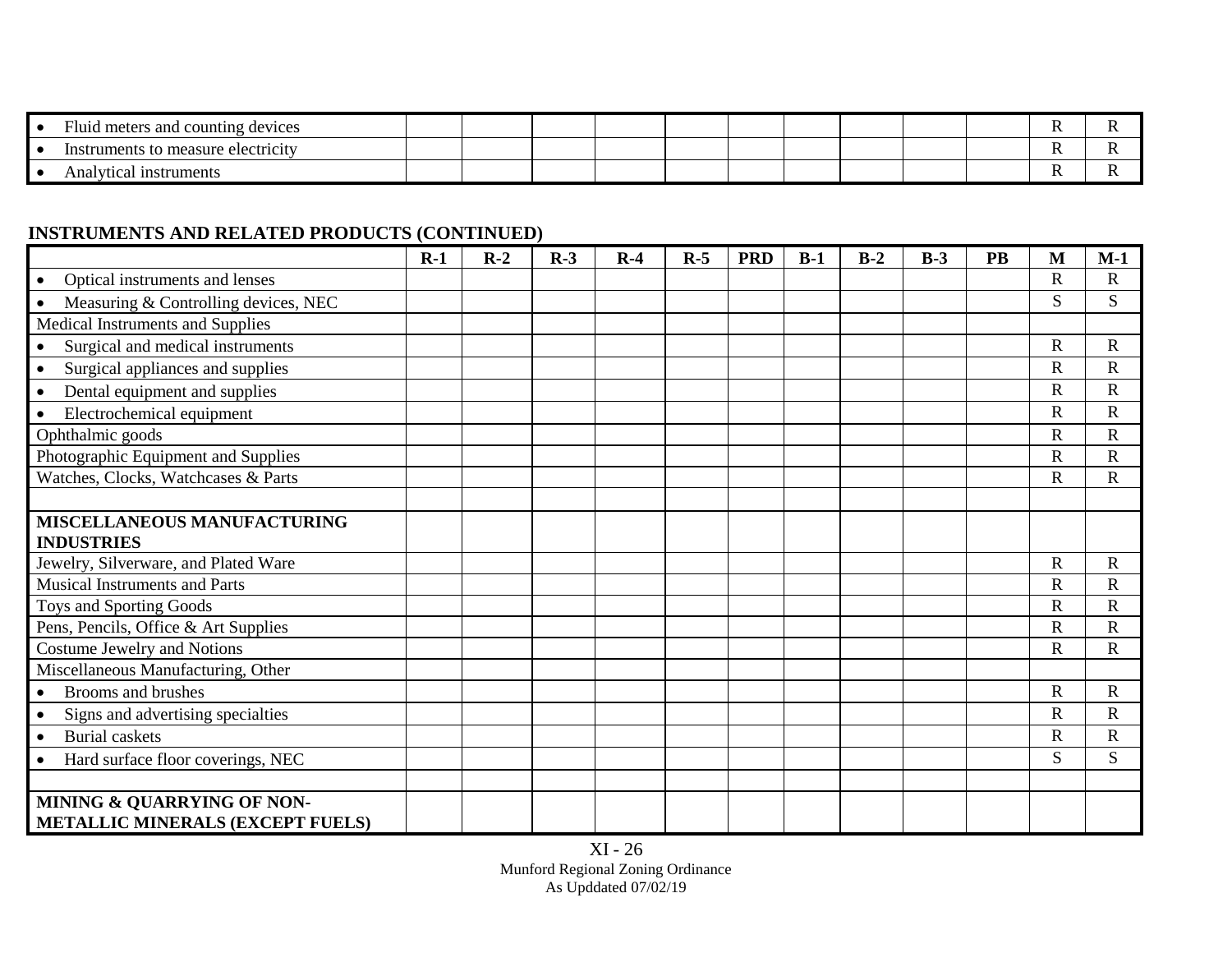| | | | | | | | | | | | | |
|---|---|---|---|---|---|---|---|---|---|---|---|---|
| • Fluid meters and counting devices | | | | | | | | | | | R | R |
| • Instruments to measure electricity | | | | | | | | | | | R | R |
| • Analytical instruments | | | | | | | | | | | R | R |

**INSTRUMENTS AND RELATED PRODUCTS (CONTINUED)**

| | R-1 | R-2 | R-3 | R-4 | R-5 | PRD | B-1 | B-2 | B-3 | PB | M | M-1 |
|---|---|---|---|---|---|---|---|---|---|---|---|---|
| • Optical instruments and lenses | | | | | | | | | | | R | R |
| • Measuring & Controlling devices, NEC | | | | | | | | | | | S | S |
| Medical Instruments and Supplies | | | | | | | | | | | | |
| • Surgical and medical instruments | | | | | | | | | | | R | R |
| • Surgical appliances and supplies | | | | | | | | | | | R | R |
| • Dental equipment and supplies | | | | | | | | | | | R | R |
| • Electrochemical equipment | | | | | | | | | | | R | R |
| Ophthalmic goods | | | | | | | | | | | R | R |
| Photographic Equipment and Supplies | | | | | | | | | | | R | R |
| Watches, Clocks, Watchcases & Parts | | | | | | | | | | | R | R |
| | | | | | | | | | | | | |
| **MISCELLANEOUS MANUFACTURING INDUSTRIES** | | | | | | | | | | | | |
| Jewelry, Silverware, and Plated Ware | | | | | | | | | | | R | R |
| Musical Instruments and Parts | | | | | | | | | | | R | R |
| Toys and Sporting Goods | | | | | | | | | | | R | R |
| Pens, Pencils, Office & Art Supplies | | | | | | | | | | | R | R |
| Costume Jewelry and Notions | | | | | | | | | | | R | R |
| Miscellaneous Manufacturing, Other | | | | | | | | | | | | |
| • Brooms and brushes | | | | | | | | | | | R | R |
| • Signs and advertising specialties | | | | | | | | | | | R | R |
| • Burial caskets | | | | | | | | | | | R | R |
| • Hard surface floor coverings, NEC | | | | | | | | | | | S | S |
| | | | | | | | | | | | | |
| **MINING & QUARRYING OF NON-METALLIC MINERALS (EXCEPT FUELS)** | | | | | | | | | | | | |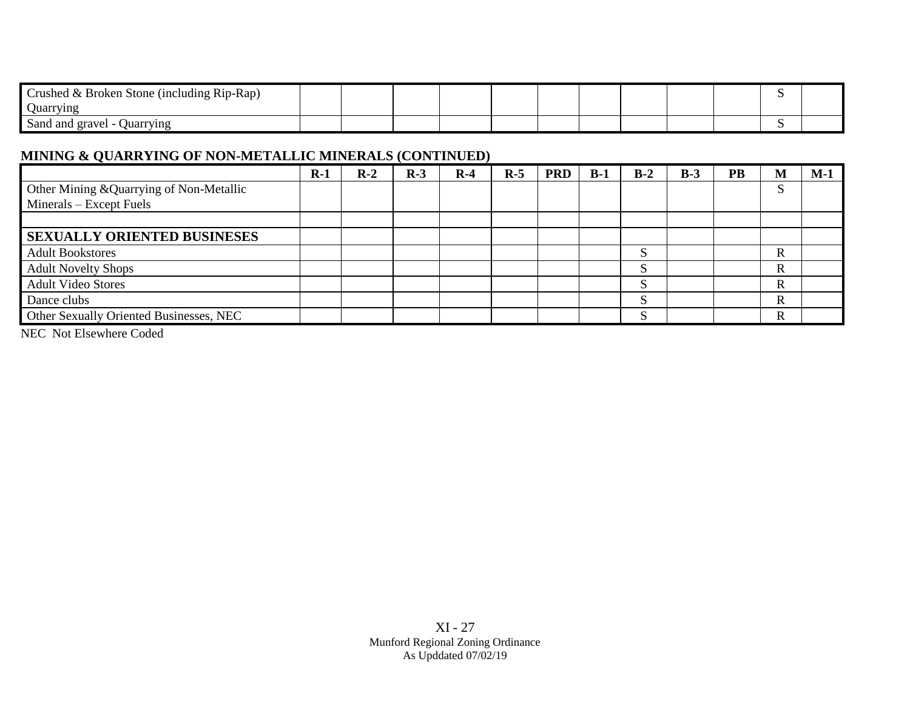| | R-1 | R-2 | R-3 | R-4 | R-5 | PRD | B-1 | B-2 | B-3 | PB | M | M-1 |
|---|---|---|---|---|---|---|---|---|---|---|---|---|
| Crushed & Broken Stone (including Rip-Rap) Quarrying | | | | | | | | | | | S | |
| Sand and gravel - Quarrying | | | | | | | | | | | S | |

**MINING & QUARRYING OF NON-METALLIC MINERALS (CONTINUED)**

| | R-1 | R-2 | R-3 | R-4 | R-5 | PRD | B-1 | B-2 | B-3 | PB | M | M-1 |
|---|---|---|---|---|---|---|---|---|---|---|---|---|
| Other Mining &Quarrying of Non-Metallic Minerals – Except Fuels | | | | | | | | | | | S | |
| | | | | | | | | | | | | |
| **SEXUALLY ORIENTED BUSINESES** | | | | | | | | | | | | |
| Adult Bookstores | | | | | | | | S | | | R | |
| Adult Novelty Shops | | | | | | | | S | | | R | |
| Adult Video Stores | | | | | | | | S | | | R | |
| Dance clubs | | | | | | | | S | | | R | |
| Other Sexually Oriented Businesses, NEC | | | | | | | | S | | | R | |

NEC Not Elsewhere Coded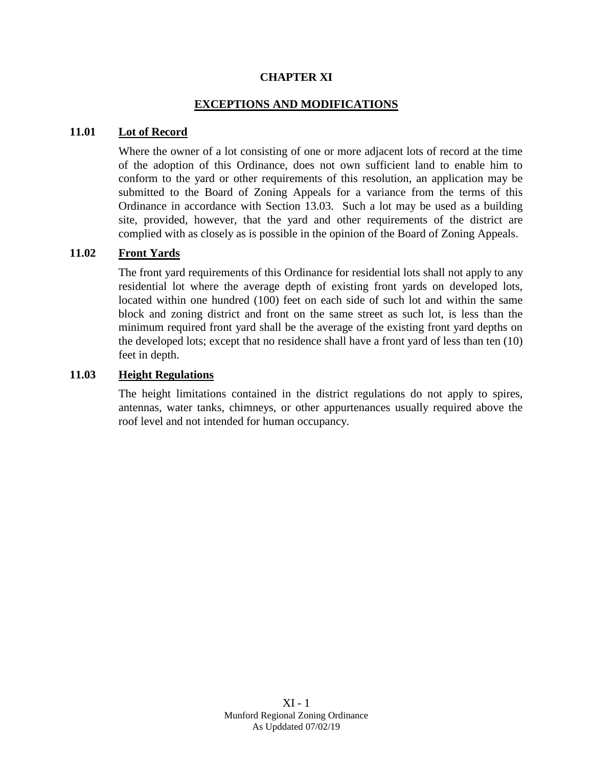# CHAPTER XI

## EXCEPTIONS AND MODIFICATIONS

### 11.01 Lot of Record

Where the owner of a lot consisting of one or more adjacent lots of record at the time of the adoption of this Ordinance, does not own sufficient land to enable him to conform to the yard or other requirements of this resolution, an application may be submitted to the Board of Zoning Appeals for a variance from the terms of this Ordinance in accordance with Section 13.03. Such a lot may be used as a building site, provided, however, that the yard and other requirements of the district are complied with as closely as is possible in the opinion of the Board of Zoning Appeals.

### 11.02 Front Yards

The front yard requirements of this Ordinance for residential lots shall not apply to any residential lot where the average depth of existing front yards on developed lots, located within one hundred (100) feet on each side of such lot and within the same block and zoning district and front on the same street as such lot, is less than the minimum required front yard shall be the average of the existing front yard depths on the developed lots; except that no residence shall have a front yard of less than ten (10) feet in depth.

### 11.03 Height Regulations

The height limitations contained in the district regulations do not apply to spires, antennas, water tanks, chimneys, or other appurtenances usually required above the roof level and not intended for human occupancy.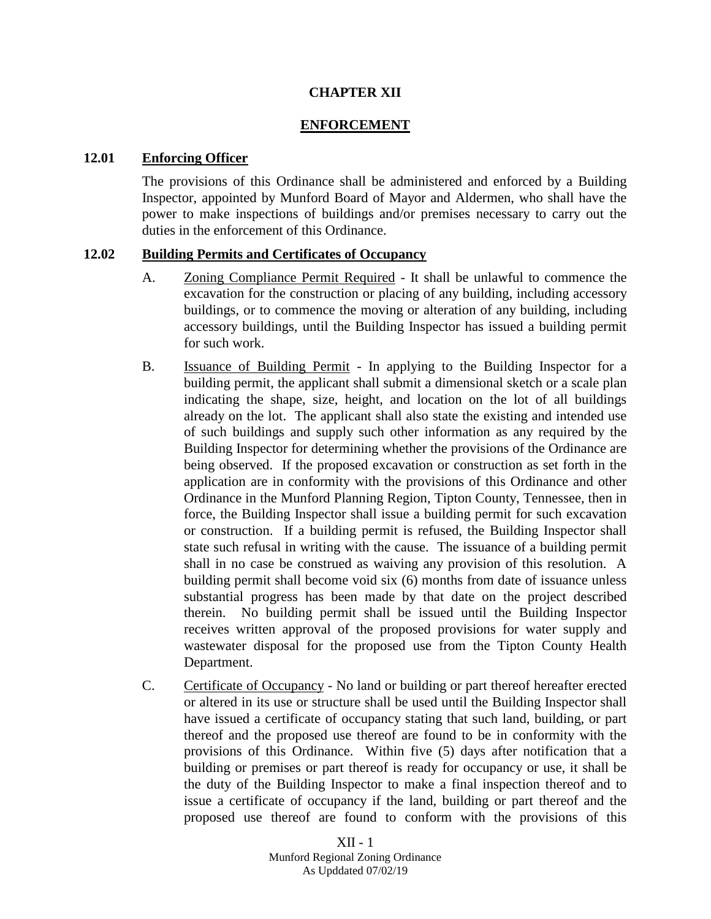# CHAPTER XII

## ENFORCEMENT

### 12.01 Enforcing Officer

The provisions of this Ordinance shall be administered and enforced by a Building Inspector, appointed by Munford Board of Mayor and Aldermen, who shall have the power to make inspections of buildings and/or premises necessary to carry out the duties in the enforcement of this Ordinance.

### 12.02 Building Permits and Certificates of Occupancy

A. Zoning Compliance Permit Required - It shall be unlawful to commence the excavation for the construction or placing of any building, including accessory buildings, or to commence the moving or alteration of any building, including accessory buildings, until the Building Inspector has issued a building permit for such work.

B. Issuance of Building Permit - In applying to the Building Inspector for a building permit, the applicant shall submit a dimensional sketch or a scale plan indicating the shape, size, height, and location on the lot of all buildings already on the lot. The applicant shall also state the existing and intended use of such buildings and supply such other information as any required by the Building Inspector for determining whether the provisions of the Ordinance are being observed. If the proposed excavation or construction as set forth in the application are in conformity with the provisions of this Ordinance and other Ordinance in the Munford Planning Region, Tipton County, Tennessee, then in force, the Building Inspector shall issue a building permit for such excavation or construction. If a building permit is refused, the Building Inspector shall state such refusal in writing with the cause. The issuance of a building permit shall in no case be construed as waiving any provision of this resolution. A building permit shall become void six (6) months from date of issuance unless substantial progress has been made by that date on the project described therein. No building permit shall be issued until the Building Inspector receives written approval of the proposed provisions for water supply and wastewater disposal for the proposed use from the Tipton County Health Department.

C. Certificate of Occupancy - No land or building or part thereof hereafter erected or altered in its use or structure shall be used until the Building Inspector shall have issued a certificate of occupancy stating that such land, building, or part thereof and the proposed use thereof are found to be in conformity with the provisions of this Ordinance. Within five (5) days after notification that a building or premises or part thereof is ready for occupancy or use, it shall be the duty of the Building Inspector to make a final inspection thereof and to issue a certificate of occupancy if the land, building or part thereof and the proposed use thereof are found to conform with the provisions of this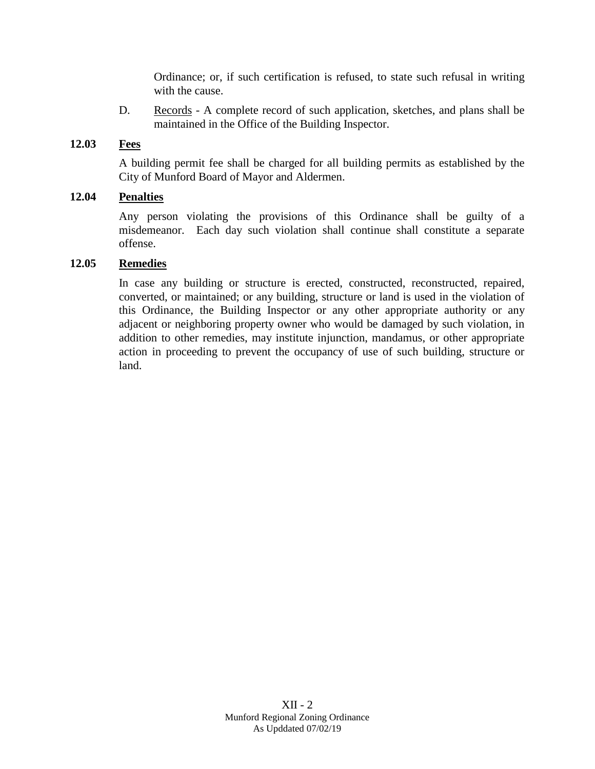Ordinance; or, if such certification is refused, to state such refusal in writing with the cause.

D. Records - A complete record of such application, sketches, and plans shall be maintained in the Office of the Building Inspector.

**12.03 Fees**

A building permit fee shall be charged for all building permits as established by the City of Munford Board of Mayor and Aldermen.

**12.04 Penalties**

Any person violating the provisions of this Ordinance shall be guilty of a misdemeanor. Each day such violation shall continue shall constitute a separate offense.

**12.05 Remedies**

In case any building or structure is erected, constructed, reconstructed, repaired, converted, or maintained; or any building, structure or land is used in the violation of this Ordinance, the Building Inspector or any other appropriate authority or any adjacent or neighboring property owner who would be damaged by such violation, in addition to other remedies, may institute injunction, mandamus, or other appropriate action in proceeding to prevent the occupancy of use of such building, structure or land.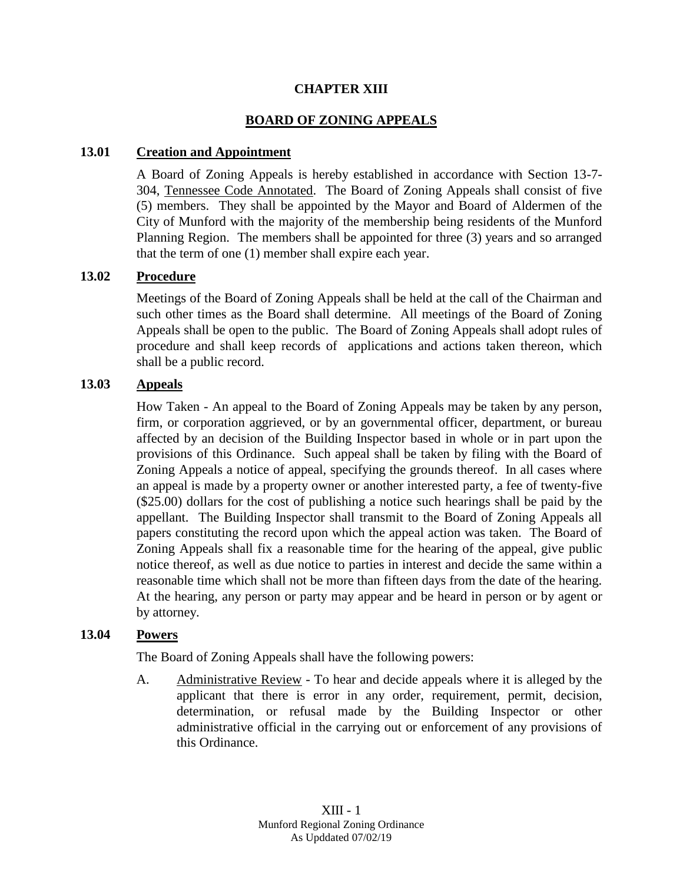# CHAPTER XIII

## BOARD OF ZONING APPEALS

### 13.01 Creation and Appointment

A Board of Zoning Appeals is hereby established in accordance with Section 13-7-304, Tennessee Code Annotated. The Board of Zoning Appeals shall consist of five (5) members. They shall be appointed by the Mayor and Board of Aldermen of the City of Munford with the majority of the membership being residents of the Munford Planning Region. The members shall be appointed for three (3) years and so arranged that the term of one (1) member shall expire each year.

### 13.02 Procedure

Meetings of the Board of Zoning Appeals shall be held at the call of the Chairman and such other times as the Board shall determine. All meetings of the Board of Zoning Appeals shall be open to the public. The Board of Zoning Appeals shall adopt rules of procedure and shall keep records of applications and actions taken thereon, which shall be a public record.

### 13.03 Appeals

How Taken - An appeal to the Board of Zoning Appeals may be taken by any person, firm, or corporation aggrieved, or by an governmental officer, department, or bureau affected by an decision of the Building Inspector based in whole or in part upon the provisions of this Ordinance. Such appeal shall be taken by filing with the Board of Zoning Appeals a notice of appeal, specifying the grounds thereof. In all cases where an appeal is made by a property owner or another interested party, a fee of twenty-five ($25.00) dollars for the cost of publishing a notice such hearings shall be paid by the appellant. The Building Inspector shall transmit to the Board of Zoning Appeals all papers constituting the record upon which the appeal action was taken. The Board of Zoning Appeals shall fix a reasonable time for the hearing of the appeal, give public notice thereof, as well as due notice to parties in interest and decide the same within a reasonable time which shall not be more than fifteen days from the date of the hearing. At the hearing, any person or party may appear and be heard in person or by agent or by attorney.

### 13.04 Powers

The Board of Zoning Appeals shall have the following powers:

A. Administrative Review - To hear and decide appeals where it is alleged by the applicant that there is error in any order, requirement, permit, decision, determination, or refusal made by the Building Inspector or other administrative official in the carrying out or enforcement of any provisions of this Ordinance.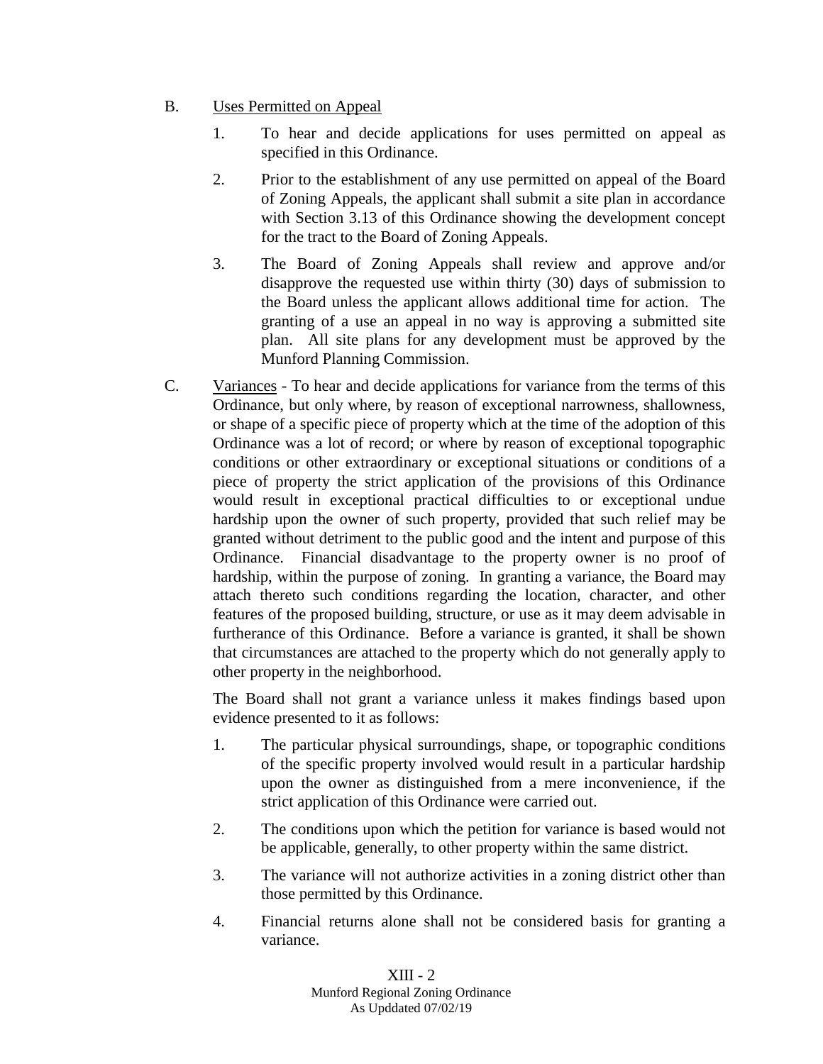B. Uses Permitted on Appeal

1. To hear and decide applications for uses permitted on appeal as specified in this Ordinance.

2. Prior to the establishment of any use permitted on appeal of the Board of Zoning Appeals, the applicant shall submit a site plan in accordance with Section 3.13 of this Ordinance showing the development concept for the tract to the Board of Zoning Appeals.

3. The Board of Zoning Appeals shall review and approve and/or disapprove the requested use within thirty (30) days of submission to the Board unless the applicant allows additional time for action. The granting of a use an appeal in no way is approving a submitted site plan. All site plans for any development must be approved by the Munford Planning Commission.

C. Variances - To hear and decide applications for variance from the terms of this Ordinance, but only where, by reason of exceptional narrowness, shallowness, or shape of a specific piece of property which at the time of the adoption of this Ordinance was a lot of record; or where by reason of exceptional topographic conditions or other extraordinary or exceptional situations or conditions of a piece of property the strict application of the provisions of this Ordinance would result in exceptional practical difficulties to or exceptional undue hardship upon the owner of such property, provided that such relief may be granted without detriment to the public good and the intent and purpose of this Ordinance. Financial disadvantage to the property owner is no proof of hardship, within the purpose of zoning. In granting a variance, the Board may attach thereto such conditions regarding the location, character, and other features of the proposed building, structure, or use as it may deem advisable in furtherance of this Ordinance. Before a variance is granted, it shall be shown that circumstances are attached to the property which do not generally apply to other property in the neighborhood.

The Board shall not grant a variance unless it makes findings based upon evidence presented to it as follows:

1. The particular physical surroundings, shape, or topographic conditions of the specific property involved would result in a particular hardship upon the owner as distinguished from a mere inconvenience, if the strict application of this Ordinance were carried out.

2. The conditions upon which the petition for variance is based would not be applicable, generally, to other property within the same district.

3. The variance will not authorize activities in a zoning district other than those permitted by this Ordinance.

4. Financial returns alone shall not be considered basis for granting a variance.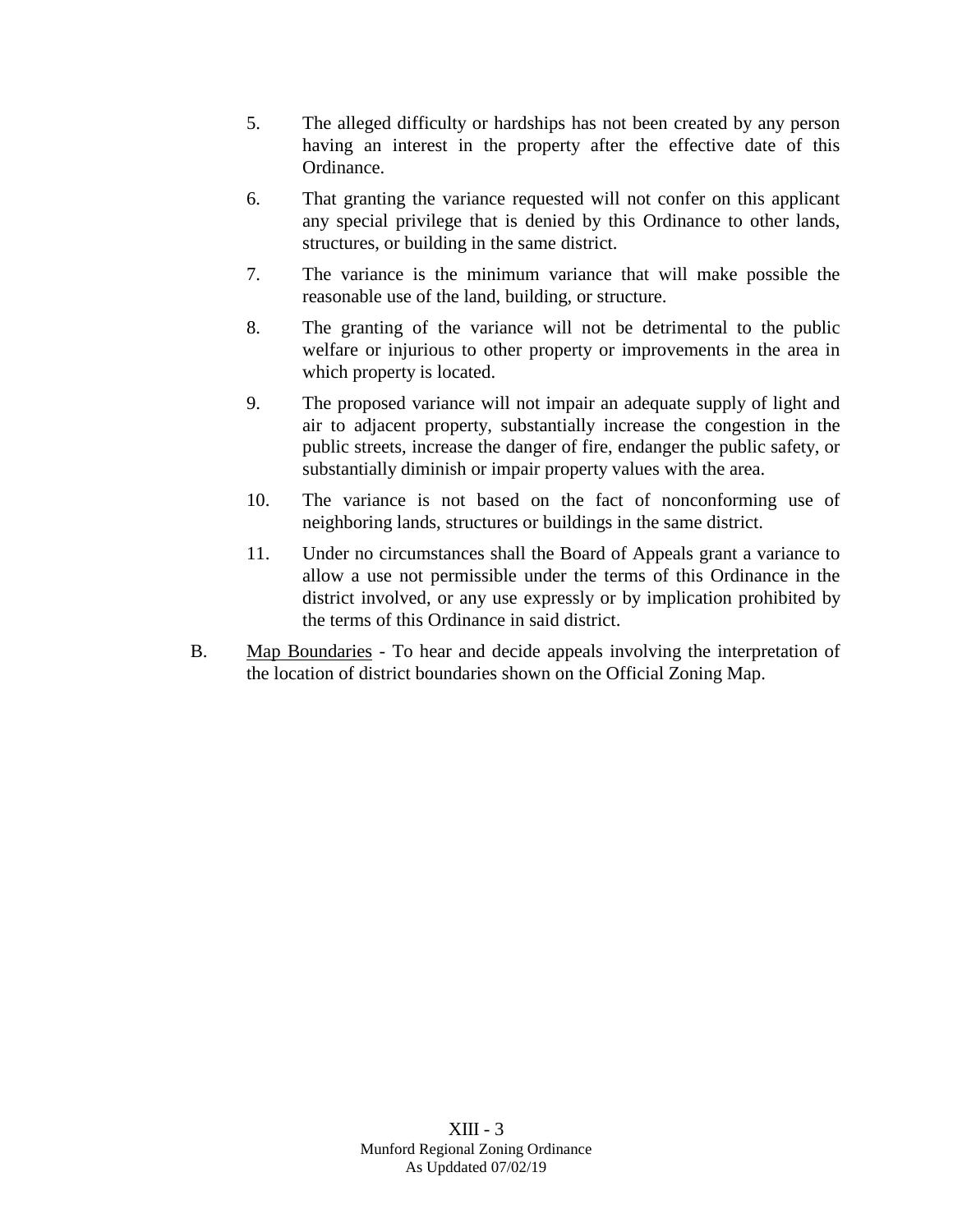5. The alleged difficulty or hardships has not been created by any person having an interest in the property after the effective date of this Ordinance.

6. That granting the variance requested will not confer on this applicant any special privilege that is denied by this Ordinance to other lands, structures, or building in the same district.

7. The variance is the minimum variance that will make possible the reasonable use of the land, building, or structure.

8. The granting of the variance will not be detrimental to the public welfare or injurious to other property or improvements in the area in which property is located.

9. The proposed variance will not impair an adequate supply of light and air to adjacent property, substantially increase the congestion in the public streets, increase the danger of fire, endanger the public safety, or substantially diminish or impair property values with the area.

10. The variance is not based on the fact of nonconforming use of neighboring lands, structures or buildings in the same district.

11. Under no circumstances shall the Board of Appeals grant a variance to allow a use not permissible under the terms of this Ordinance in the district involved, or any use expressly or by implication prohibited by the terms of this Ordinance in said district.

B. <u>Map Boundaries</u> - To hear and decide appeals involving the interpretation of the location of district boundaries shown on the Official Zoning Map.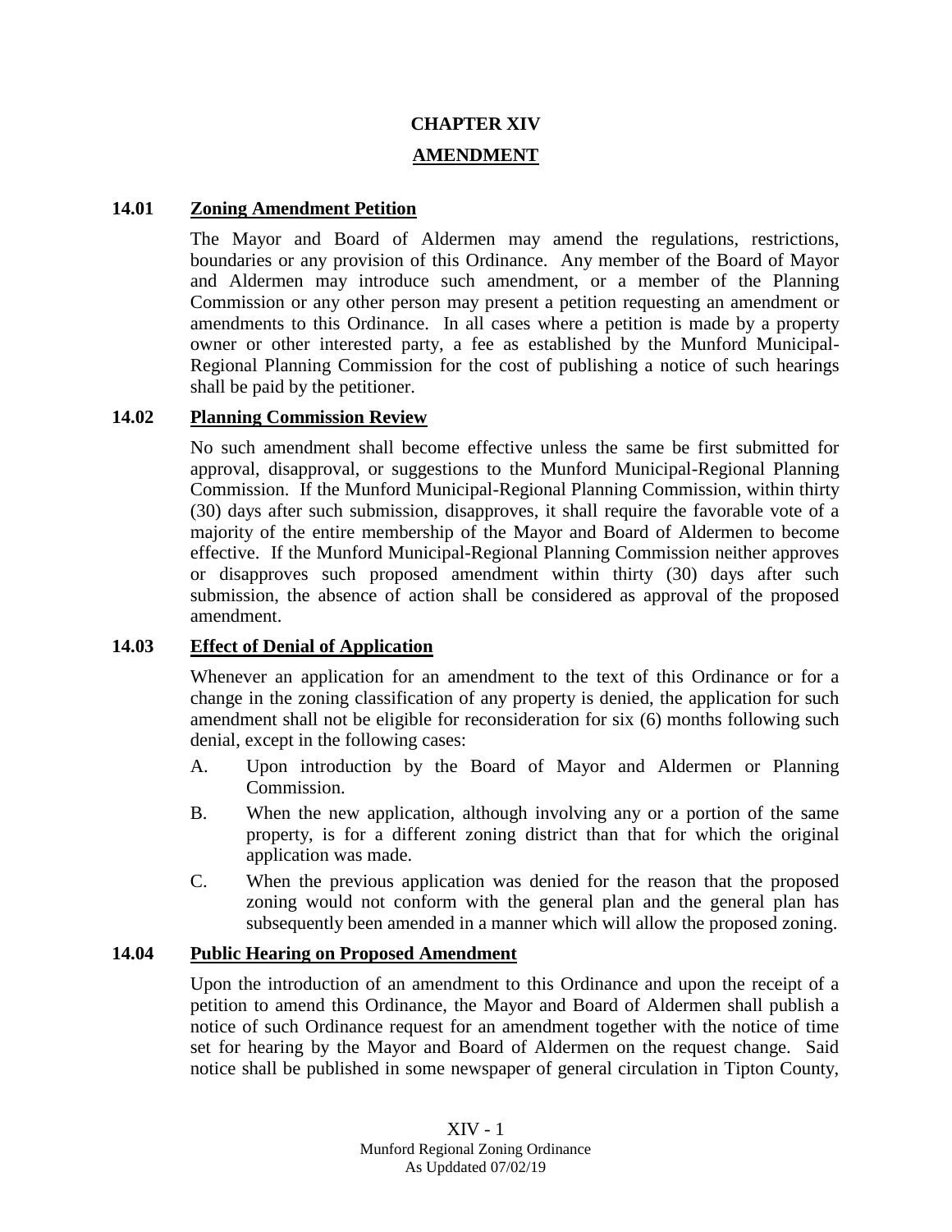# CHAPTER XIV

## AMENDMENT

### 14.01 Zoning Amendment Petition

The Mayor and Board of Aldermen may amend the regulations, restrictions, boundaries or any provision of this Ordinance. Any member of the Board of Mayor and Aldermen may introduce such amendment, or a member of the Planning Commission or any other person may present a petition requesting an amendment or amendments to this Ordinance. In all cases where a petition is made by a property owner or other interested party, a fee as established by the Munford Municipal-Regional Planning Commission for the cost of publishing a notice of such hearings shall be paid by the petitioner.

### 14.02 Planning Commission Review

No such amendment shall become effective unless the same be first submitted for approval, disapproval, or suggestions to the Munford Municipal-Regional Planning Commission. If the Munford Municipal-Regional Planning Commission, within thirty (30) days after such submission, disapproves, it shall require the favorable vote of a majority of the entire membership of the Mayor and Board of Aldermen to become effective. If the Munford Municipal-Regional Planning Commission neither approves or disapproves such proposed amendment within thirty (30) days after such submission, the absence of action shall be considered as approval of the proposed amendment.

### 14.03 Effect of Denial of Application

Whenever an application for an amendment to the text of this Ordinance or for a change in the zoning classification of any property is denied, the application for such amendment shall not be eligible for reconsideration for six (6) months following such denial, except in the following cases:

A. Upon introduction by the Board of Mayor and Aldermen or Planning Commission.

B. When the new application, although involving any or a portion of the same property, is for a different zoning district than that for which the original application was made.

C. When the previous application was denied for the reason that the proposed zoning would not conform with the general plan and the general plan has subsequently been amended in a manner which will allow the proposed zoning.

### 14.04 Public Hearing on Proposed Amendment

Upon the introduction of an amendment to this Ordinance and upon the receipt of a petition to amend this Ordinance, the Mayor and Board of Aldermen shall publish a notice of such Ordinance request for an amendment together with the notice of time set for hearing by the Mayor and Board of Aldermen on the request change. Said notice shall be published in some newspaper of general circulation in Tipton County,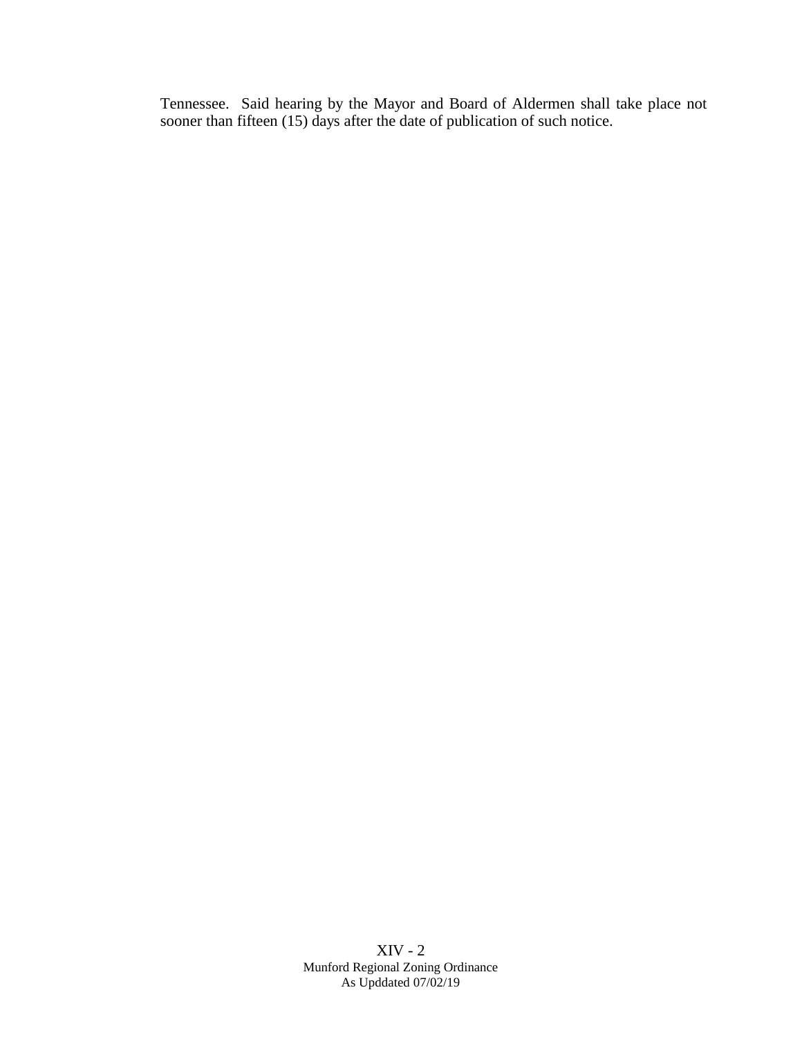Tennessee. Said hearing by the Mayor and Board of Aldermen shall take place not sooner than fifteen (15) days after the date of publication of such notice.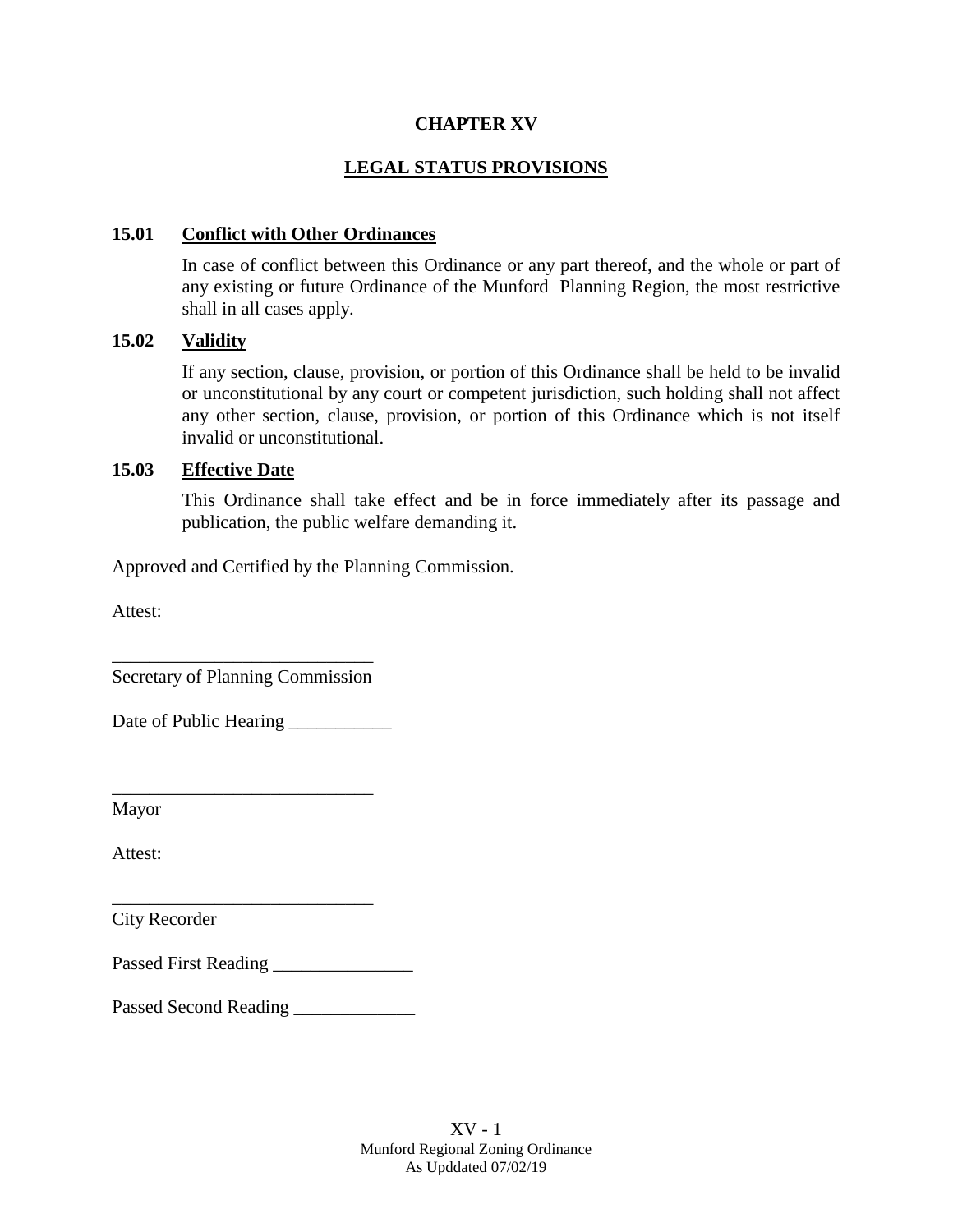# CHAPTER XV

## LEGAL STATUS PROVISIONS

### 15.01 Conflict with Other Ordinances

In case of conflict between this Ordinance or any part thereof, and the whole or part of any existing or future Ordinance of the Munford Planning Region, the most restrictive shall in all cases apply.

### 15.02 Validity

If any section, clause, provision, or portion of this Ordinance shall be held to be invalid or unconstitutional by any court or competent jurisdiction, such holding shall not affect any other section, clause, provision, or portion of this Ordinance which is not itself invalid or unconstitutional.

### 15.03 Effective Date

This Ordinance shall take effect and be in force immediately after its passage and publication, the public welfare demanding it.

Approved and Certified by the Planning Commission.

Attest:

____________________________
Secretary of Planning Commission

Date of Public Hearing ___________

____________________________
Mayor

Attest:

____________________________
City Recorder

Passed First Reading _______________

Passed Second Reading _____________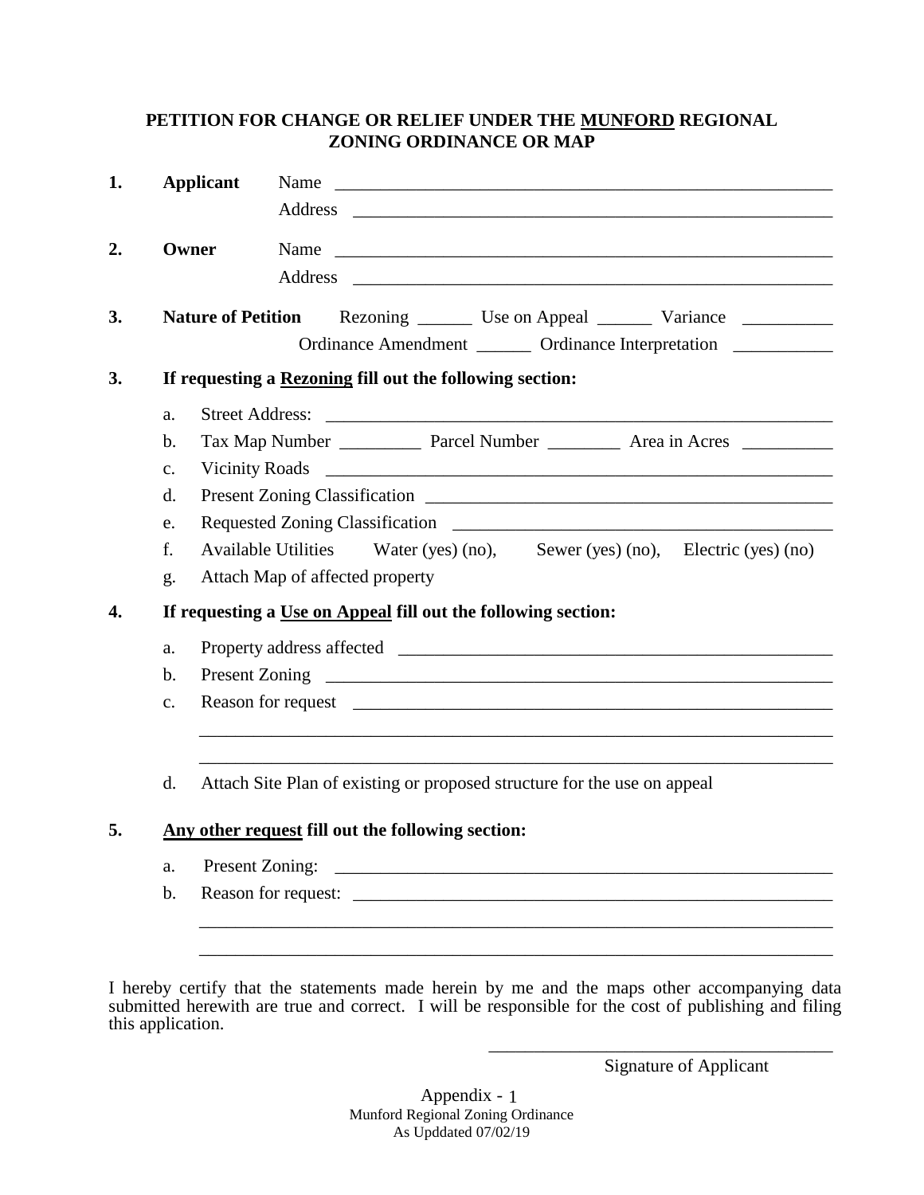# PETITION FOR CHANGE OR RELIEF UNDER THE MUNFORD REGIONAL ZONING ORDINANCE OR MAP

**1. Applicant** Name ____________________________________________

Address ____________________________________________

**2. Owner** Name ____________________________________________

Address ____________________________________________

**3. Nature of Petition** Rezoning ______ Use on Appeal ______ Variance __________

Ordinance Amendment ______ Ordinance Interpretation ___________

**3. If requesting a Rezoning fill out the following section:**

a. Street Address: ____________________________________________

b. Tax Map Number _________ Parcel Number ________ Area in Acres __________

c. Vicinity Roads ____________________________________________

d. Present Zoning Classification ____________________________________________

e. Requested Zoning Classification ____________________________________________

f. Available Utilities Water (yes) (no), Sewer (yes) (no), Electric (yes) (no)

g. Attach Map of affected property

**4. If requesting a Use on Appeal fill out the following section:**

a. Property address affected ____________________________________________

b. Present Zoning ____________________________________________

c. Reason for request ____________________________________________

____________________________________________

____________________________________________

d. Attach Site Plan of existing or proposed structure for the use on appeal

**5. Any other request fill out the following section:**

a. Present Zoning: ____________________________________________

b. Reason for request: ____________________________________________

____________________________________________

____________________________________________

I hereby certify that the statements made herein by me and the maps other accompanying data submitted herewith are true and correct. I will be responsible for the cost of publishing and filing this application.

____________________________________

Signature of Applicant

Appendix - 1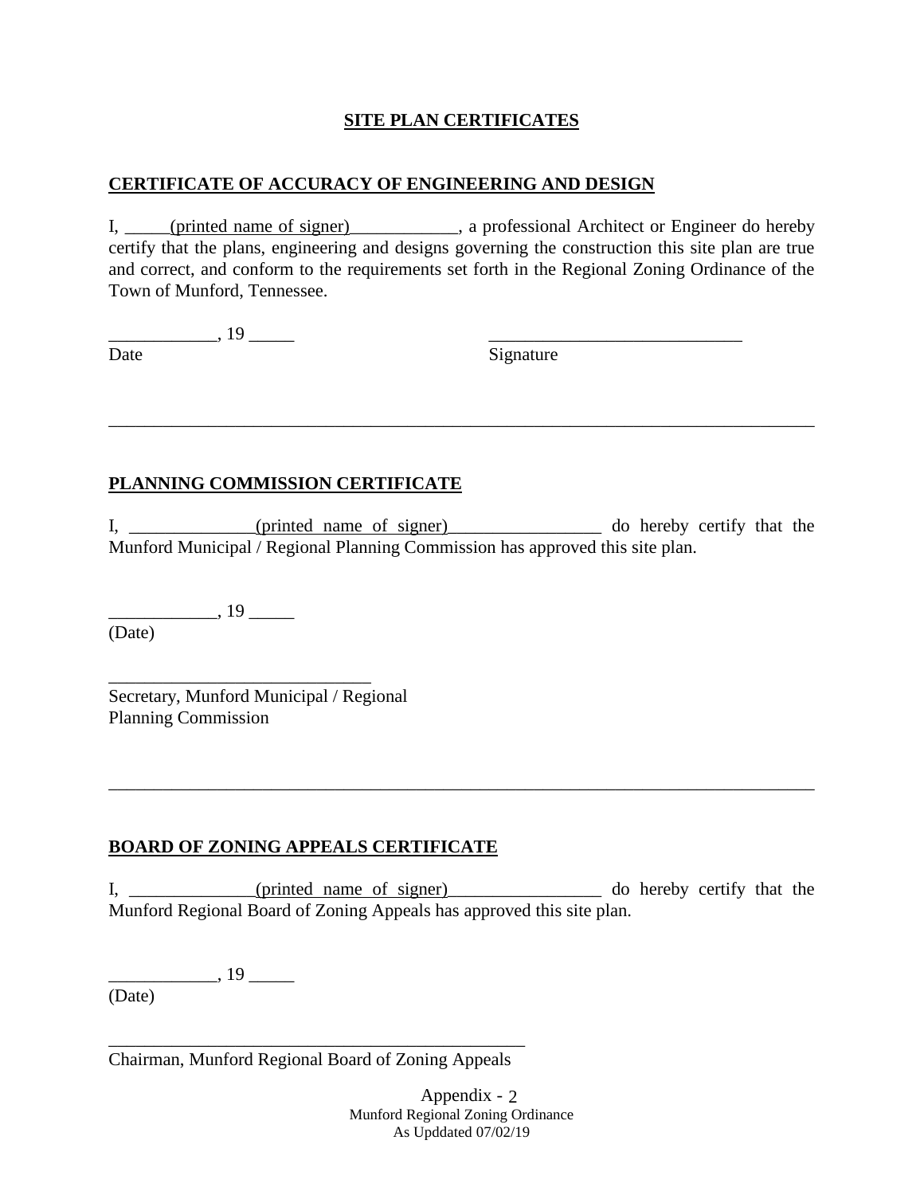## SITE PLAN CERTIFICATES

### CERTIFICATE OF ACCURACY OF ENGINEERING AND DESIGN

I, _____(printed name of signer)____________, a professional Architect or Engineer do hereby certify that the plans, engineering and designs governing the construction this site plan are true and correct, and conform to the requirements set forth in the Regional Zoning Ordinance of the Town of Munford, Tennessee.

____________, 19 _____ ____________________________

Date Signature

---

### PLANNING COMMISSION CERTIFICATE

I, ______________(printed name of signer)_________________ do hereby certify that the Munford Municipal / Regional Planning Commission has approved this site plan.

____________, 19 _____

(Date)

_____________________________

Secretary, Munford Municipal / Regional Planning Commission

---

### BOARD OF ZONING APPEALS CERTIFICATE

I, ______________(printed name of signer)_________________ do hereby certify that the Munford Regional Board of Zoning Appeals has approved this site plan.

____________, 19 _____

(Date)

_______________________________________________

Chairman, Munford Regional Board of Zoning Appeals